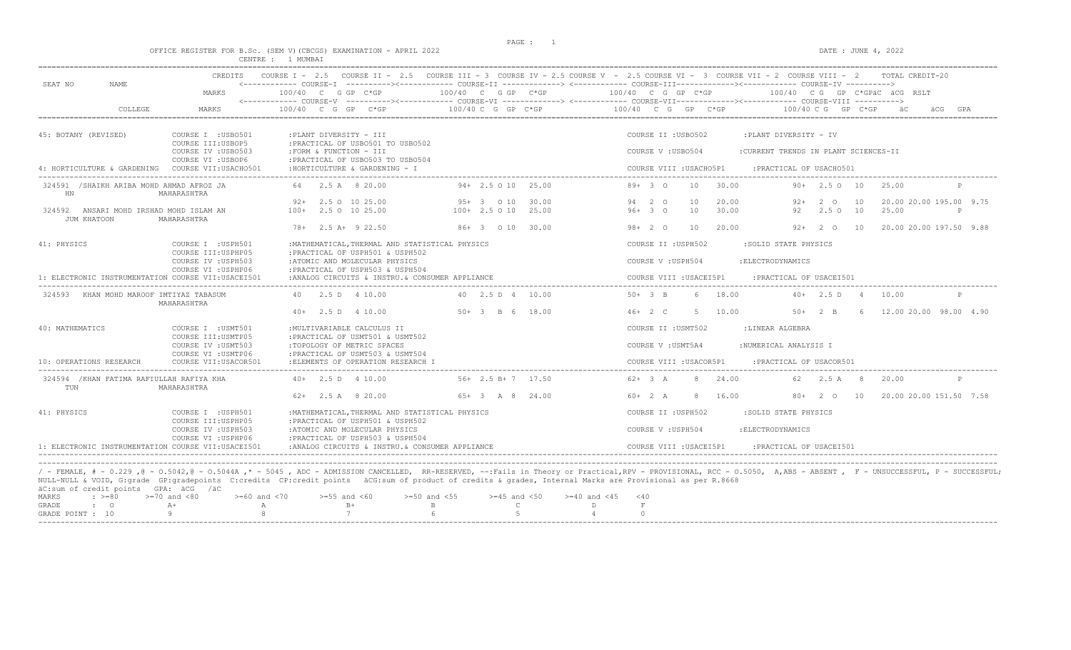OFFICE REGISTER FOR B.Sc. (SEM V)(CBCGS) EXAMINATION - APRIL 2022
CENTRE : 1 MUMBAI

DATE : JUNE 4, 2022

| SEAT NO | NAME | CREDITS | COURSE I - 2.5 | COURSE II - 2.5 | COURSE III - 3 | COURSE IV - 2.5 | COURSE V - 2.5 | COURSE VI - 3 | COURSE VII - 2 | COURSE VIII - 2 | TOTAL CREDIT-20 |
|---|---|---|---|---|---|---|---|---|---|---|---|
| | | MARKS | COURSE-I 100/40 C G GP C*GP | | COURSE-II 100/40 C G GP C*GP | | COURSE-III 100/40 C G GP C*GP | | COURSE-IV 100/40 C G GP C*GP | äC äCG RSLT | |
| COLLEGE | | MARKS | COURSE-V 100/40 C G GP C*GP | | COURSE-VI 100/40 C G GP C*GP | | COURSE-VII 100/40 C G GP C*GP | | COURSE-VIII 100/40 C G GP C*GP | äC äCG GPA | |

45: BOTANY (REVISED)
- COURSE I :USBO501 :PLANT DIVERSITY - III
- COURSE II :USBO502 :PLANT DIVERSITY - IV
- COURSE III:USBOP5 :PRACTICAL OF USBO501 TO USBO502
- COURSE IV :USBO503 :FORM & FUNCTION - III
- COURSE V :USBO504 :CURRENT TRENDS IN PLANT SCIENCES-II
- COURSE VI :USBOP6 :PRACTICAL OF USBO503 TO USBO504
- COURSE VII:USACHO501 :HORTICULTURE & GARDENING - I
- COURSE VIII :USACHO5P1 :PRACTICAL OF USACHO501

4: HORTICULTURE & GARDENING

| SEAT NO | NAME | | COURSE I / V | COURSE II / VI | COURSE III / VII | COURSE IV / VIII | äC | äCG | RSLT / GPA |
|---|---|---|---|---|---|---|---|---|---|
| 324591 | /SHAIKH ARIBA MOHD AHMAD AFROZ JAHN | MAHARASHTRA | 64 2.5 A 8 20.00 | 94+ 2.5 O 10 25.00 | 89+ 3 O 10 30.00 | 90+ 2.5 O 10 25.00 | | | P |
| | | | 92+ 2.5 O 10 25.00 | 95+ 3 O 10 30.00 | 94 2 O 10 20.00 | 92+ 2 O 10 20.00 | 20.00 | 195.00 | 9.75 |
| 324592 | ANSARI MOHD IRSHAD MOHD ISLAM ANJUM KHATOON | MAHARASHTRA | 100+ 2.5 O 10 25.00 | 100+ 2.5 O 10 25.00 | 96+ 3 O 10 30.00 | 92 2.5 O 10 25.00 | | | P |
| | | | 78+ 2.5 A+ 9 22.50 | 86+ 3 O 10 30.00 | 98+ 2 O 10 20.00 | 92+ 2 O 10 20.00 | 20.00 | 197.50 | 9.88 |

41: PHYSICS
- COURSE I :USPH501 :MATHEMATICAL,THERMAL AND STATISTICAL PHYSICS
- COURSE II :USPH502 :SOLID STATE PHYSICS
- COURSE III:USPHP05 :PRACTICAL OF USPH501 & USPH502
- COURSE IV :USPH503 :ATOMIC AND MOLECULAR PHYSICS
- COURSE V :USPH504 :ELECTRODYNAMICS
- COURSE VI :USPHP06 :PRACTICAL OF USPH503 & USPH504
- COURSE VII:USACEI501 :ANALOG CIRCUITS & INSTRU.& CONSUMER APPLIANCE
- COURSE VIII :USACEI5P1 :PRACTICAL OF USACEI501

1: ELECTRONIC INSTRUMENTATION

| SEAT NO | NAME | | COURSE I / V | COURSE II / VI | COURSE III / VII | COURSE IV / VIII | äC | äCG | RSLT / GPA |
|---|---|---|---|---|---|---|---|---|---|
| 324593 | KHAN MOHD MAROOF IMTIYAZ TABASUM | MAHARASHTRA | 40 2.5 D 4 10.00 | 40 2.5 D 4 10.00 | 50+ 3 B 6 18.00 | 40+ 2.5 D 4 10.00 | | | P |
| | | | 40+ 2.5 D 4 10.00 | 50+ 3 B 6 18.00 | 46+ 2 C 5 10.00 | 50+ 2 B 6 12.00 | 20.00 | 98.00 | 4.90 |

40: MATHEMATICS
- COURSE I :USMT501 :MULTIVARIABLE CALCULUS II
- COURSE II :USMT502 :LINEAR ALGEBRA
- COURSE III:USMTP05 :PRACTICAL OF USMT501 & USMT502
- COURSE IV :USMT503 :TOPOLOGY OF METRIC SPACES
- COURSE V :USMT5A4 :NUMERICAL ANALYSIS I
- COURSE VI :USMTP06 :PRACTICAL OF USMT503 & USMT504
- COURSE VII:USACOR501 :ELEMENTS OF OPERATION RESEARCH I
- COURSE VIII :USACOR5P1 :PRACTICAL OF USACOR501

10: OPERATIONS RESEARCH

| SEAT NO | NAME | | COURSE I / V | COURSE II / VI | COURSE III / VII | COURSE IV / VIII | äC | äCG | RSLT / GPA |
|---|---|---|---|---|---|---|---|---|---|
| 324594 | /KHAN FATIMA RAFIULLAH RAFIYA KHATUN | MAHARASHTRA | 40+ 2.5 D 4 10.00 | 56+ 2.5 B+ 7 17.50 | 62+ 3 A 8 24.00 | 62 2.5 A 8 20.00 | | | P |
| | | | 62+ 2.5 A 8 20.00 | 65+ 3 A 8 24.00 | 60+ 2 A 8 16.00 | 80+ 2 O 10 20.00 | 20.00 | 151.50 | 7.58 |

41: PHYSICS
- COURSE I :USPH501 :MATHEMATICAL,THERMAL AND STATISTICAL PHYSICS
- COURSE II :USPH502 :SOLID STATE PHYSICS
- COURSE III:USPHP05 :PRACTICAL OF USPH501 & USPH502
- COURSE IV :USPH503 :ATOMIC AND MOLECULAR PHYSICS
- COURSE V :USPH504 :ELECTRODYNAMICS
- COURSE VI :USPHP06 :PRACTICAL OF USPH503 & USPH504
- COURSE VII:USACEI501 :ANALOG CIRCUITS & INSTRU.& CONSUMER APPLIANCE
- COURSE VIII :USACEI5P1 :PRACTICAL OF USACEI501

1: ELECTRONIC INSTRUMENTATION

/ - FEMALE, # - 0.229 ,@ - O.5042,@ - O.5044A ,* - 5045 , ADC - ADMISSION CANCELLED, RR-RESERVED, --:Fails in Theory or Practical,RPV - PROVISIONAL, RCC - O.5050, A,ABS - ABSENT , F - UNSUCCESSFUL, P - SUCCESSFUL;
NULL-NULL & VOID, G:grade GP:gradepoints C:credits CP:credit points äCG:sum of product of credits & grades, Internal Marks are Provisional as per R.8668
äC:sum of credit points GPA: äCG /äC

| MARKS | : >=80 | >=70 and <80 | >=60 and <70 | >=55 and <60 | >=50 and <55 | >=45 and <50 | >=40 and <45 | <40 |
|---|---|---|---|---|---|---|---|---|
| GRADE | : O | A+ | A | B+ | B | C | D | F |
| GRADE POINT | : 10 | 9 | 8 | 7 | 6 | 5 | 4 | 0 |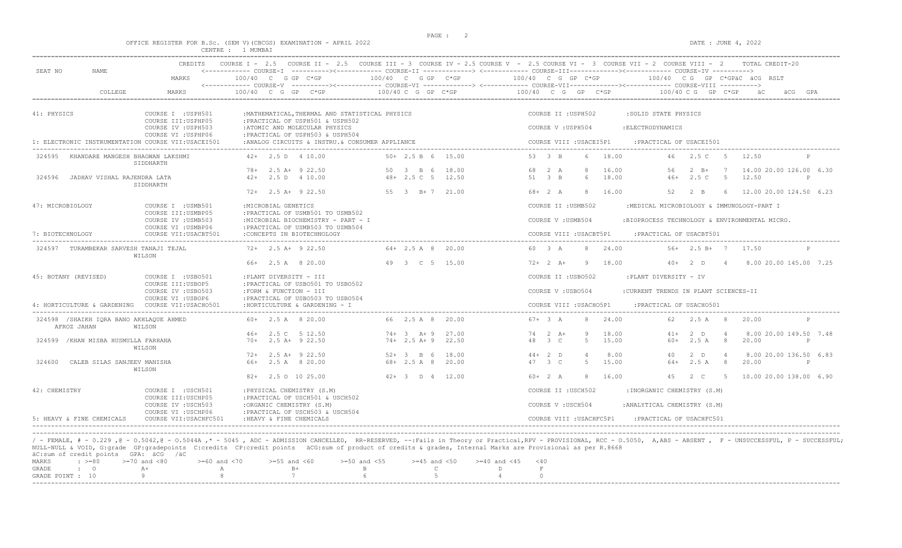OFFICE REGISTER FOR B.Sc. (SEM V)(CBCGS) EXAMINATION - APRIL 2022

CENTRE : 1 MUMBAI

DATE : JUNE 4, 2022

| SEAT NO | NAME | CREDITS | COURSE I - 2.5 | COURSE II - 2.5 | COURSE III - 3 | COURSE IV - 2.5 | COURSE V - 2.5 | COURSE VI - 3 | COURSE VII - 2 | COURSE VIII - 2 | TOTAL CREDIT-20 |
|---|---|---|---|---|---|---|---|---|---|---|---|
| | | MARKS | COURSE-I 100/40 C G GP C*GP | | COURSE-II 100/40 C G GP C*GP | | COURSE-III 100/40 C G GP C*GP | | COURSE-IV 100/40 C G GP C*GP äC äCG RSLT | | |
| | COLLEGE | MARKS | COURSE-V 100/40 C G GP C*GP | | COURSE-VI 100/40 C G GP C*GP | | COURSE-VII 100/40 C G GP C*GP | | COURSE-VIII 100/40 C G GP C*GP äC äCG GPA | | |

**41: PHYSICS**
- COURSE I :USPH501 :MATHEMATICAL,THERMAL AND STATISTICAL PHYSICS
- COURSE II :USPH502 :SOLID STATE PHYSICS
- COURSE III:USPHP05 :PRACTICAL OF USPH501 & USPH502
- COURSE IV :USPH503 :ATOMIC AND MOLECULAR PHYSICS
- COURSE V :USPH504 :ELECTRODYNAMICS
- COURSE VI :USPHP06 :PRACTICAL OF USPH503 & USPH504
- 1: ELECTRONIC INSTRUMENTATION COURSE VII:USACEI501 :ANALOG CIRCUITS & INSTRU.& CONSUMER APPLIANCE
- COURSE VIII :USACEI5P1 :PRACTICAL OF USACEI501

| SEAT NO | NAME / COLLEGE | COURSE I / V | COURSE II / VI | COURSE III / VII | COURSE IV / VIII | äC | äCG | RSLT / GPA |
|---|---|---|---|---|---|---|---|---|
| 324595 | KHANDARE MANGESH BHAGWAN LAKSHMI | 42+ 2.5 D 4 10.00 | 50+ 2.5 B 6 15.00 | 53 3 B 6 18.00 | 46 2.5 C 5 12.50 | | | P |
| | SIDDHARTH | 78+ 2.5 A+ 9 22.50 | 50 3 B 6 18.00 | 68 2 A 8 16.00 | 56 2 B+ 7 14.00 | 20.00 | 126.00 | 6.30 |
| 324596 | JADHAV VISHAL RAJENDRA LATA | 42+ 2.5 D 4 10.00 | 48+ 2.5 C 5 12.50 | 51 3 B 6 18.00 | 46+ 2.5 C 5 12.50 | | | P |
| | SIDDHARTH | 72+ 2.5 A+ 9 22.50 | 55 3 B+ 7 21.00 | 68+ 2 A 8 16.00 | 52 2 B 6 12.00 | 20.00 | 124.50 | 6.23 |

**47: MICROBIOLOGY**
- COURSE I :USMB501 :MICROBIAL GENETICS
- COURSE II :USMB502 :MEDICAL MICROBIOLOGY & IMMUNOLOGY-PART I
- COURSE III:USMBP05 :PRACTICAL OF USMB501 TO USMB502
- COURSE IV :USMB503 :MICROBIAL BIOCHEMISTRY - PART - I
- COURSE V :USMB504 :BIOPROCESS TECHNOLOGY & ENVIRONMENTAL MICRO.
- COURSE VI :USMBP06 :PRACTICAL OF USMB503 TO USMB504
- 7: BIOTECHNOLOGY COURSE VII:USACBT501 :CONCEPTS IN BIOTECHNOLOGY
- COURSE VIII :USACBT5P1 :PRACTICAL OF USACBT501

| SEAT NO | NAME / COLLEGE | COURSE I / V | COURSE II / VI | COURSE III / VII | COURSE IV / VIII | äC | äCG | RSLT / GPA |
|---|---|---|---|---|---|---|---|---|
| 324597 | TURAMBEKAR SARVESH TANAJI TEJAL | 72+ 2.5 A+ 9 22.50 | 64+ 2.5 A 8 20.00 | 60 3 A 8 24.00 | 56+ 2.5 B+ 7 17.50 | | | P |
| | WILSON | 66+ 2.5 A 8 20.00 | 49 3 C 5 15.00 | 72+ 2 A+ 9 18.00 | 40+ 2 D 4 8.00 | 20.00 | 145.00 | 7.25 |

**45: BOTANY (REVISED)**
- COURSE I :USBO501 :PLANT DIVERSITY - III
- COURSE II :USBO502 :PLANT DIVERSITY - IV
- COURSE III:USBOP5 :PRACTICAL OF USBO501 TO USBO502
- COURSE IV :USBO503 :FORM & FUNCTION - III
- COURSE V :USBO504 :CURRENT TRENDS IN PLANT SCIENCES-II
- COURSE VI :USBOP6 :PRACTICAL OF USBO503 TO USBO504
- 4: HORTICULTURE & GARDENING COURSE VII:USACHO501 :HORTICULTURE & GARDENING - I
- COURSE VIII :USACHO5P1 :PRACTICAL OF USACHO501

| SEAT NO | NAME / COLLEGE | COURSE I / V | COURSE II / VI | COURSE III / VII | COURSE IV / VIII | äC | äCG | RSLT / GPA |
|---|---|---|---|---|---|---|---|---|
| 324598 | /SHAIKH IQRA BANO AKHLAQUE AHMED AFROZ JAHAN | 60+ 2.5 A 8 20.00 | 66 2.5 A 8 20.00 | 67+ 3 A 8 24.00 | 62 2.5 A 8 20.00 | | | P |
| | WILSON | 46+ 2.5 C 5 12.50 | 74+ 3 A+ 9 27.00 | 74 2 A+ 9 18.00 | 41+ 2 D 4 8.00 | 20.00 | 149.50 | 7.48 |
| 324599 | /KHAN MISBA HUSMULLA FARHANA | 70+ 2.5 A+ 9 22.50 | 74+ 2.5 A+ 9 22.50 | 48 3 C 5 15.00 | 60+ 2.5 A 8 20.00 | | | P |
| | WILSON | 72+ 2.5 A+ 9 22.50 | 52+ 3 B 6 18.00 | 44+ 2 D 4 8.00 | 40 2 D 4 8.00 | 20.00 | 136.50 | 6.83 |
| 324600 | CALEB SILAS SANJEEV MANISHA | 66+ 2.5 A 8 20.00 | 68+ 2.5 A 8 20.00 | 47 3 C 5 15.00 | 64+ 2.5 A 8 20.00 | | | P |
| | WILSON | 82+ 2.5 O 10 25.00 | 42+ 3 D 4 12.00 | 60+ 2 A 8 16.00 | 45 2 C 5 10.00 | 20.00 | 138.00 | 6.90 |

**42: CHEMISTRY**
- COURSE I :USCH501 :PHYSICAL CHEMISTRY (S.M)
- COURSE II :USCH502 :INORGANIC CHEMISTRY (S.M)
- COURSE III:USCHP05 :PRACTICAL OF USCH501 & USCH502
- COURSE IV :USCH503 :ORGANIC CHEMISTRY (S.M)
- COURSE V :USCH504 :ANALYTICAL CHEMISTRY (S.M)
- COURSE VI :USCHP06 :PRACTICAL OF USCH503 & USCH504
- 5: HEAVY & FINE CHEMICALS COURSE VII:USACHFC501 :HEAVY & FINE CHEMICALS
- COURSE VIII :USACHFC5P1 :PRACTICAL OF USACHFC501

/ - FEMALE, # - 0.229 ,@ - O.5042,@ - O.5044A ,* - 5045 , ADC - ADMISSION CANCELLED, RR-RESERVED, --:Fails in Theory or Practical,RPV - PROVISIONAL, RCC - O.5050, A,ABS - ABSENT , F - UNSUCCESSFUL, P - SUCCESSFUL; NULL-NULL & VOID, G:grade GP:gradepoints C:credits CP:credit points äCG:sum of product of credits & grades, Internal Marks are Provisional as per R.8668

äC:sum of credit points GPA: äCG /äC

| MARKS | : >=80 | >=70 and <80 | >=60 and <70 | >=55 and <60 | >=50 and <55 | >=45 and <50 | >=40 and <45 | <40 |
|---|---|---|---|---|---|---|---|---|
| GRADE | : O | A+ | A | B+ | B | C | D | F |
| GRADE POINT | : 10 | 9 | 8 | 7 | 6 | 5 | 4 | 0 |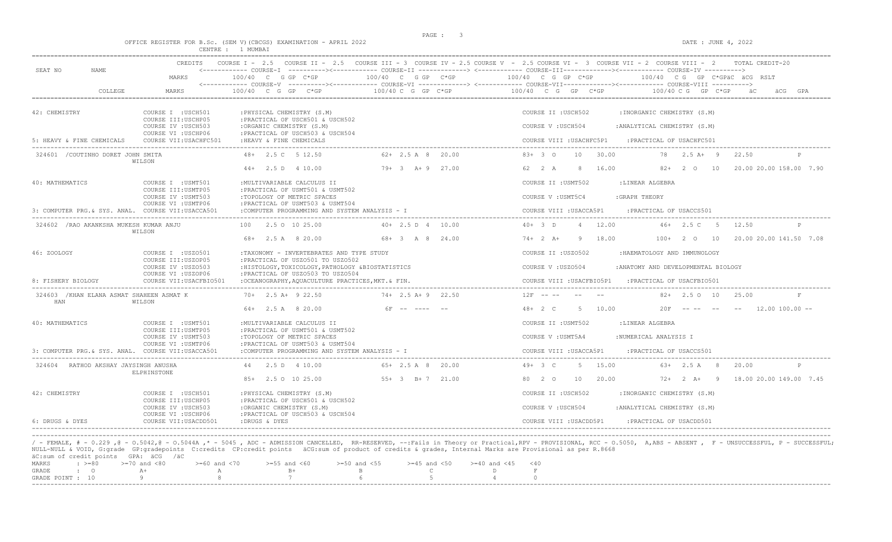OFFICE REGISTER FOR B.Sc. (SEM V)(CBCGS) EXAMINATION - APRIL 2022

CENTRE : 1 MUMBAI

DATE : JUNE 4, 2022

| SEAT NO | NAME | CREDITS | COURSE I - 2.5 | COURSE II - 2.5 | COURSE III - 3 | COURSE IV - 2.5 | COURSE V - 2.5 | COURSE VI - 3 | COURSE VII - 2 | COURSE VIII - 2 | TOTAL CREDIT-20 |
|---|---|---|---|---|---|---|---|---|---|---|---|
| | | MARKS | COURSE-I 100/40 C G GP C*GP | | COURSE-II 100/40 C G GP C*GP | | COURSE-III 100/40 C G GP C*GP | | COURSE-IV 100/40 C G GP C*GP | | äC äCG RSLT |
| | COLLEGE | MARKS | COURSE-V 100/40 C G GP C*GP | | COURSE-VI 100/40 C G GP C*GP | | COURSE-VII 100/40 C G GP C*GP | | COURSE-VIII 100/40 C G GP C*GP | | äC äCG GPA |

**42: CHEMISTRY** — COURSE I :USCH501 :PHYSICAL CHEMISTRY (S.M); COURSE II :USCH502 :INORGANIC CHEMISTRY (S.M); COURSE III:USCHP05 :PRACTICAL OF USCH501 & USCH502; COURSE IV :USCH503 :ORGANIC CHEMISTRY (S.M); COURSE V :USCH504 :ANALYTICAL CHEMISTRY (S.M); COURSE VI :USCHP06 :PRACTICAL OF USCH503 & USCH504; COURSE VII:USACHFC501 :HEAVY & FINE CHEMICALS; COURSE VIII :USACHFC5P1 :PRACTICAL OF USACHFC501

5: HEAVY & FINE CHEMICALS

| Seat No | Name | College | Course | Marks | C | G | GP | C*GP | äC | äCG | Result / GPA |
|---|---|---|---|---|---|---|---|---|---|---|---|
| 324601 | /COUTINHO DORET JOHN SMITA | WILSON | I | 48+ | 2.5 | C | 5 | 12.50 | | | |
| | | | II | 62+ | 2.5 | A | 8 | 20.00 | | | |
| | | | III | 83+ | 3 | O | 10 | 30.00 | | | |
| | | | IV | 78 | 2.5 | A+ | 9 | 22.50 | | | P |
| | | | V | 44+ | 2.5 | D | 4 | 10.00 | | | |
| | | | VI | 79+ | 3 | A+ | 9 | 27.00 | | | |
| | | | VII | 62 | 2 | A | 8 | 16.00 | | | |
| | | | VIII | 82+ | 2 | O | 10 | 20.00 | 20.00 | 158.00 | 7.90 |

**40: MATHEMATICS** — COURSE I :USMT501 :MULTIVARIABLE CALCULUS II; COURSE II :USMT502 :LINEAR ALGEBRA; COURSE III:USMTP05 :PRACTICAL OF USMT501 & USMT502; COURSE IV :USMT503 :TOPOLOGY OF METRIC SPACES; COURSE V :USMT5C4 :GRAPH THEORY; COURSE VI :USMTP06 :PRACTICAL OF USMT503 & USMT504; COURSE VII:USACCA501 :COMPUTER PROGRAMMING AND SYSTEM ANALYSIS - I; COURSE VIII :USACCA5P1 :PRACTICAL OF USACCS501

3: COMPUTER PRG.& SYS. ANAL.

| Seat No | Name | College | Course | Marks | C | G | GP | C*GP | äC | äCG | Result / GPA |
|---|---|---|---|---|---|---|---|---|---|---|---|
| 324602 | /RAO AKANKSHA MUKESH KUMAR ANJU | WILSON | I | 100 | 2.5 | O | 10 | 25.00 | | | |
| | | | II | 40+ | 2.5 | D | 4 | 10.00 | | | |
| | | | III | 40+ | 3 | D | 4 | 12.00 | | | |
| | | | IV | 46+ | 2.5 | C | 5 | 12.50 | | | P |
| | | | V | 68+ | 2.5 | A | 8 | 20.00 | | | |
| | | | VI | 68+ | 3 | A | 8 | 24.00 | | | |
| | | | VII | 74+ | 2 | A+ | 9 | 18.00 | | | |
| | | | VIII | 100+ | 2 | O | 10 | 20.00 | 20.00 | 141.50 | 7.08 |

**46: ZOOLOGY** — COURSE I :USZO501 :TAXONOMY - INVERTEBRATES AND TYPE STUDY; COURSE II :USZO502 :HAEMATOLOGY AND IMMUNOLOGY; COURSE III:USZOP05 :PRACTICAL OF USZO501 TO USZO502; COURSE IV :USZO503 :HISTOLOGY,TOXICOLOGY,PATHOLOGY &BIOSTATISTICS; COURSE V :USZO504 :ANATOMY AND DEVELOPMENTAL BIOLOGY; COURSE VI :USZOP06 :PRACTICAL OF USZO503 TO USZO504; COURSE VII:USACFBIO501 :OCEANOGRAPHY,AQUACULTURE PRACTICES,MKT.& FIN.; COURSE VIII :USACFBIO5P1 :PRACTICAL OF USACFBIO501

8: FISHERY BIOLOGY

| Seat No | Name | College | Course | Marks | C | G | GP | C*GP | äC | äCG | Result / GPA |
|---|---|---|---|---|---|---|---|---|---|---|---|
| 324603 | /KHAN ELANA ASMAT SHAHEEN ASMAT K HAN | WILSON | I | 70+ | 2.5 | A+ | 9 | 22.50 | | | |
| | | | II | 74+ | 2.5 | A+ | 9 | 22.50 | | | |
| | | | III | 12F | -- | -- | -- | -- | | | |
| | | | IV | 82+ | 2.5 | O | 10 | 25.00 | | | F |
| | | | V | 64+ | 2.5 | A | 8 | 20.00 | | | |
| | | | VI | 6F | -- | ---- | -- | | | | |
| | | | VII | 48+ | 2 | C | 5 | 10.00 | | | |
| | | | VIII | 20F | -- | -- | -- | -- | 12.00 | 100.00 | -- |

**40: MATHEMATICS** — COURSE I :USMT501 :MULTIVARIABLE CALCULUS II; COURSE II :USMT502 :LINEAR ALGEBRA; COURSE III:USMTP05 :PRACTICAL OF USMT501 & USMT502; COURSE IV :USMT503 :TOPOLOGY OF METRIC SPACES; COURSE V :USMT5A4 :NUMERICAL ANALYSIS I; COURSE VI :USMTP06 :PRACTICAL OF USMT503 & USMT504; COURSE VII:USACCA501 :COMPUTER PROGRAMMING AND SYSTEM ANALYSIS - I; COURSE VIII :USACCA5P1 :PRACTICAL OF USACCS501

3: COMPUTER PRG.& SYS. ANAL.

| Seat No | Name | College | Course | Marks | C | G | GP | C*GP | äC | äCG | Result / GPA |
|---|---|---|---|---|---|---|---|---|---|---|---|
| 324604 | RATHOD AKSHAY JAYSINGH ANUSHA | ELPHINSTONE | I | 44 | 2.5 | D | 4 | 10.00 | | | |
| | | | II | 65+ | 2.5 | A | 8 | 20.00 | | | |
| | | | III | 49+ | 3 | C | 5 | 15.00 | | | |
| | | | IV | 63+ | 2.5 | A | 8 | 20.00 | | | P |
| | | | V | 85+ | 2.5 | O | 10 | 25.00 | | | |
| | | | VI | 55+ | 3 | B+ | 7 | 21.00 | | | |
| | | | VII | 80 | 2 | O | 10 | 20.00 | | | |
| | | | VIII | 72+ | 2 | A+ | 9 | 18.00 | 20.00 | 149.00 | 7.45 |

**42: CHEMISTRY** — COURSE I :USCH501 :PHYSICAL CHEMISTRY (S.M); COURSE II :USCH502 :INORGANIC CHEMISTRY (S.M); COURSE III:USCHP05 :PRACTICAL OF USCH501 & USCH502; COURSE IV :USCH503 :ORGANIC CHEMISTRY (S.M); COURSE V :USCH504 :ANALYTICAL CHEMISTRY (S.M); COURSE VI :USCHP06 :PRACTICAL OF USCH503 & USCH504; COURSE VII:USACDD501 :DRUGS & DYES; COURSE VIII :USACDD5P1 :PRACTICAL OF USACDD501

6: DRUGS & DYES

/ - FEMALE, # - 0.229 ,@ - O.5042,@ - O.5044A ,* - 5045 , ADC - ADMISSION CANCELLED, RR-RESERVED, --:Fails in Theory or Practical,RPV - PROVISIONAL, RCC - O.5050, A,ABS - ABSENT , F - UNSUCCESSFUL, P - SUCCESSFUL; NULL-NULL & VOID, G:grade GP:gradepoints C:credits CP:credit points äCG:sum of product of credits & grades, Internal Marks are Provisional as per R.8668

äC:sum of credit points GPA: äCG /äC

| MARKS | >=80 | >=70 and <80 | >=60 and <70 | >=55 and <60 | >=50 and <55 | >=45 and <50 | >=40 and <45 | <40 |
|---|---|---|---|---|---|---|---|---|
| GRADE | O | A+ | A | B+ | B | C | D | F |
| GRADE POINT | 10 | 9 | 8 | 7 | 6 | 5 | 4 | 0 |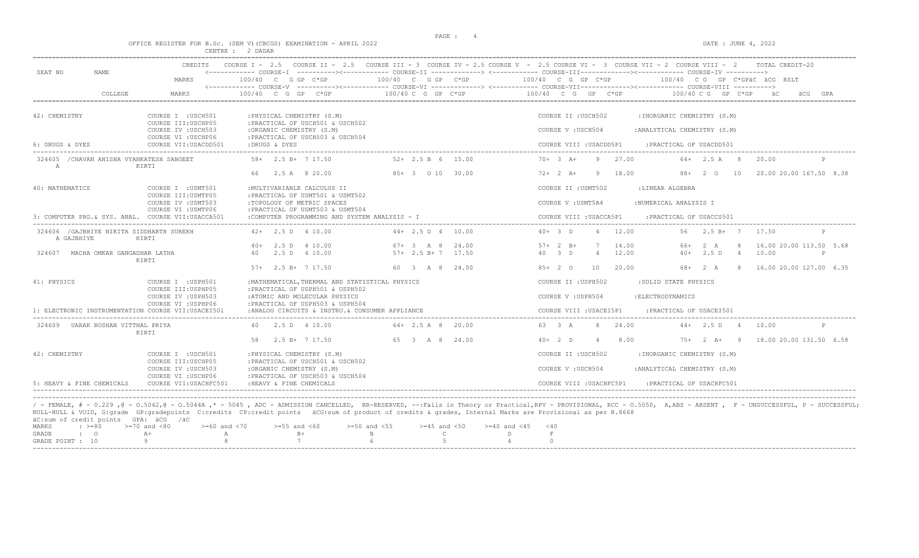OFFICE REGISTER FOR B.Sc. (SEM V)(CBCGS) EXAMINATION - APRIL 2022

CENTRE : 2 DADAR

DATE : JUNE 4, 2022

| SEAT NO | NAME | CREDITS | COURSE I - 2.5 | COURSE II - 2.5 | COURSE III - 3 | COURSE IV - 2.5 | COURSE V - 2.5 | COURSE VI - 3 | COURSE VII - 2 | COURSE VIII - 2 | TOTAL CREDIT-20 |
|---|---|---|---|---|---|---|---|---|---|---|---|
| | | MARKS | COURSE-I 100/40 C G GP C*GP | | COURSE-II 100/40 C G GP C*GP | | COURSE-III 100/40 C G GP C*GP | | COURSE-IV 100/40 C G GP C*GP | | äC äCG RSLT |
| | COLLEGE | MARKS | COURSE-V 100/40 C G GP C*GP | | COURSE-VI 100/40 C G GP C*GP | | COURSE-VII 100/40 C G GP C*GP | | COURSE-VIII 100/40 C G GP C*GP | | äC äCG GPA |

42: CHEMISTRY
- COURSE I :USCH501 :PHYSICAL CHEMISTRY (S.M)
- COURSE II :USCH502 :INORGANIC CHEMISTRY (S.M)
- COURSE III:USCHP05 :PRACTICAL OF USCH501 & USCH502
- COURSE IV :USCH503 :ORGANIC CHEMISTRY (S.M)
- COURSE V :USCH504 :ANALYTICAL CHEMISTRY (S.M)
- COURSE VI :USCHP06 :PRACTICAL OF USCH503 & USCH504
- COURSE VII:USACDD501 :DRUGS & DYES
- COURSE VIII :USACDD5P1 :PRACTICAL OF USACDD501

6: DRUGS & DYES

| SEAT NO | NAME | COURSE I / V | COURSE II / VI | COURSE III / VII | COURSE IV / VIII | äC äCG RSLT / GPA |
|---|---|---|---|---|---|---|
| 324605 | /CHAVAN ANISHA VYANKATESH SANGEET | 58+ 2.5 B+ 7 17.50 | 52+ 2.5 B 6 15.00 | 70+ 3 A+ 9 27.00 | 64+ 2.5 A 8 20.00 | P |
| A | KIRTI | 66 2.5 A 8 20.00 | 85+ 3 O 10 30.00 | 72+ 2 A+ 9 18.00 | 88+ 2 O 10 20.00 | 20.00 167.50 8.38 |

40: MATHEMATICS
- COURSE I :USMT501 :MULTIVARIABLE CALCULUS II
- COURSE II :USMT502 :LINEAR ALGEBRA
- COURSE III:USMTP05 :PRACTICAL OF USMT501 & USMT502
- COURSE IV :USMT503 :TOPOLOGY OF METRIC SPACES
- COURSE V :USMT5A4 :NUMERICAL ANALYSIS I
- COURSE VI :USMTP06 :PRACTICAL OF USMT503 & USMT504
- COURSE VII:USACCA501 :COMPUTER PROGRAMMING AND SYSTEM ANALYSIS - I
- COURSE VIII :USACCA5P1 :PRACTICAL OF USACCS501

3: COMPUTER PRG.& SYS. ANAL.

| SEAT NO | NAME | COURSE I / V | COURSE II / VI | COURSE III / VII | COURSE IV / VIII | äC äCG RSLT / GPA |
|---|---|---|---|---|---|---|
| 324606 | /GAJBHIYE NIKITA SIDDHARTH SUREKH | 42+ 2.5 D 4 10.00 | 44+ 2.5 D 4 10.00 | 40+ 3 D 4 12.00 | 56 2.5 B+ 7 17.50 | P |
| A GAJBHIYE | KIRTI | 40+ 2.5 D 4 10.00 | 67+ 3 A 8 24.00 | 57+ 2 B+ 7 14.00 | 66+ 2 A 8 16.00 | 20.00 113.50 5.68 |
| 324607 | MACHA OMKAR GANGADHAR LATHA | 40 2.5 D 4 10.00 | 57+ 2.5 B+ 7 17.50 | 40 3 D 4 12.00 | 40+ 2.5 D 4 10.00 | P |
| | KIRTI | 57+ 2.5 B+ 7 17.50 | 60 3 A 8 24.00 | 85+ 2 O 10 20.00 | 68+ 2 A 8 16.00 | 20.00 127.00 6.35 |

41: PHYSICS
- COURSE I :USPH501 :MATHEMATICAL,THERMAL AND STATISTICAL PHYSICS
- COURSE II :USPH502 :SOLID STATE PHYSICS
- COURSE III:USPHP05 :PRACTICAL OF USPH501 & USPH502
- COURSE IV :USPH503 :ATOMIC AND MOLECULAR PHYSICS
- COURSE V :USPH504 :ELECTRODYNAMICS
- COURSE VI :USPHP06 :PRACTICAL OF USPH503 & USPH504
- COURSE VII:USACEI501 :ANALOG CIRCUITS & INSTRU.& CONSUMER APPLIANCE
- COURSE VIII :USACEI5P1 :PRACTICAL OF USACEI501

1: ELECTRONIC INSTRUMENTATION

| SEAT NO | NAME | COURSE I / V | COURSE II / VI | COURSE III / VII | COURSE IV / VIII | äC äCG RSLT / GPA |
|---|---|---|---|---|---|---|
| 324609 | UARAK ROSHAN VITTHAL PRIYA | 40 2.5 D 4 10.00 | 64+ 2.5 A 8 20.00 | 63 3 A 8 24.00 | 44+ 2.5 D 4 10.00 | P |
| | KIRTI | 58 2.5 B+ 7 17.50 | 65 3 A 8 24.00 | 40+ 2 D 4 8.00 | 75+ 2 A+ 9 18.00 | 20.00 131.50 6.58 |

42: CHEMISTRY
- COURSE I :USCH501 :PHYSICAL CHEMISTRY (S.M)
- COURSE II :USCH502 :INORGANIC CHEMISTRY (S.M)
- COURSE III:USCHP05 :PRACTICAL OF USCH501 & USCH502
- COURSE IV :USCH503 :ORGANIC CHEMISTRY (S.M)
- COURSE V :USCH504 :ANALYTICAL CHEMISTRY (S.M)
- COURSE VI :USCHP06 :PRACTICAL OF USCH503 & USCH504
- COURSE VII:USACHFC501 :HEAVY & FINE CHEMICALS
- COURSE VIII :USACHFC5P1 :PRACTICAL OF USACHFC501

5: HEAVY & FINE CHEMICALS

/ - FEMALE, # - 0.229 ,@ - O.5042,@ - O.5044A ,* - 5045 , ADC - ADMISSION CANCELLED, RR-RESERVED, --:Fails in Theory or Practical,RPV - PROVISIONAL, RCC - O.5050, A,ABS - ABSENT , F - UNSUCCESSFUL, P - SUCCESSFUL; NULL-NULL & VOID, G:grade GP:gradepoints C:credits CP:credit points äCG:sum of product of credits & grades, Internal Marks are Provisional as per R.8668

äC:sum of credit points GPA: äCG /äC

| MARKS | >=80 | >=70 and <80 | >=60 and <70 | >=55 and <60 | >=50 and <55 | >=45 and <50 | >=40 and <45 | <40 |
|---|---|---|---|---|---|---|---|---|
| GRADE | O | A+ | A | B+ | B | C | D | F |
| GRADE POINT | 10 | 9 | 8 | 7 | 6 | 5 | 4 | 0 |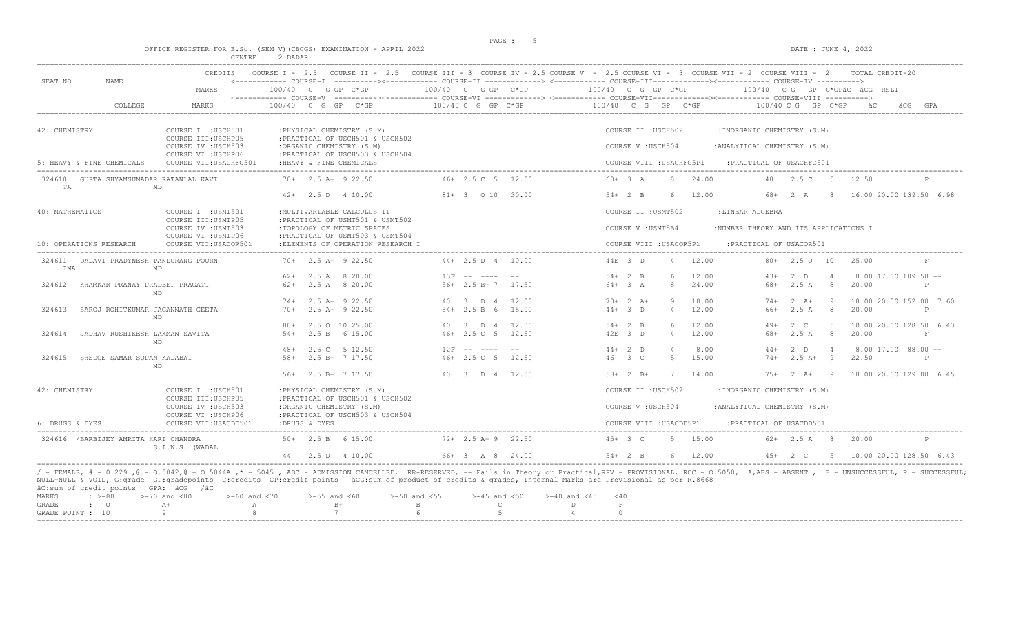OFFICE REGISTER FOR B.Sc. (SEM V)(CBCGS) EXAMINATION - APRIL 2022

CENTRE : 2 DADAR

DATE : JUNE 4, 2022

| SEAT NO | NAME | CREDITS | COURSE I - 2.5 | COURSE II - 2.5 | COURSE III - 3 | COURSE IV - 2.5 | COURSE V - 2.5 | COURSE VI - 3 | COURSE VII - 2 | COURSE VIII - 2 | TOTAL CREDIT-20 |
|---|---|---|---|---|---|---|---|---|---|---|---|
| | | MARKS | COURSE-I 100/40 C G GP C*GP | | COURSE-II 100/40 C G GP C*GP | | COURSE-III 100/40 C G GP C*GP | | COURSE-IV 100/40 C G GP C*GP | | äC äCG RSLT |
| | COLLEGE | MARKS | COURSE-V 100/40 C G GP C*GP | | COURSE-VI 100/40 C G GP C*GP | | COURSE-VII 100/40 C G GP C*GP | | COURSE-VIII 100/40 C G GP C*GP | | äC äCG GPA |

42: CHEMISTRY
- COURSE I :USCH501 :PHYSICAL CHEMISTRY (S.M)
- COURSE II :USCH502 :INORGANIC CHEMISTRY (S.M)
- COURSE III:USCHP05 :PRACTICAL OF USCH501 & USCH502
- COURSE IV :USCH503 :ORGANIC CHEMISTRY (S.M)
- COURSE V :USCH504 :ANALYTICAL CHEMISTRY (S.M)
- COURSE VI :USCHP06 :PRACTICAL OF USCH503 & USCH504

5: HEAVY & FINE CHEMICALS
- COURSE VII:USACHFC501 :HEAVY & FINE CHEMICALS
- COURSE VIII :USACHFC5P1 :PRACTICAL OF USACHFC501

| SEAT NO | NAME | COURSE I / V | COURSE II / VI | COURSE III / VII | COURSE IV / VIII | RESULT |
|---|---|---|---|---|---|---|
| 324610 | GUPTA SHYAMSUNADAR RATANLAL KAVI | 70+ 2.5 A+ 9 22.50 | 46+ 2.5 C 5 12.50 | 60+ 3 A 8 24.00 | 48 2.5 C 5 12.50 | P |
| TA | MD | 42+ 2.5 D 4 10.00 | 81+ 3 O 10 30.00 | 54+ 2 B 6 12.00 | 68+ 2 A 8 16.00 | 20.00 139.50 6.98 |

40: MATHEMATICS
- COURSE I :USMT501 :MULTIVARIABLE CALCULUS II
- COURSE II :USMT502 :LINEAR ALGEBRA
- COURSE III:USMTP05 :PRACTICAL OF USMT501 & USMT502
- COURSE IV :USMT503 :TOPOLOGY OF METRIC SPACES
- COURSE V :USMT5B4 :NUMBER THEORY AND ITS APPLICATIONS I
- COURSE VI :USMTP06 :PRACTICAL OF USMT503 & USMT504

10: OPERATIONS RESEARCH
- COURSE VII:USACOR501 :ELEMENTS OF OPERATION RESEARCH I
- COURSE VIII :USACOR5P1 :PRACTICAL OF USACOR501

| SEAT NO | NAME | COURSE I / V | COURSE II / VI | COURSE III / VII | COURSE IV / VIII | RESULT |
|---|---|---|---|---|---|---|
| 324611 | DALAVI PRADYNESH PANDURANG POURN | 70+ 2.5 A+ 9 22.50 | 44+ 2.5 D 4 10.00 | 44E 3 D 4 12.00 | 80+ 2.5 O 10 25.00 | F |
| IMA | MD | 62+ 2.5 A 8 20.00 | 13F -- ---- -- | 54+ 2 B 6 12.00 | 43+ 2 D 4 8.00 | 17.00 109.50 -- |
| 324612 | KHAMKAR PRANAY PRADEEP PRAGATI | 62+ 2.5 A 8 20.00 | 56+ 2.5 B+ 7 17.50 | 64+ 3 A 8 24.00 | 68+ 2.5 A 8 20.00 | P |
| | MD | 74+ 2.5 A+ 9 22.50 | 40 3 D 4 12.00 | 70+ 2 A+ 9 18.00 | 74+ 2 A+ 9 18.00 | 20.00 152.00 7.60 |
| 324613 | SAROJ ROHITKUMAR JAGANNATH GEETA | 70+ 2.5 A+ 9 22.50 | 54+ 2.5 B 6 15.00 | 44+ 3 D 4 12.00 | 66+ 2.5 A 8 20.00 | P |
| | MD | 80+ 2.5 O 10 25.00 | 40 3 D 4 12.00 | 54+ 2 B 6 12.00 | 49+ 2 C 5 10.00 | 20.00 128.50 6.43 |
| 324614 | JADHAV RUSHIKESH LAXMAN SAVITA | 54+ 2.5 B 6 15.00 | 46+ 2.5 C 5 12.50 | 42E 3 D 4 12.00 | 68+ 2.5 A 8 20.00 | F |
| | MD | 48+ 2.5 C 5 12.50 | 12F -- ---- -- | 44+ 2 D 4 8.00 | 44+ 2 D 4 8.00 | 17.00 88.00 -- |
| 324615 | SHEDGE SAMAR SOPAN KALABAI | 58+ 2.5 B+ 7 17.50 | 46+ 2.5 C 5 12.50 | 46 3 C 5 15.00 | 74+ 2.5 A+ 9 22.50 | P |
| | MD | 56+ 2.5 B+ 7 17.50 | 40 3 D 4 12.00 | 58+ 2 B+ 7 14.00 | 75+ 2 A+ 9 18.00 | 20.00 129.00 6.45 |

42: CHEMISTRY
- COURSE I :USCH501 :PHYSICAL CHEMISTRY (S.M)
- COURSE II :USCH502 :INORGANIC CHEMISTRY (S.M)
- COURSE III:USCHP05 :PRACTICAL OF USCH501 & USCH502
- COURSE IV :USCH503 :ORGANIC CHEMISTRY (S.M)
- COURSE V :USCH504 :ANALYTICAL CHEMISTRY (S.M)
- COURSE VI :USCHP06 :PRACTICAL OF USCH503 & USCH504

6: DRUGS & DYES
- COURSE VII:USACDD501 :DRUGS & DYES
- COURSE VIII :USACDD5P1 :PRACTICAL OF USACDD501

| SEAT NO | NAME | COURSE I / V | COURSE II / VI | COURSE III / VII | COURSE IV / VIII | RESULT |
|---|---|---|---|---|---|---|
| 324616 | /BARBIJEY AMRITA HARI CHANDRA | 50+ 2.5 B 6 15.00 | 72+ 2.5 A+ 9 22.50 | 45+ 3 C 5 15.00 | 62+ 2.5 A 8 20.00 | P |
| | S.I.W.S. (WADAL | 44 2.5 D 4 10.00 | 66+ 3 A 8 24.00 | 54+ 2 B 6 12.00 | 45+ 2 C 5 10.00 | 20.00 128.50 6.43 |

/ - FEMALE, # - 0.229 ,@ - O.5042,@ - O.5044A ,* - 5045 , ADC - ADMISSION CANCELLED, RR-RESERVED, --:Fails in Theory or Practical,RPV - PROVISIONAL, RCC - O.5050, A,ABS - ABSENT , F - UNSUCCESSFUL, P - SUCCESSFUL; NULL-NULL & VOID, G:grade GP:gradepoints C:credits CP:credit points äCG:sum of product of credits & grades, Internal Marks are Provisional as per R.8668

äC:sum of credit points GPA: äCG /äC

| MARKS | : >=80 | >=70 and <80 | >=60 and <70 | >=55 and <60 | >=50 and <55 | >=45 and <50 | >=40 and <45 | <40 |
|---|---|---|---|---|---|---|---|---|
| GRADE | : O | A+ | A | B+ | B | C | D | F |
| GRADE POINT | : 10 | 9 | 8 | 7 | 6 | 5 | 4 | 0 |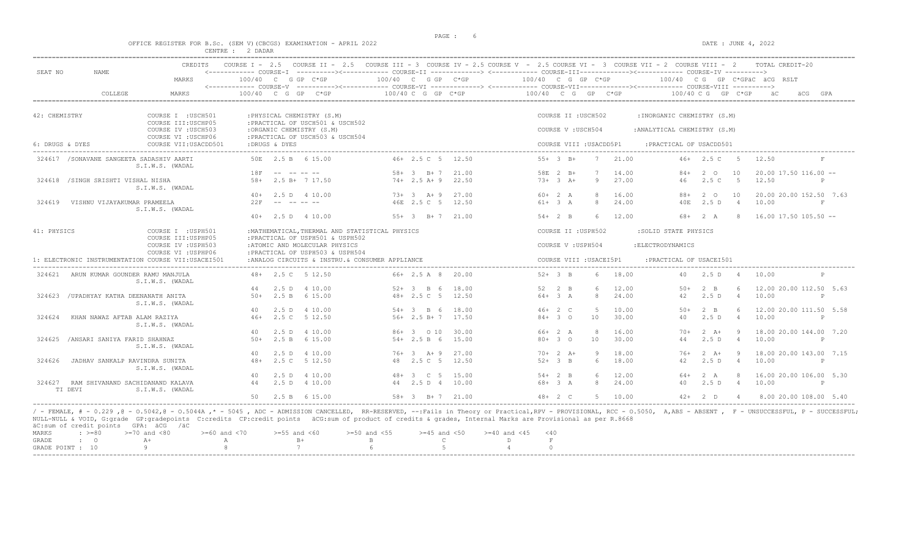OFFICE REGISTER FOR B.Sc. (SEM V)(CBCGS) EXAMINATION - APRIL 2022 — CENTRE : 2 DADAR — DATE : JUNE 4, 2022

```
SEAT NO   NAME                         CREDITS   COURSE I - 2.5   COURSE II - 2.5   COURSE III = 3  COURSE IV = 2.5 COURSE V - 2.5 COURSE VI - 3  COURSE VII = 2  COURSE VIII - 2     TOTAL CREDIT-20
                                                 <------------ COURSE-I ----------><------------ COURSE-II -------------> <------------ COURSE-III------------><------------ COURSE-IV ---------->
                                       MARKS       100/40  C  G GP  C*GP          100/40  C  G GP  C*GP             100/40  C  G  GP  C*GP            100/40  C G  GP  C*GPäC  äCG  RSLT
                                                 <------------ COURSE-V ----------><------------ COURSE-VI -------------> <------------ COURSE-VII------------><------------ COURSE-VIII ---------->
          COLLEGE                      MARKS       100/40  C  G  GP   C*GP         100/40 C  G  GP  C*GP             100/40  C  G   GP  C*GP           100/40 C G  GP  C*GP     äC     äCG  GPA

42: CHEMISTRY                 COURSE I  :USCH501      :PHYSICAL CHEMISTRY (S.M)                                  COURSE II :USCH502        :INORGANIC CHEMISTRY (S.M)
                              COURSE III:USCHP05      :PRACTICAL OF USCH501 & USCH502
                              COURSE IV :USCH503      :ORGANIC CHEMISTRY (S.M)                                   COURSE V :USCH504         :ANALYTICAL CHEMISTRY (S.M)
                              COURSE VI :USCHP06      :PRACTICAL OF USCH503 & USCH504
6: DRUGS & DYES               COURSE VII:USACDD501    :DRUGS & DYES                                              COURSE VIII :USACDD5P1     :PRACTICAL OF USACDD501

 324617  /SONAVANE SANGEETA SADASHIV AARTI      50E  2.5 B  6 15.00      46+ 2.5 C  5  12.50        55+ 3 B+    7  21.00       46+  2.5 C   5   12.50               F
         S.I.W.S. (WADAL
                                                18F  -- -- -- --         58+ 3  B+ 7  21.00         58E 2 B+    7  14.00       84+  2 O    10   20.00 17.50 116.00 --
 324618  /SINGH SRISHTI VISHAL NISHA            58+  2.5 B+ 7 17.50      74+ 2.5 A+ 9  22.50        73+ 3 A+    9  27.00       46   2.5 C   5   12.50               P
         S.I.W.S. (WADAL
                                                40+  2.5 D  4 10.00      73+ 3  A+ 9  27.00         60+ 2 A     8  16.00       88+  2 O    10   20.00 20.00 152.50  7.63
 324619  VISHNU VIJAYAKUMAR PRAMEELA            22F  -- -- -- --         46E 2.5 C  5  12.50        61+ 3 A     8  24.00       40E  2.5 D   4   10.00               F
         S.I.W.S. (WADAL
                                                40+  2.5 D  4 10.00      55+ 3  B+ 7  21.00         54+ 2 B     6  12.00       68+  2 A     8   16.00 17.50 105.50 --

41: PHYSICS                   COURSE I  :USPH501      :MATHEMATICAL,THERMAL AND STATISTICAL PHYSICS             COURSE II :USPH502        :SOLID STATE PHYSICS
                              COURSE III:USPHP05      :PRACTICAL OF USPH501 & USPH502
                              COURSE IV :USPH503      :ATOMIC AND MOLECULAR PHYSICS                             COURSE V :USPH504         :ELECTRODYNAMICS
                              COURSE VI :USPHP06      :PRACTICAL OF USPH503 & USPH504
1: ELECTRONIC INSTRUMENTATION COURSE VII:USACEI501     :ANALOG CIRCUITS & INSTRU.& CONSUMER APPLIANCE            COURSE VIII :USACEI5P1     :PRACTICAL OF USACEI501

 324621  ARUN KUMAR GOUNDER RAMU MANJULA        48+  2.5 C  5 12.50      66+ 2.5 A  8  20.00        52+ 3 B     6  18.00       40   2.5 D   4   10.00               P
         S.I.W.S. (WADAL
                                                44   2.5 D  4 10.00      52+ 3  B  6  18.00         52  2 B     6  12.00       50+  2 B     6   12.00 20.00 112.50  5.63
 324623  /UPADHYAY KATHA DEENANATH ANITA        50+  2.5 B  6 15.00      48+ 2.5 C  5  12.50        64+ 3 A     8  24.00       42   2.5 D   4   10.00               P
         S.I.W.S. (WADAL
                                                40   2.5 D  4 10.00      54+ 3  B  6  18.00         46+ 2 C     5  10.00       50+  2 B     6   12.00 20.00 111.50  5.58
 324624  KHAN NAWAZ AFTAB ALAM RAZIYA           46+  2.5 C  5 12.50      56+ 2.5 B+ 7  17.50        84+ 3 O    10  30.00       40   2.5 D   4   10.00               P
         S.I.W.S. (WADAL
                                                40   2.5 D  4 10.00      86+ 3  O 10  30.00         66+ 2 A     8  16.00       70+  2 A+    9   18.00 20.00 144.00  7.20
 324625  /ANSARI SANIYA FARID SHAHNAZ           50+  2.5 B  6 15.00      54+ 2.5 B  6  15.00        80+ 3 O    10  30.00       44   2.5 D   4   10.00               P
         S.I.W.S. (WADAL
                                                40   2.5 D  4 10.00      76+ 3  A+ 9  27.00         70+ 2 A+    9  18.00       76+  2 A+    9   18.00 20.00 143.00  7.15
 324626  JADHAV SANKALP RAVINDRA SUNITA         48+  2.5 C  5 12.50      48  2.5 C  5  12.50        52+ 3 B     6  18.00       42   2.5 D   4   10.00               P
         S.I.W.S. (WADAL
                                                40   2.5 D  4 10.00      48+ 3  C  5  15.00         54+ 2 B     6  12.00       64+  2 A     8   16.00 20.00 106.00  5.30
 324627  RAM SHIVANAND SACHIDANAND KALAVA       44   2.5 D  4 10.00      44  2.5 D  4  10.00        68+ 3 A     8  24.00       40   2.5 D   4   10.00               P
         TI DEVI  S.I.W.S. (WADAL
                                                50   2.5 B  6 15.00      58+ 3  B+ 7  21.00         48+ 2 C     5  10.00       42+  2 D     4    8.00 20.00 108.00  5.40
```

/ - FEMALE, # - 0.229 ,@ - 0.5042,@ - 0.5044A ,* - 5045 , ADC - ADMISSION CANCELLED, RR-RESERVED, --:Fails in Theory or Practical,RPV - PROVISIONAL, RCC - 0.5050, A,ABS - ABSENT , F - UNSUCCESSFUL, P - SUCCESSFUL; NULL-NULL & VOID, G:grade GP:gradepoints C:credits CP:credit points äCG:sum of product of credits & grades, Internal Marks are Provisional as per R.8668
äC:sum of credit points GPA: äCG /äC

| MARKS | : >=80 | >=70 and <80 | >=60 and <70 | >=55 and <60 | >=50 and <55 | >=45 and <50 | >=40 and <45 | <40 |
|---|---|---|---|---|---|---|---|---|
| GRADE | : O | A+ | A | B+ | B | C | D | F |
| GRADE POINT | : 10 | 9 | 8 | 7 | 6 | 5 | 4 | 0 |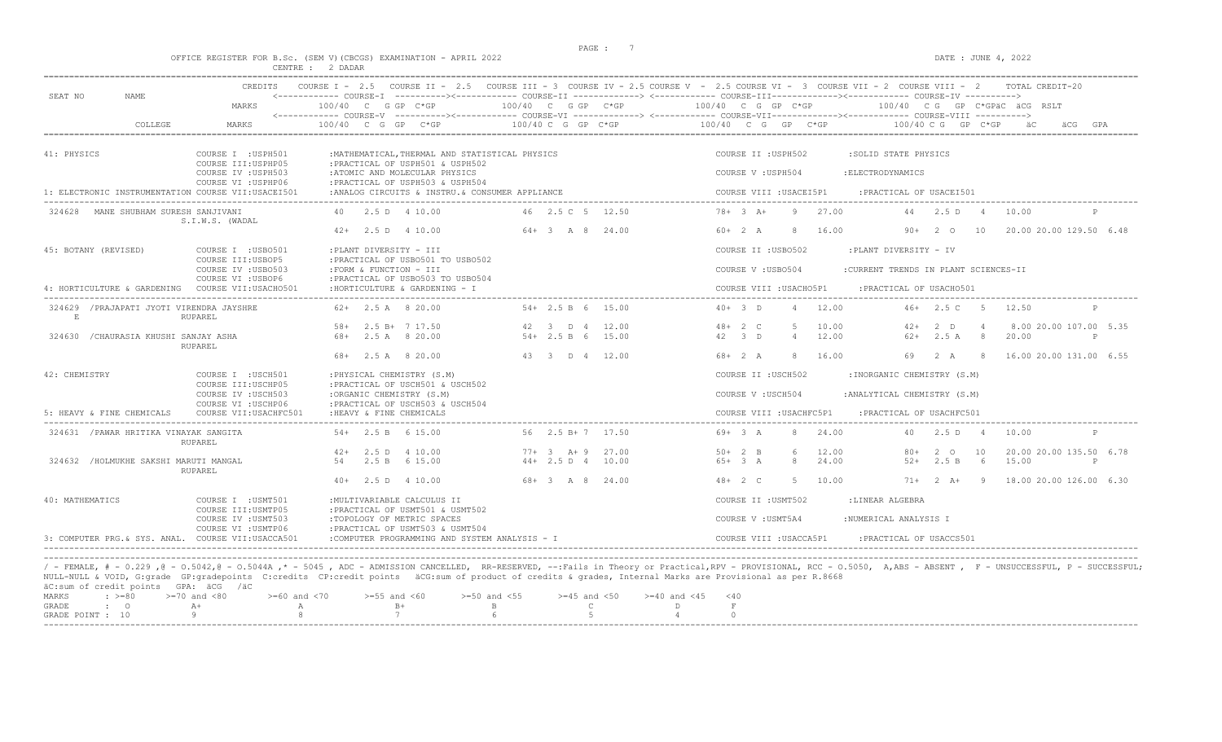OFFICE REGISTER FOR B.Sc. (SEM V)(CBCGS) EXAMINATION - APRIL 2022

CENTRE : 2 DADAR

DATE : JUNE 4, 2022

| SEAT NO | NAME | CREDITS | COURSE I - 2.5 | COURSE II - 2.5 | COURSE III - 3 | COURSE IV - 2.5 | COURSE V - 2.5 | COURSE VI - 3 | COURSE VII - 2 | COURSE VIII - 2 | TOTAL CREDIT-20 |
|---|---|---|---|---|---|---|---|---|---|---|---|
| | | MARKS | <--- COURSE-I ---> 100/40 C G GP C*GP | <--- COURSE-II ---> 100/40 C G GP C*GP | | <--- COURSE-III ---> 100/40 C G GP C*GP | | <--- COURSE-IV ---> 100/40 C G GP C*GPäC äCG RSLT | | | |
| | COLLEGE | MARKS | <--- COURSE-V ---> 100/40 C G GP C*GP | <--- COURSE-VI ---> 100/40 C G GP C*GP | | <--- COURSE-VII ---> 100/40 C G GP C*GP | | <--- COURSE-VIII ---> 100/40 C G GP C*GP | äC | äCG GPA | |

41: PHYSICS
COURSE I :USPH501 :MATHEMATICAL,THERMAL AND STATISTICAL PHYSICS
COURSE II :USPH502 :SOLID STATE PHYSICS
COURSE III:USPHP05 :PRACTICAL OF USPH501 & USPH502
COURSE IV :USPH503 :ATOMIC AND MOLECULAR PHYSICS
COURSE V :USPH504 :ELECTRODYNAMICS
COURSE VI :USPHP06 :PRACTICAL OF USPH503 & USPH504
1: ELECTRONIC INSTRUMENTATION COURSE VII:USACEI501 :ANALOG CIRCUITS & INSTRU.& CONSUMER APPLIANCE
COURSE VIII :USACEI5P1 :PRACTICAL OF USACEI501

| SEAT NO | NAME / COLLEGE | Course I / V | Course II / VI | Course III / VII | Course IV / VIII | äC | äCG | GPA / RSLT |
|---|---|---|---|---|---|---|---|---|
| 324628 | MANE SHUBHAM SURESH SANJIVANI | 40 2.5 D 4 10.00 | 46 2.5 C 5 12.50 | 78+ 3 A+ 9 27.00 | 44 2.5 D 4 10.00 | | | P |
| | S.I.W.S. (WADAL | 42+ 2.5 D 4 10.00 | 64+ 3 A 8 24.00 | 60+ 2 A 8 16.00 | 90+ 2 O 10 20.00 | 20.00 | 129.50 | 6.48 |

45: BOTANY (REVISED)
COURSE I :USBO501 :PLANT DIVERSITY - III
COURSE II :USBO502 :PLANT DIVERSITY - IV
COURSE III:USBOP5 :PRACTICAL OF USBO501 TO USBO502
COURSE IV :USBO503 :FORM & FUNCTION - III
COURSE V :USBO504 :CURRENT TRENDS IN PLANT SCIENCES-II
COURSE VI :USBOP6 :PRACTICAL OF USBO503 TO USBO504
4: HORTICULTURE & GARDENING COURSE VII:USACHO501 :HORTICULTURE & GARDENING - I
COURSE VIII :USACHO5P1 :PRACTICAL OF USACHO501

| SEAT NO | NAME / COLLEGE | Course I / V | Course II / VI | Course III / VII | Course IV / VIII | äC | äCG | GPA / RSLT |
|---|---|---|---|---|---|---|---|---|
| 324629 | /PRAJAPATI JYOTI VIRENDRA JAYSHREE E | 62+ 2.5 A 8 20.00 | 54+ 2.5 B 6 15.00 | 40+ 3 D 4 12.00 | 46+ 2.5 C 5 12.50 | | | P |
| | RUPAREL | 58+ 2.5 B+ 7 17.50 | 42 3 D 4 12.00 | 48+ 2 C 5 10.00 | 42+ 2 D 4 8.00 | 20.00 | 107.00 | 5.35 |
| 324630 | /CHAURASIA KHUSHI SANJAY ASHA | 68+ 2.5 A 8 20.00 | 54+ 2.5 B 6 15.00 | 42 3 D 4 12.00 | 62+ 2.5 A 8 20.00 | | | P |
| | RUPAREL | 68+ 2.5 A 8 20.00 | 43 3 D 4 12.00 | 68+ 2 A 8 16.00 | 69 2 A 8 16.00 | 20.00 | 131.00 | 6.55 |

42: CHEMISTRY
COURSE I :USCH501 :PHYSICAL CHEMISTRY (S.M)
COURSE II :USCH502 :INORGANIC CHEMISTRY (S.M)
COURSE III:USCHP05 :PRACTICAL OF USCH501 & USCH502
COURSE IV :USCH503 :ORGANIC CHEMISTRY (S.M)
COURSE V :USCH504 :ANALYTICAL CHEMISTRY (S.M)
COURSE VI :USCHP06 :PRACTICAL OF USCH503 & USCH504
5: HEAVY & FINE CHEMICALS COURSE VII:USACHFC501 :HEAVY & FINE CHEMICALS
COURSE VIII :USACHFC5P1 :PRACTICAL OF USACHFC501

| SEAT NO | NAME / COLLEGE | Course I / V | Course II / VI | Course III / VII | Course IV / VIII | äC | äCG | GPA / RSLT |
|---|---|---|---|---|---|---|---|---|
| 324631 | /PAWAR HRITIKA VINAYAK SANGITA | 54+ 2.5 B 6 15.00 | 56 2.5 B+ 7 17.50 | 69+ 3 A 8 24.00 | 40 2.5 D 4 10.00 | | | P |
| | RUPAREL | 42+ 2.5 D 4 10.00 | 77+ 3 A+ 9 27.00 | 50+ 2 B 6 12.00 | 80+ 2 O 10 20.00 | 20.00 | 135.50 | 6.78 |
| 324632 | /HOLMUKHE SAKSHI MARUTI MANGAL | 54 2.5 B 6 15.00 | 44+ 2.5 D 4 10.00 | 65+ 3 A 8 24.00 | 52+ 2.5 B 6 15.00 | | | P |
| | RUPAREL | 40+ 2.5 D 4 10.00 | 68+ 3 A 8 24.00 | 48+ 2 C 5 10.00 | 71+ 2 A+ 9 18.00 | 20.00 | 126.00 | 6.30 |

40: MATHEMATICS
COURSE I :USMT501 :MULTIVARIABLE CALCULUS II
COURSE II :USMT502 :LINEAR ALGEBRA
COURSE III:USMTP05 :PRACTICAL OF USMT501 & USMT502
COURSE IV :USMT503 :TOPOLOGY OF METRIC SPACES
COURSE V :USMT5A4 :NUMERICAL ANALYSIS I
COURSE VI :USMTP06 :PRACTICAL OF USMT503 & USMT504
3: COMPUTER PRG.& SYS. ANAL. COURSE VII:USACCA501 :COMPUTER PROGRAMMING AND SYSTEM ANALYSIS - I
COURSE VIII :USACCA5P1 :PRACTICAL OF USACCS501

/ - FEMALE, # - 0.229 ,@ - O.5042,@ - O.5044A ,* - 5045 , ADC - ADMISSION CANCELLED, RR-RESERVED, --:Fails in Theory or Practical,RPV - PROVISIONAL, RCC - O.5050, A,ABS - ABSENT , F - UNSUCCESSFUL, P - SUCCESSFUL;
NULL-NULL & VOID, G:grade GP:gradepoints C:credits CP:credit points äCG:sum of product of credits & grades, Internal Marks are Provisional as per R.8668
äC:sum of credit points GPA: äCG /äC

| MARKS | : >=80 | >=70 and <80 | >=60 and <70 | >=55 and <60 | >=50 and <55 | >=45 and <50 | >=40 and <45 | <40 |
|---|---|---|---|---|---|---|---|---|
| GRADE | : O | A+ | A | B+ | B | C | D | F |
| GRADE POINT | : 10 | 9 | 8 | 7 | 6 | 5 | 4 | 0 |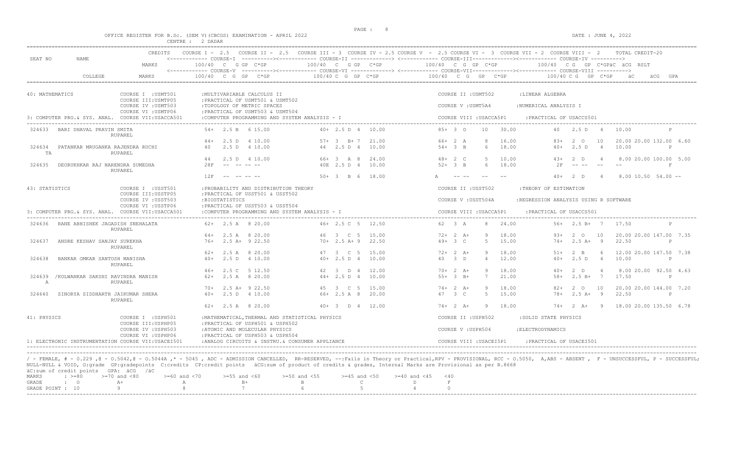OFFICE REGISTER FOR B.Sc. (SEM V)(CBCGS) EXAMINATION - APRIL 2022

CENTRE : 2 DADAR

DATE : JUNE 4, 2022

| SEAT NO | NAME | CREDITS / MARKS | COURSE I - 2.5 / COURSE-I 100/40 C G GP C*GP | COURSE II - 2.5 / COURSE-II 100/40 C G GP C*GP | COURSE III - 3 / COURSE IV - 2.5 / COURSE V - 2.5 / COURSE-III 100/40 C G GP C*GP | COURSE VI - 3 / COURSE VII - 2 / COURSE VIII - 2 / COURSE-IV 100/40 C G GP C*GPäC äCG RSLT | TOTAL CREDIT-20 |
|---|---|---|---|---|---|---|---|
| | COLLEGE | MARKS | COURSE-V 100/40 C G GP C*GP | COURSE-VI 100/40 C G GP C*GP | COURSE-VII 100/40 C G GP C*GP | COURSE-VIII 100/40 C G GP C*GP | äC äCG GPA |

**40: MATHEMATICS**
COURSE I :USMT501 :MULTIVARIABLE CALCULUS II — COURSE II :USMT502 :LINEAR ALGEBRA
COURSE III:USMTP05 :PRACTICAL OF USMT501 & USMT502
COURSE IV :USMT503 :TOPOLOGY OF METRIC SPACES — COURSE V :USMT5A4 :NUMERICAL ANALYSIS I
COURSE VI :USMTP06 :PRACTICAL OF USMT503 & USMT504
3: COMPUTER PRG.& SYS. ANAL. COURSE VII:USACCA501 :COMPUTER PROGRAMMING AND SYSTEM ANALYSIS - I — COURSE VIII :USACCA5P1 :PRACTICAL OF USACCS501

| SEAT NO | NAME / COLLEGE | COURSE I / V | COURSE II / VI | COURSE III / VII | COURSE IV / VIII | äC äCG RSLT / GPA |
|---|---|---|---|---|---|---|
| 324633 | BARI DHAVAL PRAVIN SMITA | 54+ 2.5 B 6 15.00 | 40+ 2.5 D 4 10.00 | 85+ 3 O 10 30.00 | 40 2.5 D 4 10.00 | P |
| | RUPAREL | 44+ 2.5 D 4 10.00 | 57+ 3 B+ 7 21.00 | 66+ 2 A 8 16.00 | 83+ 2 O 10 20.00 | 20.00 132.00 6.60 |
| 324634 TA | PATANKAR MRUGANKA RAJENDRA RUCHI | 40 2.5 D 4 10.00 | 44 2.5 D 4 10.00 | 54+ 3 B 6 18.00 | 40+ 2.5 D 4 10.00 | P |
| | RUPAREL | 44 2.5 D 4 10.00 | 66+ 3 A 8 24.00 | 48+ 2 C 5 10.00 | 43+ 2 D 4 8.00 | 20.00 100.00 5.00 |
| 324635 | DEORUKHKAR RAJ NARENDRA SUMEDHA | 28F -- -- -- -- | 40E 2.5 D 4 10.00 | 52+ 3 B 6 18.00 | 2F -- -- -- -- | F |
| | RUPAREL | 12F -- -- -- -- | 50+ 3 B 6 18.00 | A -- -- -- -- | 40+ 2 D 4 8.00 | 10.50 54.00 -- |

**43: STATISTICS**
COURSE I :USST501 :PROBABILITY AND DISTRIBUTION THEORY — COURSE II :USST502 :THEORY OF ESTIMATION
COURSE III:USSTP05 :PRACTICAL OF USST501 & USST502
COURSE IV :USST503 :BIOSTATISTICS — COURSE V :USST504A :REGRESSION ANALYSIS USING R SOFTWARE
COURSE VI :USSTP06 :PRACTICAL OF USST503 & USST504
3: COMPUTER PRG.& SYS. ANAL. COURSE VII:USACCA501 :COMPUTER PROGRAMMING AND SYSTEM ANALYSIS - I — COURSE VIII :USACCA5P1 :PRACTICAL OF USACCS501

| SEAT NO | NAME / COLLEGE | COURSE I / V | COURSE II / VI | COURSE III / VII | COURSE IV / VIII | äC äCG RSLT / GPA |
|---|---|---|---|---|---|---|
| 324636 | RANE ABHISHEK JAGADISH SNEHALATA | 62+ 2.5 A 8 20.00 | 46+ 2.5 C 5 12.50 | 62 3 A 8 24.00 | 56+ 2.5 B+ 7 17.50 | P |
| | RUPAREL | 64+ 2.5 A 8 20.00 | 46 3 C 5 15.00 | 72+ 2 A+ 9 18.00 | 93+ 2 O 10 20.00 | 20.00 147.00 7.35 |
| 324637 | ANDRE KESHAV SANJAY SUREKHA | 76+ 2.5 A+ 9 22.50 | 70+ 2.5 A+ 9 22.50 | 49+ 3 C 5 15.00 | 74+ 2.5 A+ 9 22.50 | P |
| | RUPAREL | 62+ 2.5 A 8 20.00 | 47 3 C 5 15.00 | 72+ 2 A+ 9 18.00 | 51+ 2 B 6 12.00 | 20.00 147.50 7.38 |
| 324638 | BANKAR OMKAR SANTOSH MANISHA | 40+ 2.5 D 4 10.00 | 40+ 2.5 D 4 10.00 | 40 3 D 4 12.00 | 40+ 2.5 D 4 10.00 | P |
| | RUPAREL | 46+ 2.5 C 5 12.50 | 42 3 D 4 12.00 | 70+ 2 A+ 9 18.00 | 40+ 2 D 4 8.00 | 20.00 92.50 4.63 |
| 324639 A | /KOLWANKAR SAKSHI RAVINDRA MANISH | 62+ 2.5 A 8 20.00 | 44+ 2.5 D 4 10.00 | 55+ 3 B+ 7 21.00 | 58+ 2.5 B+ 7 17.50 | P |
| | RUPAREL | 70+ 2.5 A+ 9 22.50 | 45 3 C 5 15.00 | 74+ 2 A+ 9 18.00 | 82+ 2 O 10 20.00 | 20.00 144.00 7.20 |
| 324640 | SINORYA SIDDHARTH JAIKUMAR SHERA | 40+ 2.5 D 4 10.00 | 66+ 2.5 A 8 20.00 | 47 3 C 5 15.00 | 78+ 2.5 A+ 9 22.50 | P |
| | RUPAREL | 62+ 2.5 A 8 20.00 | 40+ 3 D 4 12.00 | 74+ 2 A+ 9 18.00 | 74+ 2 A+ 9 18.00 | 20.00 135.50 6.78 |

**41: PHYSICS**
COURSE I :USPH501 :MATHEMATICAL,THERMAL AND STATISTICAL PHYSICS — COURSE II :USPH502 :SOLID STATE PHYSICS
COURSE III:USPHP05 :PRACTICAL OF USPH501 & USPH502
COURSE IV :USPH503 :ATOMIC AND MOLECULAR PHYSICS — COURSE V :USPH504 :ELECTRODYNAMICS
COURSE VI :USPHP06 :PRACTICAL OF USPH503 & USPH504
1: ELECTRONIC INSTRUMENTATION COURSE VII:USACEI501 :ANALOG CIRCUITS & INSTRU.& CONSUMER APPLIANCE — COURSE VIII :USACEI5P1 :PRACTICAL OF USACEI501

/ - FEMALE, # - 0.229 ,@ - O.5042,@ - O.5044A ,* - 5045 , ADC - ADMISSION CANCELLED, RR-RESERVED, --:Fails in Theory or Practical,RPV - PROVISIONAL, RCC - O.5050, A,ABS - ABSENT , F - UNSUCCESSFUL, P - SUCCESSFUL; NULL-NULL & VOID, G:grade GP:gradepoints C:credits CP:credit points äCG:sum of product of credits & grades, Internal Marks are Provisional as per R.8668

äC:sum of credit points GPA: äCG /äC

| MARKS | : >=80 | >=70 and <80 | >=60 and <70 | >=55 and <60 | >=50 and <55 | >=45 and <50 | >=40 and <45 | <40 |
|---|---|---|---|---|---|---|---|---|
| GRADE | : O | A+ | A | B+ | B | C | D | F |
| GRADE POINT | : 10 | 9 | 8 | 7 | 6 | 5 | 4 | 0 |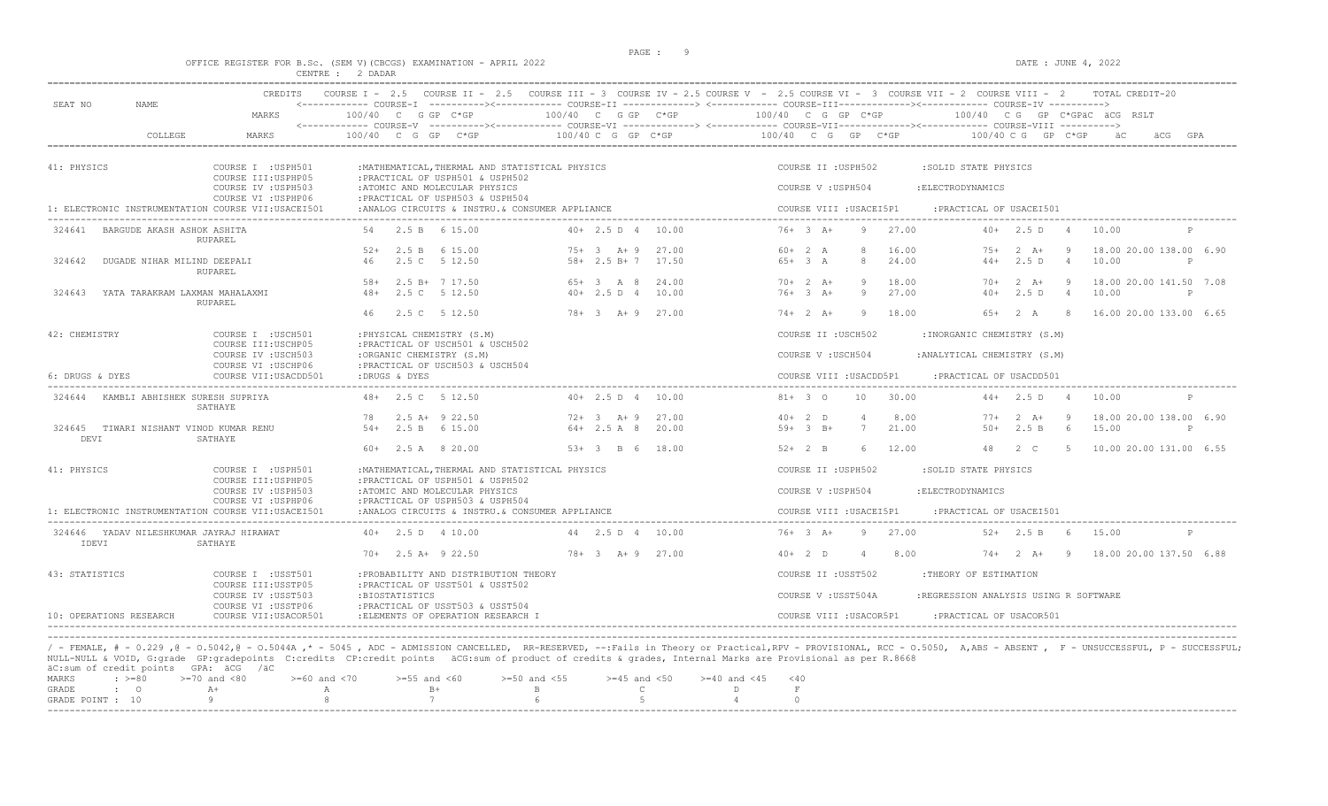OFFICE REGISTER FOR B.Sc. (SEM V)(CBCGS) EXAMINATION - APRIL 2022 CENTRE : 2 DADAR

DATE : JUNE 4, 2022

| SEAT NO | NAME | CREDITS | COURSE I - 2.5 | COURSE II - 2.5 | COURSE III - 3 | COURSE IV - 2.5 | COURSE V - 2.5 | COURSE VI - 3 | COURSE VII - 2 | COURSE VIII - 2 | TOTAL CREDIT-20 |
|---|---|---|---|---|---|---|---|---|---|---|---|
| | | MARKS | COURSE-I 100/40 C G GP C*GP | | COURSE-II 100/40 C G GP C*GP | | COURSE-III 100/40 C G GP C*GP | | COURSE-IV 100/40 C G GP C*GPäC äCG RSLT | | |
| | COLLEGE | MARKS | COURSE-V 100/40 C G GP C*GP | | COURSE-VI 100/40 C G GP C*GP | | COURSE-VII 100/40 C G GP C*GP | | COURSE-VIII 100/40 C G GP C*GP äC äCG GPA | | |

**41: PHYSICS**
- COURSE I :USPH501 :MATHEMATICAL,THERMAL AND STATISTICAL PHYSICS
- COURSE II :USPH502 :SOLID STATE PHYSICS
- COURSE III:USPHP05 :PRACTICAL OF USPH501 & USPH502
- COURSE IV :USPH503 :ATOMIC AND MOLECULAR PHYSICS
- COURSE V :USPH504 :ELECTRODYNAMICS
- COURSE VI :USPHP06 :PRACTICAL OF USPH503 & USPH504
- 1: ELECTRONIC INSTRUMENTATION COURSE VII:USACEI501 :ANALOG CIRCUITS & INSTRU.& CONSUMER APPLIANCE
- COURSE VIII :USACEI5P1 :PRACTICAL OF USACEI501

| SEAT NO | NAME / COLLEGE | COURSE I / V | COURSE II / VI | COURSE III / VII | COURSE IV / VIII | äC äCG RSLT / GPA |
|---|---|---|---|---|---|---|
| 324641 | BARGUDE AKASH ASHOK ASHITA | 54 2.5 B 6 15.00 | 40+ 2.5 D 4 10.00 | 76+ 3 A+ 9 27.00 | 40+ 2.5 D 4 10.00 | P |
| | RUPAREL | 52+ 2.5 B 6 15.00 | 75+ 3 A+ 9 27.00 | 60+ 2 A 8 16.00 | 75+ 2 A+ 9 18.00 | 20.00 138.00 6.90 |
| 324642 | DUGADE NIHAR MILIND DEEPALI | 46 2.5 C 5 12.50 | 58+ 2.5 B+ 7 17.50 | 65+ 3 A 8 24.00 | 44+ 2.5 D 4 10.00 | P |
| | RUPAREL | 58+ 2.5 B+ 7 17.50 | 65+ 3 A 8 24.00 | 70+ 2 A+ 9 18.00 | 70+ 2 A+ 9 18.00 | 20.00 141.50 7.08 |
| 324643 | YATA TARAKRAM LAXMAN MAHALAXMI | 48+ 2.5 C 5 12.50 | 40+ 2.5 D 4 10.00 | 76+ 3 A+ 9 27.00 | 40+ 2.5 D 4 10.00 | P |
| | RUPAREL | 46 2.5 C 5 12.50 | 78+ 3 A+ 9 27.00 | 74+ 2 A+ 9 18.00 | 65+ 2 A 8 16.00 | 20.00 133.00 6.65 |

**42: CHEMISTRY**
- COURSE I :USCH501 :PHYSICAL CHEMISTRY (S.M)
- COURSE II :USCH502 :INORGANIC CHEMISTRY (S.M)
- COURSE III:USCHP05 :PRACTICAL OF USCH501 & USCH502
- COURSE IV :USCH503 :ORGANIC CHEMISTRY (S.M)
- COURSE V :USCH504 :ANALYTICAL CHEMISTRY (S.M)
- COURSE VI :USCHP06 :PRACTICAL OF USCH503 & USCH504
- 6: DRUGS & DYES COURSE VII:USACDD501 :DRUGS & DYES
- COURSE VIII :USACDD5P1 :PRACTICAL OF USACDD501

| SEAT NO | NAME / COLLEGE | COURSE I / V | COURSE II / VI | COURSE III / VII | COURSE IV / VIII | äC äCG RSLT / GPA |
|---|---|---|---|---|---|---|
| 324644 | KAMBLI ABHISHEK SURESH SUPRIYA | 48+ 2.5 C 5 12.50 | 40+ 2.5 D 4 10.00 | 81+ 3 O 10 30.00 | 44+ 2.5 D 4 10.00 | P |
| | SATHAYE | 78 2.5 A+ 9 22.50 | 72+ 3 A+ 9 27.00 | 40+ 2 D 4 8.00 | 77+ 2 A+ 9 18.00 | 20.00 138.00 6.90 |
| 324645 | TIWARI NISHANT VINOD KUMAR RENU DEVI | 54+ 2.5 B 6 15.00 | 64+ 2.5 A 8 20.00 | 59+ 3 B+ 7 21.00 | 50+ 2.5 B 6 15.00 | P |
| | SATHAYE | 60+ 2.5 A 8 20.00 | 53+ 3 B 6 18.00 | 52+ 2 B 6 12.00 | 48 2 C 5 10.00 | 20.00 131.00 6.55 |

**41: PHYSICS**
- COURSE I :USPH501 :MATHEMATICAL,THERMAL AND STATISTICAL PHYSICS
- COURSE II :USPH502 :SOLID STATE PHYSICS
- COURSE III:USPHP05 :PRACTICAL OF USPH501 & USPH502
- COURSE IV :USPH503 :ATOMIC AND MOLECULAR PHYSICS
- COURSE V :USPH504 :ELECTRODYNAMICS
- COURSE VI :USPHP06 :PRACTICAL OF USPH503 & USPH504
- 1: ELECTRONIC INSTRUMENTATION COURSE VII:USACEI501 :ANALOG CIRCUITS & INSTRU.& CONSUMER APPLIANCE
- COURSE VIII :USACEI5P1 :PRACTICAL OF USACEI501

| SEAT NO | NAME / COLLEGE | COURSE I / V | COURSE II / VI | COURSE III / VII | COURSE IV / VIII | äC äCG RSLT / GPA |
|---|---|---|---|---|---|---|
| 324646 | YADAV NILESHKUMAR JAYRAJ HIRAWAT IDEVI | 40+ 2.5 D 4 10.00 | 44 2.5 D 4 10.00 | 76+ 3 A+ 9 27.00 | 52+ 2.5 B 6 15.00 | P |
| | SATHAYE | 70+ 2.5 A+ 9 22.50 | 78+ 3 A+ 9 27.00 | 40+ 2 D 4 8.00 | 74+ 2 A+ 9 18.00 | 20.00 137.50 6.88 |

**43: STATISTICS**
- COURSE I :USST501 :PROBABILITY AND DISTRIBUTION THEORY
- COURSE II :USST502 :THEORY OF ESTIMATION
- COURSE III:USSTP05 :PRACTICAL OF USST501 & USST502
- COURSE IV :USST503 :BIOSTATISTICS
- COURSE V :USST504A :REGRESSION ANALYSIS USING R SOFTWARE
- COURSE VI :USSTP06 :PRACTICAL OF USST503 & USST504
- 10: OPERATIONS RESEARCH COURSE VII:USACOR501 :ELEMENTS OF OPERATION RESEARCH I
- COURSE VIII :USACOR5P1 :PRACTICAL OF USACOR501

/ - FEMALE, # - 0.229 ,@ - O.5042,@ - O.5044A ,* - 5045 , ADC - ADMISSION CANCELLED, RR-RESERVED, --:Fails in Theory or Practical,RPV - PROVISIONAL, RCC - O.5050, A,ABS - ABSENT , F - UNSUCCESSFUL, P - SUCCESSFUL; NULL-NULL & VOID, G:grade GP:gradepoints C:credits CP:credit points äCG:sum of product of credits & grades, Internal Marks are Provisional as per R.8668
äC:sum of credit points GPA: äCG /äC

| MARKS | : >=80 | >=70 and <80 | >=60 and <70 | >=55 and <60 | >=50 and <55 | >=45 and <50 | >=40 and <45 | <40 |
|---|---|---|---|---|---|---|---|---|
| GRADE | : O | A+ | A | B+ | B | C | D | F |
| GRADE POINT | : 10 | 9 | 8 | 7 | 6 | 5 | 4 | 0 |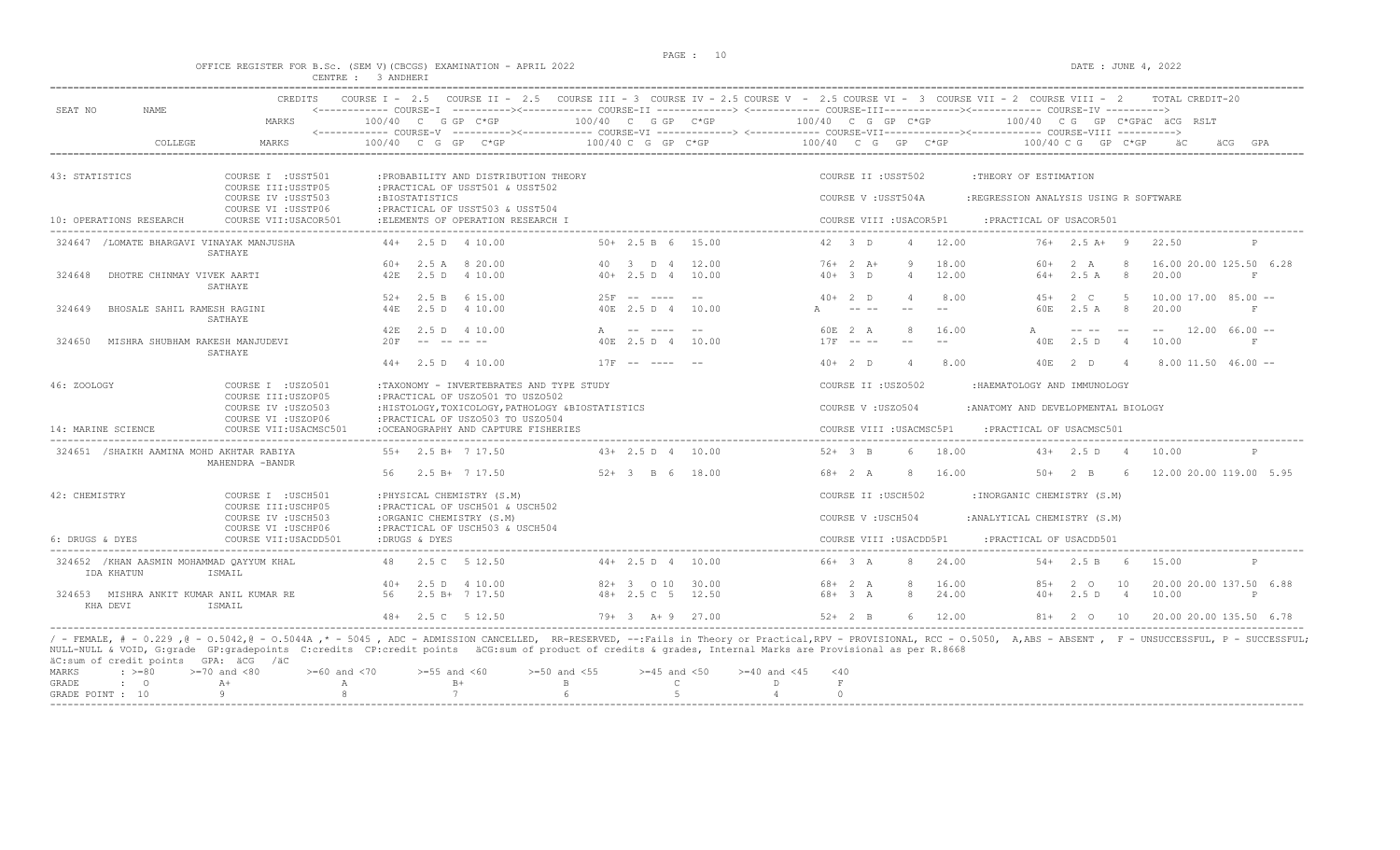OFFICE REGISTER FOR B.Sc. (SEM V)(CBCGS) EXAMINATION - APRIL 2022

CENTRE : 3 ANDHERI

DATE : JUNE 4, 2022

| SEAT NO | NAME | CREDITS / MARKS | COURSE I - 2.5 (COURSE-I / COURSE-V) 100/40 C G GP C*GP | COURSE II - 2.5 / COURSE III - 3 (COURSE-II / COURSE-VI) 100/40 C G GP C*GP | COURSE IV - 2.5 / COURSE V - 2.5 (COURSE-III / COURSE-VII) 100/40 C G GP C*GP | COURSE VI - 3 / COURSE VII - 2 / COURSE VIII - 2 (COURSE-IV / COURSE-VIII) 100/40 C G GP C*GP | TOTAL CREDIT-20 äC äCG RSLT / GPA |
|---|---|---|---|---|---|---|---|
| | COLLEGE | MARKS | | | | | |

43: STATISTICS — COURSE I :USST501 :PROBABILITY AND DISTRIBUTION THEORY; COURSE II :USST502 :THEORY OF ESTIMATION; COURSE III:USSTP05 :PRACTICAL OF USST501 & USST502; COURSE IV :USST503 :BIOSTATISTICS; COURSE V :USST504A :REGRESSION ANALYSIS USING R SOFTWARE; COURSE VI :USSTP06 :PRACTICAL OF USST503 & USST504

10: OPERATIONS RESEARCH — COURSE VII:USACOR501 :ELEMENTS OF OPERATION RESEARCH I; COURSE VIII :USACOR5P1 :PRACTICAL OF USACOR501

| SEAT NO | NAME | | | | | | |
|---|---|---|---|---|---|---|---|
| 324647 | /LOMATE BHARGAVI VINAYAK MANJUSHA SATHAYE | | 44+ 2.5 D 4 10.00 | 50+ 2.5 B 6 15.00 | 42 3 D 4 12.00 | 76+ 2.5 A+ 9 22.50 | P |
| | | | 60+ 2.5 A 8 20.00 | 40 3 D 4 12.00 | 76+ 2 A+ 9 18.00 | 60+ 2 A 8 16.00 | 20.00 125.50 6.28 |
| 324648 | DHOTRE CHINMAY VIVEK AARTI SATHAYE | | 42E 2.5 D 4 10.00 | 40+ 2.5 D 4 10.00 | 40+ 3 D 4 12.00 | 64+ 2.5 A 8 20.00 | F |
| | | | 52+ 2.5 B 6 15.00 | 25F -- ---- -- | 40+ 2 D 4 8.00 | 45+ 2 C 5 10.00 | 17.00 85.00 -- |
| 324649 | BHOSALE SAHIL RAMESH RAGINI SATHAYE | | 44E 2.5 D 4 10.00 | 40E 2.5 D 4 10.00 | A -- -- -- -- | 60E 2.5 A 8 20.00 | F |
| | | | 42E 2.5 D 4 10.00 | A -- ---- -- | 60E 2 A 8 16.00 | A -- -- -- -- | 12.00 66.00 -- |
| 324650 | MISHRA SHUBHAM RAKESH MANJUDEVI SATHAYE | | 20F -- -- -- -- | 40E 2.5 D 4 10.00 | 17F -- -- -- -- | 40E 2.5 D 4 10.00 | F |
| | | | 44+ 2.5 D 4 10.00 | 17F -- ---- -- | 40+ 2 D 4 8.00 | 40E 2 D 4 8.00 | 11.50 46.00 -- |

46: ZOOLOGY — COURSE I :USZO501 :TAXONOMY - INVERTEBRATES AND TYPE STUDY; COURSE II :USZO502 :HAEMATOLOGY AND IMMUNOLOGY; COURSE III:USZOP05 :PRACTICAL OF USZO501 TO USZO502; COURSE IV :USZO503 :HISTOLOGY,TOXICOLOGY,PATHOLOGY &BIOSTATISTICS; COURSE V :USZO504 :ANATOMY AND DEVELOPMENTAL BIOLOGY; COURSE VI :USZOP06 :PRACTICAL OF USZO503 TO USZO504

14: MARINE SCIENCE — COURSE VII:USACMSC501 :OCEANOGRAPHY AND CAPTURE FISHERIES; COURSE VIII :USACMSC5P1 :PRACTICAL OF USACMSC501

| SEAT NO | NAME | | | | | | |
|---|---|---|---|---|---|---|---|
| 324651 | /SHAIKH AAMINA MOHD AKHTAR RABIYA MAHENDRA -BANDR | | 55+ 2.5 B+ 7 17.50 | 43+ 2.5 D 4 10.00 | 52+ 3 B 6 18.00 | 43+ 2.5 D 4 10.00 | P |
| | | | 56 2.5 B+ 7 17.50 | 52+ 3 B 6 18.00 | 68+ 2 A 8 16.00 | 50+ 2 B 6 12.00 | 20.00 119.00 5.95 |

42: CHEMISTRY — COURSE I :USCH501 :PHYSICAL CHEMISTRY (S.M); COURSE II :USCH502 :INORGANIC CHEMISTRY (S.M); COURSE III:USCHP05 :PRACTICAL OF USCH501 & USCH502; COURSE IV :USCH503 :ORGANIC CHEMISTRY (S.M); COURSE V :USCH504 :ANALYTICAL CHEMISTRY (S.M); COURSE VI :USCHP06 :PRACTICAL OF USCH503 & USCH504

6: DRUGS & DYES — COURSE VII:USACDD501 :DRUGS & DYES; COURSE VIII :USACDD5P1 :PRACTICAL OF USACDD501

| SEAT NO | NAME | | | | | | |
|---|---|---|---|---|---|---|---|
| 324652 | /KHAN AASMIN MOHAMMAD QAYYUM KHAL IDA KHATUN ISMAIL | | 48 2.5 C 5 12.50 | 44+ 2.5 D 4 10.00 | 66+ 3 A 8 24.00 | 54+ 2.5 B 6 15.00 | P |
| | | | 40+ 2.5 D 4 10.00 | 82+ 3 O 10 30.00 | 68+ 2 A 8 16.00 | 85+ 2 O 10 20.00 | 20.00 137.50 6.88 |
| 324653 | MISHRA ANKIT KUMAR ANIL KUMAR RE KHA DEVI ISMAIL | | 56 2.5 B+ 7 17.50 | 48+ 2.5 C 5 12.50 | 68+ 3 A 8 24.00 | 40+ 2.5 D 4 10.00 | P |
| | | | 48+ 2.5 C 5 12.50 | 79+ 3 A+ 9 27.00 | 52+ 2 B 6 12.00 | 81+ 2 O 10 20.00 | 20.00 135.50 6.78 |

/ - FEMALE, # - 0.229 ,@ - 0.5042,@ - 0.5044A ,* - 5045 , ADC - ADMISSION CANCELLED, RR-RESERVED, --:Fails in Theory or Practical,RPV - PROVISIONAL, RCC - 0.5050, A,ABS - ABSENT , F - UNSUCCESSFUL, P - SUCCESSFUL; NULL-NULL & VOID, G:grade GP:gradepoints C:credits CP:credit points äCG:sum of product of credits & grades, Internal Marks are Provisional as per R.8668

äC:sum of credit points GPA: äCG /äC

| MARKS | : >=80 | >=70 and <80 | >=60 and <70 | >=55 and <60 | >=50 and <55 | >=45 and <50 | >=40 and <45 | <40 |
|---|---|---|---|---|---|---|---|---|
| GRADE | : O | A+ | A | B+ | B | C | D | F |
| GRADE POINT | : 10 | 9 | 8 | 7 | 6 | 5 | 4 | 0 |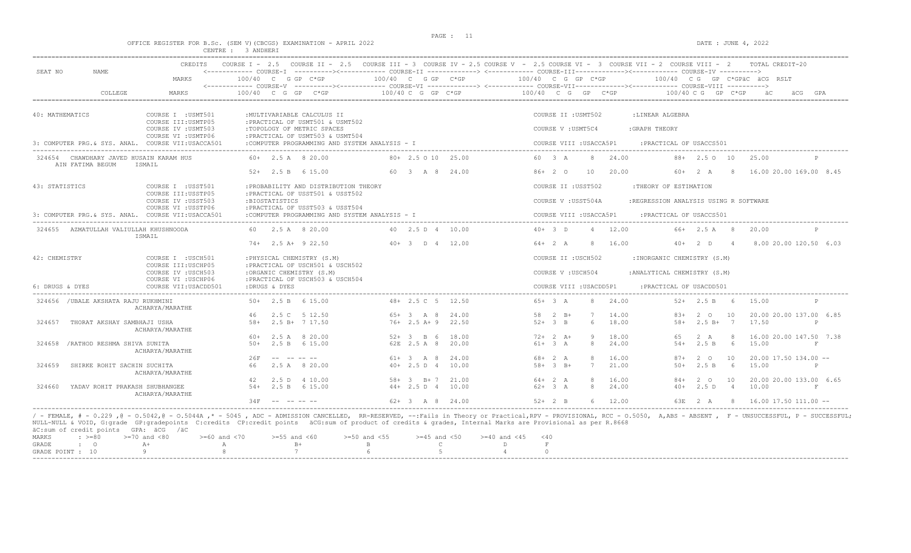OFFICE REGISTER FOR B.Sc. (SEM V)(CBCGS) EXAMINATION - APRIL 2022
CENTRE : 3 ANDHERI

DATE : JUNE 4, 2022

| SEAT NO | NAME | CREDITS | COURSE I - 2.5 | COURSE II - 2.5 | COURSE III - 3 | COURSE IV - 2.5 | COURSE V - 2.5 | COURSE VI - 3 | COURSE VII - 2 | COURSE VIII - 2 | TOTAL CREDIT-20 |
|---|---|---|---|---|---|---|---|---|---|---|---|
| | | MARKS | COURSE-I 100/40 C G GP C\*GP | | COURSE-II 100/40 C G GP C\*GP | | COURSE-III 100/40 C G GP C\*GP | | COURSE-IV 100/40 C G GP C\*GP äC äCG RSLT | | |
| | COLLEGE | MARKS | COURSE-V 100/40 C G GP C\*GP | | COURSE-VI 100/40 C G GP C\*GP | | COURSE-VII 100/40 C G GP C\*GP | | COURSE-VIII 100/40 C G GP C\*GP äC äCG GPA | | |

**40: MATHEMATICS**
- COURSE I :USMT501 :MULTIVARIABLE CALCULUS II
- COURSE II :USMT502 :LINEAR ALGEBRA
- COURSE III:USMTP05 :PRACTICAL OF USMT501 & USMT502
- COURSE IV :USMT503 :TOPOLOGY OF METRIC SPACES
- COURSE V :USMT5C4 :GRAPH THEORY
- COURSE VI :USMTP06 :PRACTICAL OF USMT503 & USMT504
- COURSE VII:USACCA501 :COMPUTER PROGRAMMING AND SYSTEM ANALYSIS - I
- COURSE VIII :USACCA5P1 :PRACTICAL OF USACCS501

3: COMPUTER PRG.& SYS. ANAL.

| SEAT NO | NAME | Course I / V | Course II / VI | Course III / VII | Course IV / VIII | äC | äCG | RSLT/GPA |
|---|---|---|---|---|---|---|---|---|
| 324654 | CHAWDHARY JAVED HUSAIN KARAM HUS AIN FATIMA BEGUM ISMAIL | 60+ 2.5 A 8 20.00 | 80+ 2.5 O 10 25.00 | 60 3 A 8 24.00 | 88+ 2.5 O 10 25.00 | | | P |
| | | 52+ 2.5 B 6 15.00 | 60 3 A 8 24.00 | 86+ 2 O 10 20.00 | 60+ 2 A 8 16.00 | 20.00 | 169.00 | 8.45 |

**43: STATISTICS**
- COURSE I :USST501 :PROBABILITY AND DISTRIBUTION THEORY
- COURSE II :USST502 :THEORY OF ESTIMATION
- COURSE III:USSTP05 :PRACTICAL OF USST501 & USST502
- COURSE IV :USST503 :BIOSTATISTICS
- COURSE V :USST504A :REGRESSION ANALYSIS USING R SOFTWARE
- COURSE VI :USSTP06 :PRACTICAL OF USST503 & USST504
- COURSE VII:USACCA501 :COMPUTER PROGRAMMING AND SYSTEM ANALYSIS - I
- COURSE VIII :USACCA5P1 :PRACTICAL OF USACCS501

3: COMPUTER PRG.& SYS. ANAL.

| SEAT NO | NAME | Course I / V | Course II / VI | Course III / VII | Course IV / VIII | äC | äCG | RSLT/GPA |
|---|---|---|---|---|---|---|---|---|
| 324655 | AZMATULLAH VALIULLAH KHUSHNOODA ISMAIL | 60 2.5 A 8 20.00 | 40 2.5 D 4 10.00 | 40+ 3 D 4 12.00 | 66+ 2.5 A 8 20.00 | | | P |
| | | 74+ 2.5 A+ 9 22.50 | 40+ 3 D 4 12.00 | 64+ 2 A 8 16.00 | 40+ 2 D 4 8.00 | 20.00 | 120.50 | 6.03 |

**42: CHEMISTRY**
- COURSE I :USCH501 :PHYSICAL CHEMISTRY (S.M)
- COURSE II :USCH502 :INORGANIC CHEMISTRY (S.M)
- COURSE III:USCHP05 :PRACTICAL OF USCH501 & USCH502
- COURSE IV :USCH503 :ORGANIC CHEMISTRY (S.M)
- COURSE V :USCH504 :ANALYTICAL CHEMISTRY (S.M)
- COURSE VI :USCHP06 :PRACTICAL OF USCH503 & USCH504
- COURSE VII:USACDD501 :DRUGS & DYES
- COURSE VIII :USACDD5P1 :PRACTICAL OF USACDD501

6: DRUGS & DYES

| SEAT NO | NAME | Course I / V | Course II / VI | Course III / VII | Course IV / VIII | äC | äCG | RSLT/GPA |
|---|---|---|---|---|---|---|---|---|
| 324656 | /UBALE AKSHATA RAJU RUKHMINI ACHARYA/MARATHE | 50+ 2.5 B 6 15.00 | 48+ 2.5 C 5 12.50 | 65+ 3 A 8 24.00 | 52+ 2.5 B 6 15.00 | | | P |
| | | 46 2.5 C 5 12.50 | 65+ 3 A 8 24.00 | 58 2 B+ 7 14.00 | 83+ 2 O 10 20.00 | 20.00 | 137.00 | 6.85 |
| 324657 | THORAT AKSHAY SAMBHAJI USHA ACHARYA/MARATHE | 58+ 2.5 B+ 7 17.50 | 76+ 2.5 A+ 9 22.50 | 52+ 3 B 6 18.00 | 58+ 2.5 B+ 7 17.50 | | | P |
| | | 60+ 2.5 A 8 20.00 | 52+ 3 B 6 18.00 | 72+ 2 A+ 9 18.00 | 65 2 A 8 16.00 | 20.00 | 147.50 | 7.38 |
| 324658 | /RATHOD RESHMA SHIVA SUNITA ACHARYA/MARATHE | 50+ 2.5 B 6 15.00 | 62E 2.5 A 8 20.00 | 61+ 3 A 8 24.00 | 54+ 2.5 B 6 15.00 | | | F |
| | | 26F -- -- -- -- | 61+ 3 A 8 24.00 | 68+ 2 A 8 16.00 | 87+ 2 O 10 20.00 | 17.50 | 134.00 | -- |
| 324659 | SHIRKE ROHIT SACHIN SUCHITA ACHARYA/MARATHE | 66 2.5 A 8 20.00 | 40+ 2.5 D 4 10.00 | 58+ 3 B+ 7 21.00 | 50+ 2.5 B 6 15.00 | | | P |
| | | 42 2.5 D 4 10.00 | 58+ 3 B+ 7 21.00 | 64+ 2 A 8 16.00 | 84+ 2 O 10 20.00 | 20.00 | 133.00 | 6.65 |
| 324660 | YADAV ROHIT PRAKASH SHUBHANGEE ACHARYA/MARATHE | 54+ 2.5 B 6 15.00 | 44+ 2.5 D 4 10.00 | 62+ 3 A 8 24.00 | 40+ 2.5 D 4 10.00 | | | F |
| | | 34F -- -- -- -- | 62+ 3 A 8 24.00 | 52+ 2 B 6 12.00 | 63E 2 A 8 16.00 | 17.50 | 111.00 | -- |

/ - FEMALE, # - 0.229 ,@ - O.5042,@ - O.5044A ,\* - 5045 , ADC - ADMISSION CANCELLED, RR-RESERVED, --:Fails in Theory or Practical,RPV - PROVISIONAL, RCC - O.5050, A,ABS - ABSENT , F - UNSUCCESSFUL, P - SUCCESSFUL; NULL-NULL & VOID, G:grade GP:gradepoints C:credits CP:credit points äCG:sum of product of credits & grades, Internal Marks are Provisional as per R.8668
äC:sum of credit points GPA: äCG /äC

| MARKS | >=80 | >=70 and <80 | >=60 and <70 | >=55 and <60 | >=50 and <55 | >=45 and <50 | >=40 and <45 | <40 |
|---|---|---|---|---|---|---|---|---|
| GRADE | O | A+ | A | B+ | B | C | D | F |
| GRADE POINT | 10 | 9 | 8 | 7 | 6 | 5 | 4 | 0 |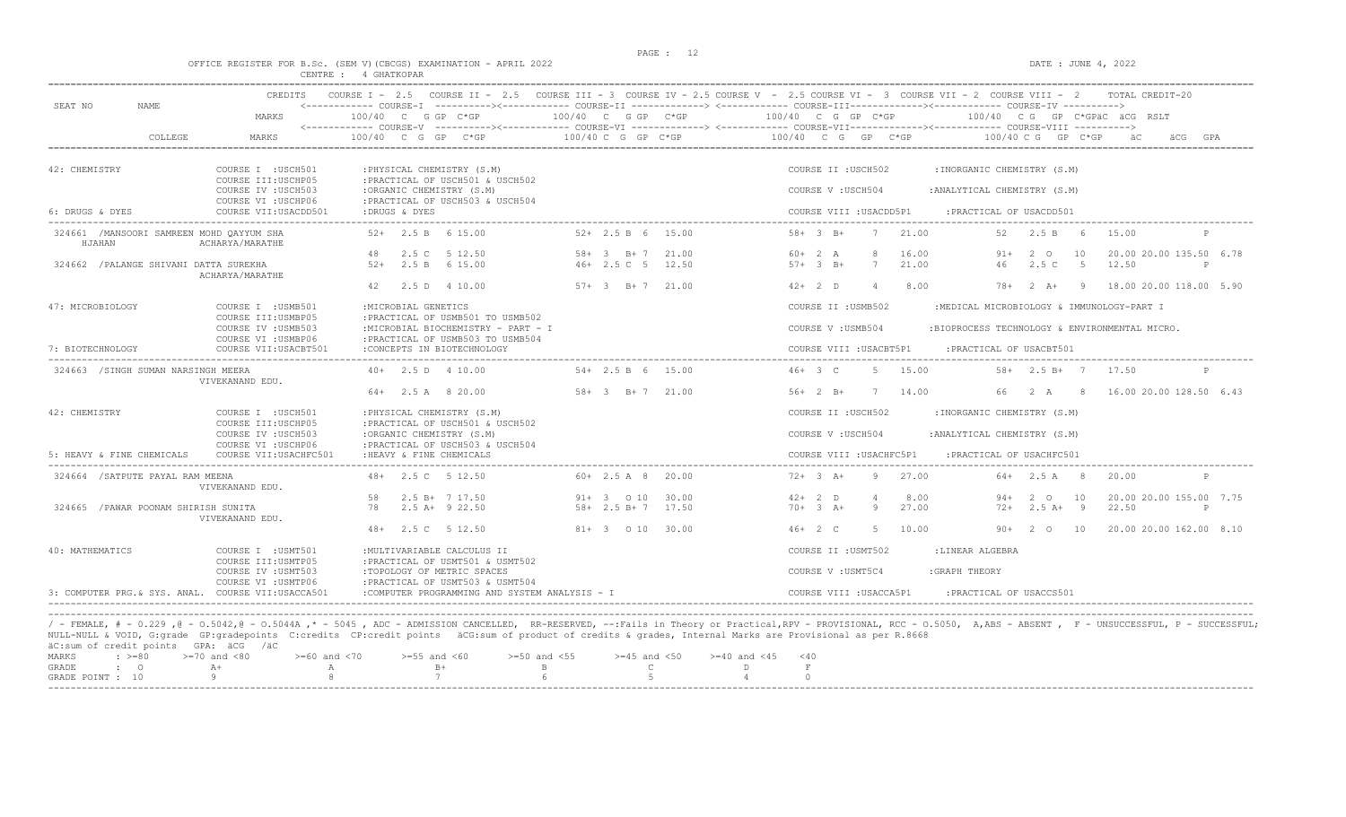OFFICE REGISTER FOR B.Sc. (SEM V)(CBCGS) EXAMINATION - APRIL 2022

CENTRE : 4 GHATKOPAR

DATE : JUNE 4, 2022

```
                          CREDITS   COURSE I - 2.5   COURSE II - 2.5   COURSE III - 3  COURSE IV - 2.5 COURSE V  - 2.5 COURSE VI - 3  COURSE VII - 2  COURSE VIII - 2     TOTAL CREDIT-20
SEAT NO     NAME                    <------------ COURSE-I  ---------><------------ COURSE-II ------------> <------------ COURSE-III------------><------------ COURSE-IV ---------->
                          MARKS       100/40  C  G GP  C*GP        100/40  C  G GP  C*GP         100/40  C  G  GP  C*GP          100/40  C G  GP  C*GPäC  äCG  RSLT
                                    <------------ COURSE-V  ---------><------------ COURSE-VI ------------> <------------ COURSE-VII------------><------------ COURSE-VIII ---------->
            COLLEGE       MARKS       100/40  C  G  GP   C*GP       100/40 C  G  GP  C*GP        100/40   C  G   GP   C*GP         100/40 C G  GP  C*GP     äC      äCG  GPA

42: CHEMISTRY               COURSE I  :USCH501       :PHYSICAL CHEMISTRY (S.M)                               COURSE II :USCH502       :INORGANIC CHEMISTRY (S.M)
                            COURSE III:USCHP05       :PRACTICAL OF USCH501 & USCH502
                            COURSE IV :USCH503       :ORGANIC CHEMISTRY (S.M)                                COURSE V :USCH504        :ANALYTICAL CHEMISTRY (S.M)
                            COURSE VI :USCHP06       :PRACTICAL OF USCH503 & USCH504
6: DRUGS & DYES             COURSE VII:USACDD501     :DRUGS & DYES                                           COURSE VIII :USACDD5P1    :PRACTICAL OF USACDD501

 324661 /MANSOORI SAMREEN MOHD QAYYUM SHA        52+  2.5 B   6 15.00       52+ 2.5 B  6  15.00        58+  3  B+    7  21.00          52   2.5 B   6   15.00             P
    HJAHAN                 ACHARYA/MARATHE
                                                 48   2.5 C   5 12.50       58+  3   B+ 7  21.00        60+  2  A     8  16.00          91+  2  O   10   20.00 20.00 135.50  6.78
 324662 /PALANGE SHIVANI DATTA SUREKHA           52+  2.5 B   6 15.00       46+  2.5 C  5  12.50        57+  3  B+    7  21.00          46   2.5 C   5   12.50             P
                           ACHARYA/MARATHE
                                                 42   2.5 D   4 10.00       57+  3   B+ 7  21.00        42+  2  D     4   8.00          78+  2  A+   9   18.00 20.00 118.00  5.90

47: MICROBIOLOGY            COURSE I  :USMB501       :MICROBIAL GENETICS                                     COURSE II :USMB502       :MEDICAL MICROBIOLOGY & IMMUNOLOGY-PART I
                            COURSE III:USMBP05       :PRACTICAL OF USMB501 TO USMB502
                            COURSE IV :USMB503       :MICROBIAL BIOCHEMISTRY - PART - I                      COURSE V :USMB504        :BIOPROCESS TECHNOLOGY & ENVIRONMENTAL MICRO.
                            COURSE VI :USMBP06       :PRACTICAL OF USMB503 TO USMB504
7: BIOTECHNOLOGY            COURSE VII:USACBT501     :CONCEPTS IN BIOTECHNOLOGY                              COURSE VIII :USACBT5P1    :PRACTICAL OF USACBT501

 324663 /SINGH SUMAN NARSINGH MEERA              40+  2.5 D   4 10.00       54+ 2.5 B  6  15.00        46+  3  C     5  15.00          58+  2.5 B+  7   17.50             P
                           VIVEKANAND EDU.
                                                 64+  2.5 A   8 20.00       58+  3   B+ 7  21.00        56+  2  B+    7  14.00          66   2  A    8   16.00 20.00 128.50  6.43

42: CHEMISTRY               COURSE I  :USCH501       :PHYSICAL CHEMISTRY (S.M)                               COURSE II :USCH502       :INORGANIC CHEMISTRY (S.M)
                            COURSE III:USCHP05       :PRACTICAL OF USCH501 & USCH502
                            COURSE IV :USCH503       :ORGANIC CHEMISTRY (S.M)                                COURSE V :USCH504        :ANALYTICAL CHEMISTRY (S.M)
                            COURSE VI :USCHP06       :PRACTICAL OF USCH503 & USCH504
5: HEAVY & FINE CHEMICALS   COURSE VII:USACHFC501    :HEAVY & FINE CHEMICALS                                 COURSE VIII :USACHFC5P1   :PRACTICAL OF USACHFC501

 324664 /SATPUTE PAYAL RAM MEENA                 48+  2.5 C   5 12.50       60+ 2.5 A  8  20.00        72+  3  A+    9  27.00          64+  2.5 A   8   20.00             P
                           VIVEKANAND EDU.
                                                 58   2.5 B+  7 17.50       91+  3   O 10  30.00        42+  2  D     4   8.00          94+  2  O   10   20.00 20.00 155.00  7.75
 324665 /PAWAR POONAM SHIRISH SUNITA             78   2.5 A+  9 22.50       58+ 2.5 B+ 7  17.50        70+  3  A+    9  27.00          72+  2.5 A+  9   22.50             P
                           VIVEKANAND EDU.
                                                 48+  2.5 C   5 12.50       81+  3   O 10  30.00        46+  2  C     5  10.00          90+  2  O   10   20.00 20.00 162.00  8.10

40: MATHEMATICS             COURSE I  :USMT501       :MULTIVARIABLE CALCULUS II                              COURSE II :USMT502       :LINEAR ALGEBRA
                            COURSE III:USMTP05       :PRACTICAL OF USMT501 & USMT502
                            COURSE IV :USMT503       :TOPOLOGY OF METRIC SPACES                              COURSE V :USMT5C4        :GRAPH THEORY
                            COURSE VI :USMTP06       :PRACTICAL OF USMT503 & USMT504
3: COMPUTER PRG.& SYS. ANAL. COURSE VII:USACCA501   :COMPUTER PROGRAMMING AND SYSTEM ANALYSIS - I            COURSE VIII :USACCA5P1    :PRACTICAL OF USACCS501
```

/ - FEMALE, # - 0.229 ,@ - O.5042,@ - O.5044A ,* - 5045 , ADC - ADMISSION CANCELLED, RR-RESERVED, --:Fails in Theory or Practical,RPV - PROVISIONAL, RCC - O.5050, A,ABS - ABSENT , F - UNSUCCESSFUL, P - SUCCESSFUL; NULL-NULL & VOID, G:grade GP:gradepoints C:credits CP:credit points äCG:sum of product of credits & grades, Internal Marks are Provisional as per R.8668

äC:sum of credit points GPA: äCG /äC

| MARKS | : >=80 | >=70 and <80 | >=60 and <70 | >=55 and <60 | >=50 and <55 | >=45 and <50 | >=40 and <45 | <40 |
|---|---|---|---|---|---|---|---|---|
| GRADE | : O | A+ | A | B+ | B | C | D | F |
| GRADE POINT | : 10 | 9 | 8 | 7 | 6 | 5 | 4 | 0 |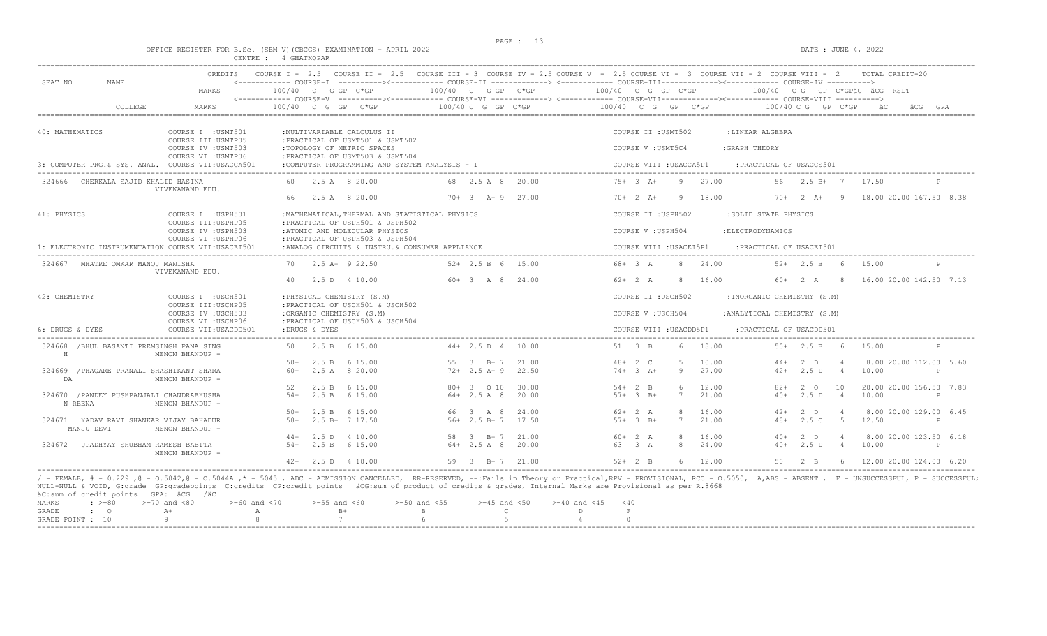OFFICE REGISTER FOR B.Sc. (SEM V)(CBCGS) EXAMINATION - APRIL 2022 — CENTRE : 4 GHATKOPAR — DATE : JUNE 4, 2022

```
                          CREDITS    COURSE I - 2.5   COURSE II - 2.5   COURSE III = 3  COURSE IV = 2.5 COURSE V  - 2.5 COURSE VI -  3  COURSE VII = 2  COURSE VIII -  2      TOTAL CREDIT-20
SEAT NO       NAME                   <------------ COURSE-I  ----------><------------ COURSE-II -------------> <------------ COURSE-III------------><------------ COURSE-IV ---------->
                           MARKS         100/40  C  G GP  C*GP          100/40  C  G GP  C*GP          100/40  C  G  GP  C*GP          100/40  C G  GP  C*GPäC  äCG  RSLT
                                     <------------ COURSE-V  ----------><------------ COURSE-VI -------------> <------------ COURSE-VII-----------><------------ COURSE-VIII ---------->
         COLLEGE           MARKS         100/40  C  G  GP   C*GP         100/40 C  G  GP  C*GP          100/40   C  G   GP   C*GP          100/40 C G  GP  C*GP      äC      äCG  GPA

40: MATHEMATICS              COURSE I  :USMT501        :MULTIVARIABLE CALCULUS II                                          COURSE II :USMT502        :LINEAR ALGEBRA
                             COURSE III:USMTP05        :PRACTICAL OF USMT501 & USMT502
                             COURSE IV :USMT503        :TOPOLOGY OF METRIC SPACES                                          COURSE V :USMT5C4         :GRAPH THEORY
                             COURSE VI :USMTP06        :PRACTICAL OF USMT503 & USMT504
3: COMPUTER PRG.& SYS. ANAL.  COURSE VII:USACCA501     :COMPUTER PROGRAMMING AND SYSTEM ANALYSIS - I                       COURSE VIII :USACCA5P1      :PRACTICAL OF USACCS501

 324666   CHERKALA SAJID KHALID HASINA             60    2.5 A   8 20.00          68  2.5 A  8   20.00           75+  3  A+     9   27.00            56   2.5 B+  7   17.50            P
                 VIVEKANAND EDU.
                                                   66    2.5 A   8 20.00          70+  3   A+ 9   27.00          70+  2  A+     9   18.00            70+   2  A+    9    18.00 20.00 167.50  8.38

41: PHYSICS                  COURSE I  :USPH501        :MATHEMATICAL,THERMAL AND STATISTICAL PHYSICS                       COURSE II :USPH502        :SOLID STATE PHYSICS
                             COURSE III:USPHP05        :PRACTICAL OF USPH501 & USPH502
                             COURSE IV :USPH503        :ATOMIC AND MOLECULAR PHYSICS                                       COURSE V :USPH504         :ELECTRODYNAMICS
                             COURSE VI :USPHP06        :PRACTICAL OF USPH503 & USPH504
1: ELECTRONIC INSTRUMENTATION COURSE VII:USACEI501     :ANALOG CIRCUITS & INSTRU.& CONSUMER APPLIANCE                      COURSE VIII :USACEI5P1      :PRACTICAL OF USACEI501

 324667   MHATRE OMKAR MANOJ MANISHA               70    2.5 A+  9 22.50          52+  2.5 B  6   15.00          68+  3  A      8   24.00            52+   2.5 B   6   15.00            P
                 VIVEKANAND EDU.
                                                   40    2.5 D   4 10.00          60+  3   A  8   24.00          62+  2  A      8   16.00            60+   2  A     8    16.00 20.00 142.50  7.13

42: CHEMISTRY                COURSE I  :USCH501        :PHYSICAL CHEMISTRY (S.M)                                           COURSE II :USCH502        :INORGANIC CHEMISTRY (S.M)
                             COURSE III:USCHP05        :PRACTICAL OF USCH501 & USCH502
                             COURSE IV :USCH503        :ORGANIC CHEMISTRY (S.M)                                            COURSE V :USCH504         :ANALYTICAL CHEMISTRY (S.M)
                             COURSE VI :USCHP06        :PRACTICAL OF USCH503 & USCH504
6: DRUGS & DYES              COURSE VII:USACDD501      :DRUGS & DYES                                                       COURSE VIII :USACDD5P1      :PRACTICAL OF USACDD501

 324668  /BHUL BASANTI PREMSINGH PANA SING         50    2.5 B   6 15.00          44+  2.5 D  4   10.00          51   3  B      6   18.00            50+   2.5 B   6   15.00            P
       H         MENON BHANDUP -
                                                   50+   2.5 B   6 15.00          55   3   B+ 7   21.00          48+  2  C      5   10.00            44+   2  D     4     8.00 20.00 112.00  5.60
 324669  /PHAGARE PRANALI SHASHIKANT SHARA         60+   2.5 A   8 20.00          72+  2.5 A+ 9   22.50          74+  3  A+     9   27.00            42+   2.5 D   4   10.00            P
       DA        MENON BHANDUP -
                                                   52    2.5 B   6 15.00          80+  3   O 10   30.00          54+  2  B      6   12.00            82+   2  O    10    20.00 20.00 156.50  7.83
 324670  /PANDEY PUSHPANJALI CHANDRABHUSHA         54+   2.5 B   6 15.00          64+  2.5 A  8   20.00          57+  3  B+     7   21.00            40+   2.5 D   4   10.00            P
       N REENA   MENON BHANDUP -
                                                   50+   2.5 B   6 15.00          66   3   A  8   24.00          62+  2  A      8   16.00            42+   2  D     4     8.00 20.00 129.00  6.45
 324671   YADAV RAVI SHANKAR VIJAY BAHADUR         58+   2.5 B+  7 17.50          56+  2.5 B+ 7   17.50          57+  3  B+     7   21.00            48+   2.5 C   5   12.50            P
       MANJU DEVI    MENON BHANDUP -
                                                   44+   2.5 D   4 10.00          58   3   B+ 7   21.00          60+  2  A      8   16.00            40+   2  D     4     8.00 20.00 123.50  6.18
 324672   UPADHYAY SHUBHAM RAMESH BABITA           54+   2.5 B   6 15.00          64+  2.5 A  8   20.00          63   3  A      8   24.00            40+   2.5 D   4   10.00            P
                 MENON BHANDUP -
                                                   42+   2.5 D   4 10.00          59   3   B+ 7   21.00          52+  2  B      6   12.00            50    2  B     6    12.00 20.00 124.00  6.20
```

/ - FEMALE, # - 0.229 ,@ - O.5042,@ - O.5044A ,* - 5045 , ADC - ADMISSION CANCELLED, RR-RESERVED, --:Fails in Theory or Practical,RPV - PROVISIONAL, RCC - O.5050, A,ABS - ABSENT , F - UNSUCCESSFUL, P - SUCCESSFUL; NULL-NULL & VOID, G:grade GP:gradepoints C:credits CP:credit points äCG:sum of product of credits & grades, Internal Marks are Provisional as per R.8668

äC:sum of credit points GPA: äCG /äC

| MARKS | : >=80 | >=70 and <80 | >=60 and <70 | >=55 and <60 | >=50 and <55 | >=45 and <50 | >=40 and <45 | <40 |
|---|---|---|---|---|---|---|---|---|
| GRADE | : O | A+ | A | B+ | B | C | D | F |
| GRADE POINT | : 10 | 9 | 8 | 7 | 6 | 5 | 4 | 0 |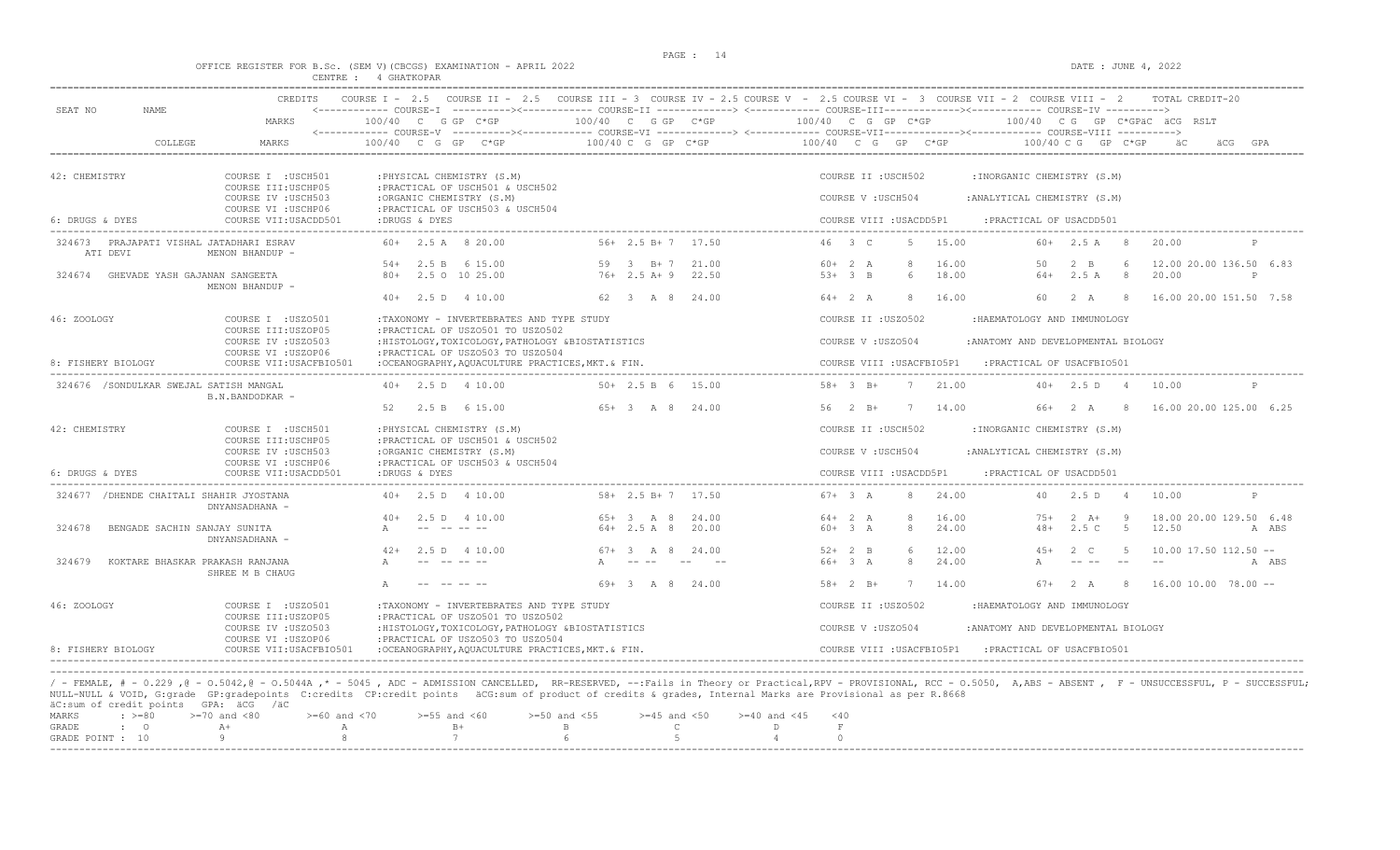OFFICE REGISTER FOR B.Sc. (SEM V)(CBCGS) EXAMINATION - APRIL 2022 &nbsp;&nbsp;&nbsp; DATE : JUNE 4, 2022

CENTRE : 4 GHATKOPAR

| SEAT NO | NAME | CREDITS / MARKS | COURSE I - 2.5 (COURSE-I) 100/40 C G GP C*GP | COURSE II - 2.5 (COURSE-II) | COURSE III - 3 / COURSE IV - 2.5 (COURSE-III) 100/40 C G GP C*GP | COURSE V - 2.5 / COURSE VI - 3 (COURSE-IV) 100/40 C G GP C*GP | COURSE VII - 2 / COURSE VIII - 2 100/40 C G GP C*GP | äC äCG RSLT / GPA |
|---|---|---|---|---|---|---|---|---|
| | COLLEGE | MARKS | COURSE-V 100/40 C G GP C*GP | COURSE-VI 100/40 C G GP C*GP | COURSE-VII 100/40 C G GP C*GP | COURSE-VIII 100/40 C G GP C*GP | | TOTAL CREDIT-20 |

**42: CHEMISTRY**
- COURSE I : USCH501 : PHYSICAL CHEMISTRY (S.M)
- COURSE II : USCH502 : INORGANIC CHEMISTRY (S.M)
- COURSE III: USCHP05 : PRACTICAL OF USCH501 & USCH502
- COURSE IV : USCH503 : ORGANIC CHEMISTRY (S.M)
- COURSE V : USCH504 : ANALYTICAL CHEMISTRY (S.M)
- COURSE VI : USCHP06 : PRACTICAL OF USCH503 & USCH504

**6: DRUGS & DYES**
- COURSE VII: USACDD501 : DRUGS & DYES
- COURSE VIII : USACDD5P1 : PRACTICAL OF USACDD501

| SEAT NO | NAME / COLLEGE | Row | Course I/V | Course III/VI (II) | Course IV/VII | Course VIII | äC äCG GPA / RSLT |
|---|---|---|---|---|---|---|---|
| 324673 | PRAJAPATI VISHAL JATADHARI ESRAV ATI DEVI / MENON BHANDUP - | 1 | 60+ 2.5 A 8 20.00 | 56+ 2.5 B+ 7 17.50 | 46 3 C 5 15.00 | 60+ 2.5 A 8 20.00 | P |
| | | 2 | 54+ 2.5 B 6 15.00 | 59 3 B+ 7 21.00 | 60+ 2 A 8 16.00 | 50 2 B 6 12.00 | 20.00 136.50 6.83 |
| 324674 | GHEVADE YASH GAJANAN SANGEETA / MENON BHANDUP - | 1 | 80+ 2.5 O 10 25.00 | 76+ 2.5 A+ 9 22.50 | 53+ 3 B 6 18.00 | 64+ 2.5 A 8 20.00 | P |
| | | 2 | 40+ 2.5 D 4 10.00 | 62 3 A 8 24.00 | 64+ 2 A 8 16.00 | 60 2 A 8 16.00 | 20.00 151.50 7.58 |

**46: ZOOLOGY**
- COURSE I : USZO501 : TAXONOMY - INVERTEBRATES AND TYPE STUDY
- COURSE II : USZO502 : HAEMATOLOGY AND IMMUNOLOGY
- COURSE III: USZOP05 : PRACTICAL OF USZO501 TO USZO502
- COURSE IV : USZO503 : HISTOLOGY,TOXICOLOGY,PATHOLOGY &BIOSTATISTICS
- COURSE V : USZO504 : ANATOMY AND DEVELOPMENTAL BIOLOGY
- COURSE VI : USZOP06 : PRACTICAL OF USZO503 TO USZO504

**8: FISHERY BIOLOGY**
- COURSE VII: USACFBIO501 : OCEANOGRAPHY,AQUACULTURE PRACTICES,MKT.& FIN.
- COURSE VIII : USACFBIO5P1 : PRACTICAL OF USACFBIO501

| SEAT NO | NAME / COLLEGE | Row | Course I/V | Course III/VI (II) | Course IV/VII | Course VIII | äC äCG GPA / RSLT |
|---|---|---|---|---|---|---|---|
| 324676 | /SONDULKAR SWEJAL SATISH MANGAL / B.N.BANDODKAR - | 1 | 40+ 2.5 D 4 10.00 | 50+ 2.5 B 6 15.00 | 58+ 3 B+ 7 21.00 | 40+ 2.5 D 4 10.00 | P |
| | | 2 | 52 2.5 B 6 15.00 | 65+ 3 A 8 24.00 | 56 2 B+ 7 14.00 | 66+ 2 A 8 16.00 | 20.00 125.00 6.25 |

**42: CHEMISTRY**
- COURSE I : USCH501 : PHYSICAL CHEMISTRY (S.M)
- COURSE II : USCH502 : INORGANIC CHEMISTRY (S.M)
- COURSE III: USCHP05 : PRACTICAL OF USCH501 & USCH502
- COURSE IV : USCH503 : ORGANIC CHEMISTRY (S.M)
- COURSE V : USCH504 : ANALYTICAL CHEMISTRY (S.M)
- COURSE VI : USCHP06 : PRACTICAL OF USCH503 & USCH504

**6: DRUGS & DYES**
- COURSE VII: USACDD501 : DRUGS & DYES
- COURSE VIII : USACDD5P1 : PRACTICAL OF USACDD501

| SEAT NO | NAME / COLLEGE | Row | Course I/V | Course III/VI (II) | Course IV/VII | Course VIII | äC äCG GPA / RSLT |
|---|---|---|---|---|---|---|---|
| 324677 | /DHENDE CHAITALI SHAHIR JYOSTANA / DNYANSADHANA - | 1 | 40+ 2.5 D 4 10.00 | 58+ 2.5 B+ 7 17.50 | 67+ 3 A 8 24.00 | 40 2.5 D 4 10.00 | P |
| | | 2 | 40+ 2.5 D 4 10.00 | 65+ 3 A 8 24.00 | 64+ 2 A 8 16.00 | 75+ 2 A+ 9 18.00 | 20.00 129.50 6.48 |
| 324678 | BENGADE SACHIN SANJAY SUNITA / DNYANSADHANA - | 1 | A -- -- -- -- | 64+ 2.5 A 8 20.00 | 60+ 3 A 8 24.00 | 48+ 2.5 C 5 12.50 | A ABS |
| | | 2 | 42+ 2.5 D 4 10.00 | 67+ 3 A 8 24.00 | 52+ 2 B 6 12.00 | 45+ 2 C 5 10.00 | 17.50 112.50 -- |
| 324679 | KOKTARE BHASKAR PRAKASH RANJANA / SHREE M B CHAUG | 1 | A -- -- -- -- | A -- -- -- -- | 66+ 3 A 8 24.00 | A -- -- -- -- | A ABS |
| | | 2 | A -- -- -- -- | 69+ 3 A 8 24.00 | 58+ 2 B+ 7 14.00 | 67+ 2 A 8 16.00 | 10.00 78.00 -- |

**46: ZOOLOGY**
- COURSE I : USZO501 : TAXONOMY - INVERTEBRATES AND TYPE STUDY
- COURSE II : USZO502 : HAEMATOLOGY AND IMMUNOLOGY
- COURSE III: USZOP05 : PRACTICAL OF USZO501 TO USZO502
- COURSE IV : USZO503 : HISTOLOGY,TOXICOLOGY,PATHOLOGY &BIOSTATISTICS
- COURSE V : USZO504 : ANATOMY AND DEVELOPMENTAL BIOLOGY
- COURSE VI : USZOP06 : PRACTICAL OF USZO503 TO USZO504

**8: FISHERY BIOLOGY**
- COURSE VII: USACFBIO501 : OCEANOGRAPHY,AQUACULTURE PRACTICES,MKT.& FIN.
- COURSE VIII : USACFBIO5P1 : PRACTICAL OF USACFBIO501

/ - FEMALE, # - 0.229 ,@ - O.5042,@ - O.5044A ,* - 5045 , ADC - ADMISSION CANCELLED, RR-RESERVED, --:Fails in Theory or Practical,RPV - PROVISIONAL, RCC - O.5050, A,ABS - ABSENT , F - UNSUCCESSFUL, P - SUCCESSFUL; NULL-NULL & VOID, G:grade GP:gradepoints C:credits CP:credit points äCG:sum of product of credits & grades, Internal Marks are Provisional as per R.8668
äC:sum of credit points GPA: äCG /äC

| MARKS | : >=80 | >=70 and <80 | >=60 and <70 | >=55 and <60 | >=50 and <55 | >=45 and <50 | >=40 and <45 | <40 |
|---|---|---|---|---|---|---|---|---|
| GRADE | : O | A+ | A | B+ | B | C | D | F |
| GRADE POINT | : 10 | 9 | 8 | 7 | 6 | 5 | 4 | 0 |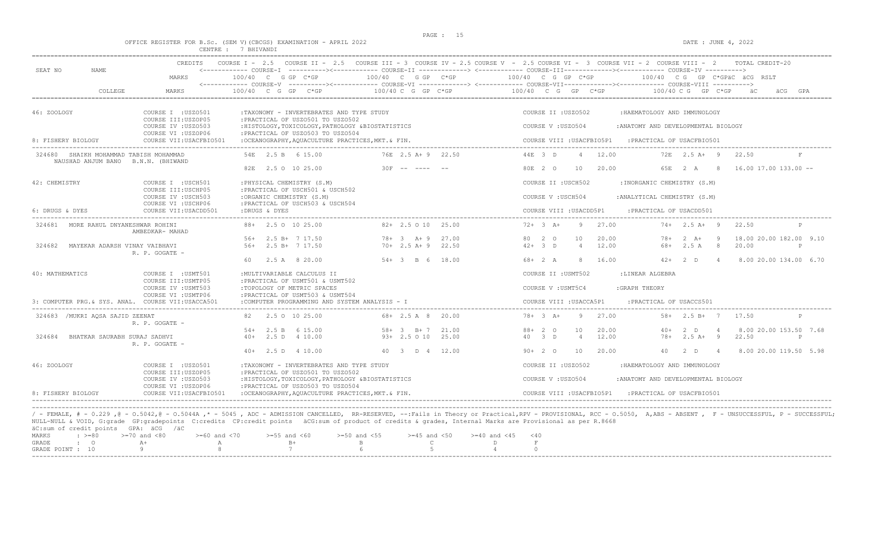OFFICE REGISTER FOR B.Sc. (SEM V)(CBCGS) EXAMINATION - APRIL 2022

CENTRE : 7 BHIVANDI

DATE : JUNE 4, 2022

CREDITS: COURSE I - 2.5 | COURSE II - 2.5 | COURSE III - 3 | COURSE IV - 2.5 | COURSE V - 2.5 | COURSE VI - 3 | COURSE VII - 2 | COURSE VIII - 2 | TOTAL CREDIT-20

| SEAT NO | NAME / COLLEGE | COURSE-I / COURSE-V (100/40 C G GP C*GP) | COURSE-II / COURSE-VI (100/40 C G GP C*GP) | COURSE-III / COURSE-VII (100/40 C G GP C*GP) | COURSE-IV / COURSE-VIII (100/40 C G GP C*GP) | äC | äCG | RSLT / GPA |
|---|---|---|---|---|---|---|---|---|
| | **46: ZOOLOGY** — COURSE I :USZO501 :TAXONOMY - INVERTEBRATES AND TYPE STUDY; COURSE II :USZO502 :HAEMATOLOGY AND IMMUNOLOGY; COURSE III:USZOP05 :PRACTICAL OF USZO501 TO USZO502; COURSE IV :USZO503 :HISTOLOGY,TOXICOLOGY,PATHOLOGY &BIOSTATISTICS; COURSE V :USZO504 :ANATOMY AND DEVELOPMENTAL BIOLOGY; COURSE VI :USZOP06 :PRACTICAL OF USZO503 TO USZO504; **8: FISHERY BIOLOGY** COURSE VII:USACFBIO501 :OCEANOGRAPHY,AQUACULTURE PRACTICES,MKT.& FIN.; COURSE VIII :USACFBIO5P1 :PRACTICAL OF USACFBIO501 | | | | | | | |
| 324680 | SHAIKH MOHAMMAD TABISH MOHAMMAD NAUSHAD ANJUM BANO B.N.N. (BHIWAND | 54E 2.5 B 6 15.00 | 76E 2.5 A+ 9 22.50 | 44E 3 D 4 12.00 | 72E 2.5 A+ 9 22.50 | | | F |
| | | 82E 2.5 O 10 25.00 | 30F -- ---- -- | 80E 2 O 10 20.00 | 65E 2 A 8 16.00 | 17.00 | 133.00 | -- |
| | **42: CHEMISTRY** — COURSE I :USCH501 :PHYSICAL CHEMISTRY (S.M); COURSE II :USCH502 :INORGANIC CHEMISTRY (S.M); COURSE III:USCHP05 :PRACTICAL OF USCH501 & USCH502; COURSE IV :USCH503 :ORGANIC CHEMISTRY (S.M); COURSE V :USCH504 :ANALYTICAL CHEMISTRY (S.M); COURSE VI :USCHP06 :PRACTICAL OF USCH503 & USCH504; **6: DRUGS & DYES** COURSE VII:USACDD501 :DRUGS & DYES; COURSE VIII :USACDD5P1 :PRACTICAL OF USACDD501 | | | | | | | |
| 324681 | MORE RAHUL DNYANESHWAR ROHINI AMBEDKAR- MAHAD | 88+ 2.5 O 10 25.00 | 82+ 2.5 O 10 25.00 | 72+ 3 A+ 9 27.00 | 74+ 2.5 A+ 9 22.50 | | | P |
| | | 56+ 2.5 B+ 7 17.50 | 78+ 3 A+ 9 27.00 | 80 2 O 10 20.00 | 78+ 2 A+ 9 18.00 | 20.00 | 182.00 | 9.10 |
| 324682 | MAYEKAR ADARSH VINAY VAIBHAVI R. P. GOGATE - | 56+ 2.5 B+ 7 17.50 | 70+ 2.5 A+ 9 22.50 | 42+ 3 D 4 12.00 | 68+ 2.5 A 8 20.00 | | | P |
| | | 60 2.5 A 8 20.00 | 54+ 3 B 6 18.00 | 68+ 2 A 8 16.00 | 42+ 2 D 4 8.00 | 20.00 | 134.00 | 6.70 |
| | **40: MATHEMATICS** — COURSE I :USMT501 :MULTIVARIABLE CALCULUS II; COURSE II :USMT502 :LINEAR ALGEBRA; COURSE III:USMTP05 :PRACTICAL OF USMT501 & USMT502; COURSE IV :USMT503 :TOPOLOGY OF METRIC SPACES; COURSE V :USMT5C4 :GRAPH THEORY; COURSE VI :USMTP06 :PRACTICAL OF USMT503 & USMT504; **3: COMPUTER PRG.& SYS. ANAL.** COURSE VII:USACCA501 :COMPUTER PROGRAMMING AND SYSTEM ANALYSIS - I; COURSE VIII :USACCA5P1 :PRACTICAL OF USACCS501 | | | | | | | |
| 324683 | /MUKRI AQSA SAJID ZEENAT R. P. GOGATE - | 82 2.5 O 10 25.00 | 68+ 2.5 A 8 20.00 | 78+ 3 A+ 9 27.00 | 58+ 2.5 B+ 7 17.50 | | | P |
| | | 54+ 2.5 B 6 15.00 | 58+ 3 B+ 7 21.00 | 88+ 2 O 10 20.00 | 40+ 2 D 4 8.00 | 20.00 | 153.50 | 7.68 |
| 324684 | BHATKAR SAURABH SURAJ SADHVI R. P. GOGATE - | 40+ 2.5 D 4 10.00 | 93+ 2.5 O 10 25.00 | 40 3 D 4 12.00 | 78+ 2.5 A+ 9 22.50 | | | P |
| | | 40+ 2.5 D 4 10.00 | 40 3 D 4 12.00 | 90+ 2 O 10 20.00 | 40 2 D 4 8.00 | 20.00 | 119.50 | 5.98 |
| | **46: ZOOLOGY** — COURSE I :USZO501 :TAXONOMY - INVERTEBRATES AND TYPE STUDY; COURSE II :USZO502 :HAEMATOLOGY AND IMMUNOLOGY; COURSE III:USZOP05 :PRACTICAL OF USZO501 TO USZO502; COURSE IV :USZO503 :HISTOLOGY,TOXICOLOGY,PATHOLOGY &BIOSTATISTICS; COURSE V :USZO504 :ANATOMY AND DEVELOPMENTAL BIOLOGY; COURSE VI :USZOP06 :PRACTICAL OF USZO503 TO USZO504; **8: FISHERY BIOLOGY** COURSE VII:USACFBIO501 :OCEANOGRAPHY,AQUACULTURE PRACTICES,MKT.& FIN.; COURSE VIII :USACFBIO5P1 :PRACTICAL OF USACFBIO501 | | | | | | | |

/ - FEMALE, # - 0.229 ,@ - O.5042,@ - O.5044A ,* - 5045 , ADC - ADMISSION CANCELLED, RR-RESERVED, --:Fails in Theory or Practical,RPV - PROVISIONAL, RCC - O.5050, A,ABS - ABSENT , F - UNSUCCESSFUL, P - SUCCESSFUL; NULL-NULL & VOID, G:grade GP:gradepoints C:credits CP:credit points äCG:sum of product of credits & grades, Internal Marks are Provisional as per R.8668

äC:sum of credit points GPA: äCG /äC

| MARKS | >=80 | >=70 and <80 | >=60 and <70 | >=55 and <60 | >=50 and <55 | >=45 and <50 | >=40 and <45 | <40 |
|---|---|---|---|---|---|---|---|---|
| GRADE | O | A+ | A | B+ | B | C | D | F |
| GRADE POINT | 10 | 9 | 8 | 7 | 6 | 5 | 4 | 0 |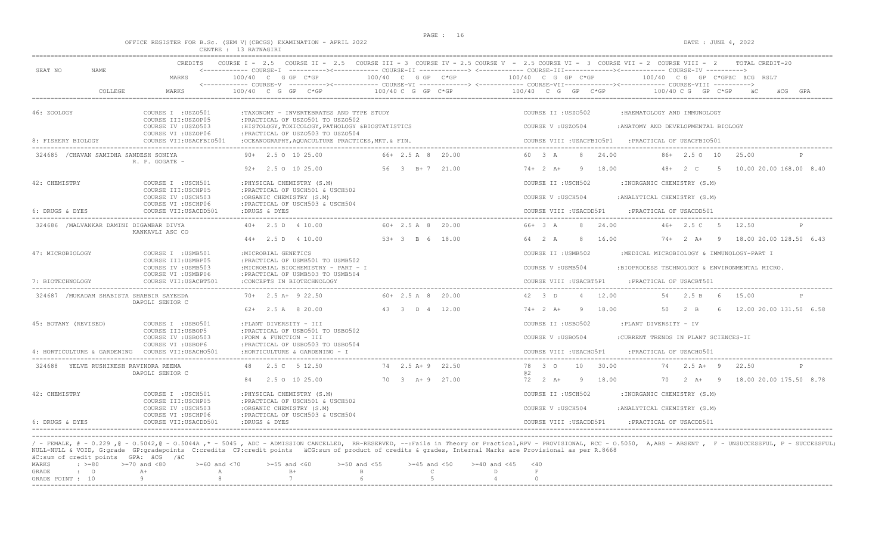OFFICE REGISTER FOR B.Sc. (SEM V)(CBCGS) EXAMINATION - APRIL 2022

CENTRE : 13 RATNAGIRI

DATE : JUNE 4, 2022

```
                      CREDITS   COURSE I - 2.5   COURSE II - 2.5   COURSE III - 3  COURSE IV - 2.5 COURSE V  - 2.5 COURSE VI -  3  COURSE VII - 2  COURSE VIII - 2    TOTAL CREDIT-20
SEAT NO     NAME                <------------ COURSE-I  ----------><------------ COURSE-II -------------> <------------ COURSE-III-------------><------------ COURSE-IV ---------->
                      MARKS          100/40  C   G GP  C*GP          100/40  C   G GP   C*GP          100/40  C  G  GP  C*GP           100/40  C G   GP  C*GPäC  äCG  RSLT
                                <------------ COURSE-V  ----------><------------ COURSE-VI -------------> <------------ COURSE-VII-------------><------------ COURSE-VIII ---------->
         COLLEGE      MARKS          100/40  C  G  GP   C*GP          100/40 C  G  GP  C*GP           100/40   C  G   GP   C*GP            100/40 C G   GP  C*GP      äC      äCG  GPA

46: ZOOLOGY                COURSE I  :USZO501       :TAXONOMY - INVERTEBRATES AND TYPE STUDY                        COURSE II :USZO502        :HAEMATOLOGY AND IMMUNOLOGY
                           COURSE III:USZOP05       :PRACTICAL OF USZO501 TO USZO502
                           COURSE IV :USZO503       :HISTOLOGY,TOXICOLOGY,PATHOLOGY &BIOSTATISTICS                  COURSE V :USZO504         :ANATOMY AND DEVELOPMENTAL BIOLOGY
                           COURSE VI :USZOP06       :PRACTICAL OF USZO503 TO USZO504
8: FISHERY BIOLOGY         COURSE VII:USACFBIO501   :OCEANOGRAPHY,AQUACULTURE PRACTICES,MKT.& FIN.                  COURSE VIII :USACFBIO5P1    :PRACTICAL OF USACFBIO501

 324685  /CHAVAN SAMIDHA SANDESH SONIYA          90+  2.5 O  10 25.00          66+ 2.5 A  8   20.00          60  3  A     8   24.00          86+  2.5 O  10    25.00               P
                     R. P. GOGATE -
                                                92+  2.5 O  10 25.00          56   3  B+ 7   21.00          74+  2  A+    9   18.00          48+  2  C    5    10.00 20.00 168.00  8.40

42: CHEMISTRY              COURSE I  :USCH501       :PHYSICAL CHEMISTRY (S.M)                                       COURSE II :USCH502        :INORGANIC CHEMISTRY (S.M)
                           COURSE III:USCHP05       :PRACTICAL OF USCH501 & USCH502
                           COURSE IV :USCH503       :ORGANIC CHEMISTRY (S.M)                                        COURSE V :USCH504         :ANALYTICAL CHEMISTRY (S.M)
                           COURSE VI :USCHP06       :PRACTICAL OF USCH503 & USCH504
6: DRUGS & DYES            COURSE VII:USACDD501     :DRUGS & DYES                                                   COURSE VIII :USACDD5P1     :PRACTICAL OF USACDD501

 324686  /MALVANKAR DAMINI DIGAMBAR DIVYA        40+  2.5 D   4 10.00          60+ 2.5 A  8   20.00          66+ 3  A     8   24.00          46+  2.5 C   5    12.50               P
                     KANKAVLI ASC CO
                                                44+  2.5 D   4 10.00          53+  3  B  6   18.00          64   2  A     8   16.00          74+  2  A+   9    18.00 20.00 128.50  6.43

47: MICROBIOLOGY           COURSE I  :USMB501       :MICROBIAL GENETICS                                             COURSE II :USMB502        :MEDICAL MICROBIOLOGY & IMMUNOLOGY-PART I
                           COURSE III:USMBP05       :PRACTICAL OF USMB501 TO USMB502
                           COURSE IV :USMB503       :MICROBIAL BIOCHEMISTRY - PART - I                              COURSE V :USMB504         :BIOPROCESS TECHNOLOGY & ENVIRONMENTAL MICRO.
                           COURSE VI :USMBP06       :PRACTICAL OF USMB503 TO USMB504
7: BIOTECHNOLOGY           COURSE VII:USACBT501     :CONCEPTS IN BIOTECHNOLOGY                                      COURSE VIII :USACBT5P1     :PRACTICAL OF USACBT501

 324687  /MUKADAM SHABISTA SHABBIR SAYEEDA       70+  2.5 A+  9 22.50          60+ 2.5 A  8   20.00          42   3  D     4   12.00          54   2.5 B   6    15.00               P
                     DAPOLI SENIOR C
                                                62+  2.5 A   8 20.00          43   3  D  4   12.00          74+  2  A+    9   18.00          50   2  B    6    12.00 20.00 131.50  6.58

45: BOTANY (REVISED)       COURSE I  :USBO501       :PLANT DIVERSITY - III                                          COURSE II :USBO502        :PLANT DIVERSITY - IV
                           COURSE III:USBOP5        :PRACTICAL OF USBO501 TO USBO502
                           COURSE IV :USBO503       :FORM & FUNCTION - III                                          COURSE V :USBO504         :CURRENT TRENDS IN PLANT SCIENCES-II
                           COURSE VI :USBOP6        :PRACTICAL OF USBO503 TO USBO504
4: HORTICULTURE & GARDENING  COURSE VII:USACHO501   :HORTICULTURE & GARDENING - I                                   COURSE VIII :USACHO5P1     :PRACTICAL OF USACHO501

 324688   YELVE RUSHIKESH RAVINDRA REEMA         48   2.5 C   5 12.50          74  2.5 A+ 9   22.50          78  3  O    10   30.00          74   2.5 A+  9    22.50               P
                     DAPOLI SENIOR C                                                                      @2
                                                84   2.5 O  10 25.00          70   3  A+ 9   27.00          72   2  A+    9   18.00          70   2  A+   9    18.00 20.00 175.50  8.78

42: CHEMISTRY              COURSE I  :USCH501       :PHYSICAL CHEMISTRY (S.M)                                       COURSE II :USCH502        :INORGANIC CHEMISTRY (S.M)
                           COURSE III:USCHP05       :PRACTICAL OF USCH501 & USCH502
                           COURSE IV :USCH503       :ORGANIC CHEMISTRY (S.M)                                        COURSE V :USCH504         :ANALYTICAL CHEMISTRY (S.M)
                           COURSE VI :USCHP06       :PRACTICAL OF USCH503 & USCH504
6: DRUGS & DYES            COURSE VII:USACDD501     :DRUGS & DYES                                                   COURSE VIII :USACDD5P1     :PRACTICAL OF USACDD501
```

/ - FEMALE, # - 0.229 ,@ - O.5042,@ - O.5044A ,* - 5045 , ADC - ADMISSION CANCELLED, RR-RESERVED, --:Fails in Theory or Practical,RPV - PROVISIONAL, RCC - O.5050, A,ABS - ABSENT , F - UNSUCCESSFUL, P - SUCCESSFUL;
NULL-NULL & VOID, G:grade GP:gradepoints C:credits CP:credit points äCG:sum of product of credits & grades, Internal Marks are Provisional as per R.8668
äC:sum of credit points GPA: äCG /äC

| MARKS | : >=80 | >=70 and <80 | >=60 and <70 | >=55 and <60 | >=50 and <55 | >=45 and <50 | >=40 and <45 | <40 |
|---|---|---|---|---|---|---|---|---|
| GRADE | : O | A+ | A | B+ | B | C | D | F |
| GRADE POINT | : 10 | 9 | 8 | 7 | 6 | 5 | 4 | 0 |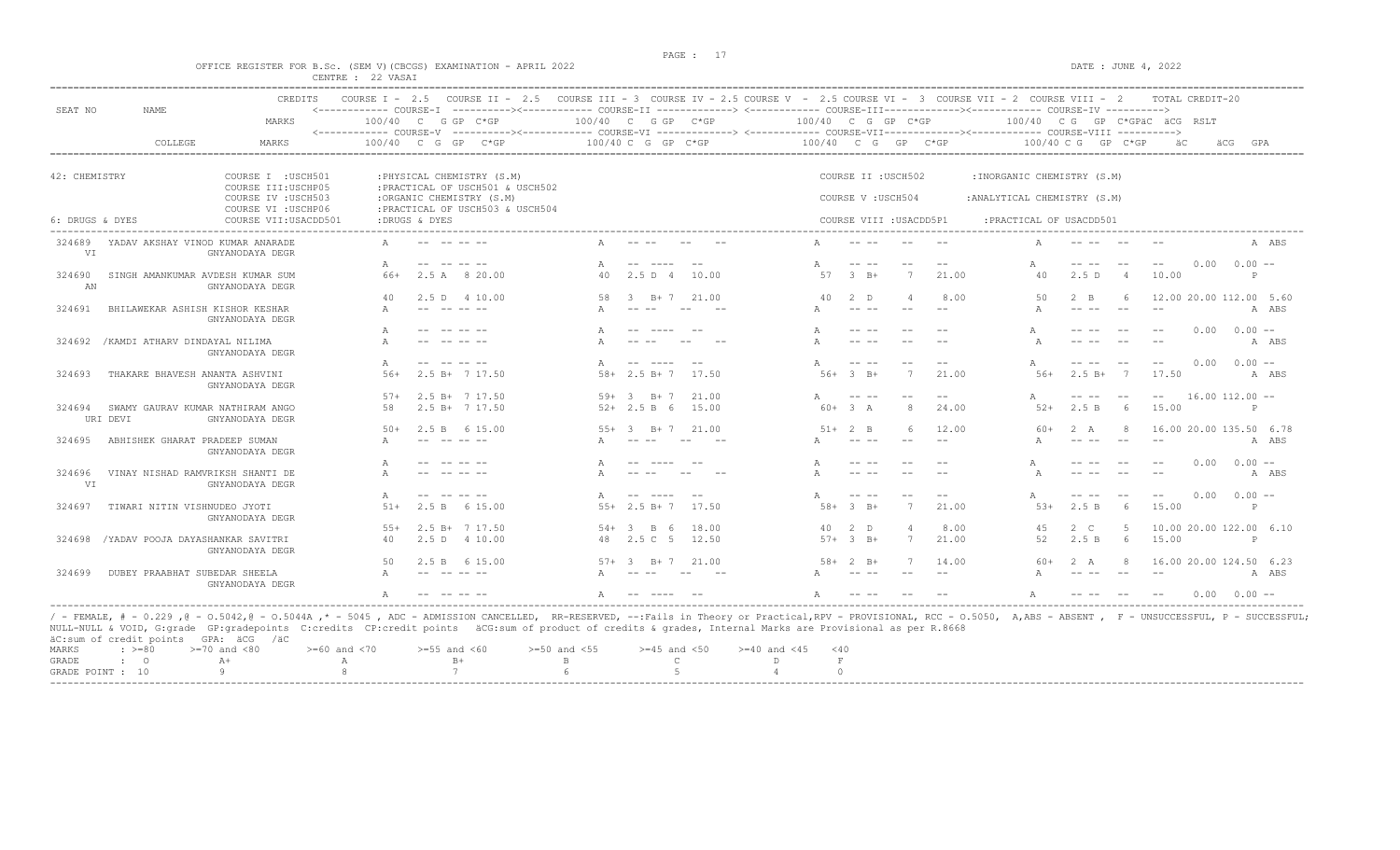OFFICE REGISTER FOR B.Sc. (SEM V)(CBCGS) EXAMINATION - APRIL 2022

CENTRE : 22 VASAI

DATE : JUNE 4, 2022

| SEAT NO | NAME | CREDITS / MARKS | COURSE I - 2.5 / COURSE V (100/40 C G GP C*GP) | COURSE II - 2.5 / COURSE VI (100/40 C G GP C*GP) | COURSE III - 3 / COURSE VII (100/40 C G GP C*GP) | COURSE IV - 2.5 / COURSE VIII (100/40 C G GP C*GP) | äC äCG RSLT / GPA |
|---|---|---|---|---|---|---|---|

42: CHEMISTRY — COURSE I :USCHP501 :PHYSICAL CHEMISTRY (S.M); COURSE II :USCH502 :INORGANIC CHEMISTRY (S.M); COURSE III:USCHP05 :PRACTICAL OF USCH501 & USCH502; COURSE IV :USCH503 :ORGANIC CHEMISTRY (S.M); COURSE V :USCH504 :ANALYTICAL CHEMISTRY (S.M); COURSE VI :USCHP06 :PRACTICAL OF USCH503 & USCH504

6: DRUGS & DYES — COURSE VII:USACDD501 :DRUGS & DYES; COURSE VIII :USACDD5P1 :PRACTICAL OF USACDD501

| SEAT NO | NAME / COLLEGE | Course I / V | Course II / VI | Course III / VII | Course IV / VIII | Result |
|---|---|---|---|---|---|---|
| 324689 | YADAV AKSHAY VINOD KUMAR ANARADE VI / GNYANODAYA DEGR | A -- -- -- -- | A -- -- -- -- | A -- -- -- -- | A -- -- -- -- | A ABS |
| | | A -- -- -- -- | A -- ---- -- | A -- -- -- -- | A -- -- -- -- | 0.00 0.00 -- |
| 324690 | SINGH AMANKUMAR AVDESH KUMAR SUM AN / GNYANODAYA DEGR | 66+ 2.5 A 8 20.00 | 40 2.5 D 4 10.00 | 57 3 B+ 7 21.00 | 40 2.5 D 4 10.00 | P |
| | | 40 2.5 D 4 10.00 | 58 3 B+ 7 21.00 | 40 2 D 4 8.00 | 50 2 B 6 12.00 | 20.00 112.00 5.60 |
| 324691 | BHILAWEKAR ASHISH KISHOR KESHAR / GNYANODAYA DEGR | A -- -- -- -- | A -- -- -- -- | A -- -- -- -- | A -- -- -- -- | A ABS |
| | | A -- -- -- -- | A -- ---- -- | A -- -- -- -- | A -- -- -- -- | 0.00 0.00 -- |
| 324692 | /KAMDI ATHARV DINDAYAL NILIMA / GNYANODAYA DEGR | A -- -- -- -- | A -- -- -- -- | A -- -- -- -- | A -- -- -- -- | A ABS |
| | | A -- -- -- -- | A -- ---- -- | A -- -- -- -- | A -- -- -- -- | 0.00 0.00 -- |
| 324693 | THAKARE BHAVESH ANANTA ASHVINI / GNYANODAYA DEGR | 56+ 2.5 B+ 7 17.50 | 58+ 2.5 B+ 7 17.50 | 56+ 3 B+ 7 21.00 | 56+ 2.5 B+ 7 17.50 | A ABS |
| | | 57+ 2.5 B+ 7 17.50 | 59+ 3 B+ 7 21.00 | A -- -- -- -- | A -- -- -- -- | 16.00 112.00 -- |
| 324694 | SWAMY GAURAV KUMAR NATHIRAM ANGO URI DEVI / GNYANODAYA DEGR | 58 2.5 B+ 7 17.50 | 52+ 2.5 B 6 15.00 | 60+ 3 A 8 24.00 | 52+ 2.5 B 6 15.00 | P |
| | | 50+ 2.5 B 6 15.00 | 55+ 3 B+ 7 21.00 | 51+ 2 B 6 12.00 | 60+ 2 A 8 16.00 | 20.00 135.50 6.78 |
| 324695 | ABHISHEK GHARAT PRADEEP SUMAN / GNYANODAYA DEGR | A -- -- -- -- | A -- -- -- -- | A -- -- -- -- | A -- -- -- -- | A ABS |
| | | A -- -- -- -- | A -- ---- -- | A -- -- -- -- | A -- -- -- -- | 0.00 0.00 -- |
| 324696 | VINAY NISHAD RAMVRIKSH SHANTI DE VI / GNYANODAYA DEGR | A -- -- -- -- | A -- -- -- -- | A -- -- -- -- | A -- -- -- -- | A ABS |
| | | A -- -- -- -- | A -- ---- -- | A -- -- -- -- | A -- -- -- -- | 0.00 0.00 -- |
| 324697 | TIWARI NITIN VISHNUDEO JYOTI / GNYANODAYA DEGR | 51+ 2.5 B 6 15.00 | 55+ 2.5 B+ 7 17.50 | 58+ 3 B+ 7 21.00 | 53+ 2.5 B 6 15.00 | P |
| | | 55+ 2.5 B+ 7 17.50 | 54+ 3 B 6 18.00 | 40 2 D 4 8.00 | 45 2 C 5 10.00 | 20.00 122.00 6.10 |
| 324698 | /YADAV POOJA DAYASHANKAR SAVITRI / GNYANODAYA DEGR | 40 2.5 D 4 10.00 | 48 2.5 C 5 12.50 | 57+ 3 B+ 7 21.00 | 52 2.5 B 6 15.00 | P |
| | | 50 2.5 B 6 15.00 | 57+ 3 B+ 7 21.00 | 58+ 2 B+ 7 14.00 | 60+ 2 A 8 16.00 | 20.00 124.50 6.23 |
| 324699 | DUBEY PRAABHAT SUBEDAR SHEELA / GNYANODAYA DEGR | A -- -- -- -- | A -- -- -- -- | A -- -- -- -- | A -- -- -- -- | A ABS |
| | | A -- -- -- -- | A -- ---- -- | A -- -- -- -- | A -- -- -- -- | 0.00 0.00 -- |

/ - FEMALE, # - 0.229 ,@ - 0.5042,@ - 0.5044A ,* - 5045 , ADC - ADMISSION CANCELLED, RR-RESERVED, --:Fails in Theory or Practical,RPV - PROVISIONAL, RCC - 0.5050, A,ABS - ABSENT , F - UNSUCCESSFUL, P - SUCCESSFUL; NULL-NULL & VOID, G:grade GP:gradepoints C:credits CP:credit points äCG:sum of product of credits & grades, Internal Marks are Provisional as per R.8668

äC:sum of credit points GPA: äCG /äC

| MARKS | : >=80 | >=70 and <80 | >=60 and <70 | >=55 and <60 | >=50 and <55 | >=45 and <50 | >=40 and <45 | <40 |
|---|---|---|---|---|---|---|---|---|
| GRADE | : O | A+ | A | B+ | B | C | D | F |
| GRADE POINT | : 10 | 9 | 8 | 7 | 6 | 5 | 4 | 0 |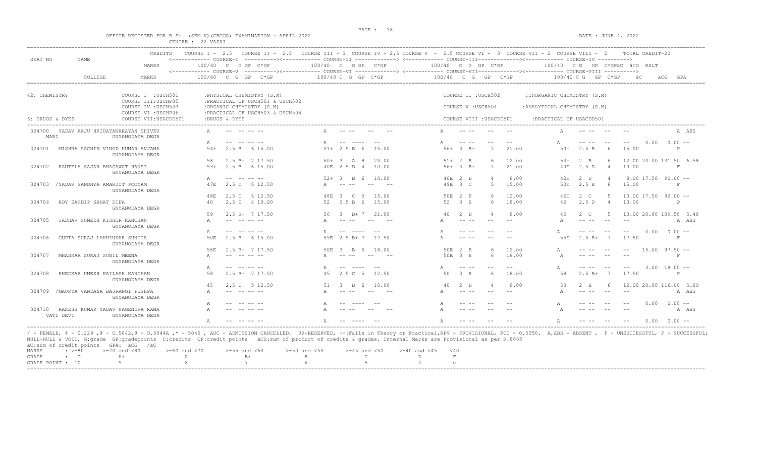OFFICE REGISTER FOR B.Sc. (SEM V)(CBCGS) EXAMINATION - APRIL 2022 &nbsp;&nbsp;&nbsp; DATE : JUNE 4, 2022

CENTRE : 22 VASAI

| SEAT NO | NAME | CREDITS / MARKS | COURSE I - 2.5 / COURSE V | COURSE II - 2.5 / COURSE VI | COURSE III - 3 / COURSE VII | COURSE IV - 2.5 / COURSE VIII | TOTAL CREDIT-20 |
|---|---|---|---|---|---|---|---|
| | COLLEGE | MARKS | 100/40 C G GP C*GP | 100/40 C G GP C*GP | 100/40 C G GP C*GP | 100/40 C G GP C*GP | äC äCG RSLT / GPA |

42: CHEMISTRY — COURSE I : USCH501 : PHYSICAL CHEMISTRY (S.M); COURSE II : USCH502 : INORGANIC CHEMISTRY (S.M); COURSE III : USCHP05 : PRACTICAL OF USCH501 & USCH502; COURSE IV : USCH503 : ORGANIC CHEMISTRY (S.M); COURSE V : USCH504 : ANALYTICAL CHEMISTRY (S.M); COURSE VI : USCHP06 : PRACTICAL OF USCH503 & USCH504

6: DRUGS & DYES — COURSE VII : USACDD501 : DRUGS & DYES; COURSE VIII : USACDD5P1 : PRACTICAL OF USACDD501

| SEAT NO | NAME / COLLEGE | Course I / V | Course II / VI | Course III / VII | Course IV / VIII | Result |
|---|---|---|---|---|---|---|
| 324700 | YADAV RAJU HRIDAYANARAYAN SHIVKU MARI — GNYANODAYA DEGR | A -- -- -- -- | A -- -- -- -- | A -- -- -- -- | A -- -- -- -- | A ABS |
| | | A -- -- -- -- | A -- ---- -- | A -- -- -- -- | A -- -- -- -- | 0.00 0.00 -- |
| 324701 | MISHRA SACHIN VINOD KUMAR ANJANA — GNYANODAYA DEGR | 54+ 2.5 B 6 15.00 | 51+ 2.5 B 6 15.00 | 56+ 3 B+ 7 21.00 | 50+ 2.5 B 6 15.00 | P |
| | | 58 2.5 B+ 7 17.50 | 60+ 3 A 8 24.00 | 51+ 2 B 6 12.00 | 53+ 2 B 6 12.00 | 20.00 131.50 6.58 |
| 324702 | RAUTELA SAJAN BHAGAWAT HANSI — GNYANODAYA DEGR | 53+ 2.5 B 6 15.00 | 40E 2.5 D 4 10.00 | 56+ 3 B+ 7 21.00 | 40E 2.5 D 4 10.00 | F |
| | | A -- -- -- -- | 52+ 3 B 6 18.00 | 40E 2 D 4 8.00 | 42E 2 D 4 8.00 | 17.50 90.00 -- |
| 324703 | /YADAV SANDHYA AMARJIT POONAM — GNYANODAYA DEGR | 47E 2.5 C 5 12.50 | A -- -- -- -- | 49E 3 C 5 15.00 | 50E 2.5 B 6 15.00 | F |
| | | 48E 2.5 C 5 12.50 | 48E 3 C 5 15.00 | 50E 2 B 6 12.00 | 46E 2 C 5 10.00 | 17.50 92.00 -- |
| 324704 | ROY SANDIP SANAT DIPA — GNYANODAYA DEGR | 40 2.5 D 4 10.00 | 52 2.5 B 6 15.00 | 52 3 B 6 18.00 | 42 2.5 D 4 10.00 | P |
| | | 59 2.5 B+ 7 17.50 | 56 3 B+ 7 21.00 | 40 2 D 4 8.00 | 45 2 C 5 10.00 | 20.00 109.50 5.48 |
| 324705 | JADHAV SUMEDH KISHOR KANCHAN — GNYANODAYA DEGR | A -- -- -- -- | A -- -- -- -- | A -- -- -- -- | A -- -- -- -- | A ABS |
| | | A -- -- -- -- | A -- ---- -- | A -- -- -- -- | A -- -- -- -- | 0.00 0.00 -- |
| 324706 | GUPTA SURAJ LAKHINDAR SUNITA — GNYANODAYA DEGR | 50E 2.5 B 6 15.00 | 55E 2.5 B+ 7 17.50 | A -- -- -- -- | 55E 2.5 B+ 7 17.50 | F |
| | | 56E 2.5 B+ 7 17.50 | 50E 3 B 6 18.00 | 50E 2 B 6 12.00 | A -- -- -- -- | 15.00 97.50 -- |
| 324707 | MHASKAR SURAJ SUNIL MEENA — GNYANODAYA DEGR | A -- -- -- -- | A -- -- -- -- | 50E 3 B 6 18.00 | A -- -- -- -- | F |
| | | A -- -- -- -- | A -- ---- -- | A -- -- -- -- | A -- -- -- -- | 3.00 18.00 -- |
| 324708 | KHEDKAR UMESH KAILASH KANCHAN — GNYANODAYA DEGR | 58 2.5 B+ 7 17.50 | 45 2.5 C 5 12.50 | 50 3 B 6 18.00 | 58 2.5 B+ 7 17.50 | P |
| | | 45 2.5 C 5 12.50 | 51 3 B 6 18.00 | 40 2 D 4 8.00 | 50 2 B 6 12.00 | 20.00 116.00 5.80 |
| 324709 | /MAURYA VANDANA BAJRANGI PUSHPA — GNYANODAYA DEGR | A -- -- -- -- | A -- -- -- -- | A -- -- -- -- | A -- -- -- -- | A ABS |
| | | A -- -- -- -- | A -- ---- -- | A -- -- -- -- | A -- -- -- -- | 0.00 0.00 -- |
| 324710 | RAKESH KUMAR YADAV NAGENDRA RAMA VATI DEVI — GNYANODAYA DEGR | A -- -- -- -- | A -- -- -- -- | A -- -- -- -- | A -- -- -- -- | A ABS |
| | | A -- -- -- -- | A -- ---- -- | A -- -- -- -- | A -- -- -- -- | 0.00 0.00 -- |

/ - FEMALE, # - 0.229 ,@ - 0.5042,@ - 0.5044A ,* - 5045 , ADC - ADMISSION CANCELLED, RR-RESERVED, --:Fails in Theory or Practical,RPV - PROVISIONAL, RCC - 0.5050, A,ABS - ABSENT , F - UNSUCCESSFUL, P - SUCCESSFUL; NULL-NULL & VOID, G:grade GP:gradepoints C:credits CP:credit points äCG:sum of product of credits & grades, Internal Marks are Provisional as per R.8668

äC:sum of credit points GPA: äCG /äC

| MARKS | >=80 | >=70 and <80 | >=60 and <70 | >=55 and <60 | >=50 and <55 | >=45 and <50 | >=40 and <45 | <40 |
|---|---|---|---|---|---|---|---|---|
| GRADE | O | A+ | A | B+ | B | C | D | F |
| GRADE POINT | 10 | 9 | 8 | 7 | 6 | 5 | 4 | 0 |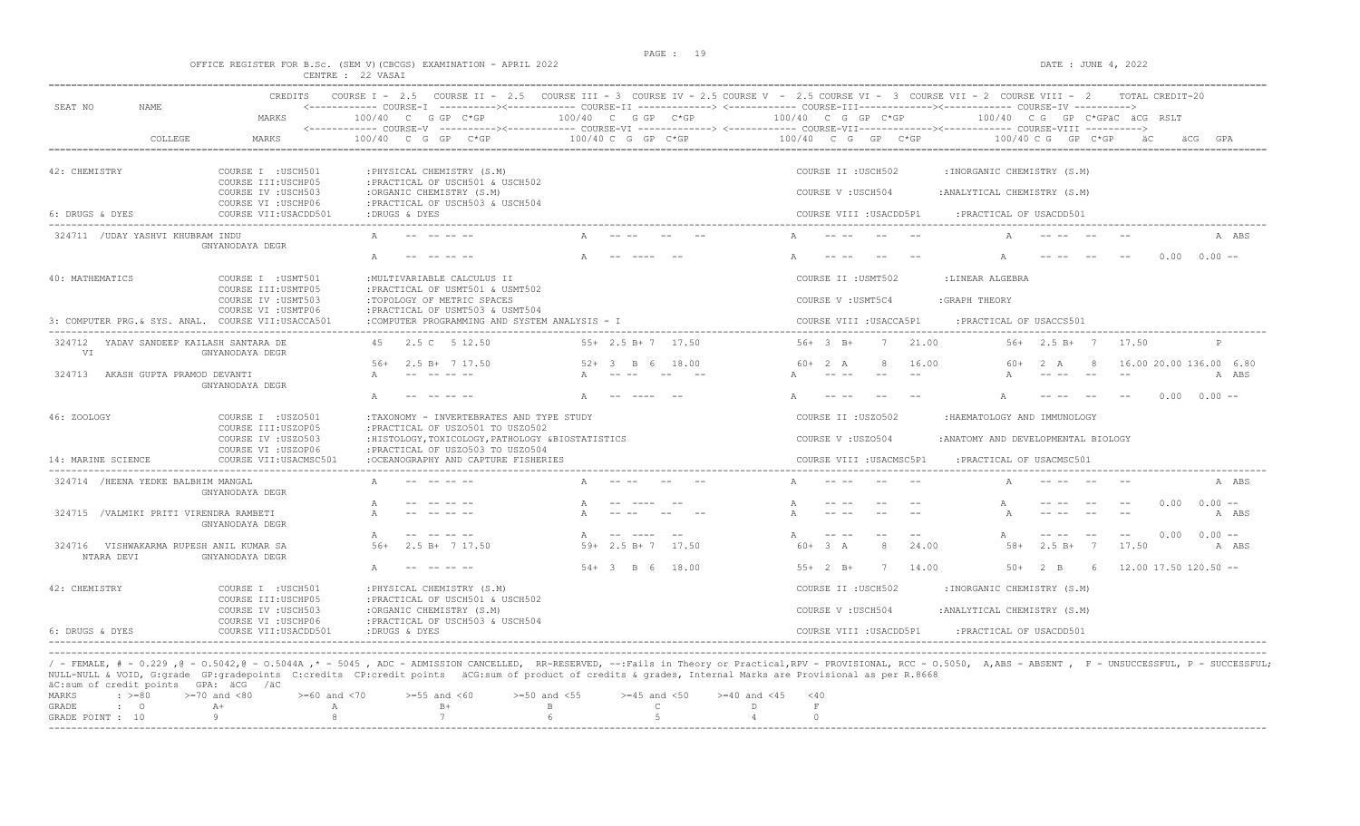OFFICE REGISTER FOR B.Sc. (SEM V)(CBCGS) EXAMINATION - APRIL 2022

CENTRE : 22 VASAI

DATE : JUNE 4, 2022

| SEAT NO | NAME | CREDITS | COURSE I - 2.5 | COURSE II - 2.5 | COURSE III - 3 | COURSE IV - 2.5 | COURSE V - 2.5 | COURSE VI - 3 | COURSE VII - 2 | COURSE VIII - 2 | TOTAL CREDIT-20 |
|---|---|---|---|---|---|---|---|---|---|---|---|
| | | MARKS | COURSE-I 100/40 C G GP C*GP | | COURSE-II 100/40 C G GP C*GP | | COURSE-III 100/40 C G GP C*GP | | COURSE-IV 100/40 C G GP C*GP äC äCG RSLT | | |
| | COLLEGE | MARKS | COURSE-V 100/40 C G GP C*GP | | COURSE-VI 100/40 C G GP C*GP | | COURSE-VII 100/40 C G GP C*GP | | COURSE-VIII 100/40 C G GP C*GP äC äCG GPA | | |

**42: CHEMISTRY**
- COURSE I :USCH501 :PHYSICAL CHEMISTRY (S.M)
- COURSE II :USCH502 :INORGANIC CHEMISTRY (S.M)
- COURSE III:USCHP05 :PRACTICAL OF USCH501 & USCH502
- COURSE IV :USCH503 :ORGANIC CHEMISTRY (S.M)
- COURSE V :USCH504 :ANALYTICAL CHEMISTRY (S.M)
- COURSE VI :USCHP06 :PRACTICAL OF USCH503 & USCH504

**6: DRUGS & DYES**
- COURSE VII:USACDD501 :DRUGS & DYES
- COURSE VIII :USACDD5P1 :PRACTICAL OF USACDD501

```
324711 /UDAY YASHVI KHUBRAM INDU        A  -- -- -- --      A  -- --  --  --      A  -- --  --  --      A  -- --  --  --            A ABS
       GNYANODAYA DEGR
                                        A  -- -- -- --      A  -- ----  --        A  -- --  --  --      A  -- --  --  --   0.00  0.00 --
```

**40: MATHEMATICS**
- COURSE I :USMT501 :MULTIVARIABLE CALCULUS II
- COURSE II :USMT502 :LINEAR ALGEBRA
- COURSE III:USMTP05 :PRACTICAL OF USMT501 & USMT502
- COURSE IV :USMT503 :TOPOLOGY OF METRIC SPACES
- COURSE V :USMT5C4 :GRAPH THEORY
- COURSE VI :USMTP06 :PRACTICAL OF USMT503 & USMT504

**3: COMPUTER PRG.& SYS. ANAL.**
- COURSE VII:USACCA501 :COMPUTER PROGRAMMING AND SYSTEM ANALYSIS - I
- COURSE VIII :USACCA5P1 :PRACTICAL OF USACCS501

```
324712  YADAV SANDEEP KAILASH SANTARA DE   45  2.5 C  5 12.50    55+ 2.5 B+ 7  17.50    56+ 3 B+  7  21.00    56+ 2.5 B+ 7  17.50              P
   VI          GNYANODAYA DEGR
                                           56+ 2.5 B+ 7 17.50    52+ 3  B  6  18.00     60+ 2 A   8  16.00    60+ 2  A   8  16.00 20.00 136.00 6.80
324713  AKASH GUPTA PRAMOD DEVANTI         A  -- -- -- --        A  -- --  --  --       A  -- --  --  --      A  -- --  --  --            A ABS
               GNYANODAYA DEGR
                                           A  -- -- -- --        A  -- ----  --         A  -- --  --  --      A  -- --  --  --   0.00  0.00 --
```

**46: ZOOLOGY**
- COURSE I :USZO501 :TAXONOMY - INVERTEBRATES AND TYPE STUDY
- COURSE II :USZO502 :HAEMATOLOGY AND IMMUNOLOGY
- COURSE III:USZOP05 :PRACTICAL OF USZO501 TO USZO502
- COURSE IV :USZO503 :HISTOLOGY,TOXICOLOGY,PATHOLOGY &BIOSTATISTICS
- COURSE V :USZO504 :ANATOMY AND DEVELOPMENTAL BIOLOGY
- COURSE VI :USZOP06 :PRACTICAL OF USZO503 TO USZO504

**14: MARINE SCIENCE**
- COURSE VII:USACMSC501 :OCEANOGRAPHY AND CAPTURE FISHERIES
- COURSE VIII :USACMSC5P1 :PRACTICAL OF USACMSC501

```
324714 /HEENA YEDKE BALBHIM MANGAL         A  -- -- -- --        A  -- --  --  --       A  -- --  --  --      A  -- --  --  --            A ABS
               GNYANODAYA DEGR
                                           A  -- -- -- --        A  -- ----  --         A  -- --  --  --      A  -- --  --  --   0.00  0.00 --
324715 /VALMIKI PRITI VIRENDRA RAMBETI     A  -- -- -- --        A  -- --  --  --       A  -- --  --  --      A  -- --  --  --            A ABS
               GNYANODAYA DEGR
                                           A  -- -- -- --        A  -- ----  --         A  -- --  --  --      A  -- --  --  --   0.00  0.00 --
324716  VISHWAKARMA RUPESH ANIL KUMAR SA   56+ 2.5 B+ 7 17.50    59+ 2.5 B+ 7  17.50    60+ 3 A   8  24.00    58+ 2.5 B+ 7  17.50            A ABS
   NTARA DEVI  GNYANODAYA DEGR
                                           A  -- -- -- --        54+ 3  B  6  18.00     55+ 2 B+  7  14.00    50+ 2  B   6  12.00 17.50 120.50 --
```

**42: CHEMISTRY**
- COURSE I :USCH501 :PHYSICAL CHEMISTRY (S.M)
- COURSE II :USCH502 :INORGANIC CHEMISTRY (S.M)
- COURSE III:USCHP05 :PRACTICAL OF USCH501 & USCH502
- COURSE IV :USCH503 :ORGANIC CHEMISTRY (S.M)
- COURSE V :USCH504 :ANALYTICAL CHEMISTRY (S.M)
- COURSE VI :USCHP06 :PRACTICAL OF USCH503 & USCH504

**6: DRUGS & DYES**
- COURSE VII:USACDD501 :DRUGS & DYES
- COURSE VIII :USACDD5P1 :PRACTICAL OF USACDD501

/ - FEMALE, # - 0.229 ,@ - O.5042,@ - O.5044A ,* - 5045 , ADC - ADMISSION CANCELLED, RR-RESERVED, --:Fails in Theory or Practical,RPV - PROVISIONAL, RCC - O.5050, A,ABS - ABSENT , F - UNSUCCESSFUL, P - SUCCESSFUL; NULL-NULL & VOID, G:grade GP:gradepoints C:credits CP:credit points äCG:sum of product of credits & grades, Internal Marks are Provisional as per R.8668

äC:sum of credit points GPA: äCG /äC

| MARKS | : >=80 | >=70 and <80 | >=60 and <70 | >=55 and <60 | >=50 and <55 | >=45 and <50 | >=40 and <45 | <40 |
|---|---|---|---|---|---|---|---|---|
| GRADE | : O | A+ | A | B+ | B | C | D | F |
| GRADE POINT | : 10 | 9 | 8 | 7 | 6 | 5 | 4 | 0 |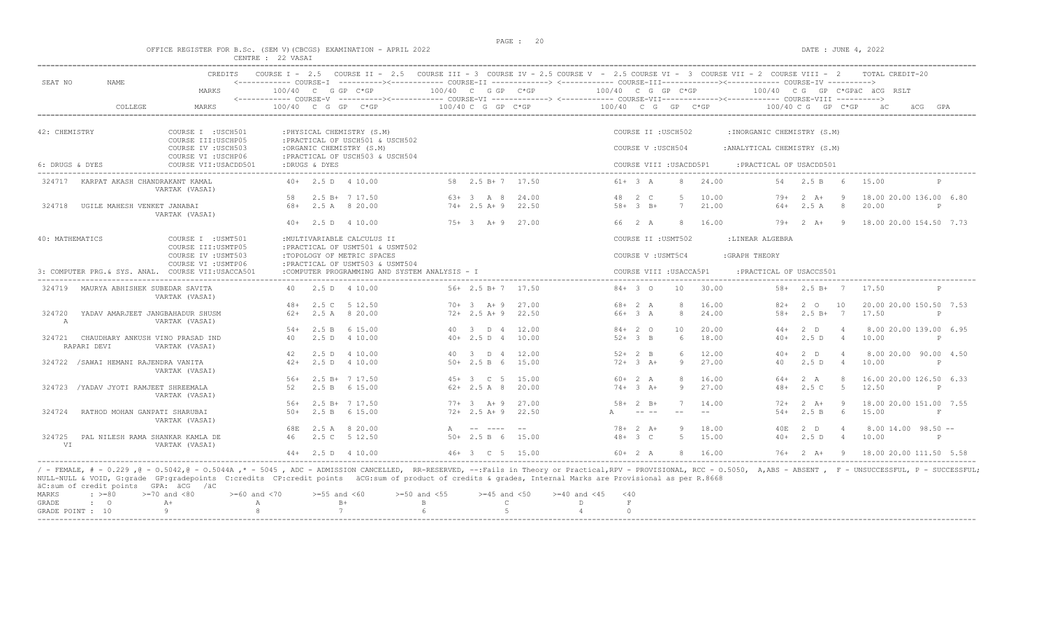OFFICE REGISTER FOR B.Sc. (SEM V)(CBCGS) EXAMINATION - APRIL 2022

CENTRE : 22 VASAI

DATE : JUNE 4, 2022

| SEAT NO | NAME | CREDITS | COURSE I - 2.5 | COURSE II - 2.5 | COURSE III - 3 | COURSE IV - 2.5 | COURSE V - 2.5 | COURSE VI - 3 | COURSE VII - 2 | COURSE VIII - 2 | TOTAL CREDIT-20 |
|---|---|---|---|---|---|---|---|---|---|---|---|
| | | MARKS | 100/40 C G GP C*GP (COURSE-I) | | 100/40 C G GP C*GP (COURSE-II) | | 100/40 C G GP C*GP (COURSE-III) | | 100/40 C G GP C*GP (COURSE-IV) | | äC äCG RSLT |
| | COLLEGE | MARKS | 100/40 C G GP C*GP (COURSE-V) | | 100/40 C G GP C*GP (COURSE-VI) | | 100/40 C G GP C*GP (COURSE-VII) | | 100/40 C G GP C*GP (COURSE-VIII) | | äC äCG GPA |

**42: CHEMISTRY**

COURSE I :USCH501 :PHYSICAL CHEMISTRY (S.M) — COURSE II :USCH502 :INORGANIC CHEMISTRY (S.M)
COURSE III:USCHP05 :PRACTICAL OF USCH501 & USCH502
COURSE IV :USCH503 :ORGANIC CHEMISTRY (S.M) — COURSE V :USCH504 :ANALYTICAL CHEMISTRY (S.M)
COURSE VI :USCHP06 :PRACTICAL OF USCH503 & USCH504
**6: DRUGS & DYES** COURSE VII:USACDD501 :DRUGS & DYES — COURSE VIII :USACDD5P1 :PRACTICAL OF USACDD501

| SEAT NO | NAME / COLLEGE | Course I / V | Course II / VI | Course III / VII | Course IV / VIII | Result |
|---|---|---|---|---|---|---|
| 324717 | KARPAT AKASH CHANDRAKANT KAMAL | 40+ 2.5 D 4 10.00 | 58 2.5 B+ 7 17.50 | 61+ 3 A 8 24.00 | 54 2.5 B 6 15.00 | P |
| | VARTAK (VASAI) | 58 2.5 B+ 7 17.50 | 63+ 3 A 8 24.00 | 48 2 C 5 10.00 | 79+ 2 A+ 9 18.00 | 20.00 136.00 6.80 |
| 324718 | UGILE MAHESH VENKET JANABAI | 68+ 2.5 A 8 20.00 | 74+ 2.5 A+ 9 22.50 | 58+ 3 B+ 7 21.00 | 64+ 2.5 A 8 20.00 | P |
| | VARTAK (VASAI) | 40+ 2.5 D 4 10.00 | 75+ 3 A+ 9 27.00 | 66 2 A 8 16.00 | 79+ 2 A+ 9 18.00 | 20.00 154.50 7.73 |

**40: MATHEMATICS**

COURSE I :USMT501 :MULTIVARIABLE CALCULUS II — COURSE II :USMT502 :LINEAR ALGEBRA
COURSE III:USMTP05 :PRACTICAL OF USMT501 & USMT502
COURSE IV :USMT503 :TOPOLOGY OF METRIC SPACES — COURSE V :USMT5C4 :GRAPH THEORY
COURSE VI :USMTP06 :PRACTICAL OF USMT503 & USMT504
**3: COMPUTER PRG.& SYS. ANAL.** COURSE VII:USACCA501 :COMPUTER PROGRAMMING AND SYSTEM ANALYSIS - I — COURSE VIII :USACCA5P1 :PRACTICAL OF USACCS501

| SEAT NO | NAME / COLLEGE | Course I / V | Course II / VI | Course III / VII | Course IV / VIII | Result |
|---|---|---|---|---|---|---|
| 324719 | MAURYA ABHISHEK SUBEDAR SAVITA | 40 2.5 D 4 10.00 | 56+ 2.5 B+ 7 17.50 | 84+ 3 O 10 30.00 | 58+ 2.5 B+ 7 17.50 | P |
| | VARTAK (VASAI) | 48+ 2.5 C 5 12.50 | 70+ 3 A+ 9 27.00 | 68+ 2 A 8 16.00 | 82+ 2 O 10 20.00 | 20.00 150.50 7.53 |
| 324720 | YADAV AMARJEET JANGBAHADUR SHUSMA | 62+ 2.5 A 8 20.00 | 72+ 2.5 A+ 9 22.50 | 66+ 3 A 8 24.00 | 58+ 2.5 B+ 7 17.50 | P |
| | VARTAK (VASAI) | 54+ 2.5 B 6 15.00 | 40 3 D 4 12.00 | 84+ 2 O 10 20.00 | 44+ 2 D 4 8.00 | 20.00 139.00 6.95 |
| 324721 | CHAUDHARY ANKUSH VINO PRASAD IND RAPARI DEVI | 40 2.5 D 4 10.00 | 40+ 2.5 D 4 10.00 | 52+ 3 B 6 18.00 | 40+ 2.5 D 4 10.00 | P |
| | VARTAK (VASAI) | 42 2.5 D 4 10.00 | 40 3 D 4 12.00 | 52+ 2 B 6 12.00 | 40+ 2 D 4 8.00 | 20.00 90.00 4.50 |
| 324722 | /SAWAI HEMANI RAJENDRA VANITA | 42+ 2.5 D 4 10.00 | 50+ 2.5 B 6 15.00 | 72+ 3 A+ 9 27.00 | 40 2.5 D 4 10.00 | P |
| | VARTAK (VASAI) | 56+ 2.5 B+ 7 17.50 | 45+ 3 C 5 15.00 | 60+ 2 A 8 16.00 | 64+ 2 A 8 16.00 | 20.00 126.50 6.33 |
| 324723 | /YADAV JYOTI RAMJEET SHREEMALA | 52 2.5 B 6 15.00 | 62+ 2.5 A 8 20.00 | 74+ 3 A+ 9 27.00 | 48+ 2.5 C 5 12.50 | P |
| | VARTAK (VASAI) | 56+ 2.5 B+ 7 17.50 | 77+ 3 A+ 9 27.00 | 58+ 2 B+ 7 14.00 | 72+ 2 A+ 9 18.00 | 20.00 151.00 7.55 |
| 324724 | RATHOD MOHAN GANPATI SHARUBAI | 50+ 2.5 B 6 15.00 | 72+ 2.5 A+ 9 22.50 | A -- -- -- -- | 54+ 2.5 B 6 15.00 | F |
| | VARTAK (VASAI) | 68E 2.5 A 8 20.00 | A -- ---- -- | 78+ 2 A+ 9 18.00 | 40E 2 D 4 8.00 | 14.00 98.50 -- |
| 324725 | PAL NILESH RAMA SHANKAR KAMLA DEVI | 46 2.5 C 5 12.50 | 50+ 2.5 B 6 15.00 | 48+ 3 C 5 15.00 | 40+ 2.5 D 4 10.00 | P |
| | VARTAK (VASAI) | 44+ 2.5 D 4 10.00 | 46+ 3 C 5 15.00 | 60+ 2 A 8 16.00 | 76+ 2 A+ 9 18.00 | 20.00 111.50 5.58 |

/ - FEMALE, # - 0.229 ,@ - O.5042,@ - O.5044A ,* - 5045 , ADC - ADMISSION CANCELLED, RR-RESERVED, --:Fails in Theory or Practical,RPV - PROVISIONAL, RCC - O.5050, A,ABS - ABSENT , F - UNSUCCESSFUL, P - SUCCESSFUL; NULL-NULL & VOID, G:grade GP:gradepoints C:credits CP:credit points äCG:sum of product of credits & grades, Internal Marks are Provisional as per R.8668

äC:sum of credit points GPA: äCG /äC

| MARKS | >=80 | >=70 and <80 | >=60 and <70 | >=55 and <60 | >=50 and <55 | >=45 and <50 | >=40 and <45 | <40 |
|---|---|---|---|---|---|---|---|---|
| GRADE | O | A+ | A | B+ | B | C | D | F |
| GRADE POINT | 10 | 9 | 8 | 7 | 6 | 5 | 4 | 0 |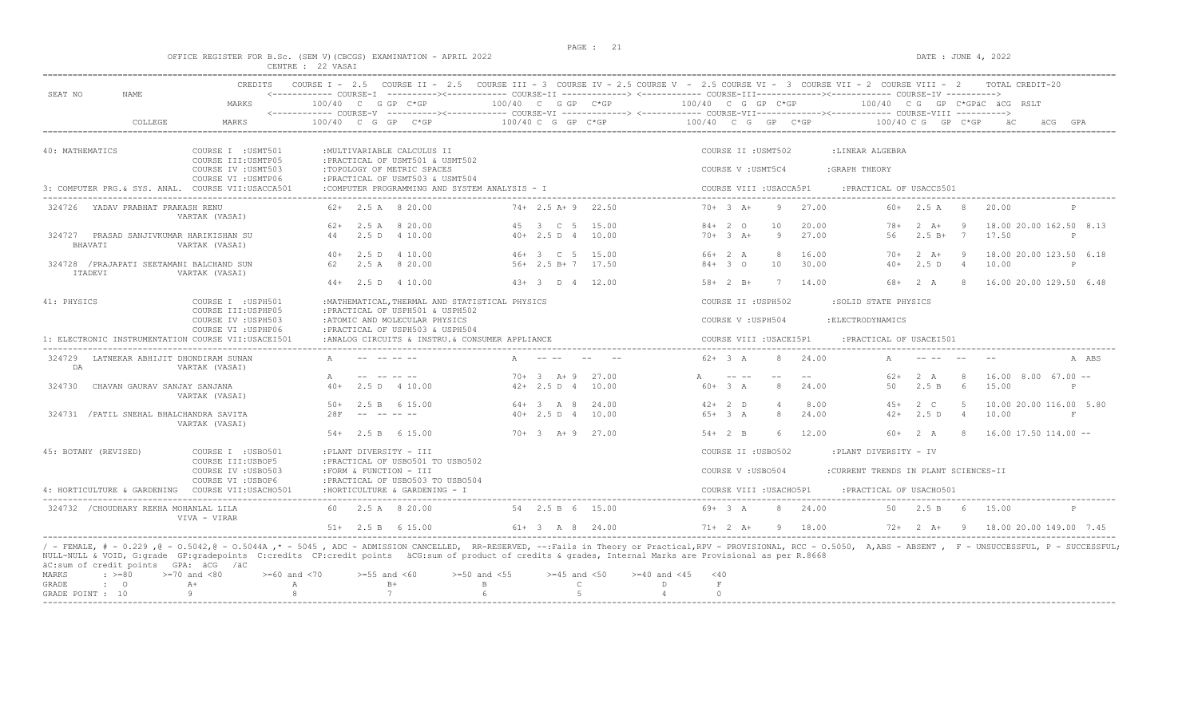OFFICE REGISTER FOR B.Sc. (SEM V)(CBCGS) EXAMINATION - APRIL 2022

CENTRE : 22 VASAI

DATE : JUNE 4, 2022

| SEAT NO | NAME | CREDITS | COURSE I - 2.5 | COURSE II - 2.5 | COURSE III - 3 | COURSE IV - 2.5 | COURSE V - 2.5 | COURSE VI - 3 | COURSE VII - 2 | COURSE VIII - 2 | TOTAL CREDIT-20 |
|---|---|---|---|---|---|---|---|---|---|---|---|
| | | MARKS | COURSE-I 100/40 C G GP C*GP | | COURSE-II 100/40 C G GP C*GP | | COURSE-III 100/40 C G GP C*GP | | COURSE-IV 100/40 C G GP C*GP | | äC äCG RSLT |
| | COLLEGE | MARKS | COURSE-V 100/40 C G GP C*GP | | COURSE-VI 100/40 C G GP C*GP | | COURSE-VII 100/40 C G GP C*GP | | COURSE-VIII 100/40 C G GP C*GP | | äC äCG GPA |

**40: MATHEMATICS**

- COURSE I : USMT501 : MULTIVARIABLE CALCULUS II
- COURSE II : USMT502 : LINEAR ALGEBRA
- COURSE III : USMTP05 : PRACTICAL OF USMT501 & USMT502
- COURSE IV : USMT503 : TOPOLOGY OF METRIC SPACES
- COURSE V : USMT5C4 : GRAPH THEORY
- COURSE VI : USMTP06 : PRACTICAL OF USMT503 & USMT504
- 3: COMPUTER PRG.& SYS. ANAL. COURSE VII : USACCA501 : COMPUTER PROGRAMMING AND SYSTEM ANALYSIS - I
- COURSE VIII : USACCA5P1 : PRACTICAL OF USACCS501

| SEAT NO | NAME / COLLEGE | COURSE I / V | COURSE II / VI | COURSE III / VII | COURSE IV / VIII | äC äCG RSLT/GPA |
|---|---|---|---|---|---|---|
| 324726 | YADAV PRABHAT PRAKASH RENU | 62+ 2.5 A 8 20.00 | 74+ 2.5 A+ 9 22.50 | 70+ 3 A+ 9 27.00 | 60+ 2.5 A 8 20.00 | P |
| | VARTAK (VASAI) | 62+ 2.5 A 8 20.00 | 45 3 C 5 15.00 | 84+ 2 O 10 20.00 | 78+ 2 A+ 9 18.00 | 20.00 162.50 8.13 |
| 324727 | PRASAD SANJIVKUMAR HARIKISHAN SU BHAVATI | 44 2.5 D 4 10.00 | 40+ 2.5 D 4 10.00 | 70+ 3 A+ 9 27.00 | 56 2.5 B+ 7 17.50 | P |
| | VARTAK (VASAI) | 40+ 2.5 D 4 10.00 | 46+ 3 C 5 15.00 | 66+ 2 A 8 16.00 | 70+ 2 A+ 9 18.00 | 20.00 123.50 6.18 |
| 324728 | /PRAJAPATI SEETAMANI BALCHAND SUN ITADEVI | 62 2.5 A 8 20.00 | 56+ 2.5 B+ 7 17.50 | 84+ 3 O 10 30.00 | 40+ 2.5 D 4 10.00 | P |
| | VARTAK (VASAI) | 44+ 2.5 D 4 10.00 | 43+ 3 D 4 12.00 | 58+ 2 B+ 7 14.00 | 68+ 2 A 8 16.00 | 20.00 129.50 6.48 |

**41: PHYSICS**

- COURSE I : USPH501 : MATHEMATICAL,THERMAL AND STATISTICAL PHYSICS
- COURSE II : USPH502 : SOLID STATE PHYSICS
- COURSE III : USPHP05 : PRACTICAL OF USPH501 & USPH502
- COURSE IV : USPH503 : ATOMIC AND MOLECULAR PHYSICS
- COURSE V : USPH504 : ELECTRODYNAMICS
- COURSE VI : USPHP06 : PRACTICAL OF USPH503 & USPH504
- 1: ELECTRONIC INSTRUMENTATION COURSE VII : USACEI501 : ANALOG CIRCUITS & INSTRU.& CONSUMER APPLIANCE
- COURSE VIII : USACEI5P1 : PRACTICAL OF USACEI501

| SEAT NO | NAME / COLLEGE | COURSE I / V | COURSE II / VI | COURSE III / VII | COURSE IV / VIII | äC äCG RSLT/GPA |
|---|---|---|---|---|---|---|
| 324729 | LATNEKAR ABHIJIT DHONDIRAM SUNAN DA | A -- -- -- -- | A -- -- -- -- | 62+ 3 A 8 24.00 | A -- -- -- -- | A ABS |
| | VARTAK (VASAI) | A -- -- -- -- | 70+ 3 A+ 9 27.00 | A -- -- -- -- | 62+ 2 A 8 16.00 | 8.00 67.00 -- |
| 324730 | CHAVAN GAURAV SANJAY SANJANA | 40+ 2.5 D 4 10.00 | 42+ 2.5 D 4 10.00 | 60+ 3 A 8 24.00 | 50 2.5 B 6 15.00 | P |
| | VARTAK (VASAI) | 50+ 2.5 B 6 15.00 | 64+ 3 A 8 24.00 | 42+ 2 D 4 8.00 | 45+ 2 C 5 10.00 | 20.00 116.00 5.80 |
| 324731 | /PATIL SNEHAL BHALCHANDRA SAVITA | 28F -- -- -- -- | 40+ 2.5 D 4 10.00 | 65+ 3 A 8 24.00 | 42+ 2.5 D 4 10.00 | F |
| | VARTAK (VASAI) | 54+ 2.5 B 6 15.00 | 70+ 3 A+ 9 27.00 | 54+ 2 B 6 12.00 | 60+ 2 A 8 16.00 | 17.50 114.00 -- |

**45: BOTANY (REVISED)**

- COURSE I : USBO501 : PLANT DIVERSITY - III
- COURSE II : USBO502 : PLANT DIVERSITY - IV
- COURSE III : USBOP5 : PRACTICAL OF USBO501 TO USBO502
- COURSE IV : USBO503 : FORM & FUNCTION - III
- COURSE V : USBO504 : CURRENT TRENDS IN PLANT SCIENCES-II
- COURSE VI : USBOP6 : PRACTICAL OF USBO503 TO USBO504
- 4: HORTICULTURE & GARDENING COURSE VII : USACHO501 : HORTICULTURE & GARDENING - I
- COURSE VIII : USACHO5P1 : PRACTICAL OF USACHO501

| SEAT NO | NAME / COLLEGE | COURSE I / V | COURSE II / VI | COURSE III / VII | COURSE IV / VIII | äC äCG RSLT/GPA |
|---|---|---|---|---|---|---|
| 324732 | /CHOUDHARY REKHA MOHANLAL LILA | 60 2.5 A 8 20.00 | 54 2.5 B 6 15.00 | 69+ 3 A 8 24.00 | 50 2.5 B 6 15.00 | P |
| | VIVA - VIRAR | 51+ 2.5 B 6 15.00 | 61+ 3 A 8 24.00 | 71+ 2 A+ 9 18.00 | 72+ 2 A+ 9 18.00 | 20.00 149.00 7.45 |

/ - FEMALE, # - 0.229 ,@ - O.5042,@ - O.5044A ,* - 5045 , ADC - ADMISSION CANCELLED, RR-RESERVED, --:Fails in Theory or Practical,RPV - PROVISIONAL, RCC - O.5050, A,ABS - ABSENT , F - UNSUCCESSFUL, P - SUCCESSFUL; NULL-NULL & VOID, G:grade GP:gradepoints C:credits CP:credit points äCG:sum of product of credits & grades, Internal Marks are Provisional as per R.8668

äC:sum of credit points GPA: äCG /äC

| MARKS | : >=80 | >=70 and <80 | >=60 and <70 | >=55 and <60 | >=50 and <55 | >=45 and <50 | >=40 and <45 | <40 |
|---|---|---|---|---|---|---|---|---|
| GRADE | : O | A+ | A | B+ | B | C | D | F |
| GRADE POINT | : 10 | 9 | 8 | 7 | 6 | 5 | 4 | 0 |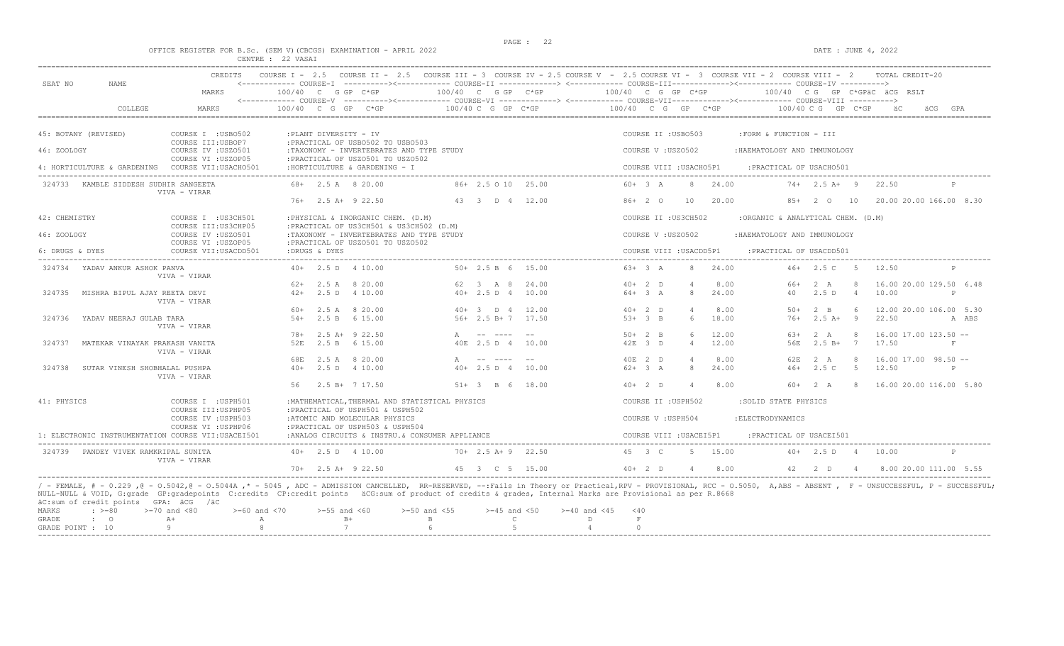OFFICE REGISTER FOR B.Sc. (SEM V)(CBCGS) EXAMINATION - APRIL 2022

CENTRE : 22 VASAI

DATE : JUNE 4, 2022

```
SEAT NO    NAME                    CREDITS   COURSE I - 2.5   COURSE II - 2.5   COURSE III = 3  COURSE IV = 2.5 COURSE V - 2.5 COURSE VI - 3  COURSE VII = 2  COURSE VIII - 2     TOTAL CREDIT-20
                                             <------------ COURSE-I  ----------><------------ COURSE-II ------------> <------------ COURSE-III------------><------------ COURSE-IV ---------->
                                   MARKS        100/40  C  G GP  C*GP           100/40  C  G GP  C*GP            100/40  C  G  GP  C*GP            100/40  C G  GP  C*GPäC  äCG  RSLT
                                             <------------ COURSE-V  ----------><------------ COURSE-VI ------------> <------------ COURSE-VII------------><------------ COURSE-VIII ---------->
           COLLEGE                 MARKS        100/40  C  G  GP   C*GP         100/40 C  G  GP  C*GP            100/40   C  G   GP   C*GP          100/40 C G   GP  C*GP    äC    äCG  GPA

45: BOTANY (REVISED)          COURSE I  :USBO502       :PLANT DIVERSITY - IV                                    COURSE II :USBO503        :FORM & FUNCTION - III
                              COURSE III:USBOP7        :PRACTICAL OF USBO502 TO USBO503
46: ZOOLOGY                   COURSE IV :USZO501       :TAXONOMY - INVERTEBRATES AND TYPE STUDY                 COURSE V :USZO502         :HAEMATOLOGY AND IMMUNOLOGY
                              COURSE VI :USZOP05       :PRACTICAL OF USZO501 TO USZO502
4: HORTICULTURE & GARDENING  COURSE VII:USACHO501     :HORTICULTURE & GARDENING - I                            COURSE VIII :USACHO5P1    :PRACTICAL OF USACHO501

 324733  KAMBLE SIDDESH SUDHIR SANGEETA          68+  2.5 A  8 20.00         86+ 2.5 O 10  25.00           60+  3  A     8   24.00          74+  2.5 A+  9   22.50            P
                              VIVA - VIRAR
                                                 76+  2.5 A+  9 22.50        43   3  D  4  12.00           86+  2  O    10   20.00          85+  2  O   10   20.00 20.00 166.00  8.30

42: CHEMISTRY                 COURSE I  :US3CH501      :PHYSICAL & INORGANIC CHEM. (D.M)                        COURSE II :US3CH502       :ORGANIC & ANALYTICAL CHEM. (D.M)
                              COURSE III:US3CHP05      :PRACTICAL OF US3CH501 & US3CH502 (D.M)
46: ZOOLOGY                   COURSE IV :USZO501       :TAXONOMY - INVERTEBRATES AND TYPE STUDY                 COURSE V :USZO502         :HAEMATOLOGY AND IMMUNOLOGY
                              COURSE VI :USZOP05       :PRACTICAL OF USZO501 TO USZO502
6: DRUGS & DYES               COURSE VII:USACDD501     :DRUGS & DYES                                            COURSE VIII :USACDD5P1    :PRACTICAL OF USACDD501

 324734  YADAV ANKUR ASHOK PANVA                 40+  2.5 D  4 10.00         50+ 2.5 B  6  15.00           63+  3  A     8   24.00          46+  2.5 C   5   12.50            P
                              VIVA - VIRAR
                                                 62+  2.5 A  8 20.00         62   3  A  8  24.00           40+  2  D     4    8.00          66+  2  A    8   16.00 20.00 129.50  6.48
 324735  MISHRA BIPUL AJAY REETA DEVI            42+  2.5 D  4 10.00         40+ 2.5 D  4  10.00           64+  3  A     8   24.00          40   2.5 D   4   10.00            P
                              VIVA - VIRAR
                                                 60+  2.5 A  8 20.00         40+  3  D  4  12.00           40+  2  D     4    8.00          50+  2  B    6   12.00 20.00 106.00  5.30
 324736  YADAV NEERAJ GULAB TARA                 54+  2.5 B  6 15.00         56+ 2.5 B+ 7  17.50           53+  3  B     6   18.00          76+  2.5 A+  9   22.50            A ABS
                              VIVA - VIRAR
                                                 78+  2.5 A+  9 22.50        A    --  ----  --             50+  2  B     6   12.00          63+  2  A    8   16.00 17.00 123.50 --
 324737  MATEKAR VINAYAK PRAKASH VANITA          52E  2.5 B  6 15.00         40E 2.5 D  4  10.00           42E  3  D     4   12.00          56E  2.5 B+  7   17.50            F
                              VIVA - VIRAR
                                                 68E  2.5 A  8 20.00         A    --  ----  --             40E  2  D     4    8.00          62E  2  A    8   16.00 17.00  98.50 --
 324738  SUTAR VINESH SHOBHALAL PUSHPA           40+  2.5 D  4 10.00         40+ 2.5 D  4  10.00           62+  3  A     8   24.00          46+  2.5 C   5   12.50            P
                              VIVA - VIRAR
                                                 56   2.5 B+  7 17.50        51+  3  B  6  18.00           40+  2  D     4    8.00          60+  2  A    8   16.00 20.00 116.00  5.80

41: PHYSICS                   COURSE I  :USPH501       :MATHEMATICAL,THERMAL AND STATISTICAL PHYSICS            COURSE II :USPH502        :SOLID STATE PHYSICS
                              COURSE III:USPHP05       :PRACTICAL OF USPH501 & USPH502
                              COURSE IV :USPH503       :ATOMIC AND MOLECULAR PHYSICS                            COURSE V :USPH504         :ELECTRODYNAMICS
                              COURSE VI :USPHP06       :PRACTICAL OF USPH503 & USPH504
1: ELECTRONIC INSTRUMENTATION COURSE VII:USACEI501     :ANALOG CIRCUITS & INSTRU.& CONSUMER APPLIANCE           COURSE VIII :USACEI5P1    :PRACTICAL OF USACEI501

 324739  PANDEY VIVEK RAMKRIPAL SUNITA           40+  2.5 D  4 10.00         70+ 2.5 A+ 9  22.50           45   3  C     5   15.00          40+  2.5 D   4   10.00            P
                              VIVA - VIRAR
                                                 70+  2.5 A+  9 22.50        45   3  C  5  15.00           40+  2  D     4    8.00          42   2  D    4    8.00 20.00 111.00  5.55
```

/ - FEMALE, # - 0.229 ,@ - O.5042,@ - O.5044A ,* - 5045 , ADC - ADMISSION CANCELLED, RR-RESERVED, --:Fails in Theory or Practical,RPV - PROVISIONAL, RCC - O.5050, A,ABS - ABSENT , F - UNSUCCESSFUL, P - SUCCESSFUL; NULL-NULL & VOID, G:grade GP:gradepoints C:credits CP:credit points äCG:sum of product of credits & grades, Internal Marks are Provisional as per R.8668

äC:sum of credit points GPA: äCG /äC

| MARKS | : >=80 | >=70 and <80 | >=60 and <70 | >=55 and <60 | >=50 and <55 | >=45 and <50 | >=40 and <45 | <40 |
|---|---|---|---|---|---|---|---|---|
| GRADE | : O | A+ | A | B+ | B | C | D | F |
| GRADE POINT | : 10 | 9 | 8 | 7 | 6 | 5 | 4 | 0 |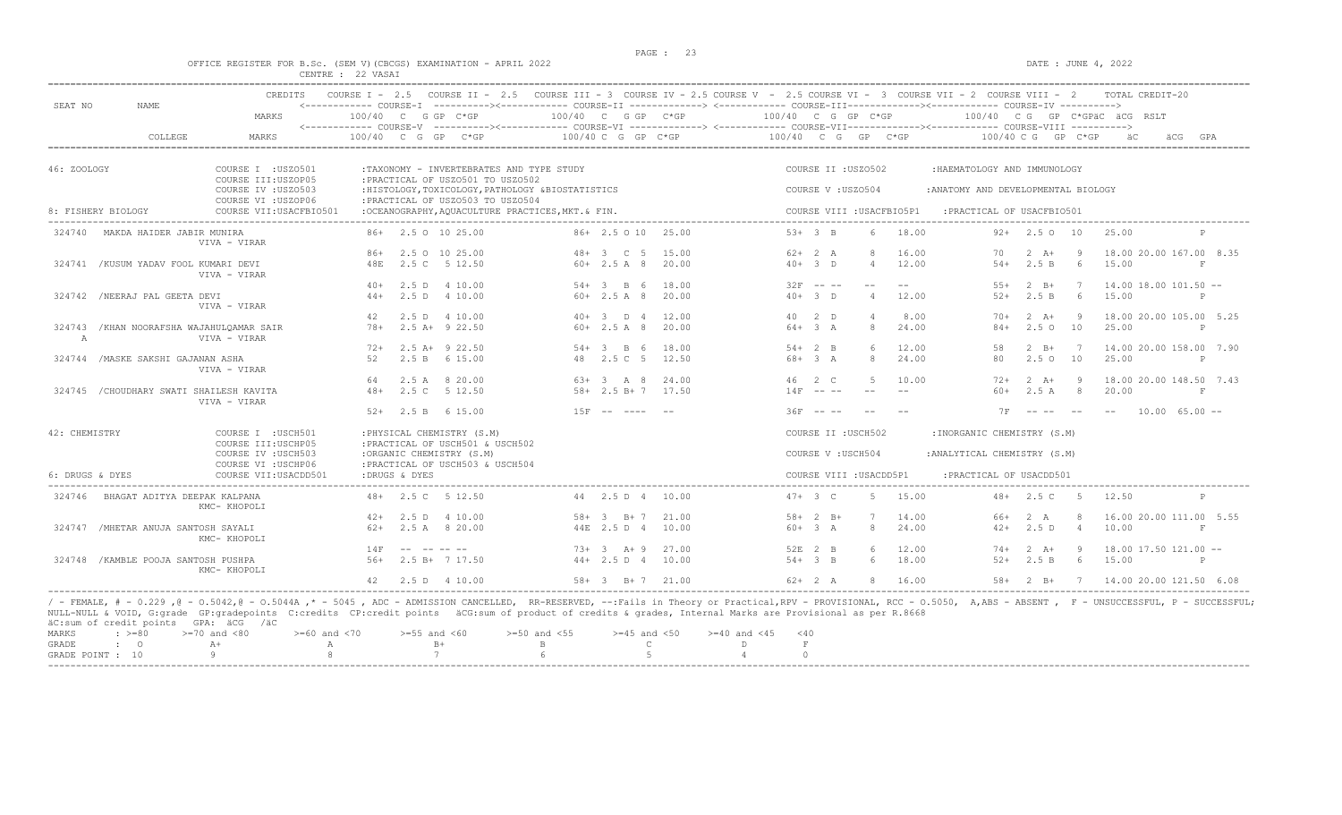OFFICE REGISTER FOR B.Sc. (SEM V)(CBCGS) EXAMINATION - APRIL 2022 — CENTRE : 22 VASAI — DATE : JUNE 4, 2022

CREDITS: COURSE I - 2.5, COURSE II - 2.5, COURSE III - 3, COURSE IV - 2.5, COURSE V - 2.5, COURSE VI - 3, COURSE VII - 2, COURSE VIII - 2, TOTAL CREDIT-20

Columns per course: MARKS (100/40), C, G, GP, C*GP. Totals: ΣC, ΣCG, GPA, RSLT.

## 46: ZOOLOGY

- COURSE I : USZO501 : TAXONOMY - INVERTEBRATES AND TYPE STUDY
- COURSE II : USZO502 : HAEMATOLOGY AND IMMUNOLOGY
- COURSE III : USZOP05 : PRACTICAL OF USZO501 TO USZO502
- COURSE IV : USZO503 : HISTOLOGY,TOXICOLOGY,PATHOLOGY &BIOSTATISTICS
- COURSE V : USZO504 : ANATOMY AND DEVELOPMENTAL BIOLOGY
- COURSE VI : USZOP06 : PRACTICAL OF USZO503 TO USZO504
- 8: FISHERY BIOLOGY — COURSE VII : USACFBIO501 : OCEANOGRAPHY,AQUACULTURE PRACTICES,MKT.& FIN.
- COURSE VIII : USACFBIO5P1 : PRACTICAL OF USACFBIO501

| SEAT NO | NAME / COLLEGE | Course I / V | Course II / VI | Course III / VII | Course IV / VIII | ΣC | ΣCG | GPA | RSLT |
|---|---|---|---|---|---|---|---|---|---|
| 324740 | MAKDA HAIDER JABIR MUNIRA (VIVA - VIRAR) | 86+ 2.5 O 10 25.00 | 86+ 2.5 O 10 25.00 | 53+ 3 B 6 18.00 | 92+ 2.5 O 10 25.00 | | | | P |
| | | 86+ 2.5 O 10 25.00 | 48+ 3 C 5 15.00 | 62+ 2 A 8 16.00 | 70 2 A+ 9 18.00 | 20.00 | 167.00 | 8.35 | |
| 324741 | /KUSUM YADAV FOOL KUMARI DEVI (VIVA - VIRAR) | 48E 2.5 C 5 12.50 | 60+ 2.5 A 8 20.00 | 40+ 3 D 4 12.00 | 54+ 2.5 B 6 15.00 | | | | F |
| | | 40+ 2.5 D 4 10.00 | 54+ 3 B 6 18.00 | 32F -- -- -- -- | 55+ 2 B+ 7 14.00 | 18.00 | 101.50 | -- | |
| 324742 | /NEERAJ PAL GEETA DEVI (VIVA - VIRAR) | 44+ 2.5 D 4 10.00 | 60+ 2.5 A 8 20.00 | 40+ 3 D 4 12.00 | 52+ 2.5 B 6 15.00 | | | | P |
| | | 42 2.5 D 4 10.00 | 40+ 3 D 4 12.00 | 40 2 D 4 8.00 | 70+ 2 A+ 9 18.00 | 20.00 | 105.00 | 5.25 | |
| 324743 | /KHAN NOORAFSHA WAJAHULQAMAR SAIR A (VIVA - VIRAR) | 78+ 2.5 A+ 9 22.50 | 60+ 2.5 A 8 20.00 | 64+ 3 A 8 24.00 | 84+ 2.5 O 10 25.00 | | | | P |
| | | 72+ 2.5 A+ 9 22.50 | 54+ 3 B 6 18.00 | 54+ 2 B 6 12.00 | 58 2 B+ 7 14.00 | 20.00 | 158.00 | 7.90 | |
| 324744 | /MASKE SAKSHI GAJANAN ASHA (VIVA - VIRAR) | 52 2.5 B 6 15.00 | 48 2.5 C 5 12.50 | 68+ 3 A 8 24.00 | 80 2.5 O 10 25.00 | | | | P |
| | | 64 2.5 A 8 20.00 | 63+ 3 A 8 24.00 | 46 2 C 5 10.00 | 72+ 2 A+ 9 18.00 | 20.00 | 148.50 | 7.43 | |
| 324745 | /CHOUDHARY SWATI SHAILESH KAVITA (VIVA - VIRAR) | 48+ 2.5 C 5 12.50 | 58+ 2.5 B+ 7 17.50 | 14F -- -- -- -- | 60+ 2.5 A 8 20.00 | | | | F |
| | | 52+ 2.5 B 6 15.00 | 15F -- ---- -- | 36F -- -- -- -- | 7F -- -- -- -- | 10.00 | 65.00 | -- | |

## 42: CHEMISTRY

- COURSE I : USCH501 : PHYSICAL CHEMISTRY (S.M)
- COURSE II : USCH502 : INORGANIC CHEMISTRY (S.M)
- COURSE III : USCHP05 : PRACTICAL OF USCH501 & USCH502
- COURSE IV : USCH503 : ORGANIC CHEMISTRY (S.M)
- COURSE V : USCH504 : ANALYTICAL CHEMISTRY (S.M)
- COURSE VI : USCHP06 : PRACTICAL OF USCH503 & USCH504
- 6: DRUGS & DYES — COURSE VII : USACDD501 : DRUGS & DYES
- COURSE VIII : USACDD5P1 : PRACTICAL OF USACDD501

| SEAT NO | NAME / COLLEGE | Course I / V | Course II / VI | Course III / VII | Course IV / VIII | ΣC | ΣCG | GPA | RSLT |
|---|---|---|---|---|---|---|---|---|---|
| 324746 | BHAGAT ADITYA DEEPAK KALPANA (KMC- KHOPOLI) | 48+ 2.5 C 5 12.50 | 44 2.5 D 4 10.00 | 47+ 3 C 5 15.00 | 48+ 2.5 C 5 12.50 | | | | P |
| | | 42+ 2.5 D 4 10.00 | 58+ 3 B+ 7 21.00 | 58+ 2 B+ 7 14.00 | 66+ 2 A 8 16.00 | 20.00 | 111.00 | 5.55 | |
| 324747 | /MHETAR ANUJA SANTOSH SAYALI (KMC- KHOPOLI) | 62+ 2.5 A 8 20.00 | 44E 2.5 D 4 10.00 | 60+ 3 A 8 24.00 | 42+ 2.5 D 4 10.00 | | | | F |
| | | 14F -- -- -- -- | 73+ 3 A+ 9 27.00 | 52E 2 B 6 12.00 | 74+ 2 A+ 9 18.00 | 17.50 | 121.00 | -- | |
| 324748 | /KAMBLE POOJA SANTOSH PUSHPA (KMC- KHOPOLI) | 56+ 2.5 B+ 7 17.50 | 44+ 2.5 D 4 10.00 | 54+ 3 B 6 18.00 | 52+ 2.5 B 6 15.00 | | | | P |
| | | 42 2.5 D 4 10.00 | 58+ 3 B+ 7 21.00 | 62+ 2 A 8 16.00 | 58+ 2 B+ 7 14.00 | 20.00 | 121.50 | 6.08 | |

/ - FEMALE, # - 0.229 ,@ - 0.5042,@ - 0.5044A ,* - 5045 , ADC - ADMISSION CANCELLED, RR-RESERVED, --:Fails in Theory or Practical,RPV - PROVISIONAL, RCC - 0.5050, A,ABS - ABSENT , F - UNSUCCESSFUL, P - SUCCESSFUL; NULL-NULL & VOID, G:grade GP:gradepoints C:credits CP:credit points äCG:sum of product of credits & grades, Internal Marks are Provisional as per R.8668
äC:sum of credit points GPA: äCG /äC

| MARKS | >=80 | >=70 and <80 | >=60 and <70 | >=55 and <60 | >=50 and <55 | >=45 and <50 | >=40 and <45 | <40 |
|---|---|---|---|---|---|---|---|---|
| GRADE | O | A+ | A | B+ | B | C | D | F |
| GRADE POINT | 10 | 9 | 8 | 7 | 6 | 5 | 4 | 0 |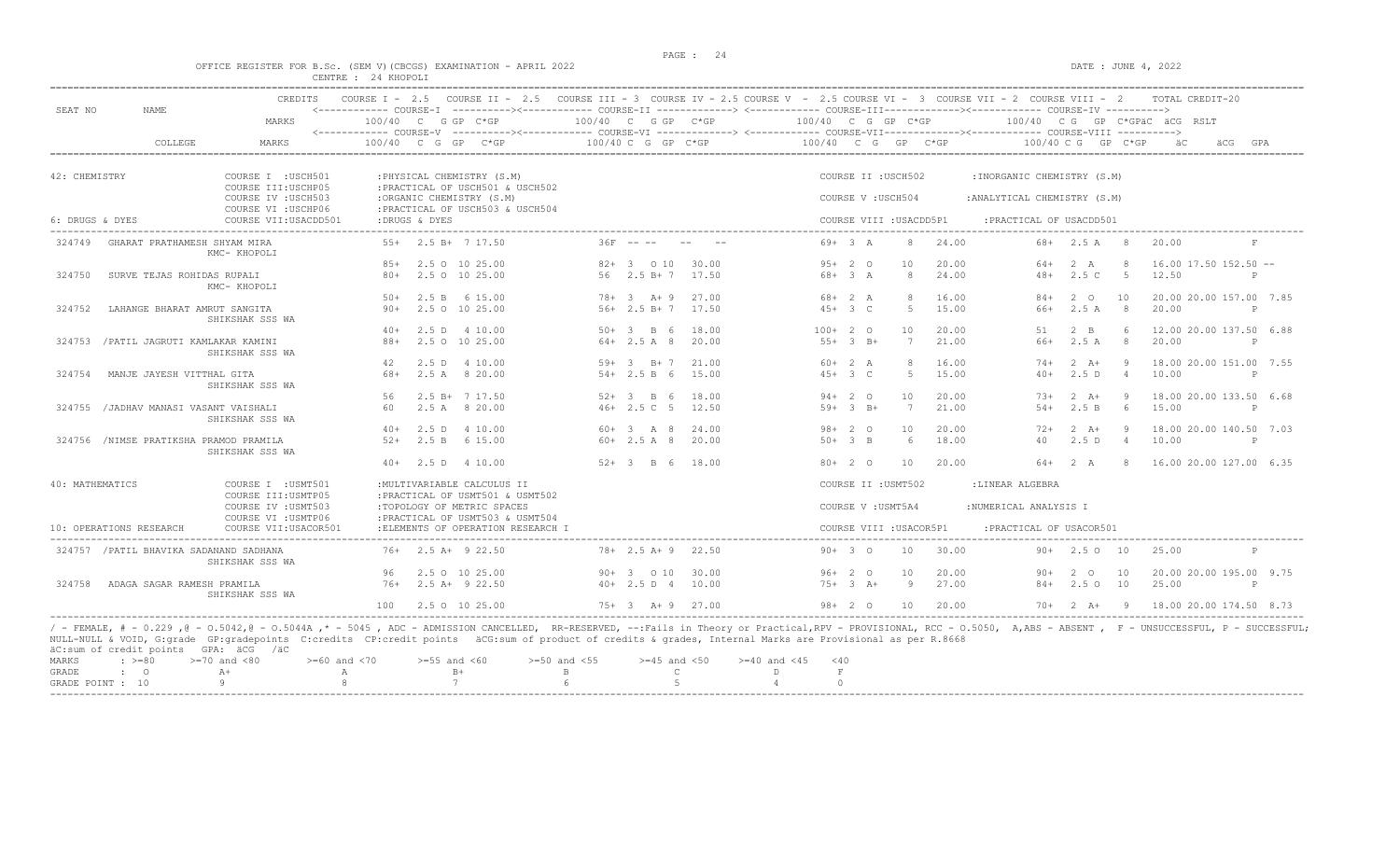OFFICE REGISTER FOR B.Sc. (SEM V)(CBCGS) EXAMINATION - APRIL 2022

CENTRE : 24 KHOPOLI

DATE : JUNE 4, 2022

```
                         CREDITS   COURSE I - 2.5   COURSE II - 2.5   COURSE III = 3  COURSE IV = 2.5 COURSE V  - 2.5 COURSE VI -  3  COURSE VII - 2  COURSE VIII -  2      TOTAL CREDIT-20
SEAT NO      NAME                  <------------ COURSE-I  ----------><------------ COURSE-II -------------> <------------ COURSE-III-------------><------------ COURSE-IV ---------->
                           MARKS         100/40  C  G GP  C*GP           100/40  C  G GP   C*GP            100/40  C  G  GP  C*GP             100/40  C G  GP  C*GPäC  äCG  RSLT
                                   <------------ COURSE-V  ----------><------------ COURSE-VI -------------> <------------ COURSE-VII-------------><------------ COURSE-VIII ---------->
            COLLEGE        MARKS         100/40  C  G  GP   C*GP          100/40 C  G  GP  C*GP            100/40   C  G   GP   C*GP            100/40 C G   GP  C*GP    äC     äCG  GPA

42: CHEMISTRY             COURSE I  :USCH501       :PHYSICAL CHEMISTRY (S.M)                                  COURSE II :USCH502       :INORGANIC CHEMISTRY (S.M)
                          COURSE III:USCHP05       :PRACTICAL OF USCH501 & USCH502
                          COURSE IV :USCH503       :ORGANIC CHEMISTRY (S.M)                                   COURSE V :USCH504        :ANALYTICAL CHEMISTRY (S.M)
                          COURSE VI :USCHP06       :PRACTICAL OF USCH503 & USCH504
6: DRUGS & DYES           COURSE VII:USACDD501     :DRUGS & DYES                                              COURSE VIII :USACDD5P1    :PRACTICAL OF USACDD501

 324749   GHARAT PRATHAMESH SHYAM MIRA          55+  2.5 B+  7 17.50        36F  -- --    --   --          69+  3  A     8    24.00          68+  2.5 A    8    20.00              F
                    KMC- KHOPOLI
                                                85+  2.5 O  10 25.00        82+  3   O 10   30.00          95+  2  O    10    20.00          64+  2  A     8    16.00 17.50 152.50 --
 324750   SURVE TEJAS ROHIDAS RUPALI            80+  2.5 O  10 25.00        56   2.5 B+ 7   17.50          68+  3  A     8    24.00          48+  2.5 C    5    12.50              P
                    KMC- KHOPOLI
                                                50+  2.5 B   6 15.00        78+  3   A+ 9   27.00          68+  2  A     8    16.00          84+  2  O    10    20.00 20.00 157.00  7.85
 324752   LAHANGE BHARAT AMRUT SANGITA          90+  2.5 O  10 25.00        56+  2.5 B+ 7   17.50          45+  3  C     5    15.00          66+  2.5 A    8    20.00              P
                    SHIKSHAK SSS WA
                                                40+  2.5 D   4 10.00        50+  3   B  6   18.00         100+  2  O    10    20.00          51   2  B     6    12.00 20.00 137.50  6.88
 324753  /PATIL JAGRUTI KAMLAKAR KAMINI         88+  2.5 O  10 25.00        64+  2.5 A  8   20.00          55+  3  B+    7    21.00          66+  2.5 A    8    20.00              P
                    SHIKSHAK SSS WA
                                                42   2.5 D   4 10.00        59+  3   B+ 7   21.00          60+  2  A     8    16.00          74+  2  A+    9    18.00 20.00 151.00  7.55
 324754   MANJE JAYESH VITTHAL GITA             68+  2.5 A   8 20.00        54+  2.5 B  6   15.00          45+  3  C     5    15.00          40+  2.5 D    4    10.00              P
                    SHIKSHAK SSS WA
                                                56   2.5 B+  7 17.50        52+  3   B  6   18.00          94+  2  O    10    20.00          73+  2  A+    9    18.00 20.00 133.50  6.68
 324755  /JADHAV MANASI VASANT VAISHALI         60   2.5 A   8 20.00        46+  2.5 C  5   12.50          59+  3  B+    7    21.00          54+  2.5 B    6    15.00              P
                    SHIKSHAK SSS WA
                                                40+  2.5 D   4 10.00        60+  3   A  8   24.00          98+  2  O    10    20.00          72+  2  A+    9    18.00 20.00 140.50  7.03
 324756  /NIMSE PRATIKSHA PRAMOD PRAMILA        52+  2.5 B   6 15.00        60+  2.5 A  8   20.00          50+  3  B     6    18.00          40   2.5 D    4    10.00              P
                    SHIKSHAK SSS WA
                                                40+  2.5 D   4 10.00        52+  3   B  6   18.00          80+  2  O    10    20.00          64+  2  A     8    16.00 20.00 127.00  6.35

40: MATHEMATICS           COURSE I  :USMT501       :MULTIVARIABLE CALCULUS II                                 COURSE II :USMT502       :LINEAR ALGEBRA
                          COURSE III:USMTP05       :PRACTICAL OF USMT501 & USMT502
                          COURSE IV :USMT503       :TOPOLOGY OF METRIC SPACES                                 COURSE V :USMT5A4        :NUMERICAL ANALYSIS I
                          COURSE VI :USMTP06       :PRACTICAL OF USMT503 & USMT504
10: OPERATIONS RESEARCH   COURSE VII:USACOR501     :ELEMENTS OF OPERATION RESEARCH I                          COURSE VIII :USACOR5P1    :PRACTICAL OF USACOR501

 324757  /PATIL BHAVIKA SADANAND SADHANA        76+  2.5 A+  9 22.50        78+  2.5 A+ 9   22.50          90+  3  O    10    30.00          90+  2.5 O   10    25.00              P
                    SHIKSHAK SSS WA
                                                96   2.5 O  10 25.00        90+  3   O 10   30.00          96+  2  O    10    20.00          90+  2  O    10    20.00 20.00 195.00  9.75
 324758   ADAGA SAGAR RAMESH PRAMILA            76+  2.5 A+  9 22.50        40+  2.5 D  4   10.00          75+  3  A+    9    27.00          84+  2.5 O   10    25.00              P
                    SHIKSHAK SSS WA
                                               100   2.5 O  10 25.00        75+  3   A+ 9   27.00          98+  2  O    10    20.00          70+  2  A+    9    18.00 20.00 174.50  8.73
```

/ - FEMALE, # - 0.229 ,@ - O.5042,@ - O.5044A ,* - 5045 , ADC - ADMISSION CANCELLED, RR-RESERVED, --:Fails in Theory or Practical,RPV - PROVISIONAL, RCC - O.5050, A,ABS - ABSENT , F - UNSUCCESSFUL, P - SUCCESSFUL;
NULL-NULL & VOID, G:grade GP:gradepoints C:credits CP:credit points äCG:sum of product of credits & grades, Internal Marks are Provisional as per R.8668
äC:sum of credit points GPA: äCG /äC

| MARKS | : >=80 | >=70 and <80 | >=60 and <70 | >=55 and <60 | >=50 and <55 | >=45 and <50 | >=40 and <45 | <40 |
|---|---|---|---|---|---|---|---|---|
| GRADE | : O | A+ | A | B+ | B | C | D | F |
| GRADE POINT | : 10 | 9 | 8 | 7 | 6 | 5 | 4 | 0 |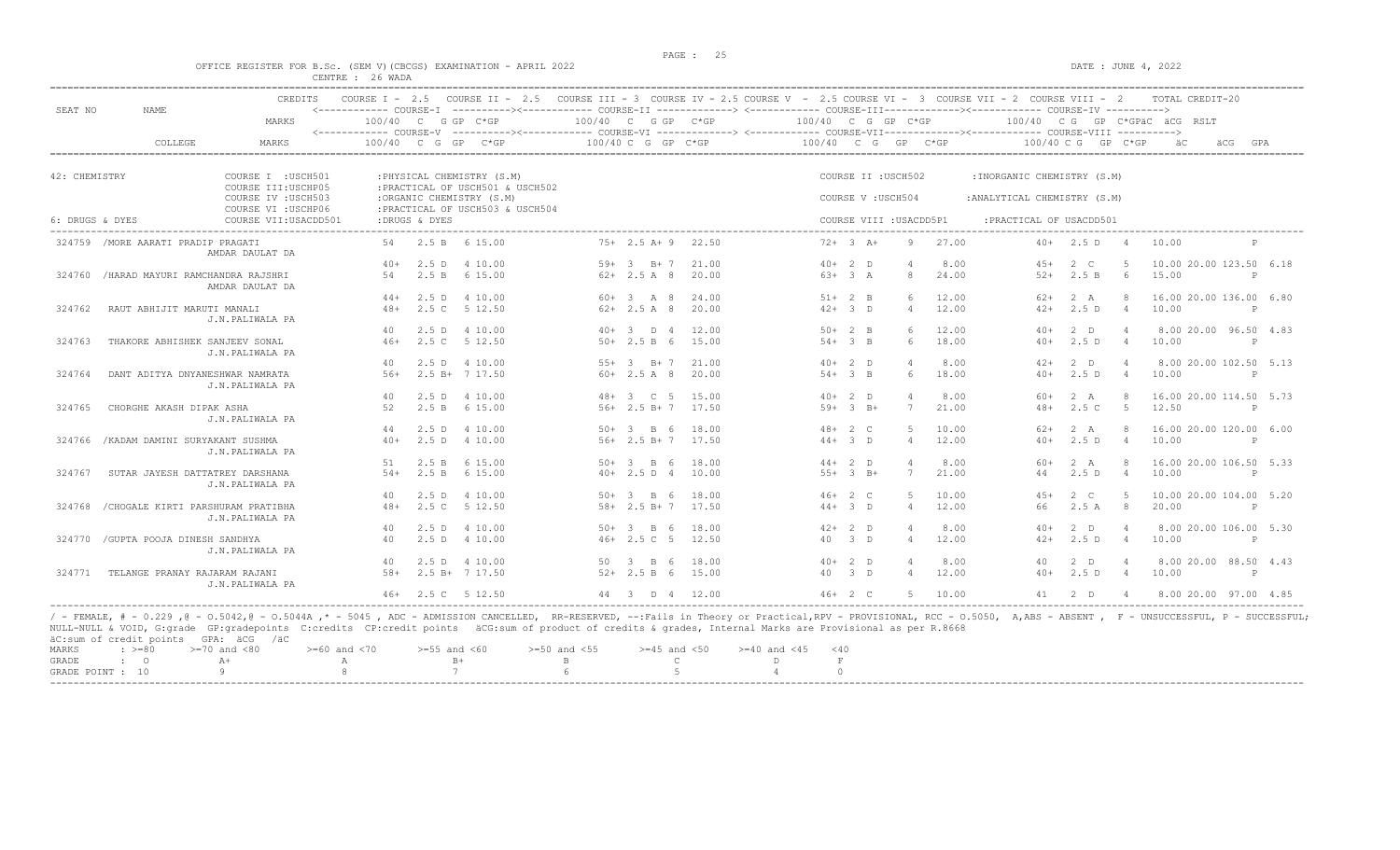OFFICE REGISTER FOR B.Sc. (SEM V)(CBCGS) EXAMINATION - APRIL 2022

CENTRE : 26 WADA

DATE : JUNE 4, 2022

| SEAT NO | NAME | CREDITS / MARKS | COURSE I - 2.5 (100/40 C G GP C*GP) | COURSE II - 2.5 | COURSE III - 3 (100/40 C G GP C*GP) | COURSE IV - 2.5 | COURSE V - 2.5 (100/40 C G GP C*GP) | COURSE VI - 3 | COURSE VII - 2 (100/40 C G GP C*GP) | COURSE VIII - 2 | TOTAL CREDIT-20 (äC äCG RSLT / GPA) |
|---|---|---|---|---|---|---|---|---|---|---|---|
| | COLLEGE | MARKS | COURSE-V 100/40 C G GP C*GP | | COURSE-VI 100/40 C G GP C*GP | | COURSE-VII 100/40 C G GP C*GP | | COURSE-VIII 100/40 C G GP C*GP | | äC äCG GPA |

42: CHEMISTRY
COURSE I : USCH501 :PHYSICAL CHEMISTRY (S.M) — COURSE II : USCH502 :INORGANIC CHEMISTRY (S.M)
COURSE III: USCHP05 :PRACTICAL OF USCH501 & USCH502
COURSE IV : USCH503 :ORGANIC CHEMISTRY (S.M) — COURSE V : USCH504 :ANALYTICAL CHEMISTRY (S.M)
COURSE VI : USCHP06 :PRACTICAL OF USCH503 & USCH504
6: DRUGS & DYES — COURSE VII: USACDD501 :DRUGS & DYES — COURSE VIII : USACDD5P1 :PRACTICAL OF USACDD501

| SEAT NO | NAME / COLLEGE | Course I / V | Course II / VI | Course III / VII | Course IV / VIII | Result |
|---|---|---|---|---|---|---|
| 324759 | /MORE AARATI PRADIP PRAGATI<br>AMDAR DAULAT DA | 54 2.5 B 6 15.00 | 75+ 2.5 A+ 9 22.50 | 72+ 3 A+ 9 27.00 | 40+ 2.5 D 4 10.00 | P |
| | | 40+ 2.5 D 4 10.00 | 59+ 3 B+ 7 21.00 | 40+ 2 D 4 8.00 | 45+ 2 C 5 10.00 | 20.00 123.50 6.18 |
| 324760 | /HARAD MAYURI RAMCHANDRA RAJSHRI<br>AMDAR DAULAT DA | 54 2.5 B 6 15.00 | 62+ 2.5 A 8 20.00 | 63+ 3 A 8 24.00 | 52+ 2.5 B 6 15.00 | P |
| | | 44+ 2.5 D 4 10.00 | 60+ 3 A 8 24.00 | 51+ 2 B 6 12.00 | 62+ 2 A 8 16.00 | 20.00 136.00 6.80 |
| 324762 | RAUT ABHIJIT MARUTI MANALI<br>J.N.PALIWALA PA | 48+ 2.5 C 5 12.50 | 62+ 2.5 A 8 20.00 | 42+ 3 D 4 12.00 | 42+ 2.5 D 4 10.00 | P |
| | | 40 2.5 D 4 10.00 | 40+ 3 D 4 12.00 | 50+ 2 B 6 12.00 | 40+ 2 D 4 8.00 | 20.00 96.50 4.83 |
| 324763 | THAKORE ABHISHEK SANJEEV SONAL<br>J.N.PALIWALA PA | 46+ 2.5 C 5 12.50 | 50+ 2.5 B 6 15.00 | 54+ 3 B 6 18.00 | 40+ 2.5 D 4 10.00 | P |
| | | 40 2.5 D 4 10.00 | 55+ 3 B+ 7 21.00 | 40+ 2 D 4 8.00 | 42+ 2 D 4 8.00 | 20.00 102.50 5.13 |
| 324764 | DANT ADITYA DNYANESHWAR NAMRATA<br>J.N.PALIWALA PA | 56+ 2.5 B+ 7 17.50 | 60+ 2.5 A 8 20.00 | 54+ 3 B 6 18.00 | 40+ 2.5 D 4 10.00 | P |
| | | 40 2.5 D 4 10.00 | 48+ 3 C 5 15.00 | 40+ 2 D 4 8.00 | 60+ 2 A 8 16.00 | 20.00 114.50 5.73 |
| 324765 | CHORGHE AKASH DIPAK ASHA<br>J.N.PALIWALA PA | 52 2.5 B 6 15.00 | 56+ 2.5 B+ 7 17.50 | 59+ 3 B+ 7 21.00 | 48+ 2.5 C 5 12.50 | P |
| | | 44 2.5 D 4 10.00 | 50+ 3 B 6 18.00 | 48+ 2 C 5 10.00 | 62+ 2 A 8 16.00 | 20.00 120.00 6.00 |
| 324766 | /KADAM DAMINI SURYAKANT SUSHMA<br>J.N.PALIWALA PA | 40+ 2.5 D 4 10.00 | 56+ 2.5 B+ 7 17.50 | 44+ 3 D 4 12.00 | 40+ 2.5 D 4 10.00 | P |
| | | 51 2.5 B 6 15.00 | 50+ 3 B 6 18.00 | 44+ 2 D 4 8.00 | 60+ 2 A 8 16.00 | 20.00 106.50 5.33 |
| 324767 | SUTAR JAYESH DATTATREY DARSHANA<br>J.N.PALIWALA PA | 54+ 2.5 B 6 15.00 | 40+ 2.5 D 4 10.00 | 55+ 3 B+ 7 21.00 | 44 2.5 D 4 10.00 | P |
| | | 40 2.5 D 4 10.00 | 50+ 3 B 6 18.00 | 46+ 2 C 5 10.00 | 45+ 2 C 5 10.00 | 20.00 104.00 5.20 |
| 324768 | /CHOGALE KIRTI PARSHURAM PRATIBHA<br>J.N.PALIWALA PA | 48+ 2.5 C 5 12.50 | 58+ 2.5 B+ 7 17.50 | 44+ 3 D 4 12.00 | 66 2.5 A 8 20.00 | P |
| | | 40 2.5 D 4 10.00 | 50+ 3 B 6 18.00 | 42+ 2 D 4 8.00 | 40+ 2 D 4 8.00 | 20.00 106.00 5.30 |
| 324770 | /GUPTA POOJA DINESH SANDHYA<br>J.N.PALIWALA PA | 40 2.5 D 4 10.00 | 46+ 2.5 C 5 12.50 | 40 3 D 4 12.00 | 42+ 2.5 D 4 10.00 | P |
| | | 40 2.5 D 4 10.00 | 50 3 B 6 18.00 | 40+ 2 D 4 8.00 | 40 2 D 4 8.00 | 20.00 88.50 4.43 |
| 324771 | TELANGE PRANAY RAJARAM RAJANI<br>J.N.PALIWALA PA | 58+ 2.5 B+ 7 17.50 | 52+ 2.5 B 6 15.00 | 40 3 D 4 12.00 | 40+ 2.5 D 4 10.00 | P |
| | | 46+ 2.5 C 5 12.50 | 44 3 D 4 12.00 | 46+ 2 C 5 10.00 | 41 2 D 4 8.00 | 20.00 97.00 4.85 |

/ - FEMALE, # - 0.229 ,@ - 0.5042,@ - 0.5044A ,* - 5045 , ADC - ADMISSION CANCELLED, RR-RESERVED, --:Fails in Theory or Practical,RPV - PROVISIONAL, RCC - 0.5050, A,ABS - ABSENT , F - UNSUCCESSFUL, P - SUCCESSFUL; NULL-NULL & VOID, G:grade GP:gradepoints C:credits CP:credit points äCG:sum of product of credits & grades, Internal Marks are Provisional as per R.8668
äC:sum of credit points GPA: äCG /äC

| MARKS | >=80 | >=70 and <80 | >=60 and <70 | >=55 and <60 | >=50 and <55 | >=45 and <50 | >=40 and <45 | <40 |
|---|---|---|---|---|---|---|---|---|
| GRADE | O | A+ | A | B+ | B | C | D | F |
| GRADE POINT | 10 | 9 | 8 | 7 | 6 | 5 | 4 | 0 |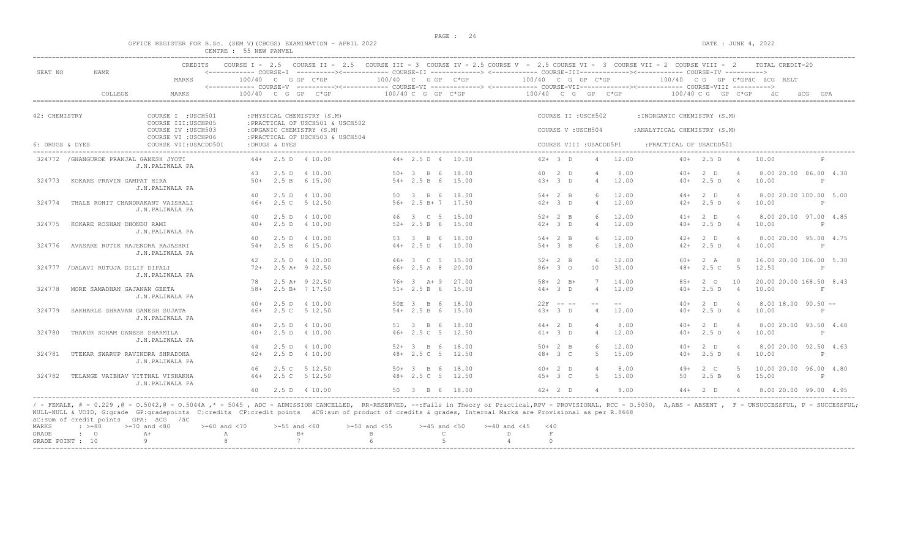OFFICE REGISTER FOR B.Sc. (SEM V)(CBCGS) EXAMINATION - APRIL 2022 — CENTRE : 55 NEW PANVEL — DATE : JUNE 4, 2022

| SEAT NO | NAME | CREDITS / MARKS | COURSE I - 2.5 (100/40 C G GP C*GP) / COURSE-V | COURSE II - 2.5 / COURSE III - 3 (100/40 C G GP C*GP) / COURSE-VI | COURSE IV - 2.5 / COURSE V - 2.5 (100/40 C G GP C*GP) / COURSE-VII | COURSE VI - 3 / COURSE VII - 2 / COURSE VIII - 2 (100/40 C G GP C*GP) / COURSE-VIII | TOTAL CREDIT-20 äC äCG RSLT / GPA |
|---|---|---|---|---|---|---|---|

42: CHEMISTRY
- COURSE I : USCH501 : PHYSICAL CHEMISTRY (S.M)
- COURSE II : USCH502 : INORGANIC CHEMISTRY (S.M)
- COURSE III: USCHP05 : PRACTICAL OF USCH501 & USCH502
- COURSE IV : USCH503 : ORGANIC CHEMISTRY (S.M)
- COURSE V : USCH504 : ANALYTICAL CHEMISTRY (S.M)
- COURSE VI : USCHP06 : PRACTICAL OF USCH503 & USCH504

6: DRUGS & DYES
- COURSE VII: USACDD501 : DRUGS & DYES
- COURSE VIII : USACDD5P1 : PRACTICAL OF USACDD501

| SEAT NO | NAME | COLLEGE | Course I / V | Course II / VI | Course III / VII | Course IV / VIII | Total / Result |
|---|---|---|---|---|---|---|---|
| 324772 | /GHANGURDE PRANJAL GANESH JYOTI | J.N.PALIWALA PA | 44+ 2.5 D 4 10.00 | 44+ 2.5 D 4 10.00 | 42+ 3 D 4 12.00 | 40+ 2.5 D 4 10.00 | P |
| | | | 43 2.5 D 4 10.00 | 50+ 3 B 6 18.00 | 40 2 D 4 8.00 | 40+ 2 D 4 8.00 | 20.00 86.00 4.30 |
| 324773 | KOKARE PRAVIN GAMPAT HIRA | J.N.PALIWALA PA | 50+ 2.5 B 6 15.00 | 54+ 2.5 B 6 15.00 | 43+ 3 D 4 12.00 | 40+ 2.5 D 4 10.00 | P |
| | | | 40 2.5 D 4 10.00 | 50 3 B 6 18.00 | 54+ 2 B 6 12.00 | 44+ 2 D 4 8.00 | 20.00 100.00 5.00 |
| 324774 | THALE ROHIT CHANDRAKANT VAISHALI | J.N.PALIWALA PA | 46+ 2.5 C 5 12.50 | 56+ 2.5 B+ 7 17.50 | 42+ 3 D 4 12.00 | 42+ 2.5 D 4 10.00 | P |
| | | | 40 2.5 D 4 10.00 | 46 3 C 5 15.00 | 52+ 2 B 6 12.00 | 41+ 2 D 4 8.00 | 20.00 97.00 4.85 |
| 324775 | KOKARE ROSHAN DHONDU RAMI | J.N.PALIWALA PA | 40+ 2.5 D 4 10.00 | 52+ 2.5 B 6 15.00 | 42+ 3 D 4 12.00 | 40+ 2.5 D 4 10.00 | P |
| | | | 40 2.5 D 4 10.00 | 53 3 B 6 18.00 | 54+ 2 B 6 12.00 | 42+ 2 D 4 8.00 | 20.00 95.00 4.75 |
| 324776 | AVASARE RUTIK RAJENDRA RAJASHRI | J.N.PALIWALA PA | 54+ 2.5 B 6 15.00 | 44+ 2.5 D 4 10.00 | 54+ 3 B 6 18.00 | 42+ 2.5 D 4 10.00 | P |
| | | | 42 2.5 D 4 10.00 | 46+ 3 C 5 15.00 | 52+ 2 B 6 12.00 | 60+ 2 A 8 16.00 | 20.00 106.00 5.30 |
| 324777 | /DALAVI RUTUJA DILIP DIPALI | J.N.PALIWALA PA | 72+ 2.5 A+ 9 22.50 | 66+ 2.5 A 8 20.00 | 86+ 3 O 10 30.00 | 48+ 2.5 C 5 12.50 | P |
| | | | 78 2.5 A+ 9 22.50 | 76+ 3 A+ 9 27.00 | 58+ 2 B+ 7 14.00 | 85+ 2 O 10 20.00 | 20.00 168.50 8.43 |
| 324778 | MORE SAMADHAN GAJANAN GEETA | J.N.PALIWALA PA | 58+ 2.5 B+ 7 17.50 | 51+ 2.5 B 6 15.00 | 44+ 3 D 4 12.00 | 40+ 2.5 D 4 10.00 | F |
| | | | 40+ 2.5 D 4 10.00 | 50E 3 B 6 18.00 | 22F -- -- -- -- | 40+ 2 D 4 8.00 | 18.00 90.50 -- |
| 324779 | SAKHARLE SHRAVAN GANESH SUJATA | J.N.PALIWALA PA | 46+ 2.5 C 5 12.50 | 54+ 2.5 B 6 15.00 | 43+ 3 D 4 12.00 | 40+ 2.5 D 4 10.00 | P |
| | | | 40+ 2.5 D 4 10.00 | 51 3 B 6 18.00 | 44+ 2 D 4 8.00 | 40+ 2 D 4 8.00 | 20.00 93.50 4.68 |
| 324780 | THAKUR SOHAM GANESH SHARMILA | J.N.PALIWALA PA | 40+ 2.5 D 4 10.00 | 46+ 2.5 C 5 12.50 | 41+ 3 D 4 12.00 | 40+ 2.5 D 4 10.00 | P |
| | | | 44 2.5 D 4 10.00 | 52+ 3 B 6 18.00 | 50+ 2 B 6 12.00 | 40+ 2 D 4 8.00 | 20.00 92.50 4.63 |
| 324781 | UTEKAR SWARUP RAVINDRA SHRADDHA | J.N.PALIWALA PA | 42+ 2.5 D 4 10.00 | 48+ 2.5 C 5 12.50 | 48+ 3 C 5 15.00 | 40+ 2.5 D 4 10.00 | P |
| | | | 46 2.5 C 5 12.50 | 50+ 3 B 6 18.00 | 40+ 2 D 4 8.00 | 49+ 2 C 5 10.00 | 20.00 96.00 4.80 |
| 324782 | TELANGE VAIBHAV VITTHAL VISHAKHA | J.N.PALIWALA PA | 46+ 2.5 C 5 12.50 | 48+ 2.5 C 5 12.50 | 45+ 3 C 5 15.00 | 50 2.5 B 6 15.00 | P |
| | | | 40 2.5 D 4 10.00 | 50 3 B 6 18.00 | 42+ 2 D 4 8.00 | 44+ 2 D 4 8.00 | 20.00 99.00 4.95 |

/ - FEMALE, # - 0.229 ,@ - 0.5042,@ - 0.5044A ,* - 5045 , ADC - ADMISSION CANCELLED, RR-RESERVED, --:Fails in Theory or Practical,RPV - PROVISIONAL, RCC - 0.5050, A,ABS - ABSENT , F - UNSUCCESSFUL, P - SUCCESSFUL; NULL-NULL & VOID, G:grade GP:gradepoints C:credits CP:credit points äCG:sum of product of credits & grades, Internal Marks are Provisional as per R.8668
äC:sum of credit points GPA: äCG /äC

| MARKS | >=80 | >=70 and <80 | >=60 and <70 | >=55 and <60 | >=50 and <55 | >=45 and <50 | >=40 and <45 | <40 |
|---|---|---|---|---|---|---|---|---|
| GRADE | O | A+ | A | B+ | B | C | D | F |
| GRADE POINT | 10 | 9 | 8 | 7 | 6 | 5 | 4 | 0 |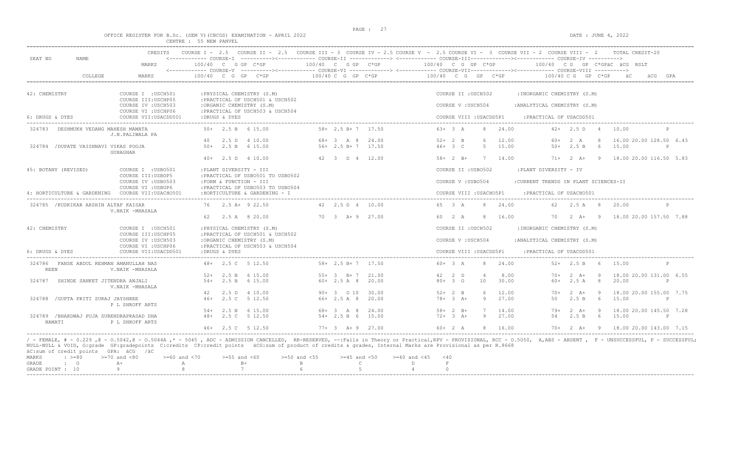OFFICE REGISTER FOR B.Sc. (SEM V)(CBCGS) EXAMINATION - APRIL 2022
CENTRE : 55 NEW PANVEL

DATE : JUNE 4, 2022

```
                         CREDITS    COURSE I - 2.5   COURSE II - 2.5   COURSE III - 3  COURSE IV - 2.5 COURSE V  - 2.5 COURSE VI -  3  COURSE VII - 2  COURSE VIII -  2       TOTAL CREDIT-20
SEAT NO       NAME                  <------------ COURSE-I  ----------><------------ COURSE-II -------------> <------------ COURSE-III-------------><------------ COURSE-IV ---------->
                         MARKS          100/40  C   G GP  C*GP         100/40  C   G GP   C*GP             100/40  C  G  GP  C*GP            100/40  C G   GP  C*GPäC  äCG  RSLT
                                    <------------ COURSE-V  ----------><------------ COURSE-VI -------------> <------------ COURSE-VII-------------><------------ COURSE-VIII ---------->
          COLLEGE        MARKS          100/40  C  G  GP   C*GP          100/40 C  G  GP  C*GP             100/40   C  G   GP   C*GP            100/40 C G   GP  C*GP     äC     äCG  GPA

42: CHEMISTRY                COURSE I  :USCH501        :PHYSICAL CHEMISTRY (S.M)                                      COURSE II :USCH502        :INORGANIC CHEMISTRY (S.M)
                             COURSE III:USCHP05        :PRACTICAL OF USCH501 & USCH502
                             COURSE IV :USCH503        :ORGANIC CHEMISTRY (S.M)                                       COURSE V :USCH504         :ANALYTICAL CHEMISTRY (S.M)
                             COURSE VI :USCHP06        :PRACTICAL OF USCH503 & USCH504
6: DRUGS & DYES              COURSE VII:USACDD501      :DRUGS & DYES                                                  COURSE VIII :USACDD5P1     :PRACTICAL OF USACDD501

 324783   DESHMUKH VEDANG MAHESH MAMATA                 50+  2.5 B   6 15.00          58+ 2.5 B+ 7  17.50            63+ 3  A     8   24.00          42+  2.5 D   4   10.00           P
                    J.N.PALIWALA PA
                                                        40   2.5 D   4 10.00          68+ 3   A  8  24.00            52+ 2  B     6   12.00          60+  2  A    8   16.00 20.00 128.50  6.43
 324784 /DUPATE VAISHNAVI VIKAS POOJA                   50+  2.5 B   6 15.00          56+ 2.5 B+ 7  17.50            46+ 3  C     5   15.00          50+  2.5 B   6   15.00           P
                    GUHAGHAR
                                                        40+  2.5 D   4 10.00          42  3   D  4  12.00            58+ 2  B+    7   14.00          71+  2  A+   9   18.00 20.00 116.50  5.83

45: BOTANY (REVISED)         COURSE I  :USBO501        :PLANT DIVERSITY - III                                         COURSE II :USBO502        :PLANT DIVERSITY - IV
                             COURSE III:USBOP5         :PRACTICAL OF USBO501 TO USBO502
                             COURSE IV :USBO503        :FORM & FUNCTION - III                                         COURSE V :USBO504         :CURRENT TRENDS IN PLANT SCIENCES-II
                             COURSE VI :USBOP6         :PRACTICAL OF USBO503 TO USBO504
4: HORTICULTURE & GARDENING  COURSE VII:USACHO501      :HORTICULTURE & GARDENING - I                                  COURSE VIII :USACHO5P1     :PRACTICAL OF USACHO501

 324785 /KUDKIKAR ARSHIN ALTAF KAISAR                   76   2.5 A+  9 22.50          42  2.5 D  4  10.00            65  3  A     8   24.00          62   2.5 A   8   20.00           P
                    V.NAIK -MHASALA
                                                        62   2.5 A   8 20.00          70  3   A+ 9  27.00            60  2  A     8   16.00          70   2  A+   9   18.00 20.00 157.50  7.88

42: CHEMISTRY                COURSE I  :USCH501        :PHYSICAL CHEMISTRY (S.M)                                      COURSE II :USCH502        :INORGANIC CHEMISTRY (S.M)
                             COURSE III:USCHP05        :PRACTICAL OF USCH501 & USCH502
                             COURSE IV :USCH503        :ORGANIC CHEMISTRY (S.M)                                       COURSE V :USCH504         :ANALYTICAL CHEMISTRY (S.M)
                             COURSE VI :USCHP06        :PRACTICAL OF USCH503 & USCH504
6: DRUGS & DYES              COURSE VII:USACDD501      :DRUGS & DYES                                                  COURSE VIII :USACDD5P1     :PRACTICAL OF USACDD501

 324786   FANSE ABDUL REHMAN AMANULLAH NAS              48+  2.5 C   5 12.50          58+ 2.5 B+ 7  17.50            60+ 3  A     8   24.00          52+  2.5 B   6   15.00           P
   REEN             V.NAIK -MHASALA
                                                        52+  2.5 B   6 15.00          55+ 3   B+ 7  21.00            42  2  D     4    8.00          70+  2  A+   9   18.00 20.00 131.00  6.55
 324787   SHINDE SANKET JITENDRA ANJALI                 54+  2.5 B   6 15.00          60+ 2.5 A  8  20.00            80+ 3  O    10   30.00          60+  2.5 A   8   20.00           P
                    V.NAIK -MHASALA
                                                        42   2.5 D   4 10.00          90+ 3   O 10  30.00            52+ 2  B     6   12.00          70+  2  A+   9   18.00 20.00 155.00  7.75
 324788 /GUPTA PRITI SURAJ JAYSHREE                     46+  2.5 C   5 12.50          66+ 2.5 A  8  20.00            78+ 3  A+    9   27.00          50   2.5 B   6   15.00           P
                    P L SHROFF ARTS
                                                        54+  2.5 B   6 15.00          68+ 3   A  8  24.00            58+ 2  B+    7   14.00          79+  2  A+   9   18.00 20.00 145.50  7.28
 324789 /BHARDWAJ PUJA SURENDRAPRASAD DHA               48+  2.5 C   5 12.50          54+ 2.5 B  6  15.00            72+ 3  A+    9   27.00          54   2.5 B   6   15.00           P
   NAMATI           P L SHROFF ARTS
                                                        46+  2.5 C   5 12.50          77+ 3   A+ 9  27.00            60+ 2  A     8   16.00          70+  2  A+   9   18.00 20.00 143.00  7.15
```

/ - FEMALE, # - 0.229 ,@ - O.5042,@ - O.5044A ,* - 5045 , ADC - ADMISSION CANCELLED, RR-RESERVED, --:Fails in Theory or Practical,RPV - PROVISIONAL, RCC - O.5050, A,ABS - ABSENT , F - UNSUCCESSFUL, P - SUCCESSFUL;
NULL-NULL & VOID, G:grade GP:gradepoints C:credits CP:credit points äCG:sum of product of credits & grades, Internal Marks are Provisional as per R.8668
äC:sum of credit points GPA: äCG /äC

| MARKS | : >=80 | >=70 and <80 | >=60 and <70 | >=55 and <60 | >=50 and <55 | >=45 and <50 | >=40 and <45 | <40 |
|---|---|---|---|---|---|---|---|---|
| GRADE | : O | A+ | A | B+ | B | C | D | F |
| GRADE POINT | : 10 | 9 | 8 | 7 | 6 | 5 | 4 | 0 |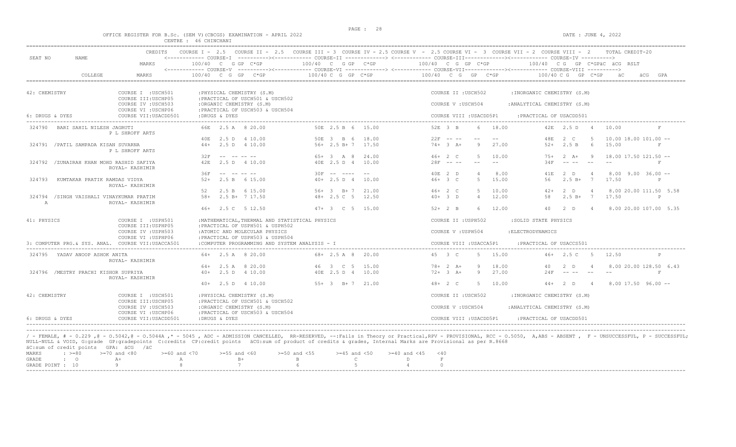OFFICE REGISTER FOR B.Sc. (SEM V)(CBCGS) EXAMINATION - APRIL 2022
CENTRE : 46 CHINCHANI

DATE : JUNE 4, 2022

| SEAT NO | NAME | CREDITS | COURSE I - 2.5 | COURSE II - 2.5 | COURSE III - 3 | COURSE IV - 2.5 | COURSE V - 2.5 | COURSE VI - 3 | COURSE VII - 2 | COURSE VIII - 2 | TOTAL CREDIT-20 |
|---|---|---|---|---|---|---|---|---|---|---|---|
| | | MARKS | COURSE-I 100/40 C G GP C*GP | | COURSE-II 100/40 C G GP C*GP | | COURSE-III 100/40 C G GP C*GP | | COURSE-IV 100/40 C G GP C*GPäC äCG RSLT | | |
| | COLLEGE | MARKS | COURSE-V 100/40 C G GP C*GP | | COURSE-VI 100/40 C G GP C*GP | | COURSE-VII 100/40 C G GP C*GP | | COURSE-VIII 100/40 C G GP C*GP äC äCG GPA | | |

**42: CHEMISTRY**
COURSE I :USCH501 :PHYSICAL CHEMISTRY (S.M) — COURSE II :USCH502 :INORGANIC CHEMISTRY (S.M)
COURSE III:USCHP05 :PRACTICAL OF USCH501 & USCH502
COURSE IV :USCH503 :ORGANIC CHEMISTRY (S.M) — COURSE V :USCH504 :ANALYTICAL CHEMISTRY (S.M)
COURSE VI :USCHP06 :PRACTICAL OF USCH503 & USCH504
6: DRUGS & DYES — COURSE VII:USACDD501 :DRUGS & DYES — COURSE VIII :USACDD5P1 :PRACTICAL OF USACDD501

| SEAT NO | NAME / COLLEGE | COURSE I / V | COURSE II / VI | COURSE III / VII | COURSE IV / VIII | RESULT |
|---|---|---|---|---|---|---|
| 324790 | BARI SAHIL NILESH JAGRUTI | 66E 2.5 A 8 20.00 | 50E 2.5 B 6 15.00 | 52E 3 B 6 18.00 | 42E 2.5 D 4 10.00 | F |
| | P L SHROFF ARTS | 40E 2.5 D 4 10.00 | 50E 3 B 6 18.00 | 22F -- -- -- -- | 48E 2 C 5 10.00 18.00 101.00 -- | |
| 324791 | /PATIL SAMPADA KISAN SUVARNA | 44+ 2.5 D 4 10.00 | 56+ 2.5 B+ 7 17.50 | 74+ 3 A+ 9 27.00 | 52+ 2.5 B 6 15.00 | F |
| | P L SHROFF ARTS | 32F -- -- -- -- | 65+ 3 A 8 24.00 | 46+ 2 C 5 10.00 | 75+ 2 A+ 9 18.00 17.50 121.50 -- | |
| 324792 | /ZUNAIRAH KHAN MOHD RASHID SAFIYA | 42E 2.5 D 4 10.00 | 40E 2.5 D 4 10.00 | 28F -- -- -- -- | 34F -- -- -- -- | F |
| | ROYAL- KASHIMIR | 36F -- -- -- -- | 30F -- ---- -- | 40E 2 D 4 8.00 | 41E 2 D 4 8.00 9.00 36.00 -- | |
| 324793 | KUMTAKAR PRATIK RAMDAS VIDYA | 52+ 2.5 B 6 15.00 | 40+ 2.5 D 4 10.00 | 46+ 3 C 5 15.00 | 56 2.5 B+ 7 17.50 | P |
| | ROYAL- KASHIMIR | 52 2.5 B 6 15.00 | 56+ 3 B+ 7 21.00 | 46+ 2 C 5 10.00 | 42+ 2 D 4 8.00 20.00 111.50 5.58 | |
| 324794 A | /SINGH VAISHALI VINAYKUMAR PRATIM | 58+ 2.5 B+ 7 17.50 | 48+ 2.5 C 5 12.50 | 40+ 3 D 4 12.00 | 58 2.5 B+ 7 17.50 | P |
| | ROYAL- KASHIMIR | 46+ 2.5 C 5 12.50 | 47+ 3 C 5 15.00 | 52+ 2 B 6 12.00 | 40 2 D 4 8.00 20.00 107.00 5.35 | |

**41: PHYSICS**
COURSE I :USPH501 :MATHEMATICAL,THERMAL AND STATISTICAL PHYSICS — COURSE II :USPH502 :SOLID STATE PHYSICS
COURSE III:USPHP05 :PRACTICAL OF USPH501 & USPH502
COURSE IV :USPH503 :ATOMIC AND MOLECULAR PHYSICS — COURSE V :USPH504 :ELECTRODYNAMICS
COURSE VI :USPHP06 :PRACTICAL OF USPH503 & USPH504
3: COMPUTER PRG.& SYS. ANAL. COURSE VII:USACCA501 :COMPUTER PROGRAMMING AND SYSTEM ANALYSIS - I — COURSE VIII :USACCA5P1 :PRACTICAL OF USACCS501

| SEAT NO | NAME / COLLEGE | COURSE I / V | COURSE II / VI | COURSE III / VII | COURSE IV / VIII | RESULT |
|---|---|---|---|---|---|---|
| 324795 | YADAV ANOOP ASHOK ANITA | 64+ 2.5 A 8 20.00 | 68+ 2.5 A 8 20.00 | 45 3 C 5 15.00 | 46+ 2.5 C 5 12.50 | P |
| | ROYAL- KASHIMIR | 64+ 2.5 A 8 20.00 | 46 3 C 5 15.00 | 78+ 2 A+ 9 18.00 | 40 2 D 4 8.00 20.00 128.50 6.43 | |
| 324796 | /MESTRY PRACHI KISHOR SUPRIYA | 40+ 2.5 D 4 10.00 | 40E 2.5 D 4 10.00 | 72+ 3 A+ 9 27.00 | 24F -- -- -- -- | F |
| | ROYAL- KASHIMIR | 40+ 2.5 D 4 10.00 | 55+ 3 B+ 7 21.00 | 48+ 2 C 5 10.00 | 44+ 2 D 4 8.00 17.50 96.00 -- | |

**42: CHEMISTRY**
COURSE I :USCH501 :PHYSICAL CHEMISTRY (S.M) — COURSE II :USCH502 :INORGANIC CHEMISTRY (S.M)
COURSE III:USCHP05 :PRACTICAL OF USCH501 & USCH502
COURSE IV :USCH503 :ORGANIC CHEMISTRY (S.M) — COURSE V :USCH504 :ANALYTICAL CHEMISTRY (S.M)
COURSE VI :USCHP06 :PRACTICAL OF USCH503 & USCH504
6: DRUGS & DYES — COURSE VII:USACDD501 :DRUGS & DYES — COURSE VIII :USACDD5P1 :PRACTICAL OF USACDD501

/ - FEMALE, # - 0.229 ,@ - O.5042,@ - O.5044A ,* - 5045 , ADC - ADMISSION CANCELLED, RR-RESERVED, --:Fails in Theory or Practical,RPV - PROVISIONAL, RCC - O.5050, A,ABS - ABSENT , F - UNSUCCESSFUL, P - SUCCESSFUL;
NULL-NULL & VOID, G:grade GP:gradepoints C:credits CP:credit points äCG:sum of product of credits & grades, Internal Marks are Provisional as per R.8668
äC:sum of credit points GPA: äCG /äC

| MARKS | >=80 | >=70 and <80 | >=60 and <70 | >=55 and <60 | >=50 and <55 | >=45 and <50 | >=40 and <45 | <40 |
|---|---|---|---|---|---|---|---|---|
| GRADE | O | A+ | A | B+ | B | C | D | F |
| GRADE POINT | 10 | 9 | 8 | 7 | 6 | 5 | 4 | 0 |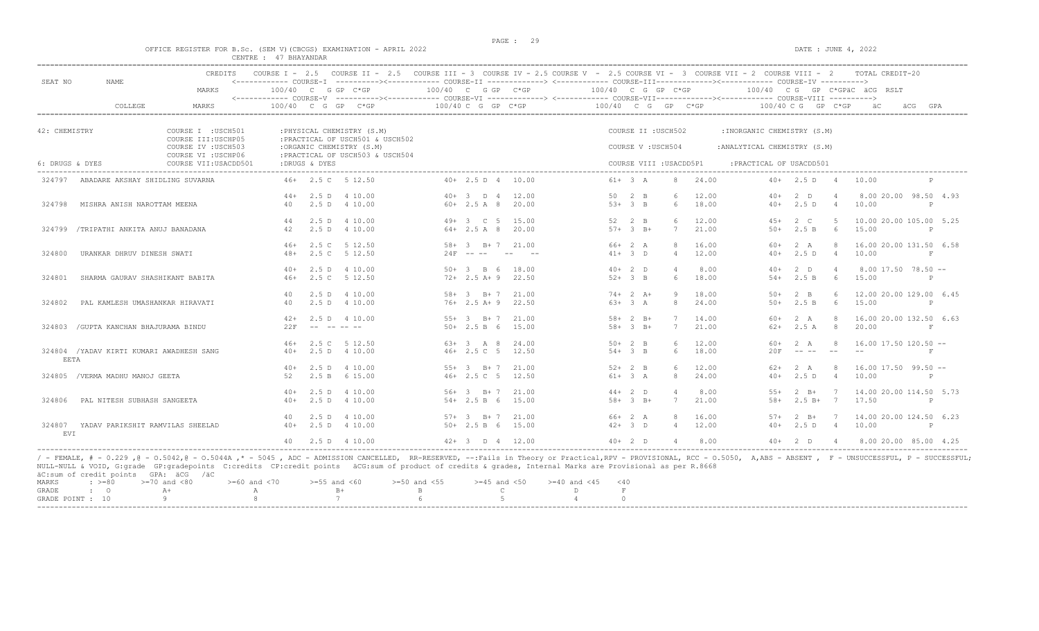OFFICE REGISTER FOR B.Sc. (SEM V)(CBCGS) EXAMINATION - APRIL 2022

CENTRE : 47 BHAYANDAR

DATE : JUNE 4, 2022

| SEAT NO | NAME | CREDITS / MARKS | COURSE I - 2.5 / COURSE-V 100/40 C G GP C*GP | COURSE II - 2.5 / COURSE-VI 100/40 C G GP C*GP | COURSE III - 3 / COURSE-VII 100/40 C G GP C*GP | COURSE IV - 2.5 / COURSE-VIII 100/40 C G GP C*GP | TOTAL CREDIT-20 / äC äCG GPA RSLT |
|---|---|---|---|---|---|---|---|
| | COLLEGE | MARKS | | | | | |

42: CHEMISTRY — COURSE I :USCH501 :PHYSICAL CHEMISTRY (S.M); COURSE II :USCH502 :INORGANIC CHEMISTRY (S.M); COURSE III:USCHP05 :PRACTICAL OF USCH501 & USCH502; COURSE IV :USCH503 :ORGANIC CHEMISTRY (S.M); COURSE V :USCH504 :ANALYTICAL CHEMISTRY (S.M); COURSE VI :USCHP06 :PRACTICAL OF USCH503 & USCH504

6: DRUGS & DYES — COURSE VII:USACDD501 :DRUGS & DYES; COURSE VIII :USACDD5P1 :PRACTICAL OF USACDD501

| SEAT NO | NAME | Course I / V | Course II / VI | Course III / VII | Course IV / VIII | Result |
|---|---|---|---|---|---|---|
| 324797 | ABADARE AKSHAY SHIDLING SUVARNA | 46+ 2.5 C 5 12.50 | 40+ 2.5 D 4 10.00 | 61+ 3 A 8 24.00 | 40+ 2.5 D 4 10.00 | P |
| | | 44+ 2.5 D 4 10.00 | 40+ 3 D 4 12.00 | 50 2 B 6 12.00 | 40+ 2 D 4 8.00 | 20.00 98.50 4.93 |
| 324798 | MISHRA ANISH NAROTTAM MEENA | 40 2.5 D 4 10.00 | 60+ 2.5 A 8 20.00 | 53+ 3 B 6 18.00 | 40+ 2.5 D 4 10.00 | P |
| | | 44 2.5 D 4 10.00 | 49+ 3 C 5 15.00 | 52 2 B 6 12.00 | 45+ 2 C 5 10.00 | 20.00 105.00 5.25 |
| 324799 | /TRIPATHI ANKITA ANUJ BANADANA | 42 2.5 D 4 10.00 | 64+ 2.5 A 8 20.00 | 57+ 3 B+ 7 21.00 | 50+ 2.5 B 6 15.00 | P |
| | | 46+ 2.5 C 5 12.50 | 58+ 3 B+ 7 21.00 | 66+ 2 A 8 16.00 | 60+ 2 A 8 16.00 | 20.00 131.50 6.58 |
| 324800 | URANKAR DHRUV DINESH SWATI | 48+ 2.5 C 5 12.50 | 24F -- -- -- -- | 41+ 3 D 4 12.00 | 40+ 2.5 D 4 10.00 | F |
| | | 40+ 2.5 D 4 10.00 | 50+ 3 B 6 18.00 | 40+ 2 D 4 8.00 | 40+ 2 D 4 8.00 | 17.50 78.50 -- |
| 324801 | SHARMA GAURAV SHASHIKANT BABITA | 46+ 2.5 C 5 12.50 | 72+ 2.5 A+ 9 22.50 | 52+ 3 B 6 18.00 | 54+ 2.5 B 6 15.00 | P |
| | | 40 2.5 D 4 10.00 | 58+ 3 B+ 7 21.00 | 74+ 2 A+ 9 18.00 | 50+ 2 B 6 12.00 | 20.00 129.00 6.45 |
| 324802 | PAL KAMLESH UMASHANKAR HIRAVATI | 40 2.5 D 4 10.00 | 76+ 2.5 A+ 9 22.50 | 63+ 3 A 8 24.00 | 50+ 2.5 B 6 15.00 | P |
| | | 42+ 2.5 D 4 10.00 | 55+ 3 B+ 7 21.00 | 58+ 2 B+ 7 14.00 | 60+ 2 A 8 16.00 | 20.00 132.50 6.63 |
| 324803 | /GUPTA KANCHAN BHAJURAMA BINDU | 22F -- -- -- -- | 50+ 2.5 B 6 15.00 | 58+ 3 B+ 7 21.00 | 62+ 2.5 A 8 20.00 | F |
| | | 46+ 2.5 C 5 12.50 | 63+ 3 A 8 24.00 | 50+ 2 B 6 12.00 | 60+ 2 A 8 16.00 | 17.50 120.50 -- |
| 324804 | /YADAV KIRTI KUMARI AWADHESH SANGEETA | 40+ 2.5 D 4 10.00 | 46+ 2.5 C 5 12.50 | 54+ 3 B 6 18.00 | 20F -- -- -- -- | F |
| | | 40+ 2.5 D 4 10.00 | 55+ 3 B+ 7 21.00 | 52+ 2 B 6 12.00 | 62+ 2 A 8 16.00 | 17.50 99.50 -- |
| 324805 | /VERMA MADHU MANOJ GEETA | 52 2.5 B 6 15.00 | 46+ 2.5 C 5 12.50 | 61+ 3 A 8 24.00 | 40+ 2.5 D 4 10.00 | P |
| | | 40+ 2.5 D 4 10.00 | 56+ 3 B+ 7 21.00 | 44+ 2 D 4 8.00 | 55+ 2 B+ 7 14.00 | 20.00 114.50 5.73 |
| 324806 | PAL NITESH SUBHASH SANGEETA | 40+ 2.5 D 4 10.00 | 54+ 2.5 B 6 15.00 | 58+ 3 B+ 7 21.00 | 58+ 2.5 B+ 7 17.50 | P |
| | | 40 2.5 D 4 10.00 | 57+ 3 B+ 7 21.00 | 66+ 2 A 8 16.00 | 57+ 2 B+ 7 14.00 | 20.00 124.50 6.23 |
| 324807 | YADAV PARIKSHIT RAMVILAS SHEELADEVI | 40+ 2.5 D 4 10.00 | 50+ 2.5 B 6 15.00 | 42+ 3 D 4 12.00 | 40+ 2.5 D 4 10.00 | P |
| | | 40 2.5 D 4 10.00 | 42+ 3 D 4 12.00 | 40+ 2 D 4 8.00 | 40+ 2 D 4 8.00 | 20.00 85.00 4.25 |

/ - FEMALE, # - 0.229 ,@ - O.5042,@ - O.5044A ,* - 5045 , ADC - ADMISSION CANCELLED, RR-RESERVED, --:Fails in Theory or Practical,RPV - PROVISIONAL, RCC - O.5050, A,ABS - ABSENT , F - UNSUCCESSFUL, P - SUCCESSFUL; NULL-NULL & VOID, G:grade GP:gradepoints C:credits CP:credit points äCG:sum of product of credits & grades, Internal Marks are Provisional as per R.8668
äC:sum of credit points GPA: äCG /äC

| MARKS | : >=80 | >=70 and <80 | >=60 and <70 | >=55 and <60 | >=50 and <55 | >=45 and <50 | >=40 and <45 | <40 |
|---|---|---|---|---|---|---|---|---|
| GRADE | : O | A+ | A | B+ | B | C | D | F |
| GRADE POINT | : 10 | 9 | 8 | 7 | 6 | 5 | 4 | 0 |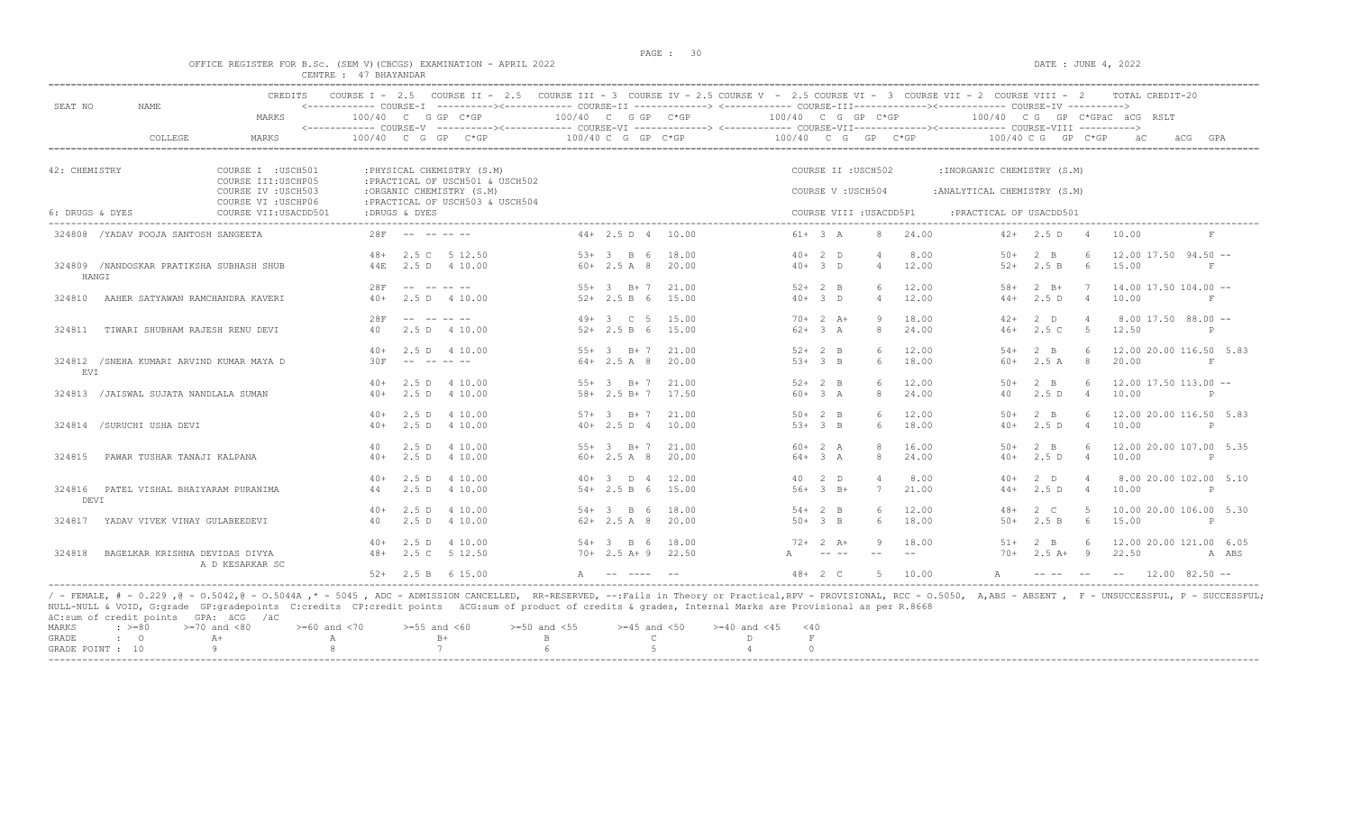OFFICE REGISTER FOR B.Sc. (SEM V)(CBCGS) EXAMINATION - APRIL 2022

CENTRE : 47 BHAYANDAR

DATE : JUNE 4, 2022

| SEAT NO | NAME | CREDITS / MARKS | COURSE I - 2.5 (100/40 C G GP C*GP) / COURSE-V | COURSE II - 2.5 / COURSE-V | COURSE III - 3 (100/40 C G GP C*GP) / COURSE-VI | COURSE IV - 2.5 / COURSE-VI | COURSE V - 2.5 (100/40 C G GP C*GP) / COURSE-VII | COURSE VI - 3 / COURSE-VII | COURSE VII - 2 (100/40 C G GP C*GP) / COURSE-VIII | COURSE VIII - 2 / COURSE-VIII | TOTAL CREDIT-20 äC äCG RSLT / GPA |
|---|---|---|---|---|---|---|---|---|---|---|---|

42: CHEMISTRY — COURSE I :USCH501 :PHYSICAL CHEMISTRY (S.M); COURSE II :USCH502 :INORGANIC CHEMISTRY (S.M); COURSE III:USCHP05 :PRACTICAL OF USCH501 & USCH502; COURSE IV :USCH503 :ORGANIC CHEMISTRY (S.M); COURSE V :USCH504 :ANALYTICAL CHEMISTRY (S.M); COURSE VI :USCHP06 :PRACTICAL OF USCH503 & USCH504

6: DRUGS & DYES — COURSE VII:USACDD501 :DRUGS & DYES; COURSE VIII :USACDD5P1 :PRACTICAL OF USACDD501

| SEAT NO | NAME | Course I / V | Course III / VI | Course V / VII | Course VII / VIII | äC äCG RSLT GPA |
|---|---|---|---|---|---|---|
| 324808 | /YADAV POOJA SANTOSH SANGEETA | 28F -- -- -- -- | 44+ 2.5 D 4 10.00 | 61+ 3 A 8 24.00 | 42+ 2.5 D 4 10.00 | F |
| | | 48+ 2.5 C 5 12.50 | 53+ 3 B 6 18.00 | 40+ 2 D 4 8.00 | 50+ 2 B 6 12.00 | 17.50 94.50 -- |
| 324809 | /NANDOSKAR PRATIKSHA SUBHASH SHUBHANGI | 44E 2.5 D 4 10.00 | 60+ 2.5 A 8 20.00 | 40+ 3 D 4 12.00 | 52+ 2.5 B 6 15.00 | F |
| | | 28F -- -- -- -- | 55+ 3 B+ 7 21.00 | 52+ 2 B 6 12.00 | 58+ 2 B+ 7 14.00 | 17.50 104.00 -- |
| 324810 | AAHER SATYAWAN RAMCHANDRA KAVERI | 40+ 2.5 D 4 10.00 | 52+ 2.5 B 6 15.00 | 40+ 3 D 4 12.00 | 44+ 2.5 D 4 10.00 | F |
| | | 28F -- -- -- -- | 49+ 3 C 5 15.00 | 70+ 2 A+ 9 18.00 | 42+ 2 D 4 8.00 | 17.50 88.00 -- |
| 324811 | TIWARI SHUBHAM RAJESH RENU DEVI | 40 2.5 D 4 10.00 | 52+ 2.5 B 6 15.00 | 62+ 3 A 8 24.00 | 46+ 2.5 C 5 12.50 | P |
| | | 40+ 2.5 D 4 10.00 | 55+ 3 B+ 7 21.00 | 52+ 2 B 6 12.00 | 54+ 2 B 6 12.00 | 20.00 116.50 5.83 |
| 324812 | /SNEHA KUMARI ARVIND KUMAR MAYA DEVI | 30F -- -- -- -- | 64+ 2.5 A 8 20.00 | 53+ 3 B 6 18.00 | 60+ 2.5 A 8 20.00 | F |
| | | 40+ 2.5 D 4 10.00 | 55+ 3 B+ 7 21.00 | 52+ 2 B 6 12.00 | 50+ 2 B 6 12.00 | 17.50 113.00 -- |
| 324813 | /JAISWAL SUJATA NANDLALA SUMAN | 40+ 2.5 D 4 10.00 | 58+ 2.5 B+ 7 17.50 | 60+ 3 A 8 24.00 | 40 2.5 D 4 10.00 | P |
| | | 40+ 2.5 D 4 10.00 | 57+ 3 B+ 7 21.00 | 50+ 2 B 6 12.00 | 50+ 2 B 6 12.00 | 20.00 116.50 5.83 |
| 324814 | /SURUCHI USHA DEVI | 40+ 2.5 D 4 10.00 | 40+ 2.5 D 4 10.00 | 53+ 3 B 6 18.00 | 40+ 2.5 D 4 10.00 | P |
| | | 40 2.5 D 4 10.00 | 55+ 3 B+ 7 21.00 | 60+ 2 A 8 16.00 | 50+ 2 B 6 12.00 | 20.00 107.00 5.35 |
| 324815 | PAWAR TUSHAR TANAJI KALPANA | 40+ 2.5 D 4 10.00 | 60+ 2.5 A 8 20.00 | 64+ 3 A 8 24.00 | 40+ 2.5 D 4 10.00 | P |
| | | 40+ 2.5 D 4 10.00 | 40+ 3 D 4 12.00 | 40 2 D 4 8.00 | 40+ 2 D 4 8.00 | 20.00 102.00 5.10 |
| 324816 | PATEL VISHAL BHAIYARAM PURANIMA DEVI | 44 2.5 D 4 10.00 | 54+ 2.5 B 6 15.00 | 56+ 3 B+ 7 21.00 | 44+ 2.5 D 4 10.00 | P |
| | | 40+ 2.5 D 4 10.00 | 54+ 3 B 6 18.00 | 54+ 2 B 6 12.00 | 48+ 2 C 5 10.00 | 20.00 106.00 5.30 |
| 324817 | YADAV VIVEK VINAY GULABEEDEVI | 40 2.5 D 4 10.00 | 62+ 2.5 A 8 20.00 | 50+ 3 B 6 18.00 | 50+ 2.5 B 6 15.00 | P |
| | | 40+ 2.5 D 4 10.00 | 54+ 3 B 6 18.00 | 72+ 2 A+ 9 18.00 | 51+ 2 B 6 12.00 | 20.00 121.00 6.05 |
| 324818 | BAGELKAR KRISHNA DEVIDAS DIVYA (A D KESARKAR SC) | 48+ 2.5 C 5 12.50 | 70+ 2.5 A+ 9 22.50 | A -- -- -- -- | 70+ 2.5 A+ 9 22.50 | A ABS |
| | | 52+ 2.5 B 6 15.00 | A -- ---- -- | 48+ 2 C 5 10.00 | A -- -- -- -- | 12.00 82.50 -- |

/ - FEMALE, # - 0.229 ,@ - O.5042,@ - O.5044A ,* - 5045 , ADC - ADMISSION CANCELLED, RR-RESERVED, --:Fails in Theory or Practical,RPV - PROVISIONAL, RCC - O.5050, A,ABS - ABSENT , F - UNSUCCESSFUL, P - SUCCESSFUL; NULL-NULL & VOID, G:grade GP:gradepoints C:credits CP:credit points äCG:sum of product of credits & grades, Internal Marks are Provisional as per R.8668

äC:sum of credit points GPA: äCG /äC

| MARKS | >=80 | >=70 and <80 | >=60 and <70 | >=55 and <60 | >=50 and <55 | >=45 and <50 | >=40 and <45 | <40 |
|---|---|---|---|---|---|---|---|---|
| GRADE | O | A+ | A | B+ | B | C | D | F |
| GRADE POINT | 10 | 9 | 8 | 7 | 6 | 5 | 4 | 0 |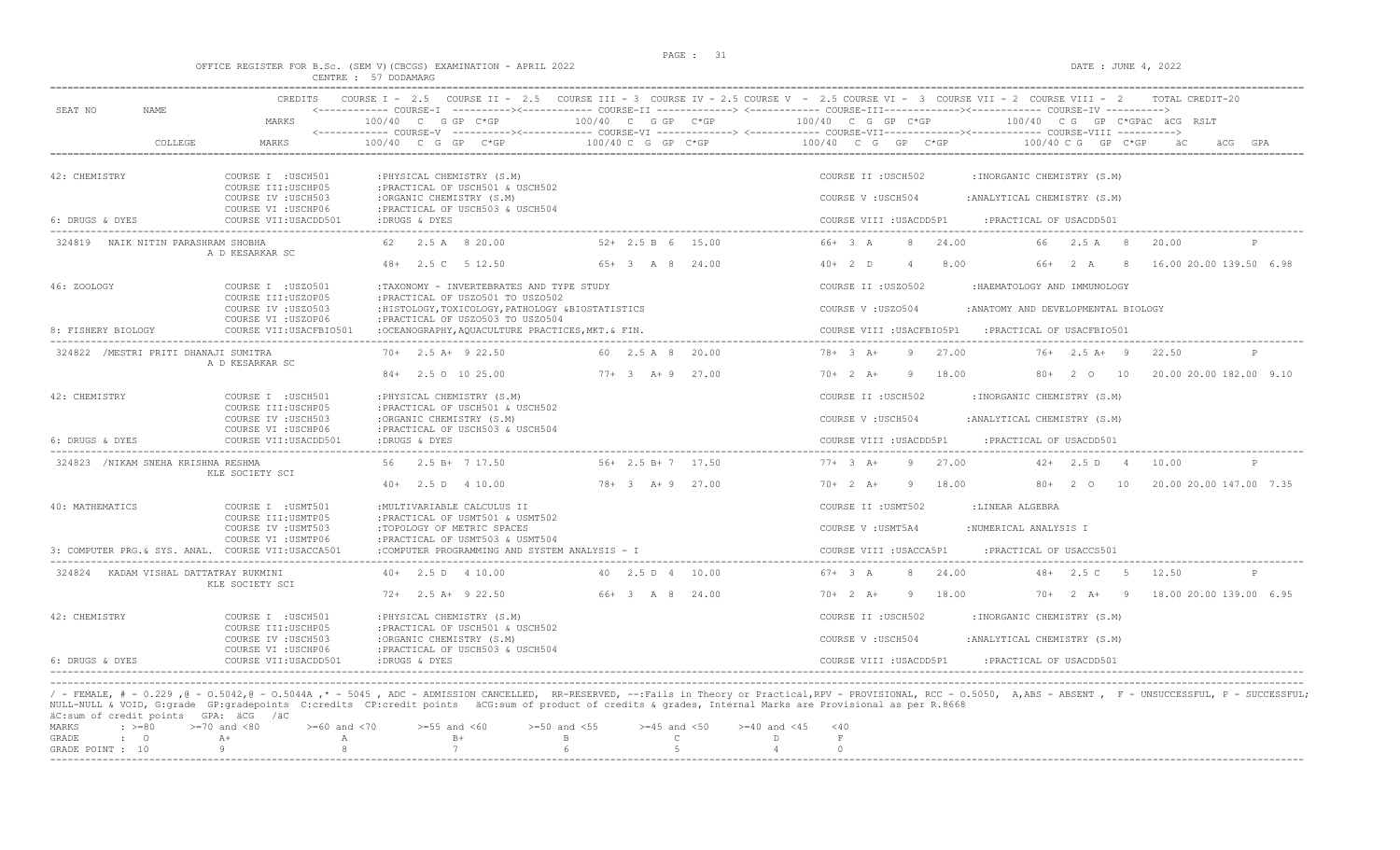OFFICE REGISTER FOR B.Sc. (SEM V)(CBCGS) EXAMINATION - APRIL 2022
CENTRE : 57 DODAMARG

DATE : JUNE 4, 2022

```
                          CREDITS   COURSE I - 2.5   COURSE II - 2.5   COURSE III - 3  COURSE IV - 2.5 COURSE V  - 2.5 COURSE VI -  3  COURSE VII - 2  COURSE VIII -  2     TOTAL CREDIT-20
SEAT NO      NAME                   <------------ COURSE-I  ----------><------------ COURSE-II -------------> <------------ COURSE-III------------><------------ COURSE-IV ---------->
                          MARKS          100/40  C  G GP  C*GP          100/40  C  G GP  C*GP          100/40  C  G  GP  C*GP          100/40  C G  GP  C*GPäC  äCG  RSLT
                                    <------------ COURSE-V  ----------><------------ COURSE-VI -------------> <------------ COURSE-VII------------><------------ COURSE-VIII ---------->
          COLLEGE         MARKS          100/40  C  G  GP   C*GP         100/40 C  G  GP  C*GP         100/40   C  G   GP   C*GP          100/40 C G   GP  C*GP     äC     äCG  GPA

42: CHEMISTRY              COURSE I  :USCH501       :PHYSICAL CHEMISTRY (S.M)                              COURSE II :USCH502        :INORGANIC CHEMISTRY (S.M)
                           COURSE III:USCHP05       :PRACTICAL OF USCH501 & USCH502
                           COURSE IV :USCH503       :ORGANIC CHEMISTRY (S.M)                               COURSE V :USCH504         :ANALYTICAL CHEMISTRY (S.M)
                           COURSE VI :USCHP06       :PRACTICAL OF USCH503 & USCH504
6: DRUGS & DYES            COURSE VII:USACDD501     :DRUGS & DYES                                          COURSE VIII :USACDD5P1      :PRACTICAL OF USACDD501
-------------------------------------------------------------------------------------------------------------------------------------------------------------------------------------
 324819   NAIK NITIN PARASHRAM SHOBHA               62    2.5 A   8 20.00          52+ 2.5 B  6  15.00         66+ 3  A     8   24.00          66   2.5 A    8    20.00             P
                 A D KESARKAR SC
                                                    48+   2.5 C   5 12.50          65+  3  A  8  24.00         40+ 2  D     4    8.00          66+   2  A    8    16.00 20.00 139.50  6.98

46: ZOOLOGY                COURSE I  :USZO501       :TAXONOMY - INVERTEBRATES AND TYPE STUDY               COURSE II :USZO502        :HAEMATOLOGY AND IMMUNOLOGY
                           COURSE III:USZOP05       :PRACTICAL OF USZO501 TO USZO502
                           COURSE IV :USZO503       :HISTOLOGY,TOXICOLOGY,PATHOLOGY &BIOSTATISTICS         COURSE V :USZO504         :ANATOMY AND DEVELOPMENTAL BIOLOGY
                           COURSE VI :USZOP06       :PRACTICAL OF USZO503 TO USZO504
8: FISHERY BIOLOGY         COURSE VII:USACFBIO501   :OCEANOGRAPHY,AQUACULTURE PRACTICES,MKT.& FIN.          COURSE VIII :USACFBIO5P1    :PRACTICAL OF USACFBIO501
-------------------------------------------------------------------------------------------------------------------------------------------------------------------------------------
 324822  /MESTRI PRITI DHANAJI SUMITRA              70+   2.5 A+  9 22.50          60  2.5 A  8  20.00         78+ 3  A+    9   27.00          76+  2.5 A+   9    22.50             P
                 A D KESARKAR SC
                                                    84+   2.5 O  10 25.00          77+  3  A+ 9  27.00         70+ 2  A+    9   18.00          80+   2  O   10    20.00 20.00 182.00  9.10

42: CHEMISTRY              COURSE I  :USCH501       :PHYSICAL CHEMISTRY (S.M)                              COURSE II :USCH502        :INORGANIC CHEMISTRY (S.M)
                           COURSE III:USCHP05       :PRACTICAL OF USCH501 & USCH502
                           COURSE IV :USCH503       :ORGANIC CHEMISTRY (S.M)                               COURSE V :USCH504         :ANALYTICAL CHEMISTRY (S.M)
                           COURSE VI :USCHP06       :PRACTICAL OF USCH503 & USCH504
6: DRUGS & DYES            COURSE VII:USACDD501     :DRUGS & DYES                                          COURSE VIII :USACDD5P1      :PRACTICAL OF USACDD501
-------------------------------------------------------------------------------------------------------------------------------------------------------------------------------------
 324823  /NIKAM SNEHA KRISHNA RESHMA                56    2.5 B+  7 17.50          56+ 2.5 B+ 7  17.50         77+ 3  A+    9   27.00          42+  2.5 D    4    10.00             P
                 KLE SOCIETY SCI
                                                    40+   2.5 D   4 10.00          78+  3  A+ 9  27.00         70+ 2  A+    9   18.00          80+   2  O   10    20.00 20.00 147.00  7.35

40: MATHEMATICS            COURSE I  :USMT501       :MULTIVARIABLE CALCULUS II                             COURSE II :USMT502        :LINEAR ALGEBRA
                           COURSE III:USMTP05       :PRACTICAL OF USMT501 & USMT502
                           COURSE IV :USMT503       :TOPOLOGY OF METRIC SPACES                             COURSE V :USMT5A4         :NUMERICAL ANALYSIS I
                           COURSE VI :USMTP06       :PRACTICAL OF USMT503 & USMT504
3: COMPUTER PRG.& SYS. ANAL.  COURSE VII:USACCA501  :COMPUTER PROGRAMMING AND SYSTEM ANALYSIS - I          COURSE VIII :USACCA5P1      :PRACTICAL OF USACCS501
-------------------------------------------------------------------------------------------------------------------------------------------------------------------------------------
 324824   KADAM VISHAL DATTATRAY RUKMINI            40+   2.5 D   4 10.00          40  2.5 D  4  10.00         67+ 3  A     8   24.00          48+  2.5 C    5    12.50             P
                 KLE SOCIETY SCI
                                                    72+   2.5 A+  9 22.50          66+  3  A  8  24.00         70+ 2  A+    9   18.00          70+   2  A+   9    18.00 20.00 139.00  6.95

42: CHEMISTRY              COURSE I  :USCH501       :PHYSICAL CHEMISTRY (S.M)                              COURSE II :USCH502        :INORGANIC CHEMISTRY (S.M)
                           COURSE III:USCHP05       :PRACTICAL OF USCH501 & USCH502
                           COURSE IV :USCH503       :ORGANIC CHEMISTRY (S.M)                               COURSE V :USCH504         :ANALYTICAL CHEMISTRY (S.M)
                           COURSE VI :USCHP06       :PRACTICAL OF USCH503 & USCH504
6: DRUGS & DYES            COURSE VII:USACDD501     :DRUGS & DYES                                          COURSE VIII :USACDD5P1      :PRACTICAL OF USACDD501
```

/ - FEMALE, # - 0.229 ,@ - O.5042,@ - O.5044A ,* - 5045 , ADC - ADMISSION CANCELLED, RR-RESERVED, --:Fails in Theory or Practical,RPV - PROVISIONAL, RCC - O.5050, A,ABS - ABSENT , F - UNSUCCESSFUL, P - SUCCESSFUL;
NULL-NULL & VOID, G:grade GP:gradepoints C:credits CP:credit points äCG:sum of product of credits & grades, Internal Marks are Provisional as per R.8668
äC:sum of credit points GPA: äCG /äC

| MARKS | : >=80 | >=70 and <80 | >=60 and <70 | >=55 and <60 | >=50 and <55 | >=45 and <50 | >=40 and <45 | <40 |
|---|---|---|---|---|---|---|---|---|
| GRADE | : O | A+ | A | B+ | B | C | D | F |
| GRADE POINT | : 10 | 9 | 8 | 7 | 6 | 5 | 4 | 0 |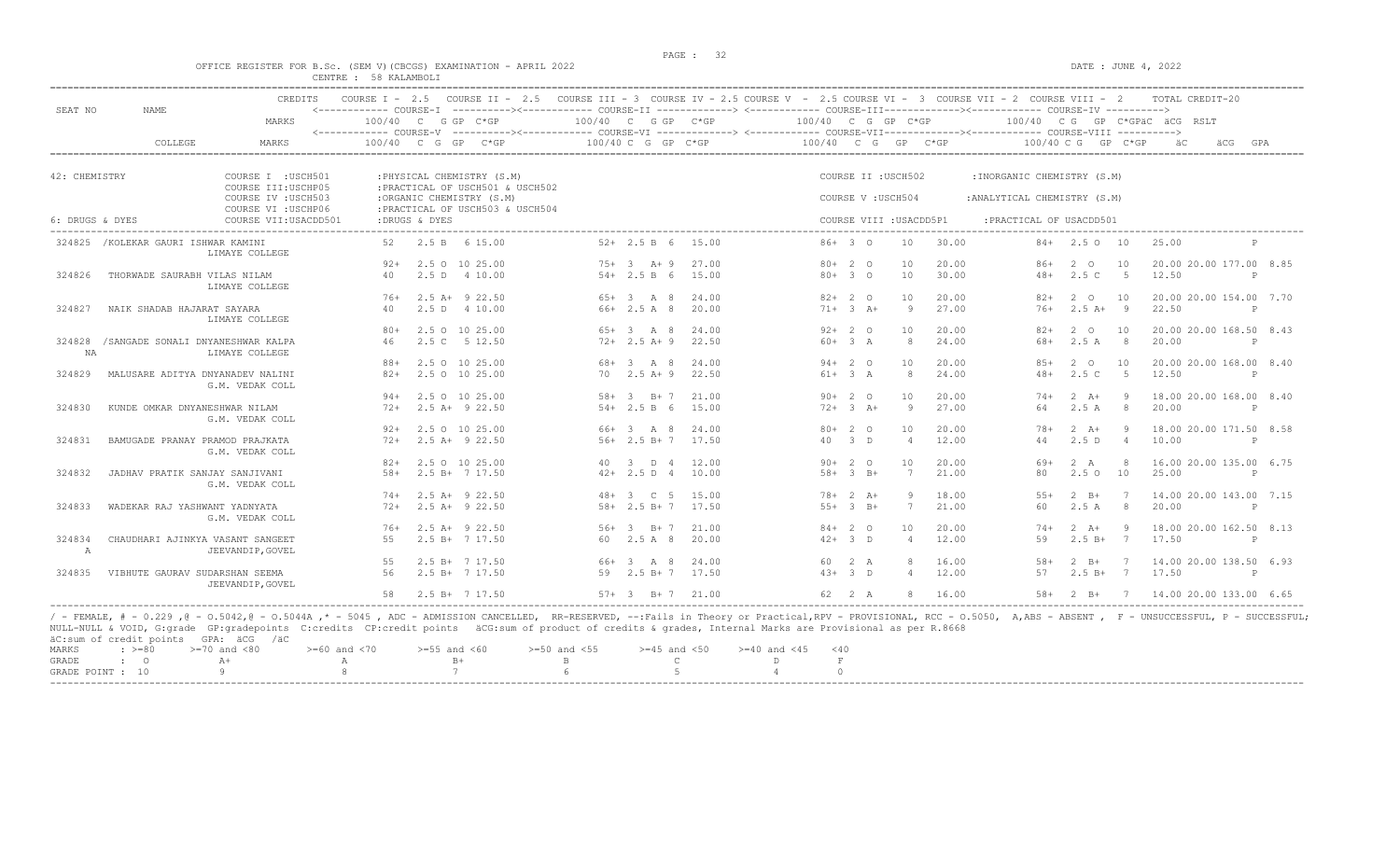OFFICE REGISTER FOR B.Sc. (SEM V)(CBCGS) EXAMINATION - APRIL 2022

CENTRE : 58 KALAMBOLI

DATE : JUNE 4, 2022

| SEAT NO | NAME | CREDITS | COURSE I - 2.5 | COURSE II - 2.5 | COURSE III - 3 | COURSE IV - 2.5 | COURSE V - 2.5 | COURSE VI - 3 | COURSE VII - 2 | COURSE VIII - 2 | TOTAL CREDIT-20 |
|---|---|---|---|---|---|---|---|---|---|---|---|
| | | MARKS | COURSE-I 100/40 C G GP C*GP | COURSE-II 100/40 C G GP C*GP | COURSE-III 100/40 C G GP C*GP | COURSE-IV 100/40 C G GP C*GPäC äCG RSLT | | | | | |
| | COLLEGE | MARKS | COURSE-V 100/40 C G GP C*GP | COURSE-VI 100/40 C G GP C*GP | COURSE-VII 100/40 C G GP C*GP | COURSE-VIII 100/40 C G GP C*GP äC äCG GPA | | | | | |

42: CHEMISTRY — COURSE I : USCHP501 :PHYSICAL CHEMISTRY (S.M); COURSE II : USCH502 :INORGANIC CHEMISTRY (S.M); COURSE III: USCHP05 :PRACTICAL OF USCH501 & USCH502; COURSE IV : USCHP503 :ORGANIC CHEMISTRY (S.M); COURSE V : USCH504 :ANALYTICAL CHEMISTRY (S.M); COURSE VI : USCHP06 :PRACTICAL OF USCH503 & USCH504

6: DRUGS & DYES — COURSE VII: USACDD501 :DRUGS & DYES; COURSE VIII : USACDD5P1 :PRACTICAL OF USACDD501

| SEAT NO | NAME / COLLEGE | Course I / V | Course II / VI | Course III / VII | Course IV / VIII | äC äCG RSLT / GPA |
|---|---|---|---|---|---|---|
| 324825 | /KOLEKAR GAURI ISHWAR KAMINI, LIMAYE COLLEGE | 52 2.5 B 6 15.00 | 52+ 2.5 B 6 15.00 | 86+ 3 O 10 30.00 | 84+ 2.5 O 10 25.00 | P |
| | | 92+ 2.5 O 10 25.00 | 75+ 3 A+ 9 27.00 | 80+ 2 O 10 20.00 | 86+ 2 O 10 20.00 | 20.00 177.00 8.85 |
| 324826 | THORWADE SAURABH VILAS NILAM, LIMAYE COLLEGE | 40 2.5 D 4 10.00 | 54+ 2.5 B 6 15.00 | 80+ 3 O 10 30.00 | 48+ 2.5 C 5 12.50 | P |
| | | 76+ 2.5 A+ 9 22.50 | 65+ 3 A 8 24.00 | 82+ 2 O 10 20.00 | 82+ 2 O 10 20.00 | 20.00 154.00 7.70 |
| 324827 | NAIK SHADAB HAJARAT SAYARA, LIMAYE COLLEGE | 40 2.5 D 4 10.00 | 66+ 2.5 A 8 20.00 | 71+ 3 A+ 9 27.00 | 76+ 2.5 A+ 9 22.50 | P |
| | | 80+ 2.5 O 10 25.00 | 65+ 3 A 8 24.00 | 92+ 2 O 10 20.00 | 82+ 2 O 10 20.00 | 20.00 168.50 8.43 |
| 324828 NA | /SANGADE SONALI DNYANESHWAR KALPA, LIMAYE COLLEGE | 46 2.5 C 5 12.50 | 72+ 2.5 A+ 9 22.50 | 60+ 3 A 8 24.00 | 68+ 2.5 A 8 20.00 | P |
| | | 88+ 2.5 O 10 25.00 | 68+ 3 A 8 24.00 | 94+ 2 O 10 20.00 | 85+ 2 O 10 20.00 | 20.00 168.00 8.40 |
| 324829 | MALUSARE ADITYA DNYANADEV NALINI, G.M. VEDAK COLL | 82+ 2.5 O 10 25.00 | 70 2.5 A+ 9 22.50 | 61+ 3 A 8 24.00 | 48+ 2.5 C 5 12.50 | P |
| | | 94+ 2.5 O 10 25.00 | 58+ 3 B+ 7 21.00 | 90+ 2 O 10 20.00 | 74+ 2 A+ 9 18.00 | 20.00 168.00 8.40 |
| 324830 | KUNDE OMKAR DNYANESHWAR NILAM, G.M. VEDAK COLL | 72+ 2.5 A+ 9 22.50 | 54+ 2.5 B 6 15.00 | 72+ 3 A+ 9 27.00 | 64 2.5 A 8 20.00 | P |
| | | 92+ 2.5 O 10 25.00 | 66+ 3 A 8 24.00 | 80+ 2 O 10 20.00 | 78+ 2 A+ 9 18.00 | 20.00 171.50 8.58 |
| 324831 | BAMUGADE PRANAY PRAMOD PRAJKATA, G.M. VEDAK COLL | 72+ 2.5 A+ 9 22.50 | 56+ 2.5 B+ 7 17.50 | 40 3 D 4 12.00 | 44 2.5 D 4 10.00 | P |
| | | 82+ 2.5 O 10 25.00 | 40 3 D 4 12.00 | 90+ 2 O 10 20.00 | 69+ 2 A 8 16.00 | 20.00 135.00 6.75 |
| 324832 | JADHAV PRATIK SANJAY SANJIVANI, G.M. VEDAK COLL | 58+ 2.5 B+ 7 17.50 | 42+ 2.5 D 4 10.00 | 58+ 3 B+ 7 21.00 | 80 2.5 O 10 25.00 | P |
| | | 74+ 2.5 A+ 9 22.50 | 48+ 3 C 5 15.00 | 78+ 2 A+ 9 18.00 | 55+ 2 B+ 7 14.00 | 20.00 143.00 7.15 |
| 324833 | WADEKAR RAJ YASHWANT YADNYATA, G.M. VEDAK COLL | 72+ 2.5 A+ 9 22.50 | 58+ 2.5 B+ 7 17.50 | 55+ 3 B+ 7 21.00 | 60 2.5 A 8 20.00 | P |
| | | 76+ 2.5 A+ 9 22.50 | 56+ 3 B+ 7 21.00 | 84+ 2 O 10 20.00 | 74+ 2 A+ 9 18.00 | 20.00 162.50 8.13 |
| 324834 A | CHAUDHARI AJINKYA VASANT SANGEET, JEEVANDIP,GOVEL | 55 2.5 B+ 7 17.50 | 60 2.5 A 8 20.00 | 42+ 3 D 4 12.00 | 59 2.5 B+ 7 17.50 | P |
| | | 55 2.5 B+ 7 17.50 | 66+ 3 A 8 24.00 | 60 2 A 8 16.00 | 58+ 2 B+ 7 14.00 | 20.00 138.50 6.93 |
| 324835 | VIBHUTE GAURAV SUDARSHAN SEEMA, JEEVANDIP,GOVEL | 56 2.5 B+ 7 17.50 | 59 2.5 B+ 7 17.50 | 43+ 3 D 4 12.00 | 57 2.5 B+ 7 17.50 | P |
| | | 58 2.5 B+ 7 17.50 | 57+ 3 B+ 7 21.00 | 62 2 A 8 16.00 | 58+ 2 B+ 7 14.00 | 20.00 133.00 6.65 |

/ - FEMALE, # - 0.229 ,@ - 0.5042,@ - 0.5044A ,* - 5045 , ADC - ADMISSION CANCELLED, RR-RESERVED, --:Fails in Theory or Practical,RPV - PROVISIONAL, RCC - 0.5050, A,ABS - ABSENT , F - UNSUCCESSFUL, P - SUCCESSFUL; NULL-NULL & VOID, G:grade GP:gradepoints C:credits CP:credit points äCG:sum of product of credits & grades, Internal Marks are Provisional as per R.8668

äC:sum of credit points GPA: äCG /äC

| MARKS | : >=80 | >=70 and <80 | >=60 and <70 | >=55 and <60 | >=50 and <55 | >=45 and <50 | >=40 and <45 | <40 |
|---|---|---|---|---|---|---|---|---|
| GRADE | : O | A+ | A | B+ | B | C | D | F |
| GRADE POINT | : 10 | 9 | 8 | 7 | 6 | 5 | 4 | 0 |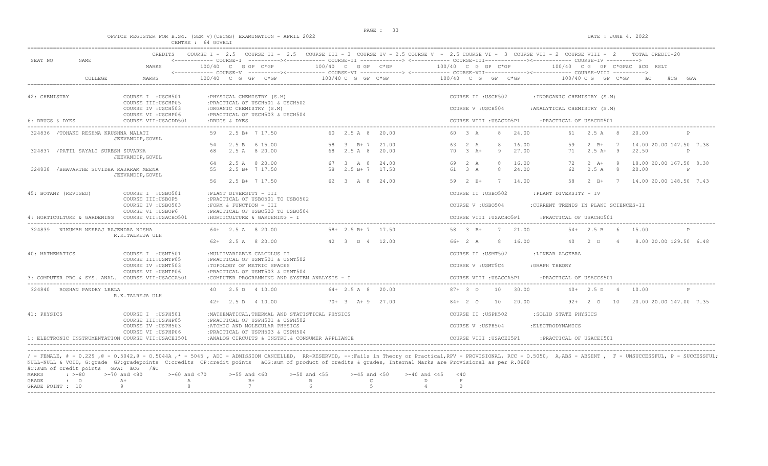OFFICE REGISTER FOR B.Sc. (SEM V)(CBCGS) EXAMINATION - APRIL 2022

CENTRE : 64 GOVELI

DATE : JUNE 4, 2022

```
                     CREDITS    COURSE I - 2.5   COURSE II - 2.5   COURSE III - 3  COURSE IV - 2.5 COURSE V  - 2.5 COURSE VI -  3  COURSE VII - 2  COURSE VIII -  2      TOTAL CREDIT-20
SEAT NO      NAME               <------------ COURSE-I  ----------><------------ COURSE-II -------------> <------------ COURSE-III-------------><------------ COURSE-IV ---------->
                     MARKS         100/40  C  G GP  C*GP          100/40  C  G GP  C*GP          100/40  C  G  GP  C*GP          100/40  C G  GP  C*GPäC  äCG  RSLT
                                <------------ COURSE-V  ----------><------------ COURSE-VI -------------> <------------ COURSE-VII-------------><------------ COURSE-VIII ---------->
          COLLEGE    MARKS         100/40  C  G  GP  C*GP         100/40 C  G  GP  C*GP          100/40  C  G  GP  C*GP          100/40 C G  GP  C*GP      äC     äCG  GPA

42: CHEMISTRY                COURSE I  :USCH501      :PHYSICAL CHEMISTRY (S.M)                               COURSE II :USCH502       :INORGANIC CHEMISTRY (S.M)
                             COURSE III:USCHP05      :PRACTICAL OF USCH501 & USCH502
                             COURSE IV :USCH503      :ORGANIC CHEMISTRY (S.M)                                COURSE V :USCH504        :ANALYTICAL CHEMISTRY (S.M)
                             COURSE VI :USCHP06      :PRACTICAL OF USCH503 & USCH504
6: DRUGS & DYES              COURSE VII:USACDD501    :DRUGS & DYES                                           COURSE VIII :USACDD5P1     :PRACTICAL OF USACDD501

 324836  /TOHAKE RESHMA KRUSHNA MALATI          59    2.5 B+  7 17.50         60   2.5 A  8   20.00         60   3  A     8   24.00         61   2.5 A   8     20.00          P
               JEEVANDIP,GOVEL
                                                54    2.5 B   6 15.00         58   3   B+ 7   21.00         63   2  A     8   16.00         59   2  B+   7     14.00 20.00 147.50  7.38
 324837  /PATIL SAYALI SURESH SUVARNA           68    2.5 A   8 20.00         68   2.5 A  8   20.00         70   3  A+    9   27.00         71   2.5 A+  9     22.50          P
               JEEVANDIP,GOVEL
                                                64    2.5 A   8 20.00         67   3   A  8   24.00         69   2  A     8   16.00         72   2  A+   9     18.00 20.00 167.50  8.38
 324838  /BHAVARTHE SUVIDHA RAJARAM MEENA       55    2.5 B+  7 17.50         58   2.5 B+ 7   17.50         61   3  A     8   24.00         62   2.5 A   8     20.00          P
               JEEVANDIP,GOVEL
                                                56    2.5 B+  7 17.50         62   3   A  8   24.00         59   2  B+    7   14.00         58   2  B+   7     14.00 20.00 148.50  7.43

45: BOTANY (REVISED)         COURSE I  :USBO501      :PLANT DIVERSITY - III                                  COURSE II :USBO502       :PLANT DIVERSITY - IV
                             COURSE III:USBOP5       :PRACTICAL OF USBO501 TO USBO502
                             COURSE IV :USBO503      :FORM & FUNCTION - III                                  COURSE V :USBO504        :CURRENT TRENDS IN PLANT SCIENCES-II
                             COURSE VI :USBOP6       :PRACTICAL OF USBO503 TO USBO504
4: HORTICULTURE & GARDENING  COURSE VII:USACHO501    :HORTICULTURE & GARDENING - I                           COURSE VIII :USACHO5P1     :PRACTICAL OF USACHO501

 324839  NIKUMBH NEERAJ RAJENDRA NISHA          64+   2.5 A   8 20.00         58+  2.5 B+ 7   17.50         58   3  B+    7   21.00         54+  2.5 B   6     15.00          P
               R.K.TALREJA ULH
                                                62+   2.5 A   8 20.00         42   3   D  4   12.00         66+  2  A     8   16.00         40   2  D    4      8.00 20.00 129.50  6.48

40: MATHEMATICS              COURSE I  :USMT501      :MULTIVARIABLE CALCULUS II                              COURSE II :USMT502       :LINEAR ALGEBRA
                             COURSE III:USMTP05      :PRACTICAL OF USMT501 & USMT502
                             COURSE IV :USMT503      :TOPOLOGY OF METRIC SPACES                              COURSE V :USMT5C4        :GRAPH THEORY
                             COURSE VI :USMTP06      :PRACTICAL OF USMT503 & USMT504
3: COMPUTER PRG.& SYS. ANAL. COURSE VII:USACCA501    :COMPUTER PROGRAMMING AND SYSTEM ANALYSIS - I           COURSE VIII :USACCA5P1     :PRACTICAL OF USACCS501

 324840  ROSHAN PANDEY LEELA                    40    2.5 D   4 10.00         64+  2.5 A  8   20.00         87+  3  O    10   30.00         40+  2.5 D   4     10.00          P
               R.K.TALREJA ULH
                                                42+   2.5 D   4 10.00         70+  3   A+ 9   27.00         84+  2  O    10   20.00         92+  2  O   10     20.00 20.00 147.00  7.35

41: PHYSICS                  COURSE I  :USPH501      :MATHEMATICAL,THERMAL AND STATISTICAL PHYSICS           COURSE II :USPH502       :SOLID STATE PHYSICS
                             COURSE III:USPHP05      :PRACTICAL OF USPH501 & USPH502
                             COURSE IV :USPH503      :ATOMIC AND MOLECULAR PHYSICS                           COURSE V :USPH504        :ELECTRODYNAMICS
                             COURSE VI :USPHP06      :PRACTICAL OF USPH503 & USPH504
1: ELECTRONIC INSTRUMENTATION COURSE VII:USACEI501   :ANALOG CIRCUITS & INSTRU.& CONSUMER APPLIANCE          COURSE VIII :USACEI5P1     :PRACTICAL OF USACEI501
```

/ - FEMALE, # - 0.229 ,@ - O.5042,@ - O.5044A ,* - 5045 , ADC - ADMISSION CANCELLED, RR-RESERVED, --:Fails in Theory or Practical,RPV - PROVISIONAL, RCC - O.5050, A,ABS - ABSENT , F - UNSUCCESSFUL, P - SUCCESSFUL; NULL-NULL & VOID, G:grade GP:gradepoints C:credits CP:credit points äCG:sum of product of credits & grades, Internal Marks are Provisional as per R.8668

äC:sum of credit points GPA: äCG /äC

| MARKS | : >=80 | >=70 and <80 | >=60 and <70 | >=55 and <60 | >=50 and <55 | >=45 and <50 | >=40 and <45 | <40 |
|---|---|---|---|---|---|---|---|---|
| GRADE | : O | A+ | A | B+ | B | C | D | F |
| GRADE POINT | : 10 | 9 | 8 | 7 | 6 | 5 | 4 | 0 |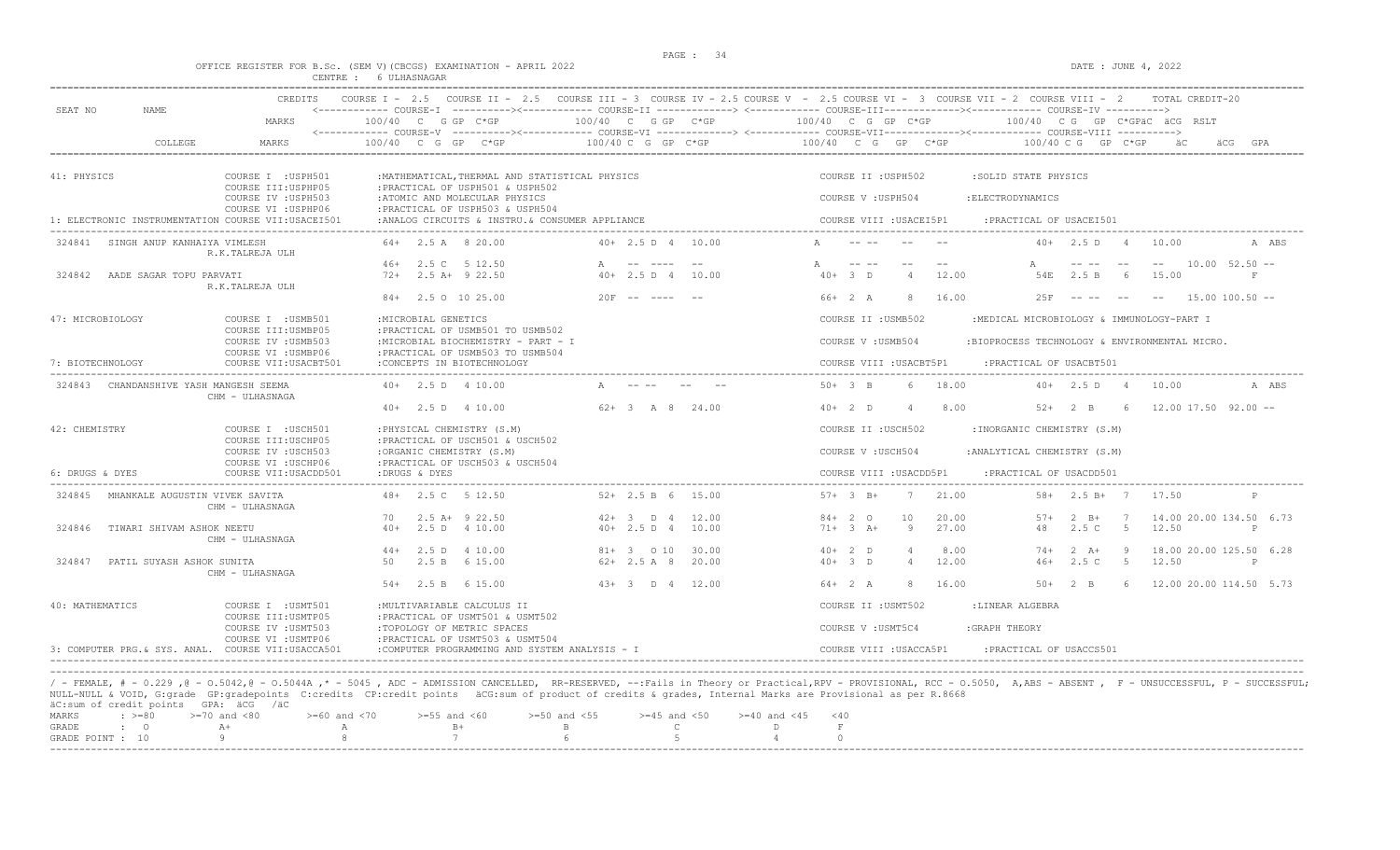OFFICE REGISTER FOR B.Sc. (SEM V)(CBCGS) EXAMINATION - APRIL 2022    DATE : JUNE 4, 2022

CENTRE : 6 ULHASNAGAR

| SEAT NO | NAME | CREDITS / MARKS | COURSE I - 2.5 / COURSE-I 100/40 C G GP C*GP | COURSE II - 2.5 / COURSE III = 3 / COURSE-II 100/40 C G GP C*GP | COURSE IV = 2.5 / COURSE V - 2.5 / COURSE-III 100/40 C G GP C*GP | COURSE VI - 3 / COURSE VII - 2 / COURSE VIII - 2 / COURSE-IV 100/40 C G GP C*GP äC äCG RSLT | TOTAL CREDIT-20 |
|---|---|---|---|---|---|---|---|
| | COLLEGE | MARKS | COURSE-V 100/40 C G GP C*GP | COURSE-VI 100/40 C G GP C*GP | COURSE-VII 100/40 C G GP C*GP | COURSE-VIII 100/40 C G GP C*GP äC äCG GPA | |

41: PHYSICS — COURSE I :USPH501 :MATHEMATICAL,THERMAL AND STATISTICAL PHYSICS; COURSE II :USPH502 :SOLID STATE PHYSICS; COURSE III:USPHP05 :PRACTICAL OF USPH501 & USPH502; COURSE IV :USPH503 :ATOMIC AND MOLECULAR PHYSICS; COURSE V :USPH504 :ELECTRODYNAMICS; COURSE VI :USPHP06 :PRACTICAL OF USPH503 & USPH504

1: ELECTRONIC INSTRUMENTATION COURSE VII:USACEI501 :ANALOG CIRCUITS & INSTRU.& CONSUMER APPLIANCE; COURSE VIII :USACEI5P1 :PRACTICAL OF USACEI501

| SEAT NO | NAME / COLLEGE | COURSE I / V | COURSE II / VI | COURSE III / VII | COURSE IV / VIII | äC äCG RSLT/GPA |
|---|---|---|---|---|---|---|
| 324841 | SINGH ANUP KANHAIYA VIMLESH | 64+ 2.5 A 8 20.00 | 40+ 2.5 D 4 10.00 | A -- -- -- -- | 40+ 2.5 D 4 10.00 | A ABS |
| | R.K.TALREJA ULH | 46+ 2.5 C 5 12.50 | A -- ---- -- | A -- -- -- -- | A -- -- -- -- | 10.00 52.50 -- |
| 324842 | AADE SAGAR TOPU PARVATI | 72+ 2.5 A+ 9 22.50 | 40+ 2.5 D 4 10.00 | 40+ 3 D 4 12.00 | 54E 2.5 B 6 15.00 | F |
| | R.K.TALREJA ULH | 84+ 2.5 O 10 25.00 | 20F -- ---- -- | 66+ 2 A 8 16.00 | 25F -- -- -- -- | 15.00 100.50 -- |

47: MICROBIOLOGY — COURSE I :USMB501 :MICROBIAL GENETICS; COURSE II :USMB502 :MEDICAL MICROBIOLOGY & IMMUNOLOGY-PART I; COURSE III:USMBP05 :PRACTICAL OF USMB501 TO USMB502; COURSE IV :USMB503 :MICROBIAL BIOCHEMISTRY - PART - I; COURSE V :USMB504 :BIOPROCESS TECHNOLOGY & ENVIRONMENTAL MICRO.; COURSE VI :USMBP06 :PRACTICAL OF USMB503 TO USMB504

7: BIOTECHNOLOGY COURSE VII:USACBT501 :CONCEPTS IN BIOTECHNOLOGY; COURSE VIII :USACBT5P1 :PRACTICAL OF USACBT501

| SEAT NO | NAME / COLLEGE | COURSE I / V | COURSE II / VI | COURSE III / VII | COURSE IV / VIII | äC äCG RSLT/GPA |
|---|---|---|---|---|---|---|
| 324843 | CHANDANSHIVE YASH MANGESH SEEMA | 40+ 2.5 D 4 10.00 | A -- -- -- -- | 50+ 3 B 6 18.00 | 40+ 2.5 D 4 10.00 | A ABS |
| | CHM - ULHASNAGA | 40+ 2.5 D 4 10.00 | 62+ 3 A 8 24.00 | 40+ 2 D 4 8.00 | 52+ 2 B 6 12.00 | 17.50 92.00 -- |

42: CHEMISTRY — COURSE I :USCH501 :PHYSICAL CHEMISTRY (S.M); COURSE II :USCH502 :INORGANIC CHEMISTRY (S.M); COURSE III:USCHP05 :PRACTICAL OF USCH501 & USCH502; COURSE IV :USCH503 :ORGANIC CHEMISTRY (S.M); COURSE V :USCH504 :ANALYTICAL CHEMISTRY (S.M); COURSE VI :USCHP06 :PRACTICAL OF USCH503 & USCH504

6: DRUGS & DYES COURSE VII:USACDD501 :DRUGS & DYES; COURSE VIII :USACDD5P1 :PRACTICAL OF USACDD501

| SEAT NO | NAME / COLLEGE | COURSE I / V | COURSE II / VI | COURSE III / VII | COURSE IV / VIII | äC äCG RSLT/GPA |
|---|---|---|---|---|---|---|
| 324845 | MHANKALE AUGUSTIN VIVEK SAVITA | 48+ 2.5 C 5 12.50 | 52+ 2.5 B 6 15.00 | 57+ 3 B+ 7 21.00 | 58+ 2.5 B+ 7 17.50 | P |
| | CHM - ULHASNAGA | 70 2.5 A+ 9 22.50 | 42+ 3 D 4 12.00 | 84+ 2 O 10 20.00 | 57+ 2 B+ 7 14.00 | 20.00 134.50 6.73 |
| 324846 | TIWARI SHIVAM ASHOK NEETU | 40+ 2.5 D 4 10.00 | 40+ 2.5 D 4 10.00 | 71+ 3 A+ 9 27.00 | 48 2.5 C 5 12.50 | P |
| | CHM - ULHASNAGA | 44+ 2.5 D 4 10.00 | 81+ 3 O 10 30.00 | 40+ 2 D 4 8.00 | 74+ 2 A+ 9 18.00 | 20.00 125.50 6.28 |
| 324847 | PATIL SUYASH ASHOK SUNITA | 50 2.5 B 6 15.00 | 62+ 2.5 A 8 20.00 | 40+ 3 D 4 12.00 | 46+ 2.5 C 5 12.50 | P |
| | CHM - ULHASNAGA | 54+ 2.5 B 6 15.00 | 43+ 3 D 4 12.00 | 64+ 2 A 8 16.00 | 50+ 2 B 6 12.00 | 20.00 114.50 5.73 |

40: MATHEMATICS — COURSE I :USMT501 :MULTIVARIABLE CALCULUS II; COURSE II :USMT502 :LINEAR ALGEBRA; COURSE III:USMTP05 :PRACTICAL OF USMT501 & USMT502; COURSE IV :USMT503 :TOPOLOGY OF METRIC SPACES; COURSE V :USMT5C4 :GRAPH THEORY; COURSE VI :USMTP06 :PRACTICAL OF USMT503 & USMT504

3: COMPUTER PRG.& SYS. ANAL. COURSE VII:USACCA501 :COMPUTER PROGRAMMING AND SYSTEM ANALYSIS - I; COURSE VIII :USACCA5P1 :PRACTICAL OF USACCS501

/ - FEMALE, # - 0.229 ,@ - O.5042,@ - O.5044A ,* - 5045 , ADC - ADMISSION CANCELLED, RR-RESERVED, --:Fails in Theory or Practical,RPV - PROVISIONAL, RCC - O.5050, A,ABS - ABSENT , F - UNSUCCESSFUL, P - SUCCESSFUL; NULL-NULL & VOID, G:grade GP:gradepoints C:credits CP:credit points äCG:sum of product of credits & grades, Internal Marks are Provisional as per R.8668

äC:sum of credit points GPA: äCG /äC

| MARKS | : >=80 | >=70 and <80 | >=60 and <70 | >=55 and <60 | >=50 and <55 | >=45 and <50 | >=40 and <45 | <40 |
|---|---|---|---|---|---|---|---|---|
| GRADE | : O | A+ | A | B+ | B | C | D | F |
| GRADE POINT | : 10 | 9 | 8 | 7 | 6 | 5 | 4 | 0 |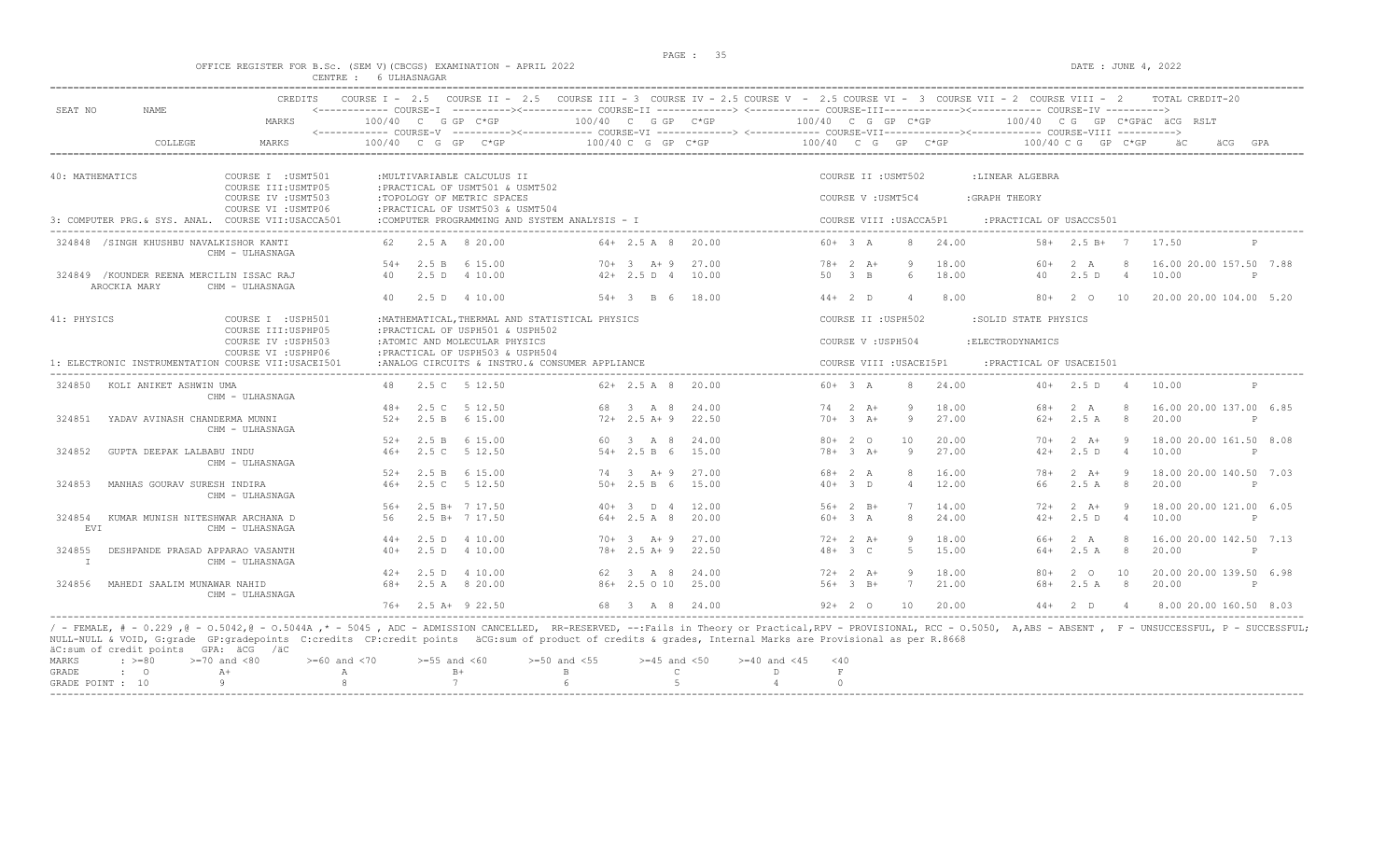OFFICE REGISTER FOR B.Sc. (SEM V)(CBCGS) EXAMINATION - APRIL 2022 — CENTRE : 6 ULHASNAGAR — DATE : JUNE 4, 2022

| SEAT NO | NAME | CREDITS | COURSE I - 2.5 | COURSE II - 2.5 | COURSE III - 3 | COURSE IV - 2.5 | COURSE V - 2.5 | COURSE VI - 3 | COURSE VII - 2 | COURSE VIII - 2 | TOTAL CREDIT-20 |
|---|---|---|---|---|---|---|---|---|---|---|---|
| | | MARKS | COURSE-I 100/40 C G GP C*GP | | COURSE-II 100/40 C G GP C*GP | | COURSE-III 100/40 C G GP C*GP | | COURSE-IV 100/40 C G GP C*GP | | äC äCG RSLT |
| | COLLEGE | MARKS | COURSE-V 100/40 C G GP C*GP | | COURSE-VI 100/40 C G GP C*GP | | COURSE-VII 100/40 C G GP C*GP | | COURSE-VIII 100/40 C G GP C*GP | | äC äCG GPA |

**40: MATHEMATICS**

- COURSE I : USMT501 :MULTIVARIABLE CALCULUS II
- COURSE II : USMT502 :LINEAR ALGEBRA
- COURSE III: USMTP05 :PRACTICAL OF USMT501 & USMT502
- COURSE IV : USMT503 :TOPOLOGY OF METRIC SPACES
- COURSE V : USMT5C4 :GRAPH THEORY
- COURSE VI : USMTP06 :PRACTICAL OF USMT503 & USMT504
- 3: COMPUTER PRG.& SYS. ANAL. COURSE VII: USACCA501 :COMPUTER PROGRAMMING AND SYSTEM ANALYSIS - I
- COURSE VIII : USACCA5P1 :PRACTICAL OF USACCS501

| SEAT NO | NAME / COLLEGE | Course I / V | Course II / VI | Course III / VII | Course IV / VIII | Result |
|---|---|---|---|---|---|---|
| 324848 | /SINGH KHUSHBU NAVALKISHOR KANTI, CHM - ULHASNAGA | 62 2.5 A 8 20.00 | 64+ 2.5 A 8 20.00 | 60+ 3 A 8 24.00 | 58+ 2.5 B+ 7 17.50 | P |
| | | 54+ 2.5 B 6 15.00 | 70+ 3 A+ 9 27.00 | 78+ 2 A+ 9 18.00 | 60+ 2 A 8 16.00 | 20.00 157.50 7.88 |
| 324849 | /KOUNDER REENA MERCILIN ISSAC RAJ AROCKIA MARY, CHM - ULHASNAGA | 40 2.5 D 4 10.00 | 42+ 2.5 D 4 10.00 | 50 3 B 6 18.00 | 40 2.5 D 4 10.00 | P |
| | | 40 2.5 D 4 10.00 | 54+ 3 B 6 18.00 | 44+ 2 D 4 8.00 | 80+ 2 O 10 20.00 | 20.00 104.00 5.20 |

**41: PHYSICS**

- COURSE I : USPH501 :MATHEMATICAL,THERMAL AND STATISTICAL PHYSICS
- COURSE II : USPH502 :SOLID STATE PHYSICS
- COURSE III: USPHP05 :PRACTICAL OF USPH501 & USPH502
- COURSE IV : USPH503 :ATOMIC AND MOLECULAR PHYSICS
- COURSE V : USPH504 :ELECTRODYNAMICS
- COURSE VI : USPHP06 :PRACTICAL OF USPH503 & USPH504
- 1: ELECTRONIC INSTRUMENTATION COURSE VII: USACEI501 :ANALOG CIRCUITS & INSTRU.& CONSUMER APPLIANCE
- COURSE VIII : USACEI5P1 :PRACTICAL OF USACEI501

| SEAT NO | NAME / COLLEGE | Course I / V | Course II / VI | Course III / VII | Course IV / VIII | Result |
|---|---|---|---|---|---|---|
| 324850 | KOLI ANIKET ASHWIN UMA, CHM - ULHASNAGA | 48 2.5 C 5 12.50 | 62+ 2.5 A 8 20.00 | 60+ 3 A 8 24.00 | 40+ 2.5 D 4 10.00 | P |
| | | 48+ 2.5 C 5 12.50 | 68 3 A 8 24.00 | 74 2 A+ 9 18.00 | 68+ 2 A 8 16.00 | 20.00 137.00 6.85 |
| 324851 | YADAV AVINASH CHANDERMA MUNNI, CHM - ULHASNAGA | 52+ 2.5 B 6 15.00 | 72+ 2.5 A+ 9 22.50 | 70+ 3 A+ 9 27.00 | 62+ 2.5 A 8 20.00 | P |
| | | 52+ 2.5 B 6 15.00 | 60 3 A 8 24.00 | 80+ 2 O 10 20.00 | 70+ 2 A+ 9 18.00 | 20.00 161.50 8.08 |
| 324852 | GUPTA DEEPAK LALBABU INDU, CHM - ULHASNAGA | 46+ 2.5 C 5 12.50 | 54+ 2.5 B 6 15.00 | 78+ 3 A+ 9 27.00 | 42+ 2.5 D 4 10.00 | P |
| | | 52+ 2.5 B 6 15.00 | 74 3 A+ 9 27.00 | 68+ 2 A 8 16.00 | 78+ 2 A+ 9 18.00 | 20.00 140.50 7.03 |
| 324853 | MANHAS GOURAV SURESH INDIRA, CHM - ULHASNAGA | 46+ 2.5 C 5 12.50 | 50+ 2.5 B 6 15.00 | 40+ 3 D 4 12.00 | 66 2.5 A 8 20.00 | P |
| | | 56+ 2.5 B+ 7 17.50 | 40+ 3 D 4 12.00 | 56+ 2 B+ 7 14.00 | 72+ 2 A+ 9 18.00 | 20.00 121.00 6.05 |
| 324854 | KUMAR MUNISH NITESHWAR ARCHANA DEVI, CHM - ULHASNAGA | 56 2.5 B+ 7 17.50 | 64+ 2.5 A 8 20.00 | 60+ 3 A 8 24.00 | 42+ 2.5 D 4 10.00 | P |
| | | 44+ 2.5 D 4 10.00 | 70+ 3 A+ 9 27.00 | 72+ 2 A+ 9 18.00 | 66+ 2 A 8 16.00 | 20.00 142.50 7.13 |
| 324855 | DESHPANDE PRASAD APPARAO VASANTHI, CHM - ULHASNAGA | 40+ 2.5 D 4 10.00 | 78+ 2.5 A+ 9 22.50 | 48+ 3 C 5 15.00 | 64+ 2.5 A 8 20.00 | P |
| | | 42+ 2.5 D 4 10.00 | 62 3 A 8 24.00 | 72+ 2 A+ 9 18.00 | 80+ 2 O 10 20.00 | 20.00 139.50 6.98 |
| 324856 | MAHEDI SAALIM MUNAWAR NAHID, CHM - ULHASNAGA | 68+ 2.5 A 8 20.00 | 86+ 2.5 O 10 25.00 | 56+ 3 B+ 7 21.00 | 68+ 2.5 A 8 20.00 | P |
| | | 76+ 2.5 A+ 9 22.50 | 68 3 A 8 24.00 | 92+ 2 O 10 20.00 | 44+ 2 D 4 8.00 | 20.00 160.50 8.03 |

/ - FEMALE, # - 0.229 ,@ - 0.5042,@ - 0.5044A ,* - 5045 , ADC - ADMISSION CANCELLED, RR-RESERVED, --:Fails in Theory or Practical,RPV - PROVISIONAL, RCC - 0.5050, A,ABS - ABSENT , F - UNSUCCESSFUL, P - SUCCESSFUL; NULL-NULL & VOID, G:grade GP:gradepoints C:credits CP:credit points äCG:sum of product of credits & grades, Internal Marks are Provisional as per R.8668

äC:sum of credit points GPA: äCG /äC

| MARKS | >=80 | >=70 and <80 | >=60 and <70 | >=55 and <60 | >=50 and <55 | >=45 and <50 | >=40 and <45 | <40 |
|---|---|---|---|---|---|---|---|---|
| GRADE | O | A+ | A | B+ | B | C | D | F |
| GRADE POINT | 10 | 9 | 8 | 7 | 6 | 5 | 4 | 0 |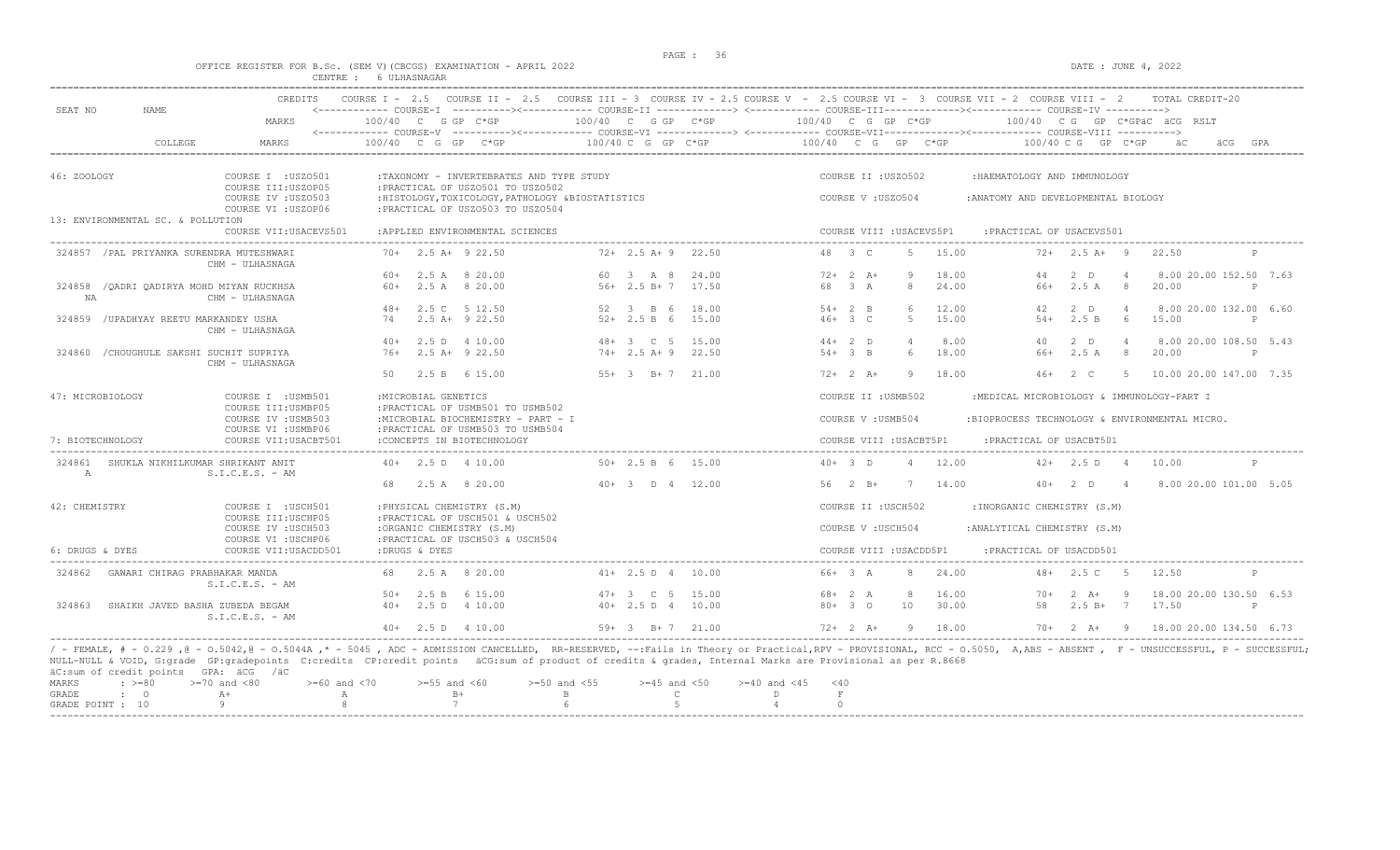OFFICE REGISTER FOR B.Sc. (SEM V)(CBCGS) EXAMINATION - APRIL 2022    DATE : JUNE 4, 2022

CENTRE : 6 ULHASNAGAR

| SEAT NO | NAME | CREDITS / MARKS | COURSE I - 2.5 / COURSE V 100/40 C G GP C*GP | COURSE II - 2.5 / COURSE VI 100/40 C G GP C*GP | COURSE III - 3 / COURSE IV - 2.5 / COURSE VII 100/40 C G GP C*GP | COURSE VI - 3 / COURSE VII - 2 / COURSE VIII - 2 100/40 C G GP C*GP äC äCG RSLT / GPA |
|---|---|---|---|---|---|---|

**46: ZOOLOGY**
- COURSE I : USZO501 : TAXONOMY - INVERTEBRATES AND TYPE STUDY
- COURSE II : USZO502 : HAEMATOLOGY AND IMMUNOLOGY
- COURSE III : USZOP05 : PRACTICAL OF USZO501 TO USZO502
- COURSE IV : USZO503 : HISTOLOGY, TOXICOLOGY, PATHOLOGY &BIOSTATISTICS
- COURSE V : USZO504 : ANATOMY AND DEVELOPMENTAL BIOLOGY
- COURSE VI : USZOP06 : PRACTICAL OF USZO503 TO USZO504

**13: ENVIRONMENTAL SC. & POLLUTION**
- COURSE VII : USACEVS501 : APPLIED ENVIRONMENTAL SCIENCES
- COURSE VIII : USACEVS5P1 : PRACTICAL OF USACEVS501

| SEAT NO | NAME / COLLEGE | Course I / V | Course II / VI | Course III / VII | Course IV / VIII | Result |
|---|---|---|---|---|---|---|
| 324857 | /PAL PRIYANKA SURENDRA MUTESHWARI, CHM - ULHASNAGA | 70+ 2.5 A+ 9 22.50 | 72+ 2.5 A+ 9 22.50 | 48 3 C 5 15.00 | 72+ 2.5 A+ 9 22.50 | P |
| | | 60+ 2.5 A 8 20.00 | 60 3 A 8 24.00 | 72+ 2 A+ 9 18.00 | 44 2 D 4 8.00 | 20.00 152.50 7.63 |
| 324858 | /QADRI QADIRYA MOHD MIYAN RUCKHSA, NA, CHM - ULHASNAGA | 60+ 2.5 A 8 20.00 | 56+ 2.5 B+ 7 17.50 | 68 3 A 8 24.00 | 66+ 2.5 A 8 20.00 | P |
| | | 48+ 2.5 C 5 12.50 | 52 3 B 6 18.00 | 54+ 2 B 6 12.00 | 42 2 D 4 8.00 | 20.00 132.00 6.60 |
| 324859 | /UPADHYAY REETU MARKANDEY USHA, CHM - ULHASNAGA | 74 2.5 A+ 9 22.50 | 52+ 2.5 B 6 15.00 | 46+ 3 C 5 15.00 | 54+ 2.5 B 6 15.00 | P |
| | | 40+ 2.5 D 4 10.00 | 48+ 3 C 5 15.00 | 44+ 2 D 4 8.00 | 40 2 D 4 8.00 | 20.00 108.50 5.43 |
| 324860 | /CHOUGHULE SAKSHI SUCHIT SUPRIYA, CHM - ULHASNAGA | 76+ 2.5 A+ 9 22.50 | 74+ 2.5 A+ 9 22.50 | 54+ 3 B 6 18.00 | 66+ 2.5 A 8 20.00 | P |
| | | 50 2.5 B 6 15.00 | 55+ 3 B+ 7 21.00 | 72+ 2 A+ 9 18.00 | 46+ 2 C 5 10.00 | 20.00 147.00 7.35 |

**47: MICROBIOLOGY**
- COURSE I : USMB501 : MICROBIAL GENETICS
- COURSE II : USMB502 : MEDICAL MICROBIOLOGY & IMMUNOLOGY-PART I
- COURSE III : USMBP05 : PRACTICAL OF USMB501 TO USMB502
- COURSE IV : USMB503 : MICROBIAL BIOCHEMISTRY - PART - I
- COURSE V : USMB504 : BIOPROCESS TECHNOLOGY & ENVIRONMENTAL MICRO.
- COURSE VI : USMBP06 : PRACTICAL OF USMB503 TO USMB504

**7: BIOTECHNOLOGY**
- COURSE VII : USACBT501 : CONCEPTS IN BIOTECHNOLOGY
- COURSE VIII : USACBT5P1 : PRACTICAL OF USACBT501

| SEAT NO | NAME / COLLEGE | Course I / V | Course II / VI | Course III / VII | Course IV / VIII | Result |
|---|---|---|---|---|---|---|
| 324861 | SHUKLA NIKHILKUMAR SHRIKANT ANIT, A, S.I.C.E.S. - AM | 40+ 2.5 D 4 10.00 | 50+ 2.5 B 6 15.00 | 40+ 3 D 4 12.00 | 42+ 2.5 D 4 10.00 | P |
| | | 68 2.5 A 8 20.00 | 40+ 3 D 4 12.00 | 56 2 B+ 7 14.00 | 40+ 2 D 4 8.00 | 20.00 101.00 5.05 |

**42: CHEMISTRY**
- COURSE I : USCH501 : PHYSICAL CHEMISTRY (S.M)
- COURSE II : USCH502 : INORGANIC CHEMISTRY (S.M)
- COURSE III : USCHP05 : PRACTICAL OF USCH501 & USCH502
- COURSE IV : USCH503 : ORGANIC CHEMISTRY (S.M)
- COURSE V : USCH504 : ANALYTICAL CHEMISTRY (S.M)
- COURSE VI : USCHP06 : PRACTICAL OF USCH503 & USCH504

**6: DRUGS & DYES**
- COURSE VII : USACDD501 : DRUGS & DYES
- COURSE VIII : USACDD5P1 : PRACTICAL OF USACDD501

| SEAT NO | NAME / COLLEGE | Course I / V | Course II / VI | Course III / VII | Course IV / VIII | Result |
|---|---|---|---|---|---|---|
| 324862 | GAWARI CHIRAG PRABHAKAR MANDA, S.I.C.E.S. - AM | 68 2.5 A 8 20.00 | 41+ 2.5 D 4 10.00 | 66+ 3 A 8 24.00 | 48+ 2.5 C 5 12.50 | P |
| | | 50+ 2.5 B 6 15.00 | 47+ 3 C 5 15.00 | 68+ 2 A 8 16.00 | 70+ 2 A+ 9 18.00 | 20.00 130.50 6.53 |
| 324863 | SHAIKH JAVED BASHA ZUBEDA BEGAM, S.I.C.E.S. - AM | 40+ 2.5 D 4 10.00 | 40+ 2.5 D 4 10.00 | 80+ 3 O 10 30.00 | 58 2.5 B+ 7 17.50 | P |
| | | 40+ 2.5 D 4 10.00 | 59+ 3 B+ 7 21.00 | 72+ 2 A+ 9 18.00 | 70+ 2 A+ 9 18.00 | 20.00 134.50 6.73 |

/ - FEMALE, # - 0.229 ,@ - O.5042,@ - O.5044A ,* - 5045 , ADC - ADMISSION CANCELLED, RR-RESERVED, --:Fails in Theory or Practical,RPV - PROVISIONAL, RCC - O.5050, A,ABS - ABSENT , F - UNSUCCESSFUL, P - SUCCESSFUL; NULL-NULL & VOID, G:grade GP:gradepoints C:credits CP:credit points äCG:sum of product of credits & grades, Internal Marks are Provisional as per R.8668

äC:sum of credit points GPA: äCG /äC

| MARKS | : >=80 | >=70 and <80 | >=60 and <70 | >=55 and <60 | >=50 and <55 | >=45 and <50 | >=40 and <45 | <40 |
|---|---|---|---|---|---|---|---|---|
| GRADE | : O | A+ | A | B+ | B | C | D | F |
| GRADE POINT | : 10 | 9 | 8 | 7 | 6 | 5 | 4 | 0 |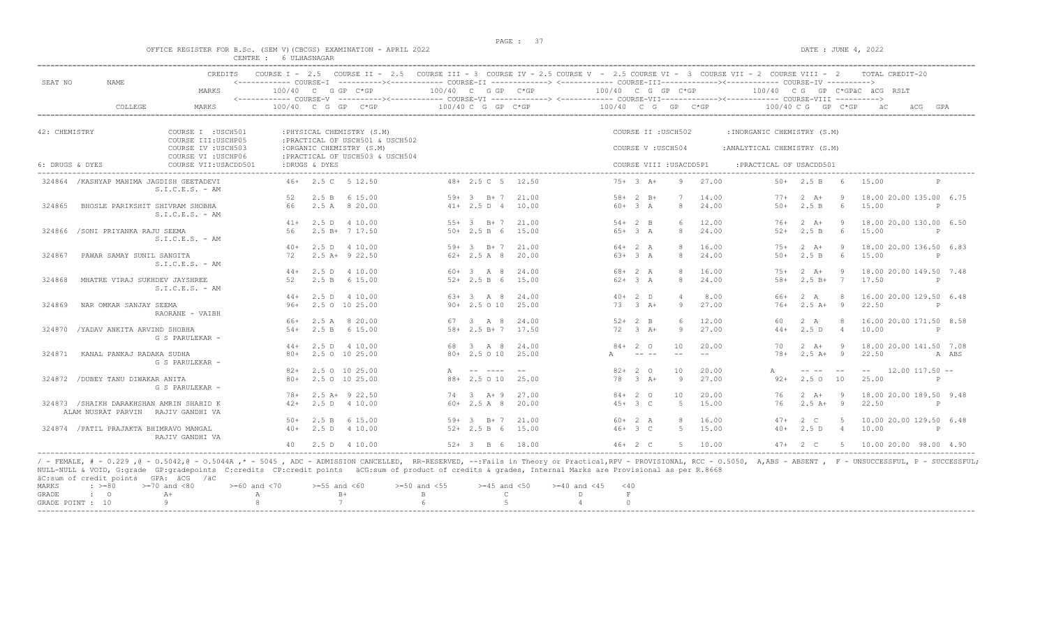OFFICE REGISTER FOR B.Sc. (SEM V)(CBCGS) EXAMINATION - APRIL 2022

CENTRE : 6 ULHASNAGAR

DATE : JUNE 4, 2022

| SEAT NO | NAME | CREDITS / MARKS | COURSE I - 2.5 / COURSE-V (100/40 C G GP C*GP) | COURSE II - 2.5 / COURSE-VI (100/40 C G GP C*GP) | COURSE III - 3 / COURSE-III / COURSE-VII (100/40 C G GP C*GP) | COURSE IV - 2.5 / COURSE-IV / COURSE-VIII (100/40 C G GP C*GP) | TOTAL CREDIT-20 (äC äCG RSLT / GPA) |
|---|---|---|---|---|---|---|---|
| | COLLEGE | MARKS | | | | | |

42: CHEMISTRY — COURSE I :USCHP501 :PHYSICAL CHEMISTRY (S.M) ; COURSE II :USCHP502 :INORGANIC CHEMISTRY (S.M) ; COURSE III:USCHP05 :PRACTICAL OF USCH501 & USCH502 ; COURSE IV :USCHP503 :ORGANIC CHEMISTRY (S.M) ; COURSE V :USCHP504 :ANALYTICAL CHEMISTRY (S.M) ; COURSE VI :USCHP06 :PRACTICAL OF USCH503 & USCH504

6: DRUGS & DYES — COURSE VII:USACDD501 :DRUGS & DYES ; COURSE VIII :USACDD5P1 :PRACTICAL OF USACDD501

| SEAT NO | NAME / COLLEGE | Course I / V | Course II / VI | Course III / VII | Course IV / VIII | Result |
|---|---|---|---|---|---|---|
| 324864 | /KASHYAP MAHIMA JAGDISH GEETADEVI<br>S.I.C.E.S. - AM | 46+ 2.5 C 5 12.50<br>52 2.5 B 6 15.00 | 48+ 2.5 C 5 12.50<br>59+ 3 B+ 7 21.00 | 75+ 3 A+ 9 27.00<br>58+ 2 B+ 7 14.00 | 50+ 2.5 B 6 15.00<br>77+ 2 A+ 9 18.00 | P<br>20.00 135.00 6.75 |
| 324865 | BHOSLE PARIKSHIT SHIVRAM SHOBHA<br>S.I.C.E.S. - AM | 66 2.5 A 8 20.00<br>41+ 2.5 D 4 10.00 | 41+ 2.5 D 4 10.00<br>55+ 3 B+ 7 21.00 | 60+ 3 A 8 24.00<br>54+ 2 B 6 12.00 | 50+ 2.5 B 6 15.00<br>76+ 2 A+ 9 18.00 | P<br>20.00 130.00 6.50 |
| 324866 | /SONI PRIYANKA RAJU SEEMA<br>S.I.C.E.S. - AM | 56 2.5 B+ 7 17.50<br>40+ 2.5 D 4 10.00 | 50+ 2.5 B 6 15.00<br>59+ 3 B+ 7 21.00 | 65+ 3 A 8 24.00<br>64+ 2 A 8 16.00 | 52+ 2.5 B 6 15.00<br>75+ 2 A+ 9 18.00 | P<br>20.00 136.50 6.83 |
| 324867 | PAWAR SAMAY SUNIL SANGITA<br>S.I.C.E.S. - AM | 72 2.5 A+ 9 22.50<br>44+ 2.5 D 4 10.00 | 62+ 2.5 A 8 20.00<br>60+ 3 A 8 24.00 | 63+ 3 A 8 24.00<br>68+ 2 A 8 16.00 | 50+ 2.5 B 6 15.00<br>75+ 2 A+ 9 18.00 | P<br>20.00 149.50 7.48 |
| 324868 | MHATRE VIRAJ SUKHDEV JAYSHREE<br>S.I.C.E.S. - AM | 52 2.5 B 6 15.00<br>44+ 2.5 D 4 10.00 | 52+ 2.5 B 6 15.00<br>63+ 3 A 8 24.00 | 62+ 3 A 8 24.00<br>40+ 2 D 4 8.00 | 58+ 2.5 B+ 7 17.50<br>66+ 2 A 8 16.00 | P<br>20.00 129.50 6.48 |
| 324869 | NAR OMKAR SANJAY SEEMA<br>RAORANE - VAIBH | 96+ 2.5 O 10 25.00<br>66+ 2.5 A 8 20.00 | 90+ 2.5 O 10 25.00<br>67 3 A 8 24.00 | 73 3 A+ 9 27.00<br>52+ 2 B 6 12.00 | 76+ 2.5 A+ 9 22.50<br>60 2 A 8 16.00 | P<br>20.00 171.50 8.58 |
| 324870 | /YADAV ANKITA ARVIND SHOBHA<br>G S PARULEKAR - | 54+ 2.5 B 6 15.00<br>44+ 2.5 D 4 10.00 | 58+ 2.5 B+ 7 17.50<br>68 3 A 8 24.00 | 72 3 A+ 9 27.00<br>84+ 2 O 10 20.00 | 44+ 2.5 D 4 10.00<br>70 2 A+ 9 18.00 | P<br>20.00 141.50 7.08 |
| 324871 | KANAL PANKAJ RADAKA SUDHA<br>G S PARULEKAR - | 80+ 2.5 O 10 25.00<br>82+ 2.5 O 10 25.00 | 80+ 2.5 O 10 25.00<br>A -- ---- -- | A -- -- -- --<br>82+ 2 O 10 20.00 | 78+ 2.5 A+ 9 22.50<br>A -- -- -- -- | A ABS<br>12.00 117.50 -- |
| 324872 | /DUBEY TANU DIWAKAR ANITA<br>G S PARULEKAR - | 80+ 2.5 O 10 25.00<br>78+ 2.5 A+ 9 22.50 | 88+ 2.5 O 10 25.00<br>74 3 A+ 9 27.00 | 78 3 A+ 9 27.00<br>84+ 2 O 10 20.00 | 92+ 2.5 O 10 25.00<br>76 2 A+ 9 18.00 | P<br>20.00 189.50 9.48 |
| 324873 | /SHAIKH DARAKHSHAN AMRIN SHAHID K ALAM NUSRAT PARVIN<br>RAJIV GANDHI VA | 42+ 2.5 D 4 10.00<br>50+ 2.5 B 6 15.00 | 60+ 2.5 A 8 20.00<br>59+ 3 B+ 7 21.00 | 45+ 3 C 5 15.00<br>60+ 2 A 8 16.00 | 76 2.5 A+ 9 22.50<br>47+ 2 C 5 10.00 | P<br>20.00 129.50 6.48 |
| 324874 | /PATIL PRAJAKTA BHIMRAVO MANGAL<br>RAJIV GANDHI VA | 40+ 2.5 D 4 10.00<br>40 2.5 D 4 10.00 | 52+ 2.5 B 6 15.00<br>52+ 3 B 6 18.00 | 46+ 3 C 5 15.00<br>46+ 2 C 5 10.00 | 40+ 2.5 D 4 10.00<br>47+ 2 C 5 10.00 | P<br>20.00 98.00 4.90 |

/ - FEMALE, # - 0.229 ,@ - O.5042,@ - O.5044A ,* - 5045 , ADC - ADMISSION CANCELLED, RR-RESERVED, --:Fails in Theory or Practical,RPV - PROVISIONAL, RCC - O.5050, A,ABS - ABSENT , F - UNSUCCESSFUL, P - SUCCESSFUL; NULL-NULL & VOID, G:grade GP:gradepoints C:credits CP:credit points äCG:sum of product of credits & grades, Internal Marks are Provisional as per R.8668

äC:sum of credit points GPA: äCG /äC

| MARKS | : >=80 | >=70 and <80 | >=60 and <70 | >=55 and <60 | >=50 and <55 | >=45 and <50 | >=40 and <45 | <40 |
|---|---|---|---|---|---|---|---|---|
| GRADE | : O | A+ | A | B+ | B | C | D | F |
| GRADE POINT | : 10 | 9 | 8 | 7 | 6 | 5 | 4 | 0 |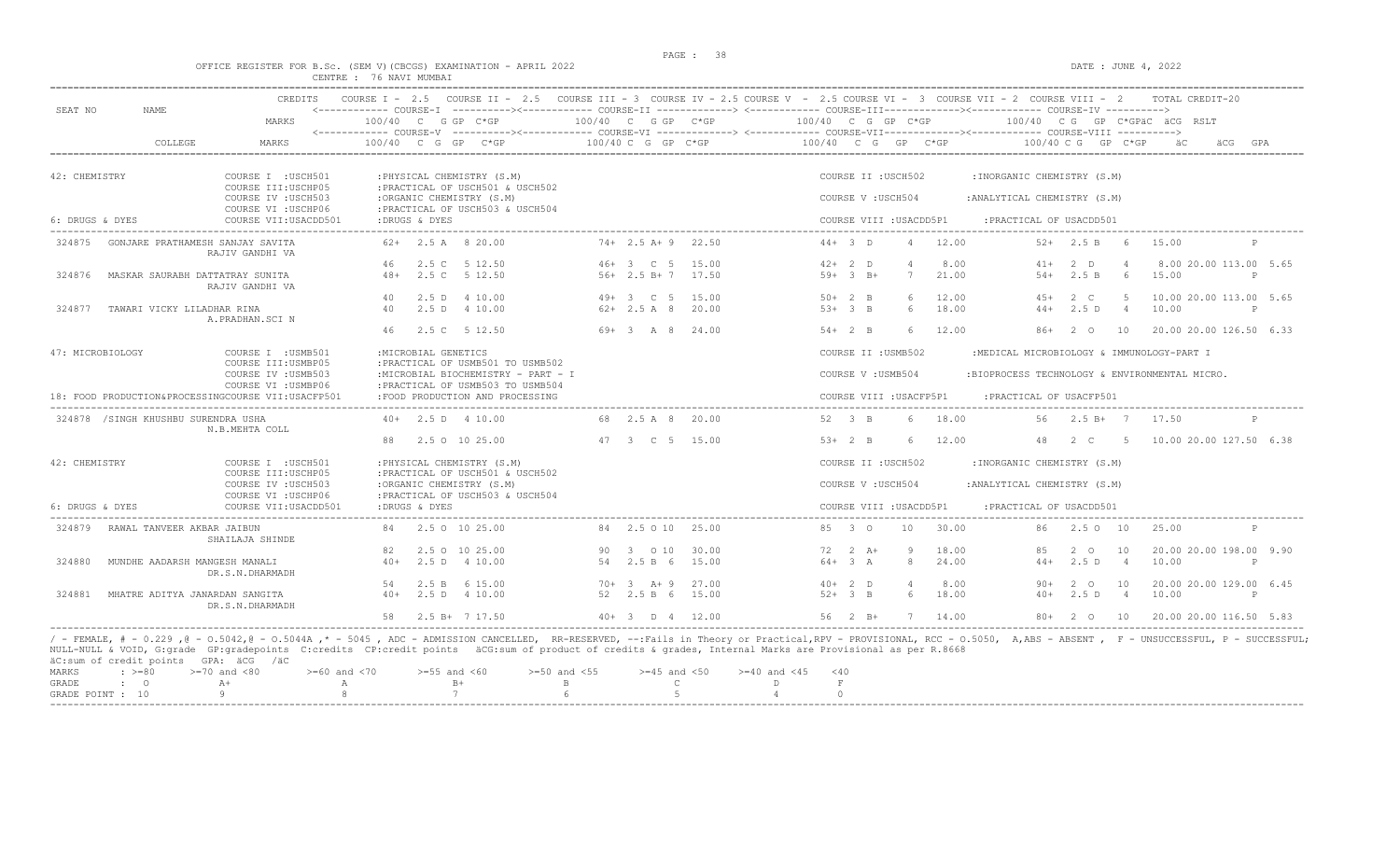OFFICE REGISTER FOR B.Sc. (SEM V)(CBCGS) EXAMINATION - APRIL 2022
CENTRE : 76 NAVI MUMBAI

DATE : JUNE 4, 2022

```
                         CREDITS   COURSE I - 2.5   COURSE II - 2.5   COURSE III - 3  COURSE IV - 2.5 COURSE V  - 2.5 COURSE VI -  3  COURSE VII - 2  COURSE VIII -  2      TOTAL CREDIT-20
SEAT NO      NAME                  <------------ COURSE-I  ----------><------------ COURSE-II -------------> <------------ COURSE-III-------------><------------ COURSE-IV ---------->
                         MARKS          100/40  C  G GP  C*GP          100/40  C  G GP  C*GP          100/40  C  G  GP  C*GP           100/40  C G   GP  C*GPäC  äCG  RSLT
                                   <------------ COURSE-V  ----------><------------ COURSE-VI -------------> <------------ COURSE-VII-------------><------------ COURSE-VIII ---------->
             COLLEGE     MARKS          100/40  C  G  GP   C*GP          100/40 C  G  GP  C*GP          100/40  C  G   GP   C*GP           100/40 C G   GP  C*GP      äC      äCG  GPA

42: CHEMISTRY              COURSE I  :USCH501      :PHYSICAL CHEMISTRY (S.M)                              COURSE II :USCH502       :INORGANIC CHEMISTRY (S.M)
                           COURSE III:USCHP05      :PRACTICAL OF USCH501 & USCH502
                           COURSE IV :USCH503      :ORGANIC CHEMISTRY (S.M)                               COURSE V :USCH504        :ANALYTICAL CHEMISTRY (S.M)
                           COURSE VI :USCHP06      :PRACTICAL OF USCH503 & USCH504
6: DRUGS & DYES            COURSE VII:USACDD501    :DRUGS & DYES                                          COURSE VIII :USACDD5P1    :PRACTICAL OF USACDD501

 324875  GONJARE PRATHAMESH SANJAY SAVITA      62+  2.5 A  8 20.00      74+ 2.5 A+ 9  22.50      44+ 3 D    4  12.00       52+  2.5 B   6   15.00          P
                  RAJIV GANDHI VA
                                               46   2.5 C  5 12.50      46+ 3  C  5  15.00      42+ 2 D    4   8.00       41+  2  D    4    8.00 20.00 113.00  5.65
 324876  MASKAR SAURABH DATTATRAY SUNITA      48+  2.5 C  5 12.50      56+ 2.5 B+ 7  17.50      59+ 3 B+   7  21.00       54+  2.5 B   6   15.00          P
                  RAJIV GANDHI VA
                                               40   2.5 D  4 10.00      49+ 3  C  5  15.00      50+ 2 B    6  12.00       45+  2  C    5   10.00 20.00 113.00  5.65
 324877  TAWARI VICKY LILADHAR RINA           40   2.5 D  4 10.00      62+ 2.5 A  8  20.00      53+ 3 B    6  18.00       44+  2.5 D   4   10.00          P
                  A.PRADHAN.SCI N
                                               46   2.5 C  5 12.50      69+ 3  A  8  24.00      54+ 2 B    6  12.00       86+  2  O   10   20.00 20.00 126.50  6.33

47: MICROBIOLOGY           COURSE I  :USMB501      :MICROBIAL GENETICS                                    COURSE II :USMB502       :MEDICAL MICROBIOLOGY & IMMUNOLOGY-PART I
                           COURSE III:USMBP05      :PRACTICAL OF USMB501 TO USMB502
                           COURSE IV :USMB503      :MICROBIAL BIOCHEMISTRY - PART - I                     COURSE V :USMB504        :BIOPROCESS TECHNOLOGY & ENVIRONMENTAL MICRO.
                           COURSE VI :USMBP06      :PRACTICAL OF USMB503 TO USMB504
18: FOOD PRODUCTION&PROCESSINGCOURSE VII:USACFP501 :FOOD PRODUCTION AND PROCESSING                        COURSE VIII :USACFP5P1    :PRACTICAL OF USACFP501

 324878 /SINGH KHUSHBU SURENDRA USHA          40+  2.5 D  4 10.00      68  2.5 A  8  20.00      52  3 B    6  18.00       56   2.5 B+  7   17.50          P
                  N.B.MEHTA COLL
                                               88   2.5 O 10 25.00      47  3  C  5  15.00      53+ 2 B    6  12.00       48   2  C    5   10.00 20.00 127.50  6.38

42: CHEMISTRY              COURSE I  :USCH501      :PHYSICAL CHEMISTRY (S.M)                              COURSE II :USCH502       :INORGANIC CHEMISTRY (S.M)
                           COURSE III:USCHP05      :PRACTICAL OF USCH501 & USCH502
                           COURSE IV :USCH503      :ORGANIC CHEMISTRY (S.M)                               COURSE V :USCH504        :ANALYTICAL CHEMISTRY (S.M)
                           COURSE VI :USCHP06      :PRACTICAL OF USCH503 & USCH504
6: DRUGS & DYES            COURSE VII:USACDD501    :DRUGS & DYES                                          COURSE VIII :USACDD5P1    :PRACTICAL OF USACDD501

 324879  RAWAL TANVEER AKBAR JAIBUN           84   2.5 O 10 25.00      84  2.5 O 10  25.00      85  3 O   10  30.00       86   2.5 O  10   25.00          P
                  SHAILAJA SHINDE
                                               82   2.5 O 10 25.00      90  3  O 10  30.00      72  2 A+   9  18.00       85   2  O   10   20.00 20.00 198.00  9.90
 324880  MUNDHE AADARSH MANGESH MANALI        40+  2.5 D  4 10.00      54  2.5 B  6  15.00      64+ 3 A    8  24.00       44+  2.5 D   4   10.00          P
                  DR.S.N.DHARMADH
                                               54   2.5 B  6 15.00      70+ 3  A+ 9  27.00      40+ 2 D    4   8.00       90+  2  O   10   20.00 20.00 129.00  6.45
 324881  MHATRE ADITYA JANARDAN SANGITA       40+  2.5 D  4 10.00      52  2.5 B  6  15.00      52+ 3 B    6  18.00       40+  2.5 D   4   10.00          P
                  DR.S.N.DHARMADH
                                               58   2.5 B+ 7 17.50      40+ 3  D  4  12.00      56  2 B+   7  14.00       80+  2  O   10   20.00 20.00 116.50  5.83
```

/ - FEMALE, # - 0.229 ,@ - O.5042,@ - O.5044A ,* - 5045 , ADC - ADMISSION CANCELLED, RR-RESERVED, --:Fails in Theory or Practical,RPV - PROVISIONAL, RCC - O.5050, A,ABS - ABSENT , F - UNSUCCESSFUL, P - SUCCESSFUL;
NULL-NULL & VOID, G:grade GP:gradepoints C:credits CP:credit points äCG:sum of product of credits & grades, Internal Marks are Provisional as per R.8668
äC:sum of credit points GPA: äCG /äC

| MARKS | : >=80 | >=70 and <80 | >=60 and <70 | >=55 and <60 | >=50 and <55 | >=45 and <50 | >=40 and <45 | <40 |
|---|---|---|---|---|---|---|---|---|
| GRADE | : O | A+ | A | B+ | B | C | D | F |
| GRADE POINT : | 10 | 9 | 8 | 7 | 6 | 5 | 4 | 0 |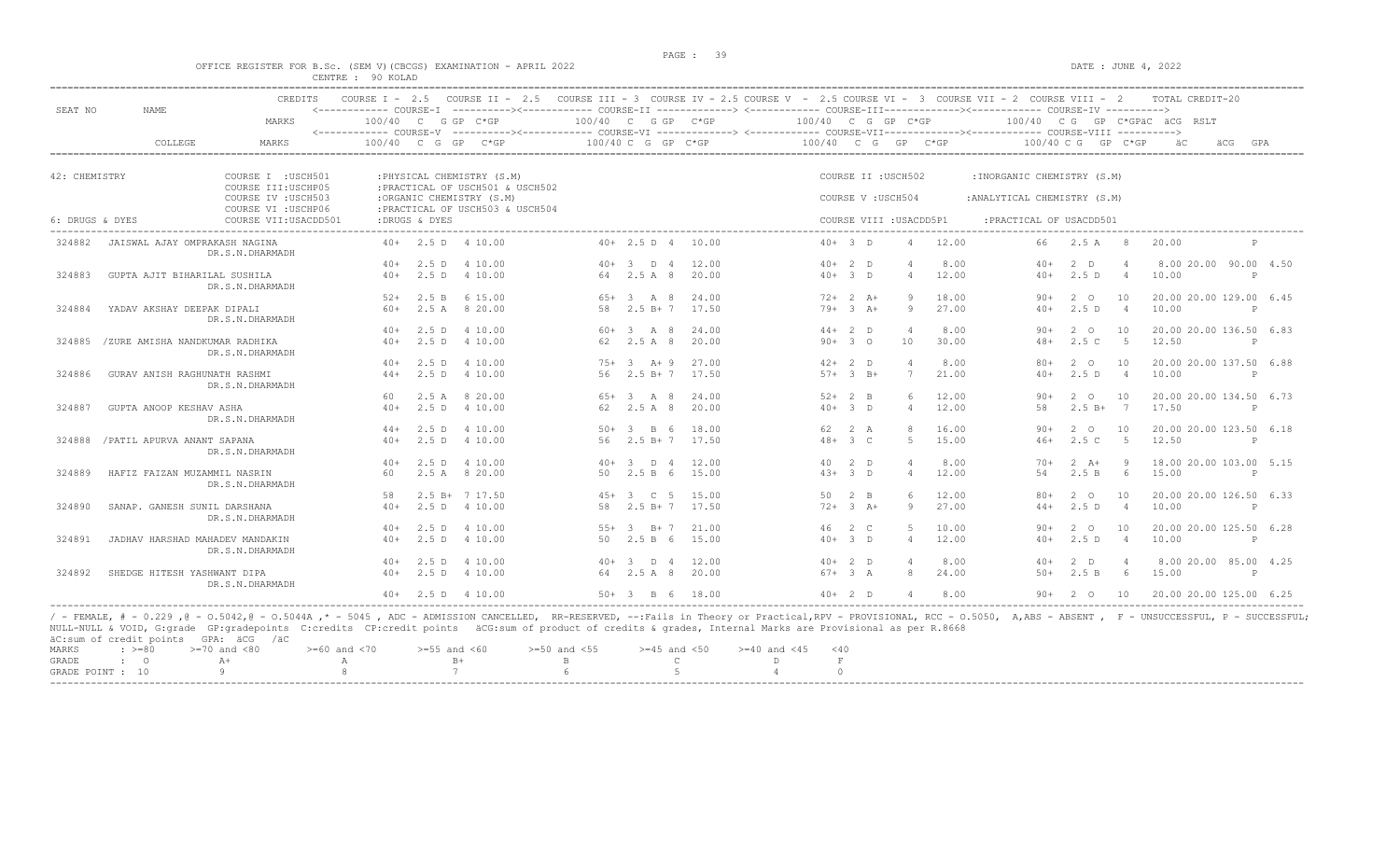OFFICE REGISTER FOR B.Sc. (SEM V)(CBCGS) EXAMINATION - APRIL 2022

CENTRE : 90 KOLAD

DATE : JUNE 4, 2022

| SEAT NO | NAME | CREDITS / MARKS | COURSE I - 2.5 / COURSE V | COURSE II - 2.5 / COURSE VI | COURSE III - 3 / COURSE VII | COURSE IV - 2.5 / COURSE VIII - 2 | TOTAL CREDIT-20 |
|---|---|---|---|---|---|---|---|
| | COLLEGE | MARKS | 100/40 C G GP C*GP | 100/40 C G GP C*GP | 100/40 C G GP C*GP | 100/40 C G GP C*GPäC äCG RSLT | äC äCG GPA |

42: CHEMISTRY — COURSE I :USCHP501 :PHYSICAL CHEMISTRY (S.M) ; COURSE II :USCH502 :INORGANIC CHEMISTRY (S.M) ; COURSE III:USCHP05 :PRACTICAL OF USCH501 & USCH502 ; COURSE IV :USCH503 :ORGANIC CHEMISTRY (S.M) ; COURSE V :USCH504 :ANALYTICAL CHEMISTRY (S.M) ; COURSE VI :USCHP06 :PRACTICAL OF USCH503 & USCH504

6: DRUGS & DYES — COURSE VII:USACDD501 :DRUGS & DYES ; COURSE VIII :USACDD5P1 :PRACTICAL OF USACDD501

| SEAT NO | NAME / COLLEGE | Course I / V | Course II / VI | Course III / VII | Course IV / VIII | äC äCG RSLT / GPA |
|---|---|---|---|---|---|---|
| 324882 | JAISWAL AJAY OMPRAKASH NAGINA | 40+ 2.5 D 4 10.00 | 40+ 2.5 D 4 10.00 | 40+ 3 D 4 12.00 | 66 2.5 A 8 20.00 | P |
| | DR.S.N.DHARMADH | 40+ 2.5 D 4 10.00 | 40+ 3 D 4 12.00 | 40+ 2 D 4 8.00 | 40+ 2 D 4 8.00 20.00 90.00 | 4.50 |
| 324883 | GUPTA AJIT BIHARILAL SUSHILA | 40+ 2.5 D 4 10.00 | 64 2.5 A 8 20.00 | 40+ 3 D 4 12.00 | 40+ 2.5 D 4 10.00 | P |
| | DR.S.N.DHARMADH | 52+ 2.5 B 6 15.00 | 65+ 3 A 8 24.00 | 72+ 2 A+ 9 18.00 | 90+ 2 O 10 20.00 20.00 129.00 | 6.45 |
| 324884 | YADAV AKSHAY DEEPAK DIPALI | 60+ 2.5 A 8 20.00 | 58 2.5 B+ 7 17.50 | 79+ 3 A+ 9 27.00 | 40+ 2.5 D 4 10.00 | P |
| | DR.S.N.DHARMADH | 40+ 2.5 D 4 10.00 | 60+ 3 A 8 24.00 | 44+ 2 D 4 8.00 | 90+ 2 O 10 20.00 20.00 136.50 | 6.83 |
| 324885 | /ZURE AMISHA NANDKUMAR RADHIKA | 40+ 2.5 D 4 10.00 | 62 2.5 A 8 20.00 | 90+ 3 O 10 30.00 | 48+ 2.5 C 5 12.50 | P |
| | DR.S.N.DHARMADH | 40+ 2.5 D 4 10.00 | 75+ 3 A+ 9 27.00 | 42+ 2 D 4 8.00 | 80+ 2 O 10 20.00 20.00 137.50 | 6.88 |
| 324886 | GURAV AKSHAY RAGHUNATH RASHMI | 44+ 2.5 D 4 10.00 | 56 2.5 B+ 7 17.50 | 57+ 3 B+ 7 21.00 | 40+ 2.5 D 4 10.00 | P |
| | DR.S.N.DHARMADH | 60 2.5 A 8 20.00 | 65+ 3 A 8 24.00 | 52+ 2 B 6 12.00 | 90+ 2 O 10 20.00 20.00 134.50 | 6.73 |
| 324887 | GUPTA ANOOP KESHAV ASHA | 40+ 2.5 D 4 10.00 | 62 2.5 A 8 20.00 | 40+ 3 D 4 12.00 | 58 2.5 B+ 7 17.50 | P |
| | DR.S.N.DHARMADH | 44+ 2.5 D 4 10.00 | 50+ 3 B 6 18.00 | 62 2 A 8 16.00 | 90+ 2 O 10 20.00 20.00 123.50 | 6.18 |
| 324888 | /PATIL APURVA ANANT SAPANA | 40+ 2.5 D 4 10.00 | 56 2.5 B+ 7 17.50 | 48+ 3 C 5 15.00 | 46+ 2.5 C 5 12.50 | P |
| | DR.S.N.DHARMADH | 40+ 2.5 D 4 10.00 | 40+ 3 D 4 12.00 | 40 2 D 4 8.00 | 70+ 2 A+ 9 18.00 20.00 103.00 | 5.15 |
| 324889 | HAFIZ FAIZAN MUZAMMIL NASRIN | 60 2.5 A 8 20.00 | 50 2.5 B 6 15.00 | 43+ 3 D 4 12.00 | 54 2.5 B 6 15.00 | P |
| | DR.S.N.DHARMADH | 58 2.5 B+ 7 17.50 | 45+ 3 C 5 15.00 | 50 2 B 6 12.00 | 80+ 2 O 10 20.00 20.00 126.50 | 6.33 |
| 324890 | SANAP. GANESH SUNIL DARSHANA | 40+ 2.5 D 4 10.00 | 58 2.5 B+ 7 17.50 | 72+ 3 A+ 9 27.00 | 44+ 2.5 D 4 10.00 | P |
| | DR.S.N.DHARMADH | 40+ 2.5 D 4 10.00 | 55+ 3 B+ 7 21.00 | 46 2 C 5 10.00 | 90+ 2 O 10 20.00 20.00 125.50 | 6.28 |
| 324891 | JADHAV HARSHAD MAHADEV MANDAKIN | 40+ 2.5 D 4 10.00 | 50 2.5 B 6 15.00 | 40+ 3 D 4 12.00 | 40+ 2.5 D 4 10.00 | P |
| | DR.S.N.DHARMADH | 40+ 2.5 D 4 10.00 | 40+ 3 D 4 12.00 | 40+ 2 D 4 8.00 | 40+ 2 D 4 8.00 20.00 85.00 | 4.25 |
| 324892 | SHEDGE HITESH YASHWANT DIPA | 40+ 2.5 D 4 10.00 | 64 2.5 A 8 20.00 | 67+ 3 A 8 24.00 | 50+ 2.5 B 6 15.00 | P |
| | DR.S.N.DHARMADH | 40+ 2.5 D 4 10.00 | 50+ 3 B 6 18.00 | 40+ 2 D 4 8.00 | 90+ 2 O 10 20.00 20.00 125.00 | 6.25 |

/ - FEMALE, # - 0.229 ,@ - O.5042,@ - O.5044A ,* - 5045 , ADC - ADMISSION CANCELLED, RR-RESERVED, --:Fails in Theory or Practical,RPV - PROVISIONAL, RCC - O.5050, A,ABS - ABSENT , F - UNSUCCESSFUL, P - SUCCESSFUL; NULL-NULL & VOID, G:grade GP:gradepoints C:credits CP:credit points äCG:sum of product of credits & grades, Internal Marks are Provisional as per R.8668

äC:sum of credit points GPA: äCG /äC

| MARKS | : >=80 | >=70 and <80 | >=60 and <70 | >=55 and <60 | >=50 and <55 | >=45 and <50 | >=40 and <45 | <40 |
|---|---|---|---|---|---|---|---|---|
| GRADE | : O | A+ | A | B+ | B | C | D | F |
| GRADE POINT | : 10 | 9 | 8 | 7 | 6 | 5 | 4 | 0 |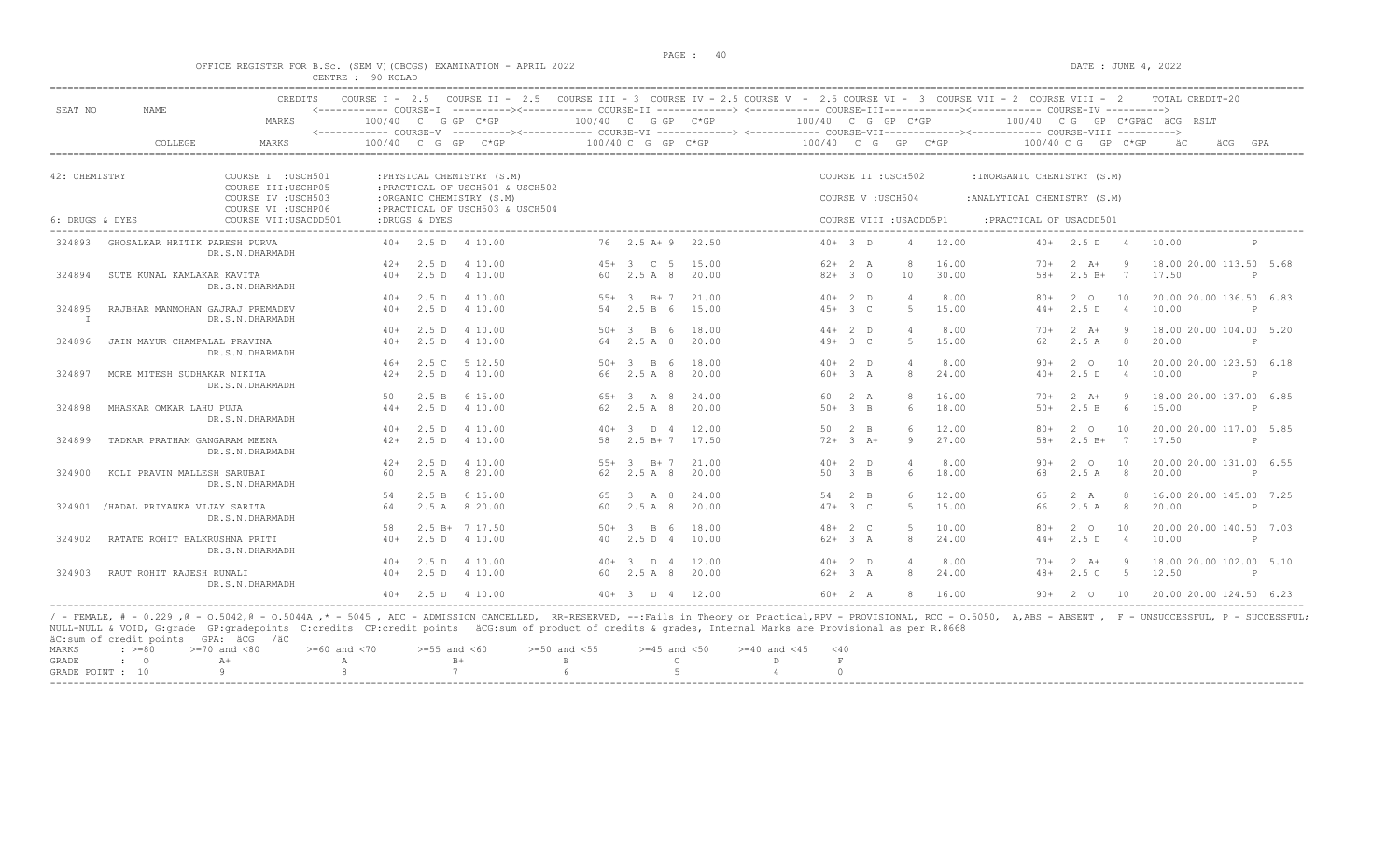OFFICE REGISTER FOR B.Sc. (SEM V)(CBCGS) EXAMINATION - APRIL 2022

CENTRE : 90 KOLAD

DATE : JUNE 4, 2022

| SEAT NO | NAME | CREDITS | COURSE I - 2.5 | COURSE II - 2.5 | COURSE III - 3 | COURSE IV - 2.5 | COURSE V - 2.5 | COURSE VI - 3 | COURSE VII - 2 | COURSE VIII - 2 | TOTAL CREDIT-20 |
|---|---|---|---|---|---|---|---|---|---|---|---|
| | | MARKS | COURSE-I 100/40 C G GP C*GP | COURSE-II 100/40 C G GP C*GP | | | COURSE-III 100/40 C G GP C*GP | | COURSE-IV 100/40 C G GP C*GP | | äC äCG RSLT |
| | COLLEGE | MARKS | COURSE-V 100/40 C G GP C*GP | COURSE-VI 100/40 C G GP C*GP | | | COURSE-VII 100/40 C G GP C*GP | | COURSE-VIII 100/40 C G GP C*GP | | äC äCG GPA |

42: CHEMISTRY

COURSE I :USCH501 :PHYSICAL CHEMISTRY (S.M) — COURSE II :USCH502 :INORGANIC CHEMISTRY (S.M)
COURSE III:USCHP05 :PRACTICAL OF USCH501 & USCH502
COURSE IV :USCH503 :ORGANIC CHEMISTRY (S.M) — COURSE V :USCH504 :ANALYTICAL CHEMISTRY (S.M)
COURSE VI :USCHP06 :PRACTICAL OF USCH503 & USCH504
6: DRUGS & DYES — COURSE VII:USACDD501 :DRUGS & DYES — COURSE VIII :USACDD5P1 :PRACTICAL OF USACDD501

| SEAT NO | NAME | Course I / V | Course II / VI | Course III / VII | Course IV / VIII | Result |
|---|---|---|---|---|---|---|
| 324893 | GHOSALKAR HRITIK PARESH PURVA | 40+ 2.5 D 4 10.00 | 76 2.5 A+ 9 22.50 | 40+ 3 D 4 12.00 | 40+ 2.5 D 4 10.00 | P |
| | DR.S.N.DHARMADH | 42+ 2.5 D 4 10.00 | 45+ 3 C 5 15.00 | 62+ 2 A 8 16.00 | 70+ 2 A+ 9 18.00 | 20.00 113.50 5.68 |
| 324894 | SUTE KUNAL KAMLAKAR KAVITA | 40+ 2.5 D 4 10.00 | 60 2.5 A 8 20.00 | 82+ 3 O 10 30.00 | 58+ 2.5 B+ 7 17.50 | P |
| | DR.S.N.DHARMADH | 40+ 2.5 D 4 10.00 | 55+ 3 B+ 7 21.00 | 40+ 2 D 4 8.00 | 80+ 2 O 10 20.00 | 20.00 136.50 6.83 |
| 324895 I | RAJBHAR MANMOHAN GAJRAJ PREMADEV | 40+ 2.5 D 4 10.00 | 54 2.5 B 6 15.00 | 45+ 3 C 5 15.00 | 44+ 2.5 D 4 10.00 | P |
| | DR.S.N.DHARMADH | 40+ 2.5 D 4 10.00 | 50+ 3 B 6 18.00 | 44+ 2 D 4 8.00 | 70+ 2 A+ 9 18.00 | 20.00 104.00 5.20 |
| 324896 | JAIN MAYUR CHAMPALAL PRAVINA | 40+ 2.5 D 4 10.00 | 64 2.5 A 8 20.00 | 49+ 3 C 5 15.00 | 62 2.5 A 8 20.00 | P |
| | DR.S.N.DHARMADH | 46+ 2.5 C 5 12.50 | 50+ 3 B 6 18.00 | 40+ 2 D 4 8.00 | 90+ 2 O 10 20.00 | 20.00 123.50 6.18 |
| 324897 | MORE MITESH SUDHAKAR NIKITA | 42+ 2.5 D 4 10.00 | 66 2.5 A 8 20.00 | 60+ 3 A 8 24.00 | 40+ 2.5 D 4 10.00 | P |
| | DR.S.N.DHARMADH | 50 2.5 B 6 15.00 | 65+ 3 A 8 24.00 | 60 2 A 8 16.00 | 70+ 2 A+ 9 18.00 | 20.00 137.00 6.85 |
| 324898 | MHASKAR OMKAR LAHU PUJA | 44+ 2.5 D 4 10.00 | 62 2.5 A 8 20.00 | 50+ 3 B 6 18.00 | 50+ 2.5 B 6 15.00 | P |
| | DR.S.N.DHARMADH | 40+ 2.5 D 4 10.00 | 40+ 3 D 4 12.00 | 50 2 B 6 12.00 | 80+ 2 O 10 20.00 | 20.00 117.00 5.85 |
| 324899 | TADKAR PRATHAM GANGARAM MEENA | 42+ 2.5 D 4 10.00 | 58 2.5 B+ 7 17.50 | 72+ 3 A+ 9 27.00 | 58+ 2.5 B+ 7 17.50 | P |
| | DR.S.N.DHARMADH | 42+ 2.5 D 4 10.00 | 55+ 3 B+ 7 21.00 | 40+ 2 D 4 8.00 | 90+ 2 O 10 20.00 | 20.00 131.00 6.55 |
| 324900 | KOLI PRAVIN MALLESH SARUBAI | 60 2.5 A 8 20.00 | 62 2.5 A 8 20.00 | 50 3 B 6 18.00 | 68 2.5 A 8 20.00 | P |
| | DR.S.N.DHARMADH | 54 2.5 B 6 15.00 | 65 3 A 8 24.00 | 54 2 B 6 12.00 | 65 2 A 8 16.00 | 20.00 145.00 7.25 |
| 324901 | /HADAL PRIYANKA VIJAY SARITA | 64 2.5 A 8 20.00 | 60 2.5 A 8 20.00 | 47+ 3 C 5 15.00 | 66 2.5 A 8 20.00 | P |
| | DR.S.N.DHARMADH | 58 2.5 B+ 7 17.50 | 50+ 3 B 6 18.00 | 48+ 2 C 5 10.00 | 80+ 2 O 10 20.00 | 20.00 140.50 7.03 |
| 324902 | RATATE ROHIT BALKRUSHNA PRITI | 40+ 2.5 D 4 10.00 | 40 2.5 D 4 10.00 | 62+ 3 A 8 24.00 | 44+ 2.5 D 4 10.00 | P |
| | DR.S.N.DHARMADH | 40+ 2.5 D 4 10.00 | 40+ 3 D 4 12.00 | 40+ 2 D 4 8.00 | 70+ 2 A+ 9 18.00 | 20.00 102.00 5.10 |
| 324903 | RAUT ROHIT RAJESH RUNALI | 40+ 2.5 D 4 10.00 | 60 2.5 A 8 20.00 | 62+ 3 A 8 24.00 | 48+ 2.5 C 5 12.50 | P |
| | DR.S.N.DHARMADH | 40+ 2.5 D 4 10.00 | 40+ 3 D 4 12.00 | 60+ 2 A 8 16.00 | 90+ 2 O 10 20.00 | 20.00 124.50 6.23 |

/ - FEMALE, # - 0.229 ,@ - O.5042,@ - O.5044A ,* - 5045 , ADC - ADMISSION CANCELLED, RR-RESERVED, --:Fails in Theory or Practical,RPV - PROVISIONAL, RCC - O.5050, A,ABS - ABSENT , F - UNSUCCESSFUL, P - SUCCESSFUL; NULL-NULL & VOID, G:grade GP:gradepoints C:credits CP:credit points äCG:sum of product of credits & grades, Internal Marks are Provisional as per R.8668

äC:sum of credit points GPA: äCG /äC

| MARKS | : >=80 | >=70 and <80 | >=60 and <70 | >=55 and <60 | >=50 and <55 | >=45 and <50 | >=40 and <45 | <40 |
|---|---|---|---|---|---|---|---|---|
| GRADE | : O | A+ | A | B+ | B | C | D | F |
| GRADE POINT | : 10 | 9 | 8 | 7 | 6 | 5 | 4 | 0 |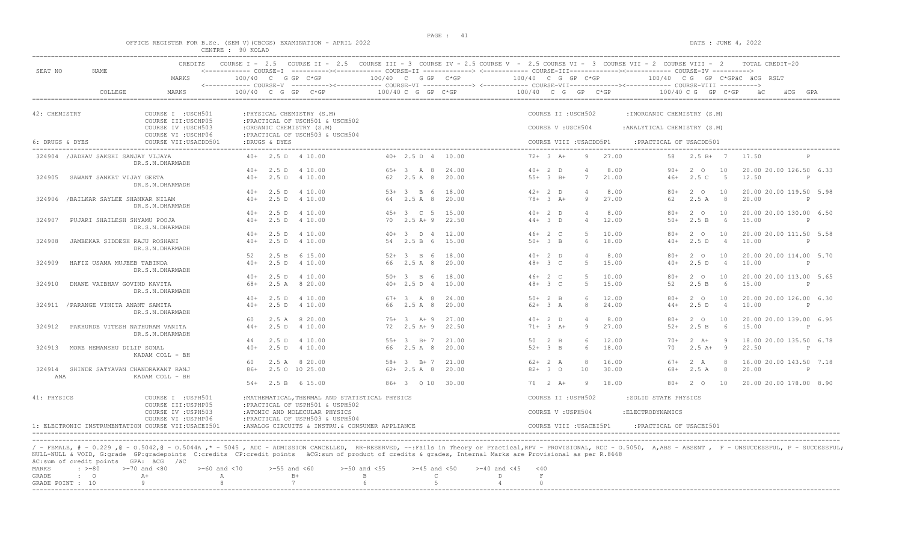OFFICE REGISTER FOR B.Sc. (SEM V)(CBCGS) EXAMINATION - APRIL 2022 — CENTRE : 90 KOLAD — DATE : JUNE 4, 2022

| SEAT NO | NAME | CREDITS | COURSE I - 2.5 | COURSE II - 2.5 | COURSE III = 3 | COURSE IV = 2.5 | COURSE V - 2.5 | COURSE VI - 3 | COURSE VII - 2 | COURSE VIII - 2 | TOTAL CREDIT-20 |
|---|---|---|---|---|---|---|---|---|---|---|---|
| | | MARKS | COURSE-I 100/40 C G GP C*GP | | COURSE-II 100/40 C G GP C*GP | | COURSE-III 100/40 C G GP C*GP | | COURSE-IV 100/40 C G GP C*GP | | äC äCG RSLT |
| | COLLEGE | MARKS | COURSE-V 100/40 C G GP C*GP | | COURSE-VI 100/40 C G GP C*GP | | COURSE-VII 100/40 C G GP C*GP | | COURSE-VIII 100/40 C G GP C*GP | | äC äCG GPA |

42: CHEMISTRY
- COURSE I :USCH501 :PHYSICAL CHEMISTRY (S.M)
- COURSE II :USCH502 :INORGANIC CHEMISTRY (S.M)
- COURSE III:USCHP05 :PRACTICAL OF USCH501 & USCH502
- COURSE IV :USCH503 :ORGANIC CHEMISTRY (S.M)
- COURSE V :USCH504 :ANALYTICAL CHEMISTRY (S.M)
- COURSE VI :USCHP06 :PRACTICAL OF USCH503 & USCH504

6: DRUGS & DYES
- COURSE VII:USACDD501 :DRUGS & DYES
- COURSE VIII :USACDD5P1 :PRACTICAL OF USACDD501

| SEAT NO | NAME / COLLEGE | Course I / V | Course II / VI | Course III / VII | Course IV / VIII | äC äCG RSLT / GPA |
|---|---|---|---|---|---|---|
| 324904 | /JADHAV SAKSHI SANJAY VIJAYA | 40+ 2.5 D 4 10.00 | 40+ 2.5 D 4 10.00 | 72+ 3 A+ 9 27.00 | 58 2.5 B+ 7 17.50 | P |
| | DR.S.N.DHARMADH | 40+ 2.5 D 4 10.00 | 65+ 3 A 8 24.00 | 40+ 2 D 4 8.00 | 90+ 2 O 10 20.00 | 20.00 126.50 6.33 |
| 324905 | SAWANT SANKET VIJAY GEETA | 40+ 2.5 D 4 10.00 | 62 2.5 A 8 20.00 | 55+ 3 B+ 7 21.00 | 46+ 2.5 C 5 12.50 | P |
| | DR.S.N.DHARMADH | 40+ 2.5 D 4 10.00 | 53+ 3 B 6 18.00 | 42+ 2 D 4 8.00 | 80+ 2 O 10 20.00 | 20.00 119.50 5.98 |
| 324906 | /BAILKAR SAYLEE SHANKAR NILAM | 40+ 2.5 D 4 10.00 | 64 2.5 A 8 20.00 | 78+ 3 A+ 9 27.00 | 62 2.5 A 8 20.00 | P |
| | DR.S.N.DHARMADH | 40+ 2.5 D 4 10.00 | 45+ 3 C 5 15.00 | 40+ 2 D 4 8.00 | 80+ 2 O 10 20.00 | 20.00 130.00 6.50 |
| 324907 | PUJARI SHAILESH SHYAMU POOJA | 40+ 2.5 D 4 10.00 | 70 2.5 A+ 9 22.50 | 44+ 3 D 4 12.00 | 50+ 2.5 B 6 15.00 | P |
| | DR.S.N.DHARMADH | 40+ 2.5 D 4 10.00 | 40+ 3 D 4 12.00 | 46+ 2 C 5 10.00 | 80+ 2 O 10 20.00 | 20.00 111.50 5.58 |
| 324908 | JAMBEKAR SIDDHESH RAJU ROSHANI | 40+ 2.5 D 4 10.00 | 54 2.5 B 6 15.00 | 50+ 3 B 6 18.00 | 40+ 2.5 D 4 10.00 | P |
| | DR.S.N.DHARMADH | 52 2.5 B 6 15.00 | 52+ 3 B 6 18.00 | 40+ 2 D 4 8.00 | 80+ 2 O 10 20.00 | 20.00 114.00 5.70 |
| 324909 | HAFIZ USAMA MUJEEB TABINDA | 40+ 2.5 D 4 10.00 | 66 2.5 A 8 20.00 | 48+ 3 C 5 15.00 | 40+ 2.5 D 4 10.00 | P |
| | DR.S.N.DHARMADH | 40+ 2.5 D 4 10.00 | 50+ 3 B 6 18.00 | 46+ 2 C 5 10.00 | 80+ 2 O 10 20.00 | 20.00 113.00 5.65 |
| 324910 | DHANE VAIBHAV GOVIND KAVITA | 68+ 2.5 A 8 20.00 | 40+ 2.5 D 4 10.00 | 48+ 3 C 5 15.00 | 52 2.5 B 6 15.00 | P |
| | DR.S.N.DHARMADH | 40+ 2.5 D 4 10.00 | 67+ 3 A 8 24.00 | 50+ 2 B 6 12.00 | 80+ 2 O 10 20.00 | 20.00 126.00 6.30 |
| 324911 | /PARANGE VINITA ANANT SAMITA | 40+ 2.5 D 4 10.00 | 66 2.5 A 8 20.00 | 62+ 3 A 8 24.00 | 44+ 2.5 D 4 10.00 | P |
| | DR.S.N.DHARMADH | 60 2.5 A 8 20.00 | 75+ 3 A+ 9 27.00 | 40+ 2 D 4 8.00 | 80+ 2 O 10 20.00 | 20.00 139.00 6.95 |
| 324912 | PAKHURDE VITESH NATHURAM VANITA | 44+ 2.5 D 4 10.00 | 72 2.5 A+ 9 22.50 | 71+ 3 A+ 9 27.00 | 52+ 2.5 B 6 15.00 | P |
| | DR.S.N.DHARMADH | 44 2.5 D 4 10.00 | 55+ 3 B+ 7 21.00 | 50 2 B 6 12.00 | 70+ 2 A+ 9 18.00 | 20.00 135.50 6.78 |
| 324913 | MORE HEMANSHU DILIP SONAL | 40+ 2.5 D 4 10.00 | 66 2.5 A 8 20.00 | 52+ 3 B 6 18.00 | 70 2.5 A+ 9 22.50 | P |
| | KADAM COLL - BH | 60 2.5 A 8 20.00 | 58+ 3 B+ 7 21.00 | 62+ 2 A 8 16.00 | 67+ 2 A 8 16.00 | 20.00 143.50 7.18 |
| 324914 | SHINDE SATYAVAN CHANDRAKANT RANJANA | 86+ 2.5 O 10 25.00 | 62+ 2.5 A 8 20.00 | 82+ 3 O 10 30.00 | 68+ 2.5 A 8 20.00 | P |
| | KADAM COLL - BH | 54+ 2.5 B 6 15.00 | 86+ 3 O 10 30.00 | 76 2 A+ 9 18.00 | 80+ 2 O 10 20.00 | 20.00 178.00 8.90 |

41: PHYSICS
- COURSE I :USPH501 :MATHEMATICAL,THERMAL AND STATISTICAL PHYSICS
- COURSE II :USPH502 :SOLID STATE PHYSICS
- COURSE III:USPHP05 :PRACTICAL OF USPH501 & USPH502
- COURSE IV :USPH503 :ATOMIC AND MOLECULAR PHYSICS
- COURSE V :USPH504 :ELECTRODYNAMICS
- COURSE VI :USPHP06 :PRACTICAL OF USPH503 & USPH504

1: ELECTRONIC INSTRUMENTATION
- COURSE VII:USACEI501 :ANALOG CIRCUITS & INSTRU.& CONSUMER APPLIANCE
- COURSE VIII :USACEI5P1 :PRACTICAL OF USACEI501

/ - FEMALE, # - 0.229 ,@ - O.5042,@ - O.5044A ,* - 5045 , ADC - ADMISSION CANCELLED, RR-RESERVED, --:Fails in Theory or Practical,RPV - PROVISIONAL, RCC - O.5050, A,ABS - ABSENT , F - UNSUCCESSFUL, P - SUCCESSFUL;
NULL-NULL & VOID, G:grade GP:gradepoints C:credits CP:credit points äCG:sum of product of credits & grades, Internal Marks are Provisional as per R.8668
äC:sum of credit points GPA: äCG /äC

| MARKS | : >=80 | >=70 and <80 | >=60 and <70 | >=55 and <60 | >=50 and <55 | >=45 and <50 | >=40 and <45 | <40 |
|---|---|---|---|---|---|---|---|---|
| GRADE | : O | A+ | A | B+ | B | C | D | F |
| GRADE POINT | : 10 | 9 | 8 | 7 | 6 | 5 | 4 | 0 |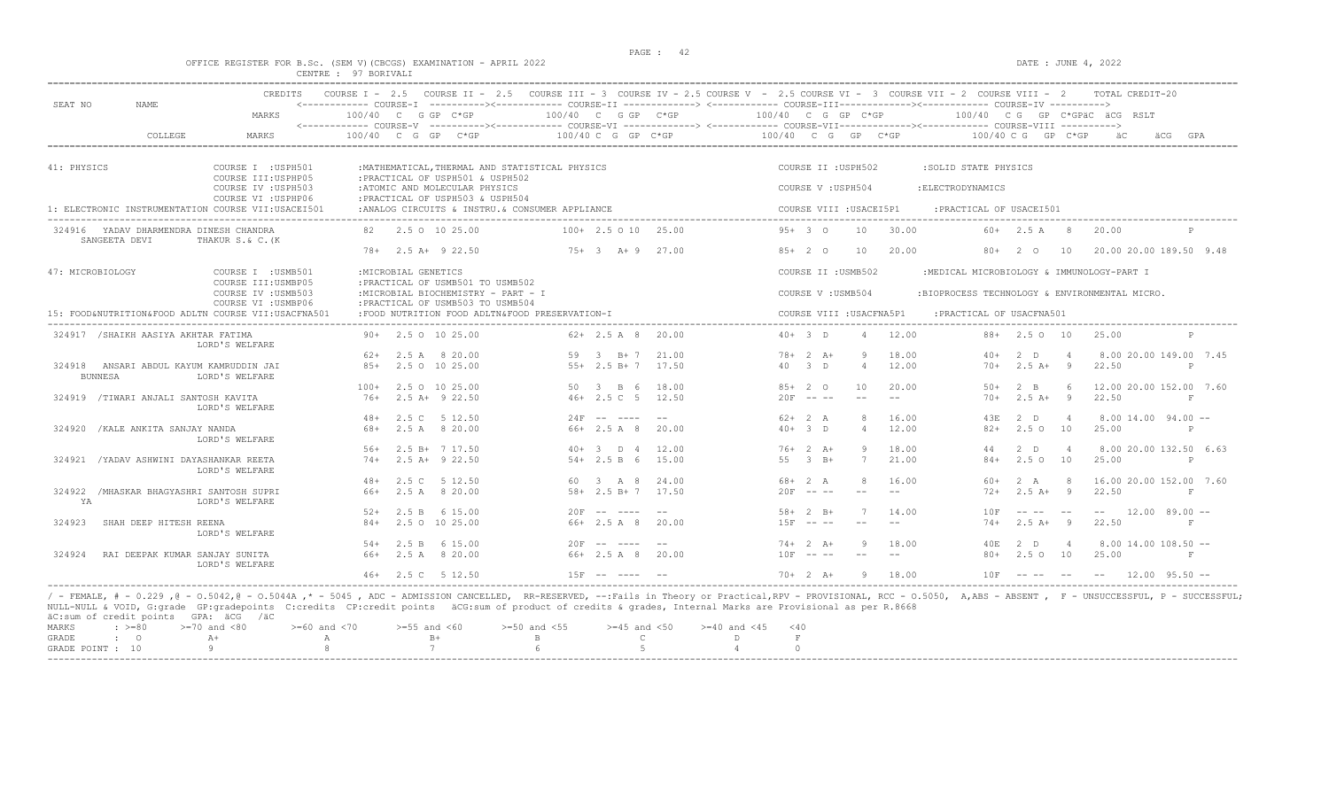OFFICE REGISTER FOR B.Sc. (SEM V)(CBCGS) EXAMINATION - APRIL 2022
CENTRE : 97 BORIVALI

DATE : JUNE 4, 2022

```
SEAT NO   NAME           CREDITS  COURSE I - 2.5  COURSE II - 2.5  COURSE III = 3  COURSE IV = 2.5 COURSE V - 2.5 COURSE VI - 3  COURSE VII - 2  COURSE VIII - 2     TOTAL CREDIT-20
                                  <------------ COURSE-I ----------><------------ COURSE-II -------------> <------------ COURSE-III-------------><------------ COURSE-IV ---------->
                         MARKS    100/40  C  G GP  C*GP         100/40  C  G GP  C*GP          100/40  C  G  GP  C*GP          100/40  C G  GP C*GPäC äCG RSLT
                                  <------------ COURSE-V ----------><------------ COURSE-VI -------------> <------------ COURSE-VII-------------><------------ COURSE-VIII ---------->
          COLLEGE        MARKS    100/40  C  G  GP   C*GP       100/40 C  G  GP  C*GP          100/40  C  G   GP  C*GP          100/40 C G  GP  C*GP     äC     äCG  GPA

41: PHYSICS                COURSE I  :USPH501       :MATHEMATICAL,THERMAL AND STATISTICAL PHYSICS          COURSE II :USPH502       :SOLID STATE PHYSICS
                           COURSE III:USPHP05       :PRACTICAL OF USPH501 & USPH502
                           COURSE IV :USPH503       :ATOMIC AND MOLECULAR PHYSICS                          COURSE V :USPH504        :ELECTRODYNAMICS
                           COURSE VI :USPHP06       :PRACTICAL OF USPH503 & USPH504
1: ELECTRONIC INSTRUMENTATION COURSE VII:USACEI501   :ANALOG CIRCUITS & INSTRU.& CONSUMER APPLIANCE         COURSE VIII :USACEI5P1   :PRACTICAL OF USACEI501

 324916  YADAV DHARMENDRA DINESH CHANDRA       82   2.5 O  10 25.00        100+ 2.5 O 10  25.00         95+ 3  O    10   30.00         60+  2.5 A   8   20.00           P
    SANGEETA DEVI        THAKUR S.& C.(K
                                               78+  2.5 A+  9 22.50         75+  3   A+ 9  27.00         85+ 2  O    10   20.00         80+  2  O   10   20.00 20.00 189.50  9.48

47: MICROBIOLOGY           COURSE I  :USMB501       :MICROBIAL GENETICS                                    COURSE II :USMB502       :MEDICAL MICROBIOLOGY & IMMUNOLOGY-PART I
                           COURSE III:USMBP05       :PRACTICAL OF USMB501 TO USMB502
                           COURSE IV :USMB503       :MICROBIAL BIOCHEMISTRY - PART - I                     COURSE V :USMB504        :BIOPROCESS TECHNOLOGY & ENVIRONMENTAL MICRO.
                           COURSE VI :USMBP06       :PRACTICAL OF USMB503 TO USMB504
15: FOOD&NUTRITION&FOOD ADLTN COURSE VII:USACFNA501 :FOOD NUTRITION FOOD ADLTN&FOOD PRESERVATION-I         COURSE VIII :USACFNA5P1  :PRACTICAL OF USACFNA501

 324917  /SHAIKH AASIYA AKHTAR FATIMA          90+  2.5 O  10 25.00         62+  2.5 A  8  20.00         40+ 3  D     4   12.00         88+  2.5 O  10   25.00           P
                         LORD'S WELFARE
                                               62+  2.5 A   8 20.00         59   3   B+ 7  21.00         78+ 2  A+    9   18.00         40+  2  D    4    8.00 20.00 149.00  7.45
 324918  ANSARI ABDUL KAYUM KAMRUDDIN JAI      85+  2.5 O  10 25.00         55+  2.5 B+ 7  17.50         40  3  D     4   12.00         70+  2.5 A+  9   22.50           P
    BUNNESA              LORD'S WELFARE
                                              100+  2.5 O  10 25.00         50   3   B  6  18.00         85+ 2  O    10   20.00         50+  2  B    6   12.00 20.00 152.00  7.60
 324919  /TIWARI ANJALI SANTOSH KAVITA         76+  2.5 A+  9 22.50         46+  2.5 C  5  12.50         20F  -- --   --   --            70+  2.5 A+  9   22.50           F
                         LORD'S WELFARE
                                               48+  2.5 C   5 12.50         24F  --  ----   --           62+ 2  A     8   16.00         43E  2  D    4    8.00 14.00  94.00 --
 324920  /KALE ANKITA SANJAY NANDA             68+  2.5 A   8 20.00         66+  2.5 A  8  20.00         40+ 3  D     4   12.00         82+  2.5 O  10   25.00           P
                         LORD'S WELFARE
                                               56+  2.5 B+  7 17.50         40+  3   D  4  12.00         76+ 2  A+    9   18.00         44   2  D    4    8.00 20.00 132.50  6.63
 324921  /YADAV ASHWINI DAYASHANKAR REETA      74+  2.5 A+  9 22.50         54+  2.5 B  6  15.00         55  3  B+    7   21.00         84+  2.5 O  10   25.00           P
                         LORD'S WELFARE
                                               48+  2.5 C   5 12.50         60   3   A  8  24.00         68+ 2  A     8   16.00         60+  2  A    8   16.00 20.00 152.00  7.60
 324922  /MHASKAR BHAGYASHRI SANTOSH SUPRI     66+  2.5 A   8 20.00         58+  2.5 B+ 7  17.50         20F  -- --   --   --            72+  2.5 A+  9   22.50           F
    YA                   LORD'S WELFARE
                                               52+  2.5 B   6 15.00         20F  --  ----   --           58+ 2  B+    7   14.00         10F  -- --  --   --  12.00  89.00 --
 324923  SHAH DEEP HITESH REENA                84+  2.5 O  10 25.00         66+  2.5 A  8  20.00         15F  -- --   --   --            74+  2.5 A+  9   22.50           F
                         LORD'S WELFARE
                                               54+  2.5 B   6 15.00         20F  --  ----   --           74+ 2  A+    9   18.00         40E  2  D    4    8.00 14.00 108.50 --
 324924  RAI DEEPAK KUMAR SANJAY SUNITA        66+  2.5 A   8 20.00         66+  2.5 A  8  20.00         10F  -- --   --   --            80+  2.5 O  10   25.00           F
                         LORD'S WELFARE
                                               46+  2.5 C   5 12.50         15F  --  ----   --           70+ 2  A+    9   18.00         10F  -- --  --   --  12.00  95.50 --
```

/ - FEMALE, # - 0.229 ,@ - O.5042,@ - O.5044A ,* - 5045 , ADC - ADMISSION CANCELLED, RR-RESERVED, --:Fails in Theory or Practical,RPV - PROVISIONAL, RCC - O.5050, A,ABS - ABSENT , F - UNSUCCESSFUL, P - SUCCESSFUL; NULL-NULL & VOID, G:grade GP:gradepoints C:credits CP:credit points äCG:sum of product of credits & grades, Internal Marks are Provisional as per R.8668
äC:sum of credit points GPA: äCG /äC

| MARKS | : >=80 | >=70 and <80 | >=60 and <70 | >=55 and <60 | >=50 and <55 | >=45 and <50 | >=40 and <45 | <40 |
|---|---|---|---|---|---|---|---|---|
| GRADE | : O | A+ | A | B+ | B | C | D | F |
| GRADE POINT | : 10 | 9 | 8 | 7 | 6 | 5 | 4 | 0 |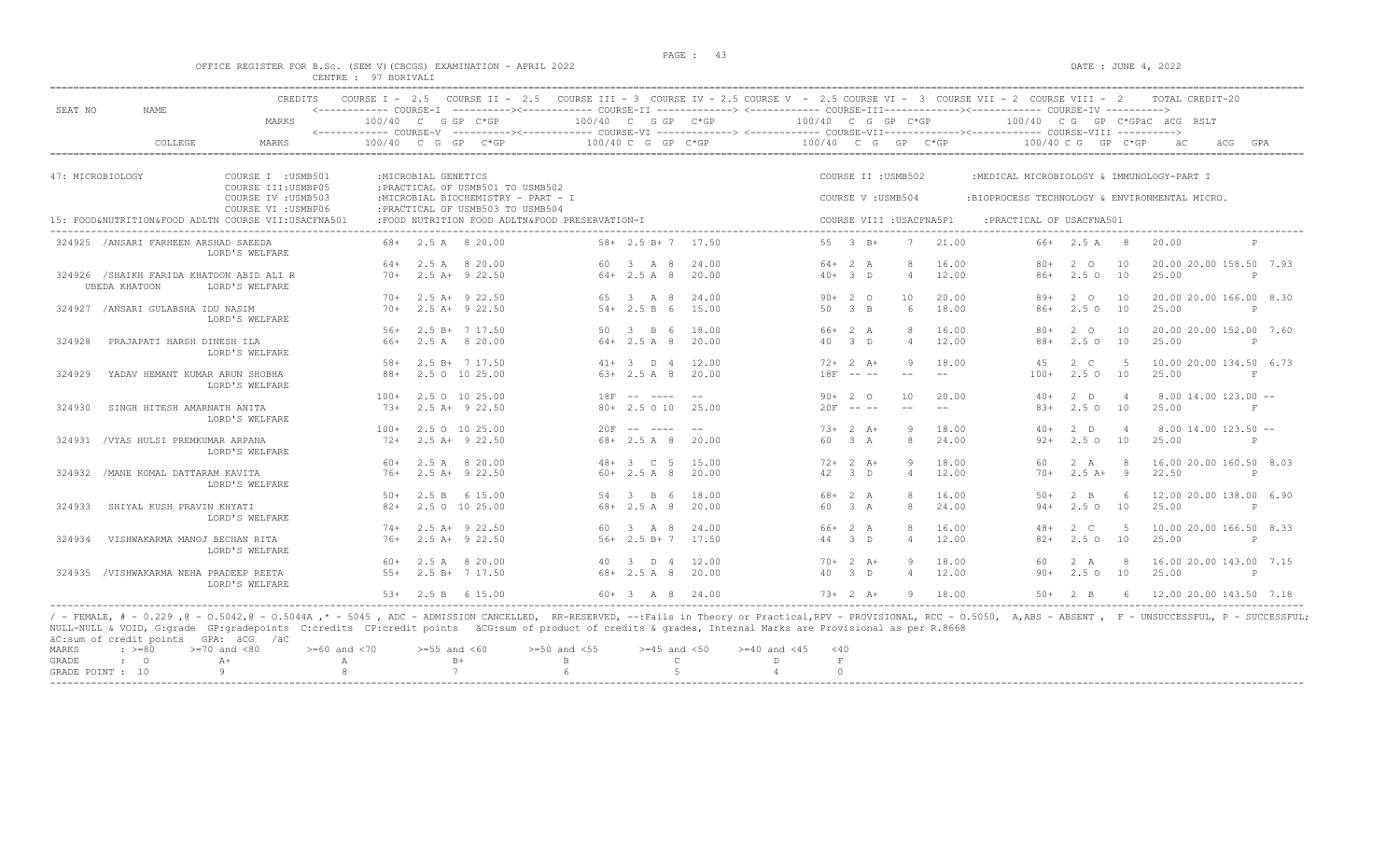OFFICE REGISTER FOR B.Sc. (SEM V)(CBCGS) EXAMINATION - APRIL 2022

CENTRE : 97 BORIVALI

DATE : JUNE 4, 2022

| SEAT NO | NAME | CREDITS | COURSE I - 2.5 | COURSE II - 2.5 | COURSE III - 3 | COURSE IV - 2.5 | COURSE V - 2.5 | COURSE VI - 3 | COURSE VII - 2 | COURSE VIII - 2 | TOTAL CREDIT-20 |
|---|---|---|---|---|---|---|---|---|---|---|---|
| | | MARKS | 100/40 C G GP C*GP | | 100/40 C G GP C*GP | | 100/40 C G GP C*GP | | 100/40 C G GP C*GP | | äC äCG RSLT |
| | COLLEGE | MARKS | 100/40 C G GP C*GP | | 100/40 C G GP C*GP | | 100/40 C G GP C*GP | | 100/40 C G GP C*GP | | äC äCG GPA |

47: MICROBIOLOGY
- COURSE I : USMB501 : MICROBIAL GENETICS
- COURSE II : USMB502 : MEDICAL MICROBIOLOGY & IMMUNOLOGY-PART I
- COURSE III: USMBP05 : PRACTICAL OF USMB501 TO USMB502
- COURSE IV : USMB503 : MICROBIAL BIOCHEMISTRY - PART - I
- COURSE V : USMB504 : BIOPROCESS TECHNOLOGY & ENVIRONMENTAL MICRO.
- COURSE VI : USMBP06 : PRACTICAL OF USMB503 TO USMB504
- COURSE VII: USACFNA501 : FOOD NUTRITION FOOD ADLTN&FOOD PRESERVATION-I
- COURSE VIII : USACFNA5P1 : PRACTICAL OF USACFNA501

15: FOOD&NUTRITION&FOOD ADLTN COURSE VII:USACFNA501

| SEAT NO | NAME / COLLEGE | Course I / V | Course II / VI | Course III / VII | Course IV / VIII | äC äCG RSLT/GPA |
|---|---|---|---|---|---|---|
| 324925 | /ANSARI FARHEEN ARSHAD SAEEDA<br>LORD'S WELFARE | 68+ 2.5 A 8 20.00 | 58+ 2.5 B+ 7 17.50 | 55 3 B+ 7 21.00 | 66+ 2.5 A 8 20.00 | P |
| | | 64+ 2.5 A 8 20.00 | 60 3 A 8 24.00 | 64+ 2 A 8 16.00 | 80+ 2 O 10 20.00 | 20.00 158.50 7.93 |
| 324926 | /SHAIKH FARIDA KHATOON ABID ALI R<br>UBEDA KHATOON LORD'S WELFARE | 70+ 2.5 A+ 9 22.50 | 64+ 2.5 A 8 20.00 | 40+ 3 D 4 12.00 | 86+ 2.5 O 10 25.00 | P |
| | | 70+ 2.5 A+ 9 22.50 | 65 3 A 8 24.00 | 90+ 2 O 10 20.00 | 89+ 2 O 10 20.00 | 20.00 166.00 8.30 |
| 324927 | /ANSARI GULABSHA IDU NASIM<br>LORD'S WELFARE | 70+ 2.5 A+ 9 22.50 | 54+ 2.5 B 6 15.00 | 50 3 B 6 18.00 | 86+ 2.5 O 10 25.00 | P |
| | | 56+ 2.5 B+ 7 17.50 | 50 3 B 6 18.00 | 66+ 2 A 8 16.00 | 80+ 2 O 10 20.00 | 20.00 152.00 7.60 |
| 324928 | PRAJAPATI HARSH DINESH ILA<br>LORD'S WELFARE | 66+ 2.5 A 8 20.00 | 64+ 2.5 A 8 20.00 | 40 3 D 4 12.00 | 88+ 2.5 O 10 25.00 | P |
| | | 58+ 2.5 B+ 7 17.50 | 41+ 3 D 4 12.00 | 72+ 2 A+ 9 18.00 | 45 2 C 5 10.00 | 20.00 134.50 6.73 |
| 324929 | YADAV HEMANT KUMAR ARUN SHOBHA<br>LORD'S WELFARE | 88+ 2.5 O 10 25.00 | 63+ 2.5 A 8 20.00 | 18F -- -- -- -- | 100+ 2.5 O 10 25.00 | F |
| | | 100+ 2.5 O 10 25.00 | 18F -- ---- -- | 90+ 2 O 10 20.00 | 40+ 2 D 4 8.00 | 14.00 123.00 -- |
| 324930 | SINGH HITESH AMARNATH ANITA<br>LORD'S WELFARE | 73+ 2.5 A+ 9 22.50 | 80+ 2.5 O 10 25.00 | 20F -- -- -- -- | 83+ 2.5 O 10 25.00 | F |
| | | 100+ 2.5 O 10 25.00 | 20F -- ---- -- | 73+ 2 A+ 9 18.00 | 40+ 2 D 4 8.00 | 14.00 123.50 -- |
| 324931 | /VYAS HULSI PREMKUMAR ARPANA<br>LORD'S WELFARE | 72+ 2.5 A+ 9 22.50 | 68+ 2.5 A 8 20.00 | 60 3 A 8 24.00 | 92+ 2.5 O 10 25.00 | P |
| | | 60+ 2.5 A 8 20.00 | 48+ 3 C 5 15.00 | 72+ 2 A+ 9 18.00 | 60 2 A 8 16.00 | 20.00 160.50 8.03 |
| 324932 | /MANE KOMAL DATTARAM KAVITA<br>LORD'S WELFARE | 76+ 2.5 A+ 9 22.50 | 60+ 2.5 A 8 20.00 | 42 3 D 4 12.00 | 70+ 2.5 A+ 9 22.50 | P |
| | | 50+ 2.5 B 6 15.00 | 54 3 B 6 18.00 | 68+ 2 A 8 16.00 | 50+ 2 B 6 12.00 | 20.00 138.00 6.90 |
| 324933 | SHIYAL KUSH PRAVIN KHYATI<br>LORD'S WELFARE | 82+ 2.5 O 10 25.00 | 68+ 2.5 A 8 20.00 | 60 3 A 8 24.00 | 94+ 2.5 O 10 25.00 | P |
| | | 74+ 2.5 A+ 9 22.50 | 60 3 A 8 24.00 | 66+ 2 A 8 16.00 | 48+ 2 C 5 10.00 | 20.00 166.50 8.33 |
| 324934 | VISHWAKARMA MANOJ BECHAN RITA<br>LORD'S WELFARE | 76+ 2.5 A+ 9 22.50 | 56+ 2.5 B+ 7 17.50 | 44 3 D 4 12.00 | 82+ 2.5 O 10 25.00 | P |
| | | 60+ 2.5 A 8 20.00 | 40 3 D 4 12.00 | 70+ 2 A+ 9 18.00 | 60 2 A 8 16.00 | 20.00 143.00 7.15 |
| 324935 | /VISHWAKARMA NEHA PRADEEP REETA<br>LORD'S WELFARE | 55+ 2.5 B+ 7 17.50 | 68+ 2.5 A 8 20.00 | 40 3 D 4 12.00 | 90+ 2.5 O 10 25.00 | P |
| | | 53+ 2.5 B 6 15.00 | 60+ 3 A 8 24.00 | 73+ 2 A+ 9 18.00 | 50+ 2 B 6 12.00 | 20.00 143.50 7.18 |

/ - FEMALE, # - 0.229 ,@ - 0.5042,@ - 0.5044A ,* - 5045 , ADC - ADMISSION CANCELLED, RR-RESERVED, --:Fails in Theory or Practical,RPV - PROVISIONAL, RCC - 0.5050, A,ABS - ABSENT , F - UNSUCCESSFUL, P - SUCCESSFUL; NULL-NULL & VOID, G:grade GP:gradepoints C:credits CP:credit points äCG:sum of product of credits & grades, Internal Marks are Provisional as per R.8668

äC:sum of credit points GPA: äCG /äC

| MARKS | : >=80 | >=70 and <80 | >=60 and <70 | >=55 and <60 | >=50 and <55 | >=45 and <50 | >=40 and <45 | <40 |
|---|---|---|---|---|---|---|---|---|
| GRADE | : O | A+ | A | B+ | B | C | D | F |
| GRADE POINT | : 10 | 9 | 8 | 7 | 6 | 5 | 4 | 0 |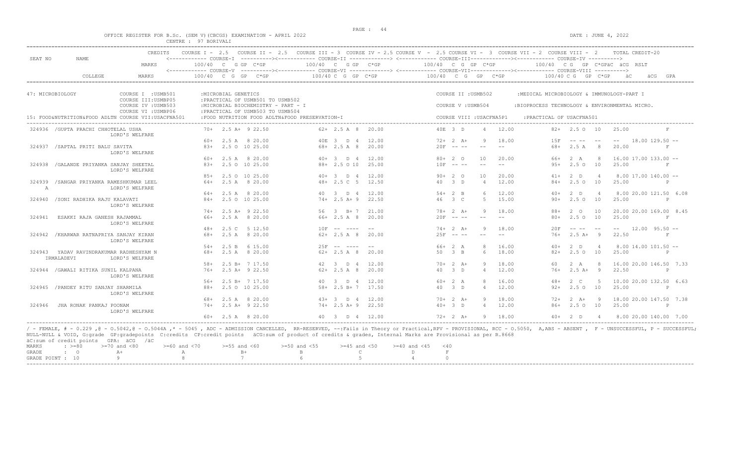OFFICE REGISTER FOR B.Sc. (SEM V)(CBCGS) EXAMINATION - APRIL 2022 — CENTRE : 97 BORIVALI — DATE : JUNE 4, 2022

```
                          CREDITS   COURSE I - 2.5   COURSE II - 2.5   COURSE III - 3  COURSE IV - 2.5 COURSE V  - 2.5 COURSE VI -  3  COURSE VII - 2  COURSE VIII -  2      TOTAL CREDIT-20
SEAT NO      NAME                   <------------ COURSE-I  ---------><------------ COURSE-II -------------> <------------ COURSE-III------------><------------ COURSE-IV ---------->
                            MARKS      100/40  C  G GP  C*GP          100/40  C  G GP  C*GP           100/40  C  G  GP  C*GP            100/40  C G  GP  C*GPäC  äCG  RSLT
                                    <------------ COURSE-V  ---------><------------ COURSE-VI -------------> <------------ COURSE-VII------------><------------ COURSE-VIII ---------->
        COLLEGE             MARKS      100/40  C  G  GP   C*GP          100/40 C  G  GP  C*GP           100/40   C  G   GP   C*GP            100/40 C G   GP  C*GP     äC      äCG  GPA

47: MICROBIOLOGY              COURSE I  :USMB501       :MICROBIAL GENETICS                                          COURSE II :USMB502       :MEDICAL MICROBIOLOGY & IMMUNOLOGY-PART I
                              COURSE III:USMBP05       :PRACTICAL OF USMB501 TO USMB502
                              COURSE IV :USMB503       :MICROBIAL BIOCHEMISTRY - PART - I                           COURSE V :USMB504        :BIOPROCESS TECHNOLOGY & ENVIRONMENTAL MICRO.
                              COURSE VI :USMBP06       :PRACTICAL OF USMB503 TO USMB504
15: FOOD&NUTRITION&FOOD ADLTN COURSE VII:USACFNA501    :FOOD NUTRITION FOOD ADLTN&FOOD PRESERVATION-I               COURSE VIII :USACFNA5P1    :PRACTICAL OF USACFNA501

 324936  /GUPTA PRACHI CHHOTELAL USHA                 70+   2.5 A+  9 22.50           62+  2.5 A  8   20.00          40E  3  D     4   12.00            82+  2.5 O  10    25.00              F
                   LORD'S WELFARE
                                                      60+   2.5 A   8 20.00           40E  3   D  4   12.00          72+  2  A+    9    18.00           15F   -- --   --    --   18.00 129.50 --
 324937  /SAPTAL PRITI BALU SAVITA                    83+   2.5 O  10 25.00           68+  2.5 A  8   20.00          20F  -- --    --   --              68+   2.5 A    8    20.00              F
                   LORD'S WELFARE
                                                      60+   2.5 A   8 20.00           40+  3   D  4   12.00          80+  2  O     10   20.00           66+   2  A     8    16.00 17.00 133.00 --
 324938  /GALANDE PRIYANKA SANJAY SHEETAL             83+   2.5 O  10 25.00           88+  2.5 O 10   25.00          10F  -- --    --   --              95+   2.5 O   10    25.00              F
                   LORD'S WELFARE
                                                      85+   2.5 O  10 25.00           40+  3   D  4   12.00          90+  2  O     10   20.00           41+   2  D     4    8.00 17.00 140.00 --
 324939  /SANGAR PRIYANKA RAMESHKUMAR LEEL            64+   2.5 A   8 20.00           48+  2.5 C  5   12.50          40   3  D     4    12.00           84+   2.5 O   10    25.00              P
    A              LORD'S WELFARE
                                                      64+   2.5 A   8 20.00           40   3   D  4   12.00          54+  2  B     6    12.00           40+   2  D     4    8.00 20.00 121.50 6.08
 324940  /SONI RADHIKA RAJU KALAVATI                  84+   2.5 O  10 25.00           74+  2.5 A+ 9   22.50          46   3  C     5    15.00           90+   2.5 O   10    25.00              P
                   LORD'S WELFARE
                                                      74+   2.5 A+  9 22.50           56   3   B+ 7   21.00          78+  2  A+    9    18.00           88+   2  O    10    20.00 20.00 169.00 8.45
 324941   ESAKKI RAJA GANESH RAJAMMAL                 66+   2.5 A   8 20.00           66+  2.5 A  8   20.00          20F  -- --    --   --              80+   2.5 O   10    25.00              F
                   LORD'S WELFARE
                                                      48+   2.5 C   5 12.50           10F  --  ----   --             74+  2  A+    9    18.00           20F   -- --   --    --   12.00  95.50 --
 324942  /KHARWAR RATNAPRIYA SANJAY KIRAN             68+   2.5 A   8 20.00           62+  2.5 A  8   20.00          25F  -- --    --   --              76+   2.5 A+   9    22.50              F
                   LORD'S WELFARE
                                                      54+   2.5 B   6 15.00           25F  --  ----   --             66+  2  A     8    16.00           40+   2  D     4    8.00 14.00 101.50 --
 324943   YADAV RAVINDRAKUMAR RADHESHYAM N            68+   2.5 A   8 20.00           62+  2.5 A  8   20.00          50   3  B     6    18.00           82+   2.5 O   10    25.00              P
     IRMALADEVI    LORD'S WELFARE
                                                      58+   2.5 B+  7 17.50           42   3   D  4   12.00          70+  2  A+    9    18.00           60    2  A     8    16.00 20.00 146.50 7.33
 324944  /GAWALI RITIKA SUNIL KALPANA                 76+   2.5 A+  9 22.50           62+  2.5 A  8   20.00          40   3  D     4    12.00           76+   2.5 A+   9    22.50              P
                   LORD'S WELFARE
                                                      56+   2.5 B+  7 17.50           40   3   D  4   12.00          60+  2  A     8    16.00           48+   2  C     5    10.00 20.00 132.50 6.63
 324945  /PANDEY RITU SANJAY SHARMILA                 88+   2.5 O  10 25.00           58+  2.5 B+ 7   17.50          40   3  D     4    12.00           92+   2.5 O   10    25.00              P
                   LORD'S WELFARE
                                                      68+   2.5 A   8 20.00           43+  3   D  4   12.00          70+  2  A+    9    18.00           72+   2  A+    9    18.00 20.00 147.50 7.38
 324946   JHA RONAK PANKAJ POONAM                     74+   2.5 A+  9 22.50           74+  2.5 A+ 9   22.50          40+  3  D     4    12.00           86+   2.5 O   10    25.00              P
                   LORD'S WELFARE
                                                      60+   2.5 A   8 20.00           40   3   D  4   12.00          72+  2  A+    9    18.00           40+   2  D     4    8.00 20.00 140.00 7.00
```

/ - FEMALE, # - 0.229 ,@ - O.5042,@ - O.5044A ,* - 5045 , ADC - ADMISSION CANCELLED, RR-RESERVED, --:Fails in Theory or Practical,RPV - PROVISIONAL, RCC - O.5050, A,ABS - ABSENT , F - UNSUCCESSFUL, P - SUCCESSFUL;
NULL-NULL & VOID, G:grade GP:gradepoints C:credits CP:credit points äCG:sum of product of credits & grades, Internal Marks are Provisional as per R.8668
äC:sum of credit points GPA: äCG /äC

| MARKS | : >=80 | >=70 and <80 | >=60 and <70 | >=55 and <60 | >=50 and <55 | >=45 and <50 | >=40 and <45 | <40 |
|---|---|---|---|---|---|---|---|---|
| GRADE | : O | A+ | A | B+ | B | C | D | F |
| GRADE POINT | : 10 | 9 | 8 | 7 | 6 | 5 | 4 | 0 |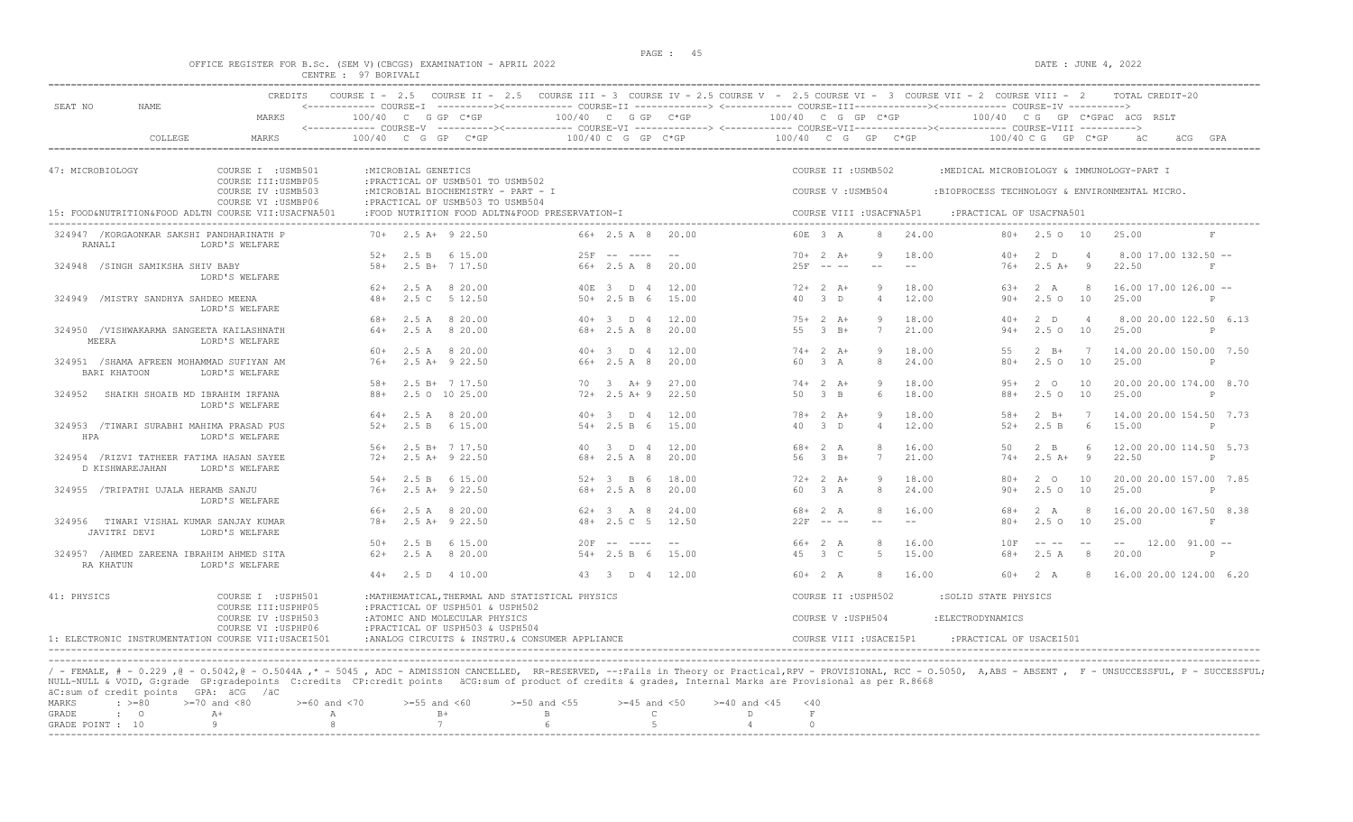OFFICE REGISTER FOR B.Sc. (SEM V)(CBCGS) EXAMINATION - APRIL 2022

CENTRE : 97 BORIVALI

DATE : JUNE 4, 2022

```
                    CREDITS    COURSE I - 2.5   COURSE II - 2.5   COURSE III - 3  COURSE IV - 2.5 COURSE V  - 2.5 COURSE VI -  3  COURSE VII - 2  COURSE VIII -  2      TOTAL CREDIT-20
SEAT NO      NAME              <------------ COURSE-I  ---------><----------- COURSE-II ------------> <----------- COURSE-III-------------><----------- COURSE-IV ---------->
                    MARKS        100/40  C  G GP  C*GP          100/40  C  G GP  C*GP          100/40  C  G  GP  C*GP           100/40  C G  GP  C*GPäC  äCG  RSLT
                               <------------ COURSE-V  ---------><----------- COURSE-VI ------------> <----------- COURSE-VII-------------><----------- COURSE-VIII ---------->
        COLLEGE     MARKS        100/40  C  G  GP   C*GP         100/40 C  G GP  C*GP          100/40   C  G   GP   C*GP          100/40 C G   GP  C*GP     äC       äCG  GPA
```

47: MICROBIOLOGY
- COURSE I :USMB501 :MICROBIAL GENETICS
- COURSE II :USMB502 :MEDICAL MICROBIOLOGY & IMMUNOLOGY-PART I
- COURSE III:USMBP05 :PRACTICAL OF USMB501 TO USMB502
- COURSE IV :USMB503 :MICROBIAL BIOCHEMISTRY - PART - I
- COURSE V :USMB504 :BIOPROCESS TECHNOLOGY & ENVIRONMENTAL MICRO.
- COURSE VI :USMBP06 :PRACTICAL OF USMB503 TO USMB504
- 15: FOOD&NUTRITION&FOOD ADLTN COURSE VII:USACFNA501 :FOOD NUTRITION FOOD ADLTN&FOOD PRESERVATION-I
- COURSE VIII :USACFNA5P1 :PRACTICAL OF USACFNA501

```
324947 /KORGAONKAR SAKSHI PANDHARINATH P     70+  2.5 A+  9 22.50      66+  2.5 A  8   20.00       60E  3  A     8   24.00        80+  2.5 O  10    25.00            F
   RANALI           LORD'S WELFARE
                                              52+  2.5 B   6 15.00      25F  --  ----  --           70+  2  A+    9   18.00        40+  2  D    4     8.00 17.00 132.50 --
324948 /SINGH SAMIKSHA SHIV BABY             58+  2.5 B+  7 17.50      66+  2.5 A  8   20.00       25F  -- --   --   --           76+  2.5 A+  9    22.50            F
                    LORD'S WELFARE
                                              62+  2.5 A   8 20.00      40E  3  D  4   12.00       72+  2  A+    9   18.00        63+  2  A    8    16.00 17.00 126.00 --
324949 /MISTRY SANDHYA SAHDEO MEENA          48+  2.5 C   5 12.50      50+  2.5 B  6   15.00       40   3  D     4   12.00        90+  2.5 O  10    25.00            P
                    LORD'S WELFARE
                                              68+  2.5 A   8 20.00      40+  3  D  4   12.00       75+  2  A+    9   18.00        40+  2  D    4     8.00 20.00 122.50  6.13
324950 /VISHWAKARMA SANGEETA KAILASHNATH     64+  2.5 A   8 20.00      68+  2.5 A  8   20.00       55   3  B+    7   21.00        94+  2.5 O  10    25.00            P
   MEERA            LORD'S WELFARE
                                              60+  2.5 A   8 20.00      40+  3  D  4   12.00       74+  2  A+    9   18.00        55   2  B+   7    14.00 20.00 150.00  7.50
324951 /SHAMA AFREEN MOHAMMAD SUFIYAN AM     76+  2.5 A+  9 22.50      66+  2.5 A  8   20.00       60   3  A     8   24.00        80+  2.5 O  10    25.00            P
   BARI KHATOON     LORD'S WELFARE
                                              58+  2.5 B+  7 17.50      70   3  A+ 9   27.00       74+  2  A+    9   18.00        95+  2  O   10    20.00 20.00 174.00  8.70
324952  SHAIKH SHOAIB MD IBRAHIM IRFANA      88+  2.5 O  10 25.00      72+  2.5 A+ 9   22.50       50   3  B     6   18.00        88+  2.5 O  10    25.00            P
                    LORD'S WELFARE
                                              64+  2.5 A   8 20.00      40+  3  D  4   12.00       78+  2  A+    9   18.00        58+  2  B+   7    14.00 20.00 154.50  7.73
324953 /TIWARI SURABHI MAHIMA PRASAD PUS     52+  2.5 B   6 15.00      54+  2.5 B  6   15.00       40   3  D     4   12.00        52+  2.5 B   6    15.00            P
   HPA              LORD'S WELFARE
                                              56+  2.5 B+  7 17.50      40   3  D  4   12.00       68+  2  A     8   16.00        50   2  B    6    12.00 20.00 114.50  5.73
324954 /RIZVI TATHEER FATIMA HASAN SAYEE     72+  2.5 A+  9 22.50      68+  2.5 A  8   20.00       56   3  B+    7   21.00        74+  2.5 A+  9    22.50            P
   D KISHWAREJAHAN  LORD'S WELFARE
                                              54+  2.5 B   6 15.00      52+  3  B  6   18.00       72+  2  A+    9   18.00        80+  2  O   10    20.00 20.00 157.00  7.85
324955 /TRIPATHI UJALA HERAMB SANJU          76+  2.5 A+  9 22.50      68+  2.5 A  8   20.00       60   3  A     8   24.00        90+  2.5 O  10    25.00            P
                    LORD'S WELFARE
                                              66+  2.5 A   8 20.00      62+  3  A  8   24.00       68+  2  A     8   16.00        68+  2  A    8    16.00 20.00 167.50  8.38
324956  TIWARI VISHAL KUMAR SANJAY KUMAR     78+  2.5 A+  9 22.50      48+  2.5 C  5   12.50       22F  -- --   --   --           80+  2.5 O  10    25.00            F
   JAVITRI DEVI     LORD'S WELFARE
                                              50+  2.5 B   6 15.00      20F  --  ----  --           66+  2  A     8   16.00        10F  -- --  --    --    12.00  91.00 --
324957 /AHMED ZAREENA IBRAHIM AHMED SITA     62+  2.5 A   8 20.00      54+  2.5 B  6   15.00       45   3  C     5   15.00        68+  2.5 A   8    20.00            P
   RA KHATUN        LORD'S WELFARE
                                              44+  2.5 D   4 10.00      43   3  D  4   12.00       60+  2  A     8   16.00        60+  2  A    8    16.00 20.00 124.00  6.20
```

41: PHYSICS
- COURSE I :USPH501 :MATHEMATICAL,THERMAL AND STATISTICAL PHYSICS
- COURSE II :USPH502 :SOLID STATE PHYSICS
- COURSE III:USPHP05 :PRACTICAL OF USPH501 & USPH502
- COURSE IV :USPH503 :ATOMIC AND MOLECULAR PHYSICS
- COURSE V :USPH504 :ELECTRODYNAMICS
- COURSE VI :USPHP06 :PRACTICAL OF USPH503 & USPH504
- 1: ELECTRONIC INSTRUMENTATION COURSE VII:USACEI501 :ANALOG CIRCUITS & INSTRU.& CONSUMER APPLIANCE
- COURSE VIII :USACEI5P1 :PRACTICAL OF USACEI501

/ - FEMALE, # - 0.229 ,@ - O.5042,@ - O.5044A ,* - 5045 , ADC - ADMISSION CANCELLED, RR-RESERVED, --:Fails in Theory or Practical,RPV - PROVISIONAL, RCC - O.5050, A,ABS - ABSENT , F - UNSUCCESSFUL, P - SUCCESSFUL; NULL-NULL & VOID, G:grade GP:gradepoints C:credits CP:credit points äCG:sum of product of credits & grades, Internal Marks are Provisional as per R.8668

äC:sum of credit points GPA: äCG /äC

| MARKS | : >=80 | >=70 and <80 | >=60 and <70 | >=55 and <60 | >=50 and <55 | >=45 and <50 | >=40 and <45 | <40 |
|---|---|---|---|---|---|---|---|---|
| GRADE | : O | A+ | A | B+ | B | C | D | F |
| GRADE POINT | : 10 | 9 | 8 | 7 | 6 | 5 | 4 | 0 |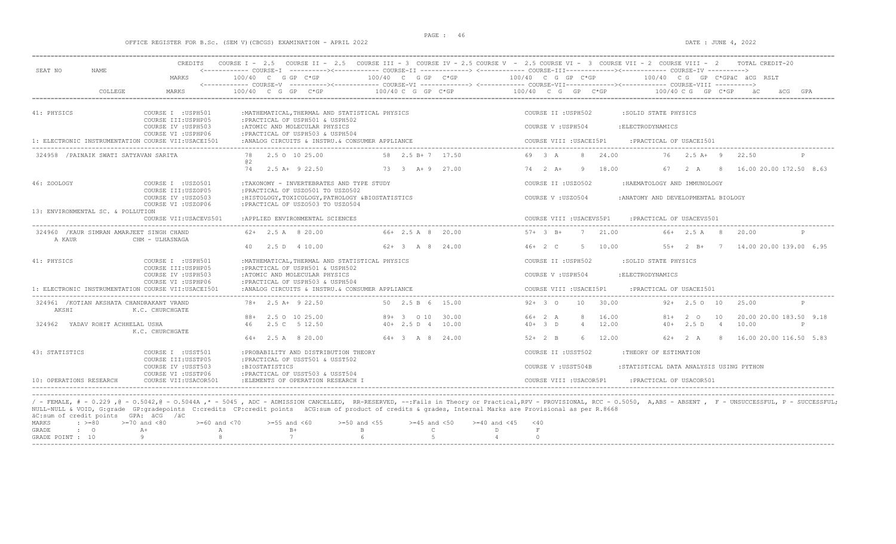OFFICE REGISTER FOR B.Sc. (SEM V)(CBCGS) EXAMINATION - APRIL 2022

DATE : JUNE 4, 2022

```
SEAT NO    NAME                      CREDITS   COURSE I - 2.5  COURSE II - 2.5  COURSE III = 3  COURSE IV = 2.5 COURSE V - 2.5 COURSE VI - 3  COURSE VII - 2  COURSE VIII - 2     TOTAL CREDIT-20
                                               <------------ COURSE-I  ---------><------------ COURSE-II -------------> <------------ COURSE-III------------><------------ COURSE-IV ---------->
                                     MARKS       100/40  C  G GP  C*GP          100/40  C  G GP  C*GP          100/40  C  G  GP  C*GP          100/40  C G  GP  C*GPäC  äCG  RSLT
                                               <------------ COURSE-V  ---------><------------ COURSE-VI -------------> <------------ COURSE-VII-----------><------------ COURSE-VIII ---------->
           COLLEGE                   MARKS       100/40  C  G  GP  C*GP          100/40 C  G  GP  C*GP          100/40  C  G  GP  C*GP          100/40 C G  GP  C*GP    äC    äCG  GPA

41: PHYSICS                  COURSE I  :USPH501        :MATHEMATICAL,THERMAL AND STATISTICAL PHYSICS        COURSE II :USPH502        :SOLID STATE PHYSICS
                             COURSE III:USPHP05        :PRACTICAL OF USPH501 & USPH502
                             COURSE IV :USPH503        :ATOMIC AND MOLECULAR PHYSICS                        COURSE V :USPH504         :ELECTRODYNAMICS
                             COURSE VI :USPHP06        :PRACTICAL OF USPH503 & USPH504
1: ELECTRONIC INSTRUMENTATION COURSE VII:USACEI501    :ANALOG CIRCUITS & INSTRU.& CONSUMER APPLIANCE       COURSE VIII :USACEI5P1    :PRACTICAL OF USACEI501

 324958  /PAINAIK SWATI SATYAVAN SARITA        78   2.5 O  10 25.00      58  2.5 B+ 7  17.50      69  3 A    8  24.00      76  2.5 A+  9  22.50          P
                                               @2
                                               74   2.5 A+  9 22.50      73  3  A+ 9  27.00      74  2 A+   9  18.00      67  2 A    8  16.00 20.00 172.50 8.63

46: ZOOLOGY                  COURSE I  :USZO501        :TAXONOMY - INVERTEBRATES AND TYPE STUDY             COURSE II :USZO502        :HAEMATOLOGY AND IMMUNOLOGY
                             COURSE III:USZOP05        :PRACTICAL OF USZO501 TO USZO502
                             COURSE IV :USZO503        :HISTOLOGY,TOXICOLOGY,PATHOLOGY &BIOSTATISTICS       COURSE V :USZO504         :ANATOMY AND DEVELOPMENTAL BIOLOGY
                             COURSE VI :USZOP06        :PRACTICAL OF USZO503 TO USZO504
13: ENVIRONMENTAL SC. & POLLUTION
                             COURSE VII:USACEVS501     :APPLIED ENVIRONMENTAL SCIENCES                      COURSE VIII :USACEVS5P1   :PRACTICAL OF USACEVS501

 324960  /KAUR SIMRAN AMARJEET SINGH CHAND     62+  2.5 A   8 20.00      66+ 2.5 A  8  20.00      57+ 3 B+   7  21.00      66+ 2.5 A   8  20.00          P
    A KAUR              CHM - ULHASNAGA
                                               40   2.5 D   4 10.00      62+ 3  A  8  24.00      46+ 2 C    5  10.00      55+ 2  B+   7  14.00 20.00 139.00 6.95

41: PHYSICS                  COURSE I  :USPH501        :MATHEMATICAL,THERMAL AND STATISTICAL PHYSICS        COURSE II :USPH502        :SOLID STATE PHYSICS
                             COURSE III:USPHP05        :PRACTICAL OF USPH501 & USPH502
                             COURSE IV :USPH503        :ATOMIC AND MOLECULAR PHYSICS                        COURSE V :USPH504         :ELECTRODYNAMICS
                             COURSE VI :USPHP06        :PRACTICAL OF USPH503 & USPH504
1: ELECTRONIC INSTRUMENTATION COURSE VII:USACEI501    :ANALOG CIRCUITS & INSTRU.& CONSUMER APPLIANCE       COURSE VIII :USACEI5P1    :PRACTICAL OF USACEI501

 324961  /KOTIAN AKSHATA CHANDRAKANT VRAND     78+  2.5 A+  9 22.50      50  2.5 B  6  15.00      92+ 3 O   10  30.00      92+ 2.5 O  10  25.00          P
    AKSHI               K.C. CHURCHGATE
                                               88+  2.5 O  10 25.00      89+ 3  O 10  30.00      66+ 2 A    8  16.00      81+ 2  O   10  20.00 20.00 183.50 9.18
 324962   YADAV ROHIT ACHHELAL USHA            46   2.5 C   5 12.50      40+ 2.5 D  4  10.00      40+ 3 D    4  12.00      40+ 2.5 D   4  10.00          P
                        K.C. CHURCHGATE
                                               64+  2.5 A   8 20.00      64+ 3  A  8  24.00      52+ 2 B    6  12.00      62+ 2  A    8  16.00 20.00 116.50 5.83

43: STATISTICS               COURSE I  :USST501        :PROBABILITY AND DISTRIBUTION THEORY                 COURSE II :USST502        :THEORY OF ESTIMATION
                             COURSE III:USSTP05        :PRACTICAL OF USST501 & USST502
                             COURSE IV :USST503        :BIOSTATISTICS                                       COURSE V :USST504B        :STATISTICAL DATA ANALYSIS USING PYTHON
                             COURSE VI :USSTP06        :PRACTICAL OF USST503 & USST504
10: OPERATIONS RESEARCH      COURSE VII:USACOR501      :ELEMENTS OF OPERATION RESEARCH I                    COURSE VIII :USACOR5P1    :PRACTICAL OF USACOR501
```

/ - FEMALE, # - 0.229 ,@ - O.5042,@ - O.5044A ,* - 5045 , ADC - ADMISSION CANCELLED, RR-RESERVED, --:Fails in Theory or Practical,RPV - PROVISIONAL, RCC - O.5050, A,ABS - ABSENT , F - UNSUCCESSFUL, P - SUCCESSFUL; NULL-NULL & VOID, G:grade GP:gradepoints C:credits CP:credit points äCG:sum of product of credits & grades, Internal Marks are Provisional as per R.8668
äC:sum of credit points GPA: äCG /äC

| MARKS | : >=80 | >=70 and <80 | >=60 and <70 | >=55 and <60 | >=50 and <55 | >=45 and <50 | >=40 and <45 | <40 |
|---|---|---|---|---|---|---|---|---|
| GRADE | : O | A+ | A | B+ | B | C | D | F |
| GRADE POINT | : 10 | 9 | 8 | 7 | 6 | 5 | 4 | 0 |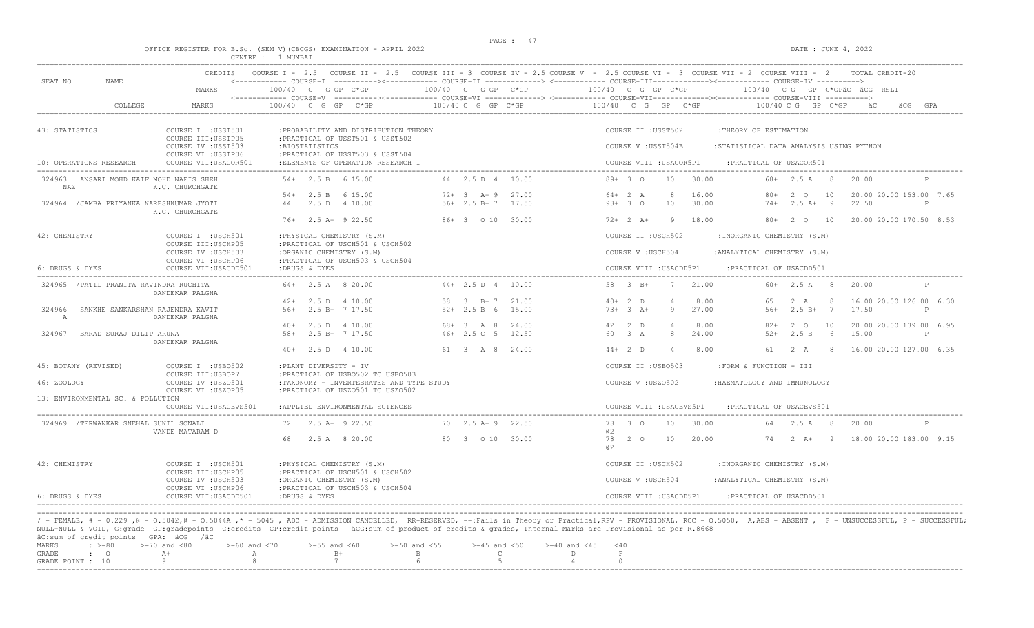OFFICE REGISTER FOR B.Sc. (SEM V)(CBCGS) EXAMINATION - APRIL 2022 CENTRE : 1 MUMBAI

DATE : JUNE 4, 2022

| SEAT NO | NAME | CREDITS | COURSE I - 2.5 | COURSE II - 2.5 | COURSE III - 3 | COURSE IV - 2.5 | COURSE V - 2.5 | COURSE VI - 3 | COURSE VII - 2 | COURSE VIII - 2 | TOTAL CREDIT-20 |
|---|---|---|---|---|---|---|---|---|---|---|---|
| | | MARKS | COURSE-I 100/40 C G GP C*GP | | COURSE-II 100/40 C G GP C*GP | | COURSE-III 100/40 C G GP C*GP | | COURSE-IV 100/40 C G GP C*GPäC äCG RSLT | | |
| | COLLEGE | MARKS | COURSE-V 100/40 C G GP C*GP | | COURSE-VI 100/40 C G GP C*GP | | COURSE-VII 100/40 C G GP C*GP | | COURSE-VIII 100/40 C G GP C*GP äC äCG GPA | | |

**43: STATISTICS** — COURSE I :USST501 :PROBABILITY AND DISTRIBUTION THEORY; COURSE II :USST502 :THEORY OF ESTIMATION; COURSE III:USSTP05 :PRACTICAL OF USST501 & USST502; COURSE IV :USST503 :BIOSTATISTICS; COURSE V :USST504B :STATISTICAL DATA ANALYSIS USING PYTHON; COURSE VI :USSTP06 :PRACTICAL OF USST503 & USST504

**10: OPERATIONS RESEARCH** — COURSE VII:USACOR501 :ELEMENTS OF OPERATION RESEARCH I; COURSE VIII :USACOR5P1 :PRACTICAL OF USACOR501

| SEAT NO | NAME / COLLEGE | Course I / V | Course II / VI | Course III / VII | Course IV / VIII | Result |
|---|---|---|---|---|---|---|
| 324963 | ANSARI MOHD KAIF MOHD NAFIS SHEH NAZ, K.C. CHURCHGATE | 54+ 2.5 B 6 15.00 | 44 2.5 D 4 10.00 | 89+ 3 O 10 30.00 | 68+ 2.5 A 8 20.00 | P |
| | | 54+ 2.5 B 6 15.00 | 72+ 3 A+ 9 27.00 | 64+ 2 A 8 16.00 | 80+ 2 O 10 20.00 | 20.00 153.00 7.65 |
| 324964 | /JAMBA PRIYANKA NARESHKUMAR JYOTI, K.C. CHURCHGATE | 44 2.5 D 4 10.00 | 56+ 2.5 B+ 7 17.50 | 93+ 3 O 10 30.00 | 74+ 2.5 A+ 9 22.50 | P |
| | | 76+ 2.5 A+ 9 22.50 | 86+ 3 O 10 30.00 | 72+ 2 A+ 9 18.00 | 80+ 2 O 10 20.00 | 20.00 170.50 8.53 |

**42: CHEMISTRY** — COURSE I :USCH501 :PHYSICAL CHEMISTRY (S.M); COURSE II :USCH502 :INORGANIC CHEMISTRY (S.M); COURSE III:USCHP05 :PRACTICAL OF USCH501 & USCH502; COURSE IV :USCH503 :ORGANIC CHEMISTRY (S.M); COURSE V :USCH504 :ANALYTICAL CHEMISTRY (S.M); COURSE VI :USCHP06 :PRACTICAL OF USCH503 & USCH504

**6: DRUGS & DYES** — COURSE VII:USACDD501 :DRUGS & DYES; COURSE VIII :USACDD5P1 :PRACTICAL OF USACDD501

| SEAT NO | NAME / COLLEGE | Course I / V | Course II / VI | Course III / VII | Course IV / VIII | Result |
|---|---|---|---|---|---|---|
| 324965 | /PATIL PRANITA RAVINDRA RUCHITA, DANDEKAR PALGHA | 64+ 2.5 A 8 20.00 | 44+ 2.5 D 4 10.00 | 58 3 B+ 7 21.00 | 60+ 2.5 A 8 20.00 | P |
| | | 42+ 2.5 D 4 10.00 | 58 3 B+ 7 21.00 | 40+ 2 D 4 8.00 | 65 2 A 8 16.00 | 20.00 126.00 6.30 |
| 324966 | SANKHE SANKARSHAN RAJENDRA KAVIT A, DANDEKAR PALGHA | 56+ 2.5 B+ 7 17.50 | 52+ 2.5 B 6 15.00 | 73+ 3 A+ 9 27.00 | 56+ 2.5 B+ 7 17.50 | P |
| | | 40+ 2.5 D 4 10.00 | 68+ 3 A 8 24.00 | 42 2 D 4 8.00 | 82+ 2 O 10 20.00 | 20.00 139.00 6.95 |
| 324967 | BARAD SURAJ DILIP ARUNA, DANDEKAR PALGHA | 58+ 2.5 B+ 7 17.50 | 46+ 2.5 C 5 12.50 | 60 3 A 8 24.00 | 52+ 2.5 B 6 15.00 | P |
| | | 40+ 2.5 D 4 10.00 | 61 3 A 8 24.00 | 44+ 2 D 4 8.00 | 61 2 A 8 16.00 | 20.00 127.00 6.35 |

**45: BOTANY (REVISED)** — COURSE I :USBO502 :PLANT DIVERSITY - IV; COURSE II :USBO503 :FORM & FUNCTION - III; COURSE III:USBOP7 :PRACTICAL OF USBO502 TO USBO503

**46: ZOOLOGY** — COURSE IV :USZO501 :TAXONOMY - INVERTEBRATES AND TYPE STUDY; COURSE V :USZO502 :HAEMATOLOGY AND IMMUNOLOGY; COURSE VI :USZOP05 :PRACTICAL OF USZO501 TO USZO502

**13: ENVIRONMENTAL SC. & POLLUTION** — COURSE VII:USACEVS501 :APPLIED ENVIRONMENTAL SCIENCES; COURSE VIII :USACEVS5P1 :PRACTICAL OF USACEVS501

| SEAT NO | NAME / COLLEGE | Course I / V | Course II / VI | Course III / VII | Course IV / VIII | Result |
|---|---|---|---|---|---|---|
| 324969 | /TERWANKAR SNEHAL SUNIL SONALI, VANDE MATARAM D | 72 2.5 A+ 9 22.50 | 70 2.5 A+ 9 22.50 | 78 @2 3 O 10 30.00 | 64 2.5 A 8 20.00 | P |
| | | 68 2.5 A 8 20.00 | 80 3 O 10 30.00 | 78 @2 2 O 10 20.00 | 74 2 A+ 9 18.00 | 20.00 183.00 9.15 |

**42: CHEMISTRY** — COURSE I :USCH501 :PHYSICAL CHEMISTRY (S.M); COURSE II :USCH502 :INORGANIC CHEMISTRY (S.M); COURSE III:USCHP05 :PRACTICAL OF USCH501 & USCH502; COURSE IV :USCH503 :ORGANIC CHEMISTRY (S.M); COURSE V :USCH504 :ANALYTICAL CHEMISTRY (S.M); COURSE VI :USCHP06 :PRACTICAL OF USCH503 & USCH504

**6: DRUGS & DYES** — COURSE VII:USACDD501 :DRUGS & DYES; COURSE VIII :USACDD5P1 :PRACTICAL OF USACDD501

/ - FEMALE, # - 0.229 ,@ - O.5042,@ - O.5044A ,* - 5045 , ADC - ADMISSION CANCELLED, RR-RESERVED, --:Fails in Theory or Practical,RPV - PROVISIONAL, RCC - O.5050, A,ABS - ABSENT , F - UNSUCCESSFUL, P - SUCCESSFUL; NULL-NULL & VOID, G:grade GP:gradepoints C:credits CP:credit points äCG:sum of product of credits & grades, Internal Marks are Provisional as per R.8668
äC:sum of credit points GPA: äCG /äC

| MARKS | : >=80 | >=70 and <80 | >=60 and <70 | >=55 and <60 | >=50 and <55 | >=45 and <50 | >=40 and <45 | <40 |
|---|---|---|---|---|---|---|---|---|
| GRADE | : O | A+ | A | B+ | B | C | D | F |
| GRADE POINT | : 10 | 9 | 8 | 7 | 6 | 5 | 4 | 0 |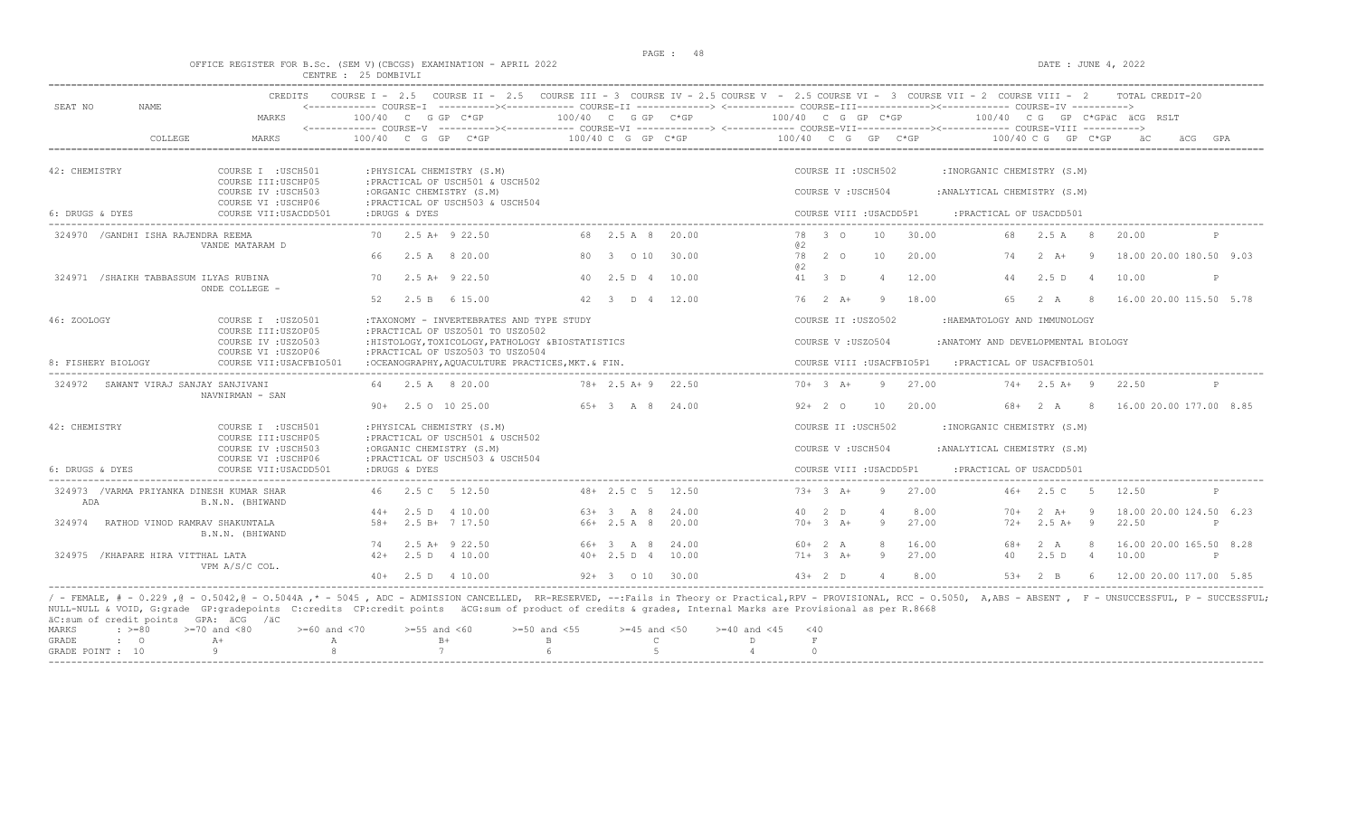OFFICE REGISTER FOR B.Sc. (SEM V)(CBCGS) EXAMINATION - APRIL 2022

CENTRE : 25 DOMBIVLI

DATE : JUNE 4, 2022

```
                         CREDITS    COURSE I - 2.5   COURSE II - 2.5   COURSE III - 3  COURSE IV - 2.5 COURSE V  - 2.5 COURSE VI -  3  COURSE VII - 2  COURSE VIII -  2      TOTAL CREDIT-20
SEAT NO       NAME                  <------------ COURSE-I  ----------><------------ COURSE-II -------------> <------------ COURSE-III-------------><------------ COURSE-IV ---------->
                         MARKS           100/40  C  G GP  C*GP           100/40  C  G GP  C*GP            100/40  C  G  GP  C*GP           100/40  C G  GP  C*GPäC  äCG  RSLT
                                    <------------ COURSE-V  ----------><------------ COURSE-VI -------------> <------------ COURSE-VII-------------><------------ COURSE-VIII ---------->
         COLLEGE         MARKS           100/40  C  G  GP   C*GP          100/40 C  G  GP  C*GP            100/40   C  G   GP   C*GP            100/40 C G   GP  C*GP     äC      äCG  GPA

42: CHEMISTRY              COURSE I  :USCH501        :PHYSICAL CHEMISTRY (S.M)                                        COURSE II :USCH502        :INORGANIC CHEMISTRY (S.M)
                           COURSE III:USCHP05        :PRACTICAL OF USCH501 & USCH502
                           COURSE IV :USCH503        :ORGANIC CHEMISTRY (S.M)                                         COURSE V :USCH504         :ANALYTICAL CHEMISTRY (S.M)
                           COURSE VI :USCHP06        :PRACTICAL OF USCH503 & USCH504
6: DRUGS & DYES            COURSE VII:USACDD501      :DRUGS & DYES                                                    COURSE VIII :USACDD5P1     :PRACTICAL OF USACDD501

 324970  /GANDHI ISHA RAJENDRA REEMA         70    2.5 A+  9 22.50        68  2.5 A  8   20.00         78  3  O    10    30.00           68   2.5 A   8    20.00                P
                VANDE MATARAM D                                                                        @2
                                             66    2.5 A   8 20.00        80   3   O 10   30.00        78  2  O    10    20.00           74   2  A+   9    18.00 20.00 180.50  9.03
                                                                                                       @2
 324971  /SHAIKH TABBASSUM ILYAS RUBINA      70    2.5 A+  9 22.50        40   2.5 D  4   10.00        41  3  D     4    12.00           44   2.5 D   4    10.00                P
                ONDE COLLEGE -
                                             52    2.5 B   6 15.00        42   3   D  4   12.00        76  2  A+    9    18.00           65   2  A    8    16.00 20.00 115.50  5.78

46: ZOOLOGY                COURSE I  :USZO501        :TAXONOMY - INVERTEBRATES AND TYPE STUDY                         COURSE II :USZO502        :HAEMATOLOGY AND IMMUNOLOGY
                           COURSE III:USZOP05        :PRACTICAL OF USZO501 TO USZO502
                           COURSE IV :USZO503        :HISTOLOGY,TOXICOLOGY,PATHOLOGY &BIOSTATISTICS                   COURSE V :USZO504         :ANATOMY AND DEVELOPMENTAL BIOLOGY
                           COURSE VI :USZOP06        :PRACTICAL OF USZO503 TO USZO504
8: FISHERY BIOLOGY         COURSE VII:USACFBIO501    :OCEANOGRAPHY,AQUACULTURE PRACTICES,MKT.& FIN.                   COURSE VIII :USACFBIO5P1   :PRACTICAL OF USACFBIO501

 324972   SAWANT VIRAJ SANJAY SANJIVANI      64    2.5 A   8 20.00        78+  2.5 A+ 9   22.50        70+ 3  A+    9    27.00           74+  2.5 A+  9    22.50                P
                NAVNIRMAN - SAN
                                             90+   2.5 O  10 25.00        65+  3   A  8   24.00        92+ 2  O    10    20.00           68+  2  A    8    16.00 20.00 177.00  8.85

42: CHEMISTRY              COURSE I  :USCH501        :PHYSICAL CHEMISTRY (S.M)                                        COURSE II :USCH502        :INORGANIC CHEMISTRY (S.M)
                           COURSE III:USCHP05        :PRACTICAL OF USCH501 & USCH502
                           COURSE IV :USCH503        :ORGANIC CHEMISTRY (S.M)                                         COURSE V :USCH504         :ANALYTICAL CHEMISTRY (S.M)
                           COURSE VI :USCHP06        :PRACTICAL OF USCH503 & USCH504
6: DRUGS & DYES            COURSE VII:USACDD501      :DRUGS & DYES                                                    COURSE VIII :USACDD5P1     :PRACTICAL OF USACDD501

 324973  /VARMA PRIYANKA DINESH KUMAR SHAR   46    2.5 C   5 12.50        48+  2.5 C  5   12.50        73+ 3  A+    9    27.00           46+  2.5 C   5    12.50                P
   ADA          B.N.N. (BHIWAND
                                             44+   2.5 D   4 10.00        63+  3   A  8   24.00        40  2  D     4     8.00           70+  2  A+   9    18.00 20.00 124.50  6.23
 324974   RATHOD VINOD RAMRAV SHAKUNTALA     58+   2.5 B+  7 17.50        66+  2.5 A  8   20.00        70+ 3  A+    9    27.00           72+  2.5 A+  9    22.50                P
                B.N.N. (BHIWAND
                                             74    2.5 A+  9 22.50        66+  3   A  8   24.00        60+ 2  A     8    16.00           68+  2  A    8    16.00 20.00 165.50  8.28
 324975  /KHAPARE HIRA VITTHAL LATA          42+   2.5 D   4 10.00        40+  2.5 D  4   10.00        71+ 3  A+    9    27.00           40   2.5 D   4    10.00                P
                VPM A/S/C COL.
                                             40+   2.5 D   4 10.00        92+  3   O 10   30.00        43+ 2  D     4     8.00           53+  2  B    6    12.00 20.00 117.00  5.85
```

/ - FEMALE, # - 0.229 ,@ - O.5042,@ - O.5044A ,* - 5045 , ADC - ADMISSION CANCELLED, RR-RESERVED, --:Fails in Theory or Practical,RPV - PROVISIONAL, RCC - O.5050, A,ABS - ABSENT , F - UNSUCCESSFUL, P - SUCCESSFUL; NULL-NULL & VOID, G:grade GP:gradepoints C:credits CP:credits Points äCG:sum of product of credits & grades, Internal Marks are Provisional as per R.8668

äC:sum of credit points GPA: äCG /äC

| MARKS | : >=80 | >=70 and <80 | >=60 and <70 | >=55 and <60 | >=50 and <55 | >=45 and <50 | >=40 and <45 | <40 |
|---|---|---|---|---|---|---|---|---|
| GRADE | : O | A+ | A | B+ | B | C | D | F |
| GRADE POINT | : 10 | 9 | 8 | 7 | 6 | 5 | 4 | 0 |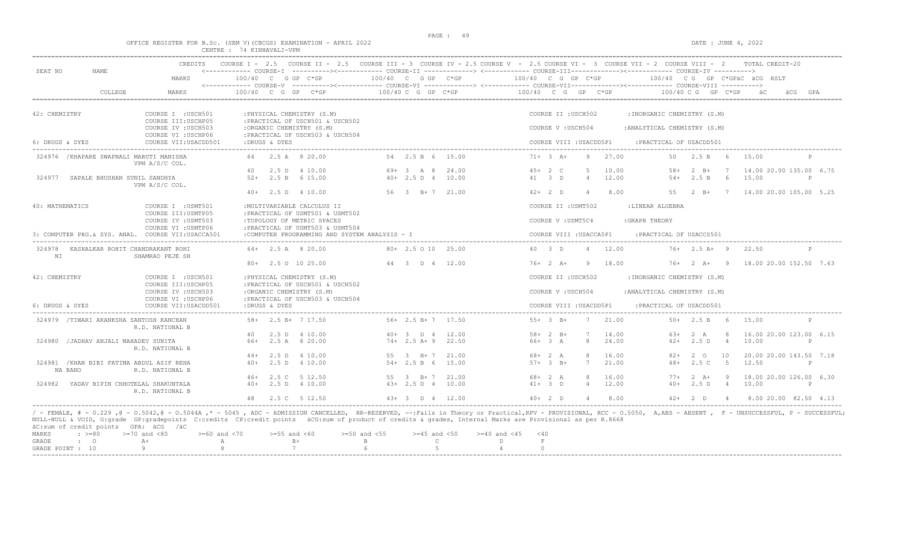OFFICE REGISTER FOR B.Sc. (SEM V)(CBCGS) EXAMINATION - APRIL 2022 — DATE : JUNE 4, 2022

CENTRE : 74 KINHAVALI-VPM

| SEAT NO | NAME | CREDITS / MARKS | COURSE I - 2.5 / COURSE V - 2.5 (100/40 C G GP C*GP) | COURSE II - 2.5 / COURSE VI - 3 (100/40 C G GP C*GP) | COURSE III - 3 / COURSE VII - 2 (100/40 C G GP C*GP) | COURSE IV - 2.5 / COURSE VIII - 2 (100/40 C G GP C*GP) | TOTAL CREDIT-20 (äC äCG RSLT / äC äCG GPA) |
|---|---|---|---|---|---|---|---|
| | COLLEGE | MARKS | | | | | |

**42: CHEMISTRY** — COURSE I :USCH501 :PHYSICAL CHEMISTRY (S.M); COURSE II :USCH502 :INORGANIC CHEMISTRY (S.M); COURSE III:USCHP05 :PRACTICAL OF USCH501 & USCH502; COURSE IV :USCH503 :ORGANIC CHEMISTRY (S.M); COURSE V :USCH504 :ANALYTICAL CHEMISTRY (S.M); COURSE VI :USCHP06 :PRACTICAL OF USCH503 & USCH504; **6: DRUGS & DYES** — COURSE VII:USACDD501 :DRUGS & DYES; COURSE VIII :USACDD5P1 :PRACTICAL OF USACDD501

| SEAT NO | NAME / COLLEGE | Course I / V | Course II / VI | Course III / VII | Course IV / VIII | Result |
|---|---|---|---|---|---|---|
| 324976 | /KHAPARE SWAPNALI MARUTI MANISHA, VPM A/S/C COL. | 64 2.5 A 8 20.00 | 54 2.5 B 6 15.00 | 71+ 3 A+ 9 27.00 | 50 2.5 B 6 15.00 | P |
| | | 40 2.5 D 4 10.00 | 69+ 3 A 8 24.00 | 45+ 2 C 5 10.00 | 58+ 2 B+ 7 14.00 | 20.00 135.00 6.75 |
| 324977 | SAPALE BHUSHAN SUNIL SANDHYA, VPM A/S/C COL. | 52+ 2.5 B 6 15.00 | 40+ 2.5 D 4 10.00 | 41 3 D 4 12.00 | 54+ 2.5 B 6 15.00 | P |
| | | 40+ 2.5 D 4 10.00 | 56 3 B+ 7 21.00 | 42+ 2 D 4 8.00 | 55 2 B+ 7 14.00 | 20.00 105.00 5.25 |

**40: MATHEMATICS** — COURSE I :USMT501 :MULTIVARIABLE CALCULUS II; COURSE II :USMT502 :LINEAR ALGEBRA; COURSE III:USMTP05 :PRACTICAL OF USMT501 & USMT502; COURSE IV :USMT503 :TOPOLOGY OF METRIC SPACES; COURSE V :USMT5C4 :GRAPH THEORY; COURSE VI :USMTP06 :PRACTICAL OF USMT503 & USMT504; **3: COMPUTER PRG.& SYS. ANAL.** — COURSE VII:USACCA501 :COMPUTER PROGRAMMING AND SYSTEM ANALYSIS - I; COURSE VIII :USACCA5P1 :PRACTICAL OF USACCS501

| SEAT NO | NAME / COLLEGE | Course I / V | Course II / VI | Course III / VII | Course IV / VIII | Result |
|---|---|---|---|---|---|---|
| 324978 | KASHALKAR ROHIT CHANDRAKANT ROHINI, SHAMRAO PEJE SH | 64+ 2.5 A 8 20.00 | 80+ 2.5 O 10 25.00 | 40 3 D 4 12.00 | 76+ 2.5 A+ 9 22.50 | P |
| | | 80+ 2.5 O 10 25.00 | 44 3 D 4 12.00 | 76+ 2 A+ 9 18.00 | 76+ 2 A+ 9 18.00 | 20.00 152.50 7.63 |

**42: CHEMISTRY** — COURSE I :USCH501 :PHYSICAL CHEMISTRY (S.M); COURSE II :USCH502 :INORGANIC CHEMISTRY (S.M); COURSE III:USCHP05 :PRACTICAL OF USCH501 & USCH502; COURSE IV :USCH503 :ORGANIC CHEMISTRY (S.M); COURSE V :USCH504 :ANALYTICAL CHEMISTRY (S.M); COURSE VI :USCHP06 :PRACTICAL OF USCH503 & USCH504; **6: DRUGS & DYES** — COURSE VII:USACDD501 :DRUGS & DYES; COURSE VIII :USACDD5P1 :PRACTICAL OF USACDD501

| SEAT NO | NAME / COLLEGE | Course I / V | Course II / VI | Course III / VII | Course IV / VIII | Result |
|---|---|---|---|---|---|---|
| 324979 | /TIWARI AKANKSHA SANTOSH KANCHAN, R.D. NATIONAL B | 58+ 2.5 B+ 7 17.50 | 56+ 2.5 B+ 7 17.50 | 55+ 3 B+ 7 21.00 | 50+ 2.5 B 6 15.00 | P |
| | | 40 2.5 D 4 10.00 | 40+ 3 D 4 12.00 | 58+ 2 B+ 7 14.00 | 63+ 2 A 8 16.00 | 20.00 123.00 6.15 |
| 324980 | /JADHAV ANJALI MAHADEV SUNITA, R.D. NATIONAL B | 66+ 2.5 A 8 20.00 | 74+ 2.5 A+ 9 22.50 | 66+ 3 A 8 24.00 | 42+ 2.5 D 4 10.00 | P |
| | | 44+ 2.5 D 4 10.00 | 55 3 B+ 7 21.00 | 68+ 2 A 8 16.00 | 82+ 2 O 10 20.00 | 20.00 143.50 7.18 |
| 324981 | /KHAN BIBI FATIMA ABDUL ASIF REHANA BANO, R.D. NATIONAL B | 40+ 2.5 D 4 10.00 | 54+ 2.5 B 6 15.00 | 57+ 3 B+ 7 21.00 | 48+ 2.5 C 5 12.50 | P |
| | | 46+ 2.5 C 5 12.50 | 55 3 B+ 7 21.00 | 68+ 2 A 8 16.00 | 77+ 2 A+ 9 18.00 | 20.00 126.00 6.30 |
| 324982 | YADAV BIPIN CHHOTELAL SHAKUNTALA, R.D. NATIONAL B | 40+ 2.5 D 4 10.00 | 43+ 2.5 D 4 10.00 | 41+ 3 D 4 12.00 | 40+ 2.5 D 4 10.00 | P |
| | | 48 2.5 C 5 12.50 | 43+ 3 D 4 12.00 | 40+ 2 D 4 8.00 | 42+ 2 D 4 8.00 | 20.00 82.50 4.13 |

/ - FEMALE, # - 0.229 ,@ - O.5042,@ - O.5044A ,* - 5045 , ADC - ADMISSION CANCELLED, RR-RESERVED, --:Fails in Theory or Practical,RPV - PROVISIONAL, RCC - O.5050, A,ABS - ABSENT , F - UNSUCCESSFUL, P - SUCCESSFUL; NULL-NULL & VOID, G:grade GP:gradepoints C:credits CP:credit points äCG:sum of product of credits & grades, Internal Marks are Provisional as per R.8668

äC:sum of credit points GPA: äCG /äC

| MARKS | >=80 | >=70 and <80 | >=60 and <70 | >=55 and <60 | >=50 and <55 | >=45 and <50 | >=40 and <45 | <40 |
|---|---|---|---|---|---|---|---|---|
| GRADE | O | A+ | A | B+ | B | C | D | F |
| GRADE POINT | 10 | 9 | 8 | 7 | 6 | 5 | 4 | 0 |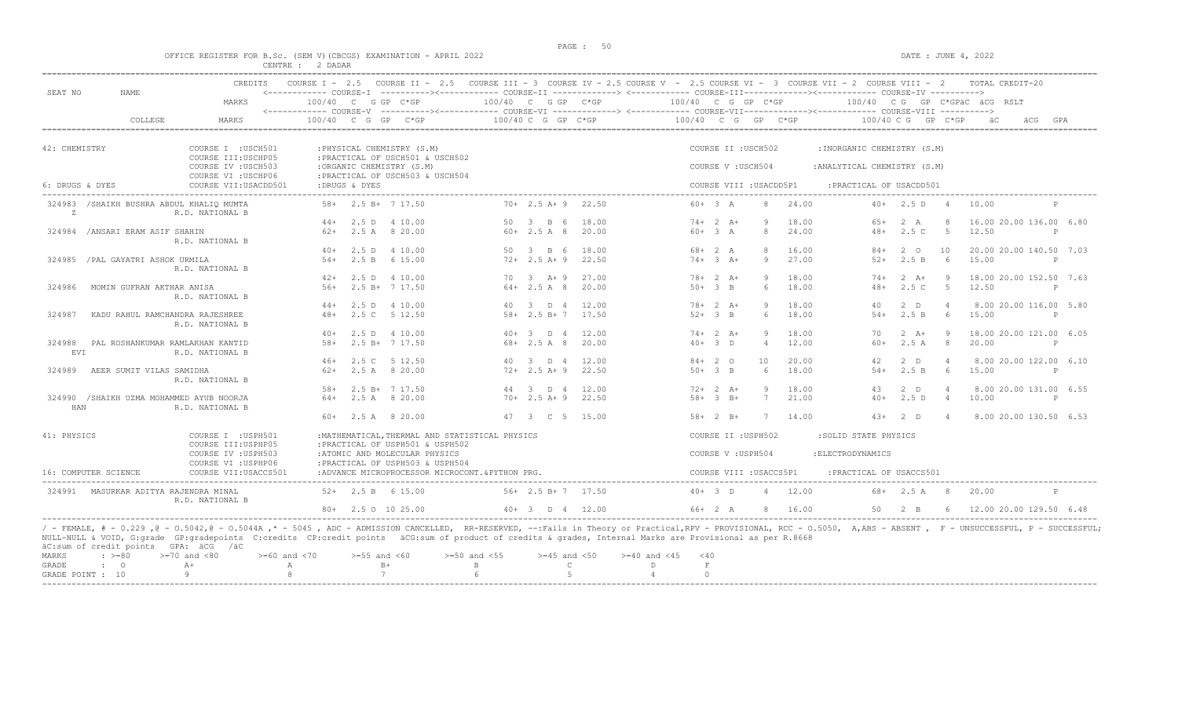OFFICE REGISTER FOR B.Sc. (SEM V)(CBCGS) EXAMINATION - APRIL 2022 — CENTRE : 2 DADAR — DATE : JUNE 4, 2022

CREDITS: COURSE I - 2.5, COURSE II - 2.5, COURSE III - 3, COURSE IV - 2.5, COURSE V - 2.5, COURSE VI - 3, COURSE VII - 2, COURSE VIII - 2, TOTAL CREDIT-20

MARKS: 100/40 C G GP C*GP for each course; äC äCG RSLT / GPA

## 42: CHEMISTRY — 6: DRUGS & DYES

- COURSE I : USCH501 : PHYSICAL CHEMISTRY (S.M)
- COURSE II : USCH502 : INORGANIC CHEMISTRY (S.M)
- COURSE III : USCHP05 : PRACTICAL OF USCH501 & USCH502
- COURSE IV : USCH503 : ORGANIC CHEMISTRY (S.M)
- COURSE V : USCH504 : ANALYTICAL CHEMISTRY (S.M)
- COURSE VI : USCHP06 : PRACTICAL OF USCH503 & USCH504
- COURSE VII : USACDD501 : DRUGS & DYES
- COURSE VIII : USACDD5P1 : PRACTICAL OF USACDD501

| SEAT NO | NAME | COLLEGE | Course I / V | Course II / VI | Course III / VII | Course IV / VIII | äC | äCG | RSLT / GPA |
|---|---|---|---|---|---|---|---|---|---|
| 324983 | /SHAIKH BUSHRA ABDUL KHALIQ MUMTAZ | R.D. NATIONAL B | 58+ 2.5 B+ 7 17.50 | 70+ 2.5 A+ 9 22.50 | 60+ 3 A 8 24.00 | 40+ 2.5 D 4 10.00 | | | P |
| | | | 44+ 2.5 D 4 10.00 | 50 3 B 6 18.00 | 74+ 2 A+ 9 18.00 | 65+ 2 A 8 16.00 | 20.00 | 136.00 | 6.80 |
| 324984 | /ANSARI ERAM ASIF SHAHIN | R.D. NATIONAL B | 62+ 2.5 A 8 20.00 | 60+ 2.5 A 8 20.00 | 60+ 3 A 8 24.00 | 48+ 2.5 C 5 12.50 | | | P |
| | | | 40+ 2.5 D 4 10.00 | 50 3 B 6 18.00 | 68+ 2 A 8 16.00 | 84+ 2 O 10 20.00 | 20.00 | 140.50 | 7.03 |
| 324985 | /PAL GAYATRI ASHOK URMILA | R.D. NATIONAL B | 54+ 2.5 B 6 15.00 | 72+ 2.5 A+ 9 22.50 | 74+ 3 A+ 9 27.00 | 52+ 2.5 B 6 15.00 | | | P |
| | | | 42+ 2.5 D 4 10.00 | 70 3 A+ 9 27.00 | 78+ 2 A+ 9 18.00 | 74+ 2 A+ 9 18.00 | 20.00 | 152.50 | 7.63 |
| 324986 | MOMIN GUFRAN AKTHAR ANISA | R.D. NATIONAL B | 56+ 2.5 B+ 7 17.50 | 64+ 2.5 A 8 20.00 | 50+ 3 B 6 18.00 | 48+ 2.5 C 5 12.50 | | | P |
| | | | 44+ 2.5 D 4 10.00 | 40 3 D 4 12.00 | 78+ 2 A+ 9 18.00 | 40 2 D 4 8.00 | 20.00 | 116.00 | 5.80 |
| 324987 | KADU RAHUL RAMCHANDRA RAJESHREE | R.D. NATIONAL B | 48+ 2.5 C 5 12.50 | 58+ 2.5 B+ 7 17.50 | 52+ 3 B 6 18.00 | 54+ 2.5 B 6 15.00 | | | P |
| | | | 40+ 2.5 D 4 10.00 | 40+ 3 D 4 12.00 | 74+ 2 A+ 9 18.00 | 70 2 A+ 9 18.00 | 20.00 | 121.00 | 6.05 |
| 324988 | PAL ROSHANKUMAR RAMLAKHAN KANTIDEVI | R.D. NATIONAL B | 58+ 2.5 B+ 7 17.50 | 68+ 2.5 A 8 20.00 | 40+ 3 D 4 12.00 | 60+ 2.5 A 8 20.00 | | | P |
| | | | 46+ 2.5 C 5 12.50 | 40 3 D 4 12.00 | 84+ 2 O 10 20.00 | 42 2 D 4 8.00 | 20.00 | 122.00 | 6.10 |
| 324989 | AEER SUMIT VILAS SAMIDHA | R.D. NATIONAL B | 62+ 2.5 A 8 20.00 | 72+ 2.5 A+ 9 22.50 | 50+ 3 B 6 18.00 | 54+ 2.5 B 6 15.00 | | | P |
| | | | 58+ 2.5 B+ 7 17.50 | 44 3 D 4 12.00 | 72+ 2 A+ 9 18.00 | 43 2 D 4 8.00 | 20.00 | 131.00 | 6.55 |
| 324990 | /SHAIKH UZMA MOHAMMED AYUB NOORJAHAN | R.D. NATIONAL B | 64+ 2.5 A 8 20.00 | 70+ 2.5 A+ 9 22.50 | 58+ 3 B+ 7 21.00 | 40+ 2.5 D 4 10.00 | | | P |
| | | | 60+ 2.5 A 8 20.00 | 47 3 C 5 15.00 | 58+ 2 B+ 7 14.00 | 43+ 2 D 4 8.00 | 20.00 | 130.50 | 6.53 |

## 41: PHYSICS — 16: COMPUTER SCIENCE

- COURSE I : USPH501 : MATHEMATICAL, THERMAL AND STATISTICAL PHYSICS
- COURSE II : USPH502 : SOLID STATE PHYSICS
- COURSE III : USPHP05 : PRACTICAL OF USPH501 & USPH502
- COURSE IV : USPH503 : ATOMIC AND MOLECULAR PHYSICS
- COURSE V : USPH504 : ELECTRODYNAMICS
- COURSE VI : USPHP06 : PRACTICAL OF USPH503 & USPH504
- COURSE VII : USACCS501 : ADVANCE MICROPROCESSOR MICROCONT.&PYTHON PRG.
- COURSE VIII : USACCS5P1 : PRACTICAL OF USACCS501

| SEAT NO | NAME | COLLEGE | Course I / V | Course II / VI | Course III / VII | Course IV / VIII | äC | äCG | RSLT / GPA |
|---|---|---|---|---|---|---|---|---|---|
| 324991 | MASURKAR ADITYA RAJENDRA MINAL | R.D. NATIONAL B | 52+ 2.5 B 6 15.00 | 56+ 2.5 B+ 7 17.50 | 40+ 3 D 4 12.00 | 68+ 2.5 A 8 20.00 | | | P |
| | | | 80+ 2.5 O 10 25.00 | 40+ 3 D 4 12.00 | 66+ 2 A 8 16.00 | 50 2 B 6 12.00 | 20.00 | 129.50 | 6.48 |

/ - FEMALE, # - 0.229 ,@ - 0.5042,@ - 0.5044A ,* - 5045 , ADC - ADMISSION CANCELLED, RR-RESERVED, --:Fails in Theory or Practical,RPV - PROVISIONAL, RCC - 0.5050, A,ABS - ABSENT , F - UNSUCCESSFUL, P - SUCCESSFUL; NULL-NULL & VOID, G:grade GP:gradepoints C:credits CP:credit points äCG:sum of product of credits & grades, Internal Marks are Provisional as per R.8668
äC:sum of credit points GPA: äCG /äC

| MARKS | >=80 | >=70 and <80 | >=60 and <70 | >=55 and <60 | >=50 and <55 | >=45 and <50 | >=40 and <45 | <40 |
|---|---|---|---|---|---|---|---|---|
| GRADE | O | A+ | A | B+ | B | C | D | F |
| GRADE POINT | 10 | 9 | 8 | 7 | 6 | 5 | 4 | 0 |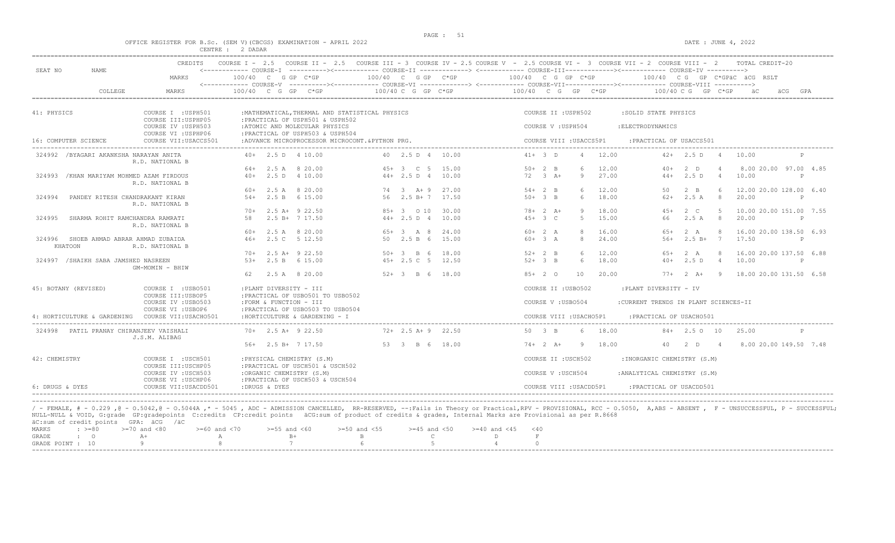OFFICE REGISTER FOR B.Sc. (SEM V)(CBCGS) EXAMINATION - APRIL 2022 CENTRE : 2 DADAR

DATE : JUNE 4, 2022

| SEAT NO | NAME | CREDITS / MARKS | COURSE I - 2.5 (100/40 C G GP C*GP) / COURSE-V | COURSE II - 2.5 / COURSE III - 3 (100/40 C G GP C*GP) / COURSE-VI | COURSE IV - 2.5 / COURSE V - 2.5 (100/40 C G GP C*GP) / COURSE-VII | COURSE VI - 3 / COURSE VII - 2 / COURSE VIII - 2 (100/40 C G GP C*GP) / COURSE-VIII | TOTAL CREDIT-20 äC äCG RSLT / GPA |
|---|---|---|---|---|---|---|---|
| | COLLEGE | MARKS | | | | | |

**41: PHYSICS** — COURSE I :USPH501 :MATHEMATICAL,THERMAL AND STATISTICAL PHYSICS; COURSE II :USPH502 :SOLID STATE PHYSICS; COURSE III:USPHP05 :PRACTICAL OF USPH501 & USPH502; COURSE IV :USPH503 :ATOMIC AND MOLECULAR PHYSICS; COURSE V :USPH504 :ELECTRODYNAMICS; COURSE VI :USPHP06 :PRACTICAL OF USPH503 & USPH504

**16: COMPUTER SCIENCE** — COURSE VII:USACCS501 :ADVANCE MICROPROCESSOR MICROCONT.&PYTHON PRG.; COURSE VIII :USACCS5P1 :PRACTICAL OF USACCS501

| SEAT NO | NAME / COLLEGE | Course I / V | Course III / VI | Course V / VII | Course VII / VIII | Total / Result |
|---|---|---|---|---|---|---|
| 324992 | /BYAGARI AKANKSHA NARAYAN ANITA, R.D. NATIONAL B | 40+ 2.5 D 4 10.00 | 40 2.5 D 4 10.00 | 41+ 3 D 4 12.00 | 42+ 2.5 D 4 10.00 | P |
| | | 64+ 2.5 A 8 20.00 | 45+ 3 C 5 15.00 | 50+ 2 B 6 12.00 | 40+ 2 D 4 8.00 | 20.00 97.00 4.85 |
| 324993 | /KHAN MARIYAM MOHMED AZAM FIRDOUS, R.D. NATIONAL B | 40+ 2.5 D 4 10.00 | 44+ 2.5 D 4 10.00 | 72 3 A+ 9 27.00 | 44+ 2.5 D 4 10.00 | P |
| | | 60+ 2.5 A 8 20.00 | 74 3 A+ 9 27.00 | 54+ 2 B 6 12.00 | 50 2 B 6 12.00 | 20.00 128.00 6.40 |
| 324994 | PANDEY RITESH CHANDRAKANT KIRAN, R.D. NATIONAL B | 54+ 2.5 B 6 15.00 | 56 2.5 B+ 7 17.50 | 50+ 3 B 6 18.00 | 62+ 2.5 A 8 20.00 | P |
| | | 70+ 2.5 A+ 9 22.50 | 85+ 3 O 10 30.00 | 78+ 2 A+ 9 18.00 | 45+ 2 C 5 10.00 | 20.00 151.00 7.55 |
| 324995 | SHARMA ROHIT RAMCHANDRA RAMRATI, R.D. NATIONAL B | 58 2.5 B+ 7 17.50 | 44+ 2.5 D 4 10.00 | 45+ 3 C 5 15.00 | 66 2.5 A 8 20.00 | P |
| | | 60+ 2.5 A 8 20.00 | 65+ 3 A 8 24.00 | 60+ 2 A 8 16.00 | 65+ 2 A 8 16.00 | 20.00 138.50 6.93 |
| 324996 | SHOEB AHMAD ABRAR AHMAD ZUBAIDA KHATOON, R.D. NATIONAL B | 46+ 2.5 C 5 12.50 | 50 2.5 B 6 15.00 | 60+ 3 A 8 24.00 | 56+ 2.5 B+ 7 17.50 | P |
| | | 70+ 2.5 A+ 9 22.50 | 50+ 3 B 6 18.00 | 52+ 2 B 6 12.00 | 65+ 2 A 8 16.00 | 20.00 137.50 6.88 |
| 324997 | /SHAIKH SABA JAMSHED NASREEN, GM-MOMIN - BHIW | 53+ 2.5 B 6 15.00 | 45+ 2.5 C 5 12.50 | 52+ 3 B 6 18.00 | 40+ 2.5 D 4 10.00 | P |
| | | 62 2.5 A 8 20.00 | 52+ 3 B 6 18.00 | 85+ 2 O 10 20.00 | 77+ 2 A+ 9 18.00 | 20.00 131.50 6.58 |

**45: BOTANY (REVISED)** — COURSE I :USBO501 :PLANT DIVERSITY - III; COURSE II :USBO502 :PLANT DIVERSITY - IV; COURSE III:USBOP5 :PRACTICAL OF USBO501 TO USBO502; COURSE IV :USBO503 :FORM & FUNCTION - III; COURSE V :USBO504 :CURRENT TRENDS IN PLANT SCIENCES-II; COURSE VI :USBOP6 :PRACTICAL OF USBO503 TO USBO504

**4: HORTICULTURE & GARDENING** — COURSE VII:USACHO501 :HORTICULTURE & GARDENING - I; COURSE VIII :USACHO5P1 :PRACTICAL OF USACHO501

| SEAT NO | NAME / COLLEGE | Course I / V | Course III / VI | Course V / VII | Course VII / VIII | Total / Result |
|---|---|---|---|---|---|---|
| 324998 | PATIL PRANAY CHIRANJEEV VAISHALI, J.S.M. ALIBAG | 70+ 2.5 A+ 9 22.50 | 72+ 2.5 A+ 9 22.50 | 50 3 B 6 18.00 | 84+ 2.5 O 10 25.00 | P |
| | | 56+ 2.5 B+ 7 17.50 | 53 3 B 6 18.00 | 74+ 2 A+ 9 18.00 | 40 2 D 4 8.00 | 20.00 149.50 7.48 |

**42: CHEMISTRY** — COURSE I :USCH501 :PHYSICAL CHEMISTRY (S.M); COURSE II :USCH502 :INORGANIC CHEMISTRY (S.M); COURSE III:USCHP05 :PRACTICAL OF USCH501 & USCH502; COURSE IV :USCH503 :ORGANIC CHEMISTRY (S.M); COURSE V :USCH504 :ANALYTICAL CHEMISTRY (S.M); COURSE VI :USCHP06 :PRACTICAL OF USCH503 & USCH504

**6: DRUGS & DYES** — COURSE VII:USACDD501 :DRUGS & DYES; COURSE VIII :USACDD5P1 :PRACTICAL OF USACDD501

/ - FEMALE, # - 0.229 ,@ - O.5042,@ - O.5044A ,* - 5045 , ADC - ADMISSION CANCELLED, RR-RESERVED, --:Fails in Theory or Practical,RPV - PROVISIONAL, RCC - O.5050, A,ABS - ABSENT , F - UNSUCCESSFUL, P - SUCCESSFUL; NULL-NULL & VOID, G:grade GP:gradepoints C:credits CP:credit points äCG:sum of product of credits & grades, Internal Marks are Provisional as per R.8668
äC:sum of credit points GPA: äCG /äC

| MARKS | >=80 | >=70 and <80 | >=60 and <70 | >=55 and <60 | >=50 and <55 | >=45 and <50 | >=40 and <45 | <40 |
|---|---|---|---|---|---|---|---|---|
| GRADE | O | A+ | A | B+ | B | C | D | F |
| GRADE POINT | 10 | 9 | 8 | 7 | 6 | 5 | 4 | 0 |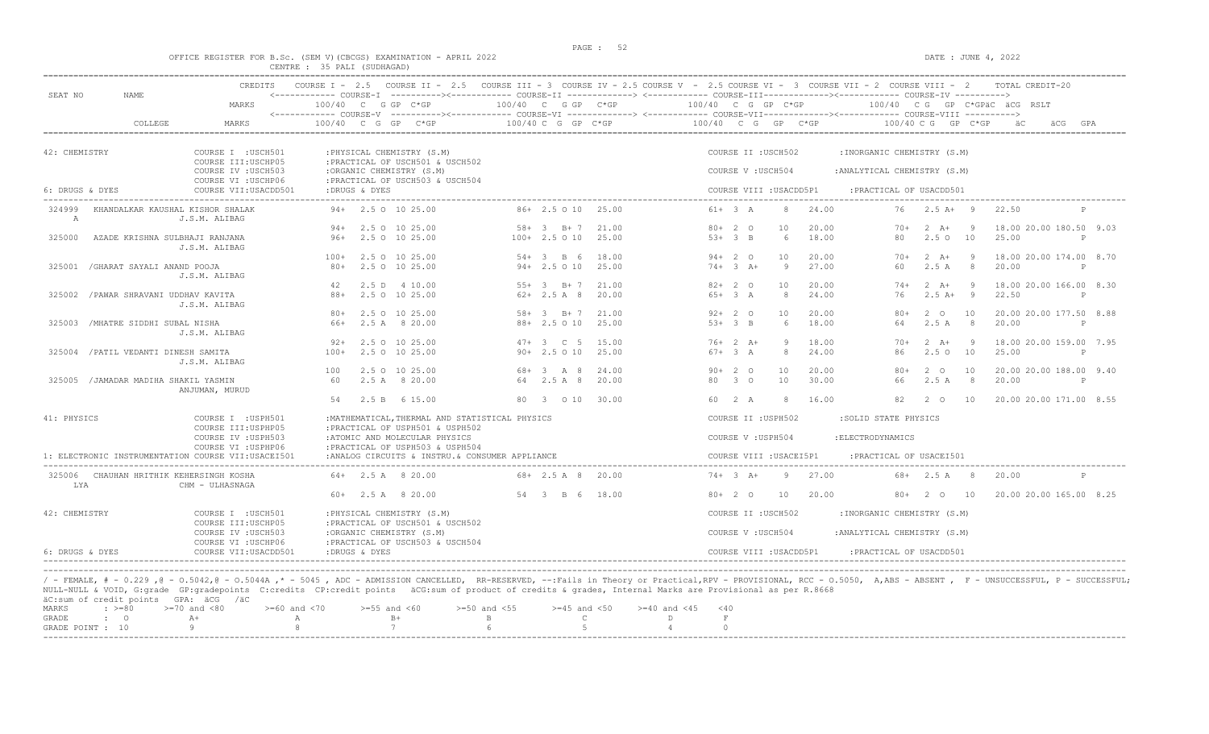OFFICE REGISTER FOR B.Sc. (SEM V)(CBCGS) EXAMINATION - APRIL 2022 — DATE : JUNE 4, 2022

CENTRE : 35 PALI (SUDHAGAD)

CREDITS: COURSE I - 2.5, COURSE II - 2.5, COURSE III - 3, COURSE IV - 2.5, COURSE V - 2.5, COURSE VI - 3, COURSE VII - 2, COURSE VIII - 2, TOTAL CREDIT-20

Column layout: each student has two lines of marks. Line 1 = Courses I, II, III, IV. Line 2 = Courses V, VI, VII, VIII, followed by äC, äCG, GPA. Each course entry = MARKS (100/40), C, G, GP, C*GP. RSLT appears at the end of line 1.

**42: CHEMISTRY**

- COURSE I : USCHP501 : PHYSICAL CHEMISTRY (S.M)
- COURSE II : USCHP502 : INORGANIC CHEMISTRY (S.M)
- COURSE III : USCHP05 : PRACTICAL OF USCH501 & USCH502
- COURSE IV : USCHP503 : ORGANIC CHEMISTRY (S.M)
- COURSE V : USCHP504 : ANALYTICAL CHEMISTRY (S.M)
- COURSE VI : USCHP06 : PRACTICAL OF USCH503 & USCH504
- COURSE VII : USACDD501 : DRUGS & DYES
- COURSE VIII : USACDD5P1 : PRACTICAL OF USACDD501

6: DRUGS & DYES

| SEAT NO | NAME / COLLEGE | Line | Course I / V | Course II / VI | Course III / VII | Course IV / VIII | äC | äCG | GPA / RSLT |
|---|---|---|---|---|---|---|---|---|---|
| 324999 | KHANDALKAR KAUSHAL KISHOR SHALAKA, J.S.M. ALIBAG | 1 | 94+ 2.5 O 10 25.00 | 86+ 2.5 O 10 25.00 | 61+ 3 A 8 24.00 | 76 2.5 A+ 9 22.50 | | | P |
| | | 2 | 94+ 2.5 O 10 25.00 | 58+ 3 B+ 7 21.00 | 80+ 2 O 10 20.00 | 70+ 2 A+ 9 18.00 | 20.00 | 180.50 | 9.03 |
| 325000 | AZADE KRISHNA SULBHAJI RANJANA, J.S.M. ALIBAG | 1 | 96+ 2.5 O 10 25.00 | 100+ 2.5 O 10 25.00 | 53+ 3 B 6 18.00 | 80 2.5 O 10 25.00 | | | P |
| | | 2 | 100+ 2.5 O 10 25.00 | 54+ 3 B 6 18.00 | 94+ 2 O 10 20.00 | 70+ 2 A+ 9 18.00 | 20.00 | 174.00 | 8.70 |
| 325001 | /GHARAT SAYALI ANAND POOJA, J.S.M. ALIBAG | 1 | 80+ 2.5 O 10 25.00 | 94+ 2.5 O 10 25.00 | 74+ 3 A+ 9 27.00 | 60 2.5 A 8 20.00 | | | P |
| | | 2 | 42 2.5 D 4 10.00 | 55+ 3 B+ 7 21.00 | 82+ 2 O 10 20.00 | 74+ 2 A+ 9 18.00 | 20.00 | 166.00 | 8.30 |
| 325002 | /PAWAR SHRAVANI UDDHAV KAVITA, J.S.M. ALIBAG | 1 | 88+ 2.5 O 10 25.00 | 62+ 2.5 A 8 20.00 | 65+ 3 A 8 24.00 | 76 2.5 A+ 9 22.50 | | | P |
| | | 2 | 80+ 2.5 O 10 25.00 | 58+ 3 B+ 7 21.00 | 92+ 2 O 10 20.00 | 80+ 2 O 10 20.00 | 20.00 | 177.50 | 8.88 |
| 325003 | /MHATRE SIDDHI SUBAL NISHA, J.S.M. ALIBAG | 1 | 66+ 2.5 A 8 20.00 | 88+ 2.5 O 10 25.00 | 53+ 3 B 6 18.00 | 64 2.5 A 8 20.00 | | | P |
| | | 2 | 92+ 2.5 O 10 25.00 | 47+ 3 C 5 15.00 | 76+ 2 A+ 9 18.00 | 70+ 2 A+ 9 18.00 | 20.00 | 159.00 | 7.95 |
| 325004 | /PATIL VEDANTI DINESH SAMITA, J.S.M. ALIBAG | 1 | 100+ 2.5 O 10 25.00 | 90+ 2.5 O 10 25.00 | 67+ 3 A 8 24.00 | 86 2.5 O 10 25.00 | | | P |
| | | 2 | 100 2.5 O 10 25.00 | 68+ 3 A 8 24.00 | 90+ 2 O 10 20.00 | 80+ 2 O 10 20.00 | 20.00 | 188.00 | 9.40 |
| 325005 | /JAMADAR MADIHA SHAKIL YASMIN, ANJUMAN, MURUD | 1 | 60 2.5 A 8 20.00 | 64 2.5 A 8 20.00 | 80 3 O 10 30.00 | 66 2.5 A 8 20.00 | | | P |
| | | 2 | 54 2.5 B 6 15.00 | 80 3 O 10 30.00 | 60 2 A 8 16.00 | 82 2 O 10 20.00 | 20.00 | 171.00 | 8.55 |

**41: PHYSICS**

- COURSE I : USPH501 : MATHEMATICAL, THERMAL AND STATISTICAL PHYSICS
- COURSE II : USPH502 : SOLID STATE PHYSICS
- COURSE III : USPHP05 : PRACTICAL OF USPH501 & USPH502
- COURSE IV : USPH503 : ATOMIC AND MOLECULAR PHYSICS
- COURSE V : USPH504 : ELECTRODYNAMICS
- COURSE VI : USPHP06 : PRACTICAL OF USPH503 & USPH504
- COURSE VII : USACEI501 : ANALOG CIRCUITS & INSTRU.& CONSUMER APPLIANCE
- COURSE VIII : USACEI5P1 : PRACTICAL OF USACEI501

1: ELECTRONIC INSTRUMENTATION

| SEAT NO | NAME / COLLEGE | Line | Course I / V | Course II / VI | Course III / VII | Course IV / VIII | äC | äCG | GPA / RSLT |
|---|---|---|---|---|---|---|---|---|---|
| 325006 | CHAUHAN HRITHIK KEHERSINGH KOSHALYA, CHM - ULHASNAGA | 1 | 64+ 2.5 A 8 20.00 | 68+ 2.5 A 8 20.00 | 74+ 3 A+ 9 27.00 | 68+ 2.5 A 8 20.00 | | | P |
| | | 2 | 60+ 2.5 A 8 20.00 | 54 3 B 6 18.00 | 80+ 2 O 10 20.00 | 80+ 2 O 10 20.00 | 20.00 | 165.00 | 8.25 |

**42: CHEMISTRY**

- COURSE I : USCHP501 : PHYSICAL CHEMISTRY (S.M)
- COURSE II : USCHP502 : INORGANIC CHEMISTRY (S.M)
- COURSE III : USCHP05 : PRACTICAL OF USCH501 & USCH502
- COURSE IV : USCHP503 : ORGANIC CHEMISTRY (S.M)
- COURSE V : USCHP504 : ANALYTICAL CHEMISTRY (S.M)
- COURSE VI : USCHP06 : PRACTICAL OF USCH503 & USCH504
- COURSE VII : USACDD501 : DRUGS & DYES
- COURSE VIII : USACDD5P1 : PRACTICAL OF USACDD501

6: DRUGS & DYES

/ - FEMALE, # - 0.229 ,@ - 0.5042,@ - 0.5044A ,* - 5045 , ADC - ADMISSION CANCELLED, RR-RESERVED, --:Fails in Theory or Practical,RPV - PROVISIONAL, RCC - 0.5050, A,ABS - ABSENT , F - UNSUCCESSFUL, P - SUCCESSFUL; NULL-NULL & VOID, G:grade GP:gradepoints C:credits CP:credit points äCG:sum of product of credits & grades, Internal Marks are Provisional as per R.8668

äC:sum of credit points GPA: äCG /äC

| MARKS | >=80 | >=70 and <80 | >=60 and <70 | >=55 and <60 | >=50 and <55 | >=45 and <50 | >=40 and <45 | <40 |
|---|---|---|---|---|---|---|---|---|
| GRADE | O | A+ | A | B+ | B | C | D | F |
| GRADE POINT | 10 | 9 | 8 | 7 | 6 | 5 | 4 | 0 |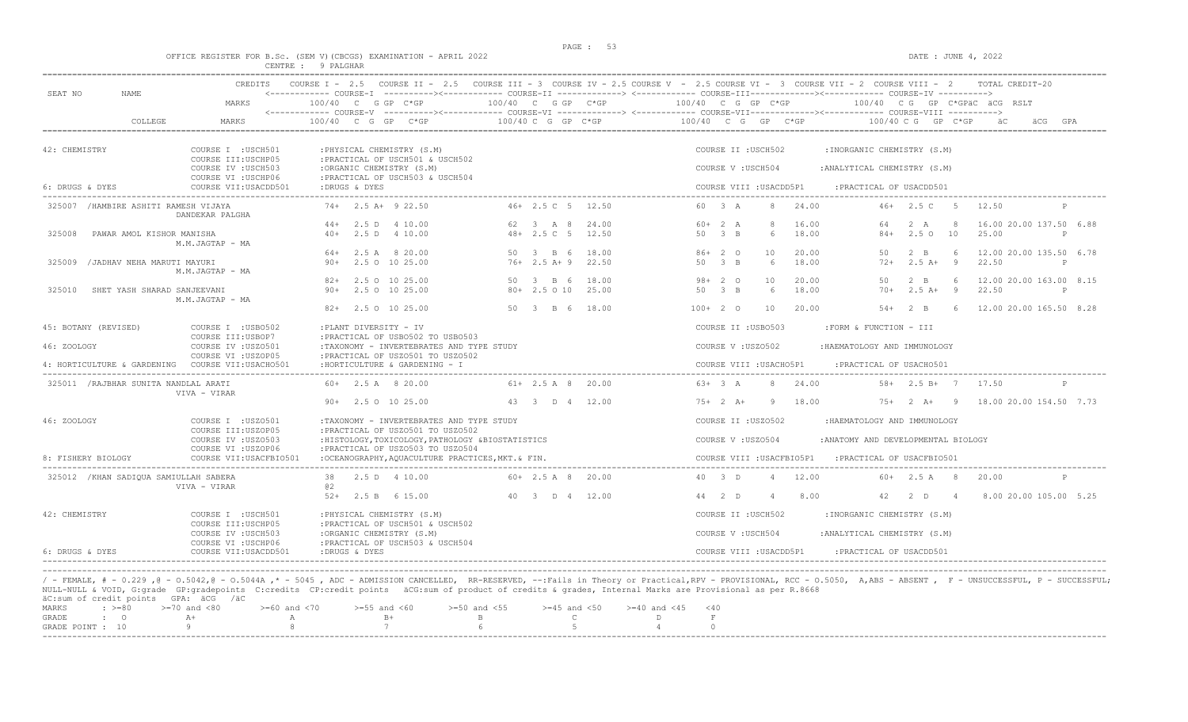OFFICE REGISTER FOR B.Sc. (SEM V)(CBCGS) EXAMINATION - APRIL 2022 — CENTRE : 9 PALGHAR — DATE : JUNE 4, 2022

| SEAT NO | NAME | CREDITS / MARKS | COURSE I - 2.5 / COURSE-V (100/40 C G GP C*GP) | COURSE II - 2.5 / COURSE-VI | COURSE III - 3 / COURSE-III / COURSE-VII (100/40 C G GP C*GP) | COURSE IV - 2.5 / COURSE V - 2.5 / COURSE-VIII | TOTAL CREDIT-20 (äC äCG RSLT / GPA) |
|---|---|---|---|---|---|---|---|
| COLLEGE | | MARKS | | | | | |

**42: CHEMISTRY** — COURSE I :USCH501 :PHYSICAL CHEMISTRY (S.M); COURSE II :USCH502 :INORGANIC CHEMISTRY (S.M); COURSE III:USCHP05 :PRACTICAL OF USCH501 & USCH502; COURSE IV :USCH503 :ORGANIC CHEMISTRY (S.M); COURSE V :USCH504 :ANALYTICAL CHEMISTRY (S.M); COURSE VI :USCHP06 :PRACTICAL OF USCH503 & USCH504

**6: DRUGS & DYES** — COURSE VII:USACDD501 :DRUGS & DYES; COURSE VIII :USACDD5P1 :PRACTICAL OF USACDD501

| SEAT NO | NAME / COLLEGE | COURSE I/V | COURSE II/VI | COURSE III/VII | COURSE IV/VIII | äC äCG RSLT GPA |
|---|---|---|---|---|---|---|
| 325007 | /HAMBIRE ASHITI RAMESH VIJAYA — DANDEKAR PALGHA | 74+ 2.5 A+ 9 22.50 | 46+ 2.5 C 5 12.50 | 60 3 A 8 24.00 | 46+ 2.5 C 5 12.50 | P |
| | | 44+ 2.5 D 4 10.00 | 62 3 A 8 24.00 | 60+ 2 A 8 16.00 | 64 2 A 8 16.00 | 20.00 137.50 6.88 |
| 325008 | PAWAR AMOL KISHOR MANISHA — M.M.JAGTAP - MA | 40+ 2.5 D 4 10.00 | 48+ 2.5 C 5 12.50 | 50 3 B 6 18.00 | 84+ 2.5 O 10 25.00 | P |
| | | 64+ 2.5 A 8 20.00 | 50 3 B 6 18.00 | 86+ 2 O 10 20.00 | 50 2 B 6 12.00 | 20.00 135.50 6.78 |
| 325009 | /JADHAV NEHA MARUTI MAYURI — M.M.JAGTAP - MA | 90+ 2.5 O 10 25.00 | 76+ 2.5 A+ 9 22.50 | 50 3 B 6 18.00 | 72+ 2.5 A+ 9 22.50 | P |
| | | 82+ 2.5 O 10 25.00 | 50 3 B 6 18.00 | 98+ 2 O 10 20.00 | 50 2 B 6 12.00 | 20.00 163.00 8.15 |
| 325010 | SHET YASH SHARAD SANJEEVANI — M.M.JAGTAP - MA | 90+ 2.5 O 10 25.00 | 80+ 2.5 O 10 25.00 | 50 3 B 6 18.00 | 70+ 2.5 A+ 9 22.50 | P |
| | | 82+ 2.5 O 10 25.00 | 50 3 B 6 18.00 | 100+ 2 O 10 20.00 | 54+ 2 B 6 12.00 | 20.00 165.50 8.28 |

**45: BOTANY (REVISED)** — COURSE I :USBO502 :PLANT DIVERSITY - IV; COURSE II :USBO503 :FORM & FUNCTION - III; COURSE III:USBOP7 :PRACTICAL OF USBO502 TO USBO503

**46: ZOOLOGY** — COURSE IV :USZO501 :TAXONOMY - INVERTEBRATES AND TYPE STUDY; COURSE V :USZO502 :HAEMATOLOGY AND IMMUNOLOGY; COURSE VI :USZOP05 :PRACTICAL OF USZO501 TO USZO502

**4: HORTICULTURE & GARDENING** — COURSE VII:USACHO501 :HORTICULTURE & GARDENING - I; COURSE VIII :USACHO5P1 :PRACTICAL OF USACHO501

| SEAT NO | NAME / COLLEGE | COURSE I/V | COURSE II/VI | COURSE III/VII | COURSE IV/VIII | äC äCG RSLT GPA |
|---|---|---|---|---|---|---|
| 325011 | /RAJBHAR SUNITA NANDLAL ARATI — VIVA - VIRAR | 60+ 2.5 A 8 20.00 | 61+ 2.5 A 8 20.00 | 63+ 3 A 8 24.00 | 58+ 2.5 B+ 7 17.50 | P |
| | | 90+ 2.5 O 10 25.00 | 43 3 D 4 12.00 | 75+ 2 A+ 9 18.00 | 75+ 2 A+ 9 18.00 | 20.00 154.50 7.73 |

**46: ZOOLOGY** — COURSE I :USZO501 :TAXONOMY - INVERTEBRATES AND TYPE STUDY; COURSE II :USZO502 :HAEMATOLOGY AND IMMUNOLOGY; COURSE III:USZOP05 :PRACTICAL OF USZO501 TO USZO502; COURSE IV :USZO503 :HISTOLOGY,TOXICOLOGY,PATHOLOGY &BIOSTATISTICS; COURSE V :USZO504 :ANATOMY AND DEVELOPMENTAL BIOLOGY; COURSE VI :USZOP06 :PRACTICAL OF USZO503 TO USZO504

**8: FISHERY BIOLOGY** — COURSE VII:USACFBIO501 :OCEANOGRAPHY,AQUACULTURE PRACTICES,MKT.& FIN.; COURSE VIII :USACFBIO5P1 :PRACTICAL OF USACFBIO501

| SEAT NO | NAME / COLLEGE | COURSE I/V | COURSE II/VI | COURSE III/VII | COURSE IV/VIII | äC äCG RSLT GPA |
|---|---|---|---|---|---|---|
| 325012 | /KHAN SADIQUA SAMIULLAH SABERA — VIVA - VIRAR | 38 @2 2.5 D 4 10.00 | 60+ 2.5 A 8 20.00 | 40 3 D 4 12.00 | 60+ 2.5 A 8 20.00 | P |
| | | 52+ 2.5 B 6 15.00 | 40 3 D 4 12.00 | 44 2 D 4 8.00 | 42 2 D 4 8.00 | 20.00 105.00 5.25 |

**42: CHEMISTRY** — COURSE I :USCH501 :PHYSICAL CHEMISTRY (S.M); COURSE II :USCH502 :INORGANIC CHEMISTRY (S.M); COURSE III:USCHP05 :PRACTICAL OF USCH501 & USCH502; COURSE IV :USCH503 :ORGANIC CHEMISTRY (S.M); COURSE V :USCH504 :ANALYTICAL CHEMISTRY (S.M); COURSE VI :USCHP06 :PRACTICAL OF USCH503 & USCH504

**6: DRUGS & DYES** — COURSE VII:USACDD501 :DRUGS & DYES; COURSE VIII :USACDD5P1 :PRACTICAL OF USACDD501

/ - FEMALE, # - 0.229 ,@ - 0.5042,@ - 0.5044A ,* - 5045 , ADC - ADMISSION CANCELLED, RR-RESERVED, --:Fails in Theory or Practical,RPV - PROVISIONAL, RCC - 0.5050, A,ABS - ABSENT , F - UNSUCCESSFUL, P - SUCCESSFUL; NULL-NULL & VOID, G:grade GP:gradepoints C:credits CP:credit points äCG:sum of product of credits & grades, Internal Marks are Provisional as per R.8668
äC:sum of credit points GPA: äCG /äC

| MARKS | : >=80 | >=70 and <80 | >=60 and <70 | >=55 and <60 | >=50 and <55 | >=45 and <50 | >=40 and <45 | <40 |
|---|---|---|---|---|---|---|---|---|
| GRADE | : O | A+ | A | B+ | B | C | D | F |
| GRADE POINT | : 10 | 9 | 8 | 7 | 6 | 5 | 4 | 0 |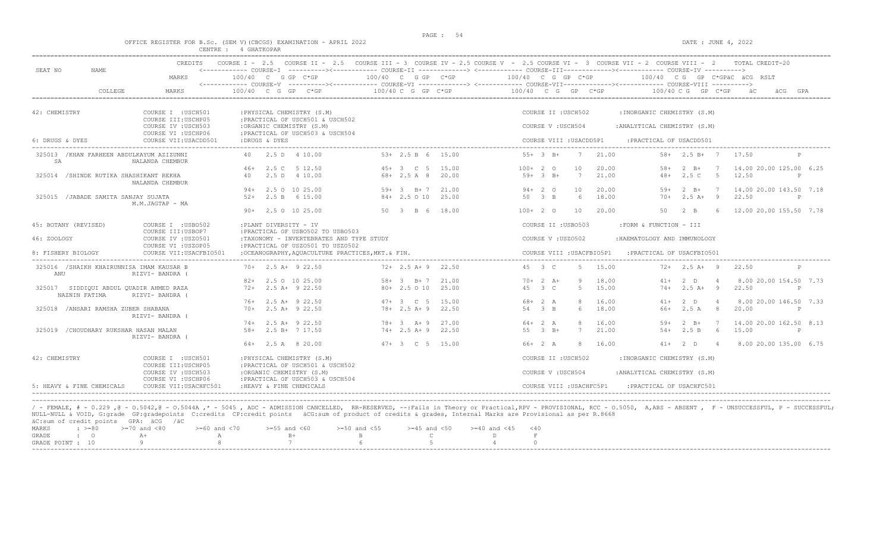OFFICE REGISTER FOR B.Sc. (SEM V)(CBCGS) EXAMINATION - APRIL 2022 — CENTRE : 4 GHATKOPAR — DATE : JUNE 4, 2022

CREDITS: COURSE I - 2.5, COURSE II - 2.5, COURSE III - 3, COURSE IV - 2.5, COURSE V - 2.5, COURSE VI - 3, COURSE VII - 2, COURSE VIII - 2, TOTAL CREDIT-20

Column layout (each candidate spans two lines): first line = Courses I, II, III, IV with Total/Result; second line = Courses V, VI, VII, VIII with Total/ΣC, ΣCG, GPA. Each course shows MARKS 100/40, C, G, GP, C*GP.

**42: CHEMISTRY**
- COURSE I : USCH501 : PHYSICAL CHEMISTRY (S.M)
- COURSE II : USCH502 : INORGANIC CHEMISTRY (S.M)
- COURSE III : USCHP05 : PRACTICAL OF USCH501 & USCH502
- COURSE IV : USCH503 : ORGANIC CHEMISTRY (S.M)
- COURSE V : USCH504 : ANALYTICAL CHEMISTRY (S.M)
- COURSE VI : USCHP06 : PRACTICAL OF USCH503 & USCH504
- COURSE VII : USACDD501 : DRUGS & DYES
- COURSE VIII : USACDD5P1 : PRACTICAL OF USACDD501

**6: DRUGS & DYES**

| SEAT NO | NAME / COLLEGE | Course I / V | Course II / VI | Course III / VII | Course IV / VIII | ΣC | ΣCG | GPA / RSLT |
|---|---|---|---|---|---|---|---|---|
| 325013 | /KHAN FARHEEN ABDULKAYUM AZIZUNNI SA — NALANDA CHEMBUR | 40 2.5 D 4 10.00 | 53+ 2.5 B 6 15.00 | 55+ 3 B+ 7 21.00 | 58+ 2.5 B+ 7 17.50 | | | P |
| | | 46+ 2.5 C 5 12.50 | 45+ 3 C 5 15.00 | 100+ 2 O 10 20.00 | 58+ 2 B+ 7 14.00 | 20.00 | 125.00 | 6.25 |
| 325014 | /SHINDE RUTIKA SHASHIKANT REKHA — NALANDA CHEMBUR | 40 2.5 D 4 10.00 | 68+ 2.5 A 8 20.00 | 59+ 3 B+ 7 21.00 | 48+ 2.5 C 5 12.50 | | | P |
| | | 94+ 2.5 O 10 25.00 | 59+ 3 B+ 7 21.00 | 94+ 2 O 10 20.00 | 59+ 2 B+ 7 14.00 | 20.00 | 143.50 | 7.18 |
| 325015 | /JABADE SAMITA SANJAY SUJATA — M.M.JAGTAP - MA | 52+ 2.5 B 6 15.00 | 84+ 2.5 O 10 25.00 | 50 3 B 6 18.00 | 70+ 2.5 A+ 9 22.50 | | | P |
| | | 90+ 2.5 O 10 25.00 | 50 3 B 6 18.00 | 100+ 2 O 10 20.00 | 50 2 B 6 12.00 | 20.00 | 155.50 | 7.78 |

**45: BOTANY (REVISED)**
- COURSE I : USBO502 : PLANT DIVERSITY - IV
- COURSE II : USBO503 : FORM & FUNCTION - III
- COURSE III : USBOP7 : PRACTICAL OF USBO502 TO USBO503

**46: ZOOLOGY**
- COURSE IV : USZO501 : TAXONOMY - INVERTEBRATES AND TYPE STUDY
- COURSE V : USZO502 : HAEMATOLOGY AND IMMUNOLOGY
- COURSE VI : USZOP05 : PRACTICAL OF USZO501 TO USZO502

**8: FISHERY BIOLOGY**
- COURSE VII : USACFBIO501 : OCEANOGRAPHY, AQUACULTURE PRACTICES, MKT. & FIN.
- COURSE VIII : USACFBIO5P1 : PRACTICAL OF USACFBIO501

| SEAT NO | NAME / COLLEGE | Course I / V | Course II / VI | Course III / VII | Course IV / VIII | ΣC | ΣCG | GPA / RSLT |
|---|---|---|---|---|---|---|---|---|
| 325016 | /SHAIKH KHAIRUNNISA IMAM KAUSAR B ANU — RIZVI- BANDRA ( | 70+ 2.5 A+ 9 22.50 | 72+ 2.5 A+ 9 22.50 | 45 3 C 5 15.00 | 72+ 2.5 A+ 9 22.50 | | | P |
| | | 82+ 2.5 O 10 25.00 | 58+ 3 B+ 7 21.00 | 70+ 2 A+ 9 18.00 | 41+ 2 D 4 8.00 | 20.00 | 154.50 | 7.73 |
| 325017 | SIDDIQUI ABDUL QUADIR AHMED RAZA NAZNIN FATIMA — RIZVI- BANDRA ( | 72+ 2.5 A+ 9 22.50 | 80+ 2.5 O 10 25.00 | 45 3 C 5 15.00 | 74+ 2.5 A+ 9 22.50 | | | P |
| | | 76+ 2.5 A+ 9 22.50 | 47+ 3 C 5 15.00 | 68+ 2 A 8 16.00 | 41+ 2 D 4 8.00 | 20.00 | 146.50 | 7.33 |
| 325018 | /ANSARI RAMSHA ZUBER SHABANA — RIZVI- BANDRA ( | 70+ 2.5 A+ 9 22.50 | 78+ 2.5 A+ 9 22.50 | 54 3 B 6 18.00 | 66+ 2.5 A 8 20.00 | | | P |
| | | 74+ 2.5 A+ 9 22.50 | 78+ 3 A+ 9 27.00 | 64+ 2 A 8 16.00 | 59+ 2 B+ 7 14.00 | 20.00 | 162.50 | 8.13 |
| 325019 | /CHOUDHARY RUKSHAR HASAN MALAN — RIZVI- BANDRA ( | 58+ 2.5 B+ 7 17.50 | 74+ 2.5 A+ 9 22.50 | 55 3 B+ 7 21.00 | 54+ 2.5 B 6 15.00 | | | P |
| | | 64+ 2.5 A 8 20.00 | 47+ 3 C 5 15.00 | 66+ 2 A 8 16.00 | 41+ 2 D 4 8.00 | 20.00 | 135.00 | 6.75 |

**42: CHEMISTRY**
- COURSE I : USCH501 : PHYSICAL CHEMISTRY (S.M)
- COURSE II : USCH502 : INORGANIC CHEMISTRY (S.M)
- COURSE III : USCHP05 : PRACTICAL OF USCH501 & USCH502
- COURSE IV : USCH503 : ORGANIC CHEMISTRY (S.M)
- COURSE V : USCH504 : ANALYTICAL CHEMISTRY (S.M)
- COURSE VI : USCHP06 : PRACTICAL OF USCH503 & USCH504

**5: HEAVY & FINE CHEMICALS**
- COURSE VII : USACHFC501 : HEAVY & FINE CHEMICALS
- COURSE VIII : USACHFC5P1 : PRACTICAL OF USACHFC501

/ - FEMALE, # - 0.229 ,@ - O.5042,@ - O.5044A ,* - 5045 , ADC - ADMISSION CANCELLED, RR-RESERVED, --:Fails in Theory or Practical,RPV - PROVISIONAL, RCC - O.5050, A,ABS - ABSENT , F - UNSUCCESSFUL, P - SUCCESSFUL; NULL-NULL & VOID, G:grade GP:gradepoints C:credits CP:credit points ΣCG:sum of product of credits & grades, Internal Marks are Provisional as per R.8668
ΣC:sum of credit points GPA: ΣCG /ΣC

| MARKS | >=80 | >=70 and <80 | >=60 and <70 | >=55 and <60 | >=50 and <55 | >=45 and <50 | >=40 and <45 | <40 |
|---|---|---|---|---|---|---|---|---|
| GRADE | O | A+ | A | B+ | B | C | D | F |
| GRADE POINT | 10 | 9 | 8 | 7 | 6 | 5 | 4 | 0 |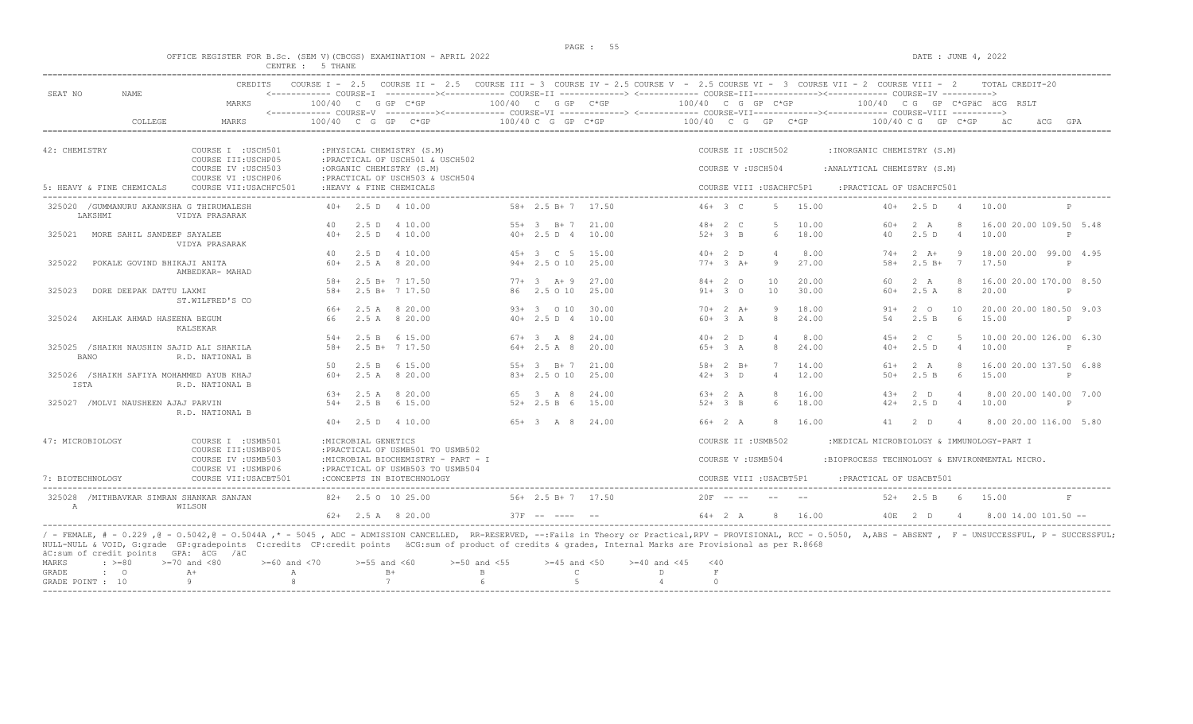OFFICE REGISTER FOR B.Sc. (SEM V)(CBCGS) EXAMINATION - APRIL 2022
CENTRE : 5 THANE

DATE : JUNE 4, 2022

| SEAT NO | NAME | CREDITS | COURSE I - 2.5 | COURSE II - 2.5 | COURSE III - 3 | COURSE IV - 2.5 | COURSE V - 2.5 | COURSE VI - 3 | COURSE VII - 2 | COURSE VIII - 2 | TOTAL CREDIT-20 |
|---|---|---|---|---|---|---|---|---|---|---|---|
| | | MARKS | <---- COURSE-I ----> 100/40 C G GP C*GP | <---- COURSE-II ----> 100/40 C G GP C*GP | | <---- COURSE-III ----> 100/40 C G GP C*GP | <---- COURSE-IV ----> 100/40 C G GP C*GPäC äCG RSLT | | | | |
| | COLLEGE | MARKS | <---- COURSE-V ----> 100/40 C G GP C*GP | <---- COURSE-VI ----> 100/40 C G GP C*GP | | <---- COURSE-VII ----> 100/40 C G GP C*GP | <---- COURSE-VIII ----> 100/40 C G GP C*GP äC äCG GPA | | | | |

42: CHEMISTRY
COURSE I :USCH501 :PHYSICAL CHEMISTRY (S.M) — COURSE II :USCH502 :INORGANIC CHEMISTRY (S.M)
COURSE III:USCHP05 :PRACTICAL OF USCH501 & USCH502
COURSE IV :USCH503 :ORGANIC CHEMISTRY (S.M) — COURSE V :USCH504 :ANALYTICAL CHEMISTRY (S.M)
COURSE VI :USCHP06 :PRACTICAL OF USCH503 & USCH504
5: HEAVY & FINE CHEMICALS — COURSE VII:USACHFC501 :HEAVY & FINE CHEMICALS — COURSE VIII :USACHFC5P1 :PRACTICAL OF USACHFC501

| SEAT NO | NAME / COLLEGE | COURSE I / V | COURSE II / VI | COURSE III / VII | COURSE IV / VIII | äC äCG RSLT / GPA |
|---|---|---|---|---|---|---|
| 325020 | /GUMMANURU AKANKSHA G THIRUMALESH LAKSHMI | 40+ 2.5 D 4 10.00 | 58+ 2.5 B+ 7 17.50 | 46+ 3 C 5 15.00 | 40+ 2.5 D 4 10.00 | P |
| | VIDYA PRASARAK | 40 2.5 D 4 10.00 | 55+ 3 B+ 7 21.00 | 48+ 2 C 5 10.00 | 60+ 2 A 8 16.00 | 20.00 109.50 5.48 |
| 325021 | MORE SAHIL SANDEEP SAYALEE | 40+ 2.5 D 4 10.00 | 40+ 2.5 D 4 10.00 | 52+ 3 B 6 18.00 | 40 2.5 D 4 10.00 | P |
| | VIDYA PRASARAK | 40 2.5 D 4 10.00 | 45+ 3 C 5 15.00 | 40+ 2 D 4 8.00 | 74+ 2 A+ 9 18.00 | 20.00 99.00 4.95 |
| 325022 | POKALE GOVIND BHIKAJI ANITA | 60+ 2.5 A 8 20.00 | 94+ 2.5 O 10 25.00 | 77+ 3 A+ 9 27.00 | 58+ 2.5 B+ 7 17.50 | P |
| | AMBEDKAR- MAHAD | 58+ 2.5 B+ 7 17.50 | 77+ 3 A+ 9 27.00 | 84+ 2 O 10 20.00 | 60 2 A 8 16.00 | 20.00 170.00 8.50 |
| 325023 | DORE DEEPAK DATTU LAXMI | 58+ 2.5 B+ 7 17.50 | 86 2.5 O 10 25.00 | 91+ 3 O 10 30.00 | 60+ 2.5 A 8 20.00 | P |
| | ST.WILFRED'S CO | 66+ 2.5 A 8 20.00 | 93+ 3 O 10 30.00 | 70+ 2 A+ 9 18.00 | 91+ 2 O 10 20.00 | 20.00 180.50 9.03 |
| 325024 | AKHLAK AHMAD HASEENA BEGUM | 66 2.5 A 8 20.00 | 40+ 2.5 D 4 10.00 | 60+ 3 A 8 24.00 | 54 2.5 B 6 15.00 | P |
| | KALSEKAR | 54+ 2.5 B 6 15.00 | 67+ 3 A 8 24.00 | 40+ 2 D 4 8.00 | 45+ 2 C 5 10.00 | 20.00 126.00 6.30 |
| 325025 | /SHAIKH NAUSHIN SAJID ALI SHAKILA BANO | 58+ 2.5 B+ 7 17.50 | 64+ 2.5 A 8 20.00 | 65+ 3 A 8 24.00 | 40+ 2.5 D 4 10.00 | P |
| | R.D. NATIONAL B | 50 2.5 B 6 15.00 | 55+ 3 B+ 7 21.00 | 58+ 2 B+ 7 14.00 | 61+ 2 A 8 16.00 | 20.00 137.50 6.88 |
| 325026 | /SHAIKH SAFIYA MOHAMMED AYUB KHAJ ISTA | 60+ 2.5 A 8 20.00 | 83+ 2.5 O 10 25.00 | 42+ 3 D 4 12.00 | 50+ 2.5 B 6 15.00 | P |
| | R.D. NATIONAL B | 63+ 2.5 A 8 20.00 | 65 3 A 8 24.00 | 63+ 2 A 8 16.00 | 43+ 2 D 4 8.00 | 20.00 140.00 7.00 |
| 325027 | /MOLVI NAUSHEEN AJAJ PARVIN | 54+ 2.5 B 6 15.00 | 52+ 2.5 B 6 15.00 | 52+ 3 B 6 18.00 | 42+ 2.5 D 4 10.00 | P |
| | R.D. NATIONAL B | 40+ 2.5 D 4 10.00 | 65+ 3 A 8 24.00 | 66+ 2 A 8 16.00 | 41 2 D 4 8.00 | 20.00 116.00 5.80 |

47: MICROBIOLOGY
COURSE I :USMB501 :MICROBIAL GENETICS — COURSE II :USMB502 :MEDICAL MICROBIOLOGY & IMMUNOLOGY-PART I
COURSE III:USMBP05 :PRACTICAL OF USMB501 TO USMB502
COURSE IV :USMB503 :MICROBIAL BIOCHEMISTRY - PART - I — COURSE V :USMB504 :BIOPROCESS TECHNOLOGY & ENVIRONMENTAL MICRO.
COURSE VI :USMBP06 :PRACTICAL OF USMB503 TO USMB504
7: BIOTECHNOLOGY — COURSE VII:USACBT501 :CONCEPTS IN BIOTECHNOLOGY — COURSE VIII :USACBT5P1 :PRACTICAL OF USACBT501

| SEAT NO | NAME / COLLEGE | COURSE I / V | COURSE II / VI | COURSE III / VII | COURSE IV / VIII | äC äCG RSLT / GPA |
|---|---|---|---|---|---|---|
| 325028 | /MITHBAVKAR SIMRAN SHANKAR SANJAN A | 82+ 2.5 O 10 25.00 | 56+ 2.5 B+ 7 17.50 | 20F -- -- -- -- | 52+ 2.5 B 6 15.00 | F |
| | WILSON | 62+ 2.5 A 8 20.00 | 37F -- ---- -- | 64+ 2 A 8 16.00 | 40E 2 D 4 8.00 | 14.00 101.50 -- |

/ - FEMALE, # - 0.229 ,@ - O.5042,@ - O.5044A ,* - 5045 , ADC - ADMISSION CANCELLED, RR-RESERVED, --:Fails in Theory or Practical,RPV - PROVISIONAL, RCC - O.5050, A,ABS - ABSENT , F - UNSUCCESSFUL, P - SUCCESSFUL;
NULL-NULL & VOID, G:grade GP:gradepoints C:credits CP:credit points äCG:sum of product of credits & grades, Internal Marks are Provisional as per R.8668
äC:sum of credit points GPA: äCG /äC

| MARKS | : >=80 | >=70 and <80 | >=60 and <70 | >=55 and <60 | >=50 and <55 | >=45 and <50 | >=40 and <45 | <40 |
|---|---|---|---|---|---|---|---|---|
| GRADE | : O | A+ | A | B+ | B | C | D | F |
| GRADE POINT | : 10 | 9 | 8 | 7 | 6 | 5 | 4 | 0 |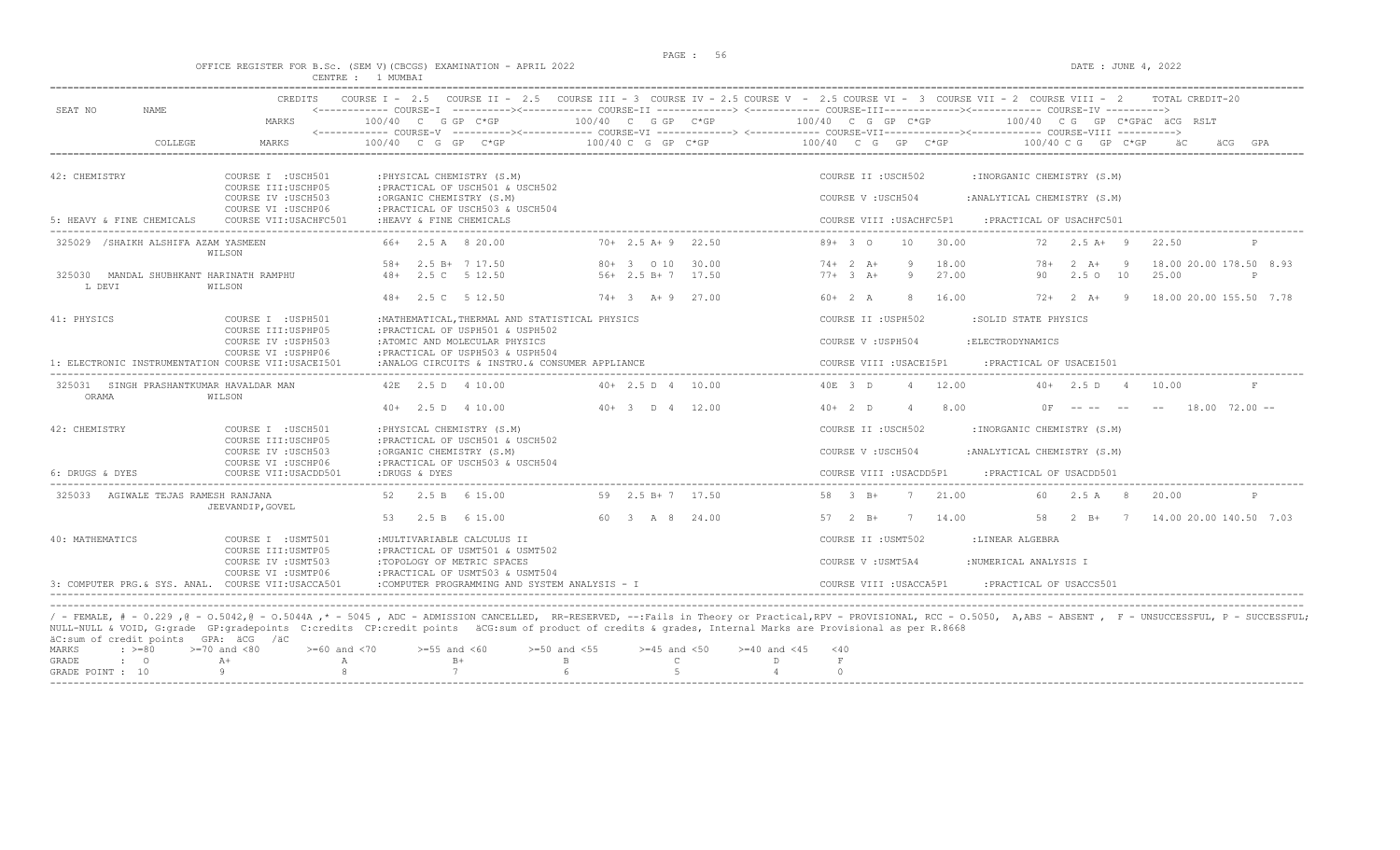OFFICE REGISTER FOR B.Sc. (SEM V)(CBCGS) EXAMINATION - APRIL 2022 CENTRE : 1 MUMBAI DATE : JUNE 4, 2022

| SEAT NO | NAME | CREDITS | COURSE I - 2.5 | COURSE II - 2.5 | COURSE III - 3 | COURSE IV - 2.5 | COURSE V - 2.5 | COURSE VI - 3 | COURSE VII - 2 | COURSE VIII - 2 | TOTAL CREDIT-20 |
|---|---|---|---|---|---|---|---|---|---|---|---|
| | | MARKS | COURSE-I 100/40 C G GP C*GP | COURSE-II 100/40 C G GP C*GP | COURSE-III 100/40 C G GP C*GP | COURSE-IV 100/40 C G GP C*GP | äC äCG RSLT | | | | |
| | COLLEGE | MARKS | COURSE-V 100/40 C G GP C*GP | COURSE-VI 100/40 C G GP C*GP | COURSE-VII 100/40 C G GP C*GP | COURSE-VIII 100/40 C G GP C*GP | äC äCG GPA | | | | |

42: CHEMISTRY
COURSE I :USCH501 :PHYSICAL CHEMISTRY (S.M) — COURSE II :USCH502 :INORGANIC CHEMISTRY (S.M)
COURSE III:USCHP05 :PRACTICAL OF USCH501 & USCH502
COURSE IV :USCH503 :ORGANIC CHEMISTRY (S.M) — COURSE V :USCH504 :ANALYTICAL CHEMISTRY (S.M)
COURSE VI :USCHP06 :PRACTICAL OF USCH503 & USCH504
5: HEAVY & FINE CHEMICALS — COURSE VII:USACHFC501 :HEAVY & FINE CHEMICALS — COURSE VIII :USACHFC5P1 :PRACTICAL OF USACHFC501

| Seat No | Name / College | Course I / V | Course II / VI | Course III / VII | Course IV / VIII | äC äCG RSLT / GPA |
|---|---|---|---|---|---|---|
| 325029 | /SHAIKH ALSHIFA AZAM YASMEEN, WILSON | 66+ 2.5 A 8 20.00 | 70+ 2.5 A+ 9 22.50 | 89+ 3 O 10 30.00 | 72 2.5 A+ 9 22.50 | P |
| | | 58+ 2.5 B+ 7 17.50 | 80+ 3 O 10 30.00 | 74+ 2 A+ 9 18.00 | 78+ 2 A+ 9 18.00 | 20.00 178.50 8.93 |
| 325030 | MANDAL SHUBHKANT HARINATH RAMPHU L DEVI, WILSON | 48+ 2.5 C 5 12.50 | 56+ 2.5 B+ 7 17.50 | 77+ 3 A+ 9 27.00 | 90 2.5 O 10 25.00 | P |
| | | 48+ 2.5 C 5 12.50 | 74+ 3 A+ 9 27.00 | 60+ 2 A 8 16.00 | 72+ 2 A+ 9 18.00 | 20.00 155.50 7.78 |

41: PHYSICS
COURSE I :USPH501 :MATHEMATICAL,THERMAL AND STATISTICAL PHYSICS — COURSE II :USPH502 :SOLID STATE PHYSICS
COURSE III:USPHP05 :PRACTICAL OF USPH501 & USPH502
COURSE IV :USPH503 :ATOMIC AND MOLECULAR PHYSICS — COURSE V :USPH504 :ELECTRODYNAMICS
COURSE VI :USPHP06 :PRACTICAL OF USPH503 & USPH504
1: ELECTRONIC INSTRUMENTATION COURSE VII:USACEI501 :ANALOG CIRCUITS & INSTRU.& CONSUMER APPLIANCE — COURSE VIII :USACEI5P1 :PRACTICAL OF USACEI501

| Seat No | Name / College | Course I / V | Course II / VI | Course III / VII | Course IV / VIII | äC äCG RSLT / GPA |
|---|---|---|---|---|---|---|
| 325031 | SINGH PRASHANTKUMAR HAVALDAR MAN ORAMA, WILSON | 42E 2.5 D 4 10.00 | 40+ 2.5 D 4 10.00 | 40E 3 D 4 12.00 | 40+ 2.5 D 4 10.00 | F |
| | | 40+ 2.5 D 4 10.00 | 40+ 3 D 4 12.00 | 40+ 2 D 4 8.00 | 0F -- -- -- -- | 18.00 72.00 -- |

42: CHEMISTRY
COURSE I :USCH501 :PHYSICAL CHEMISTRY (S.M) — COURSE II :USCH502 :INORGANIC CHEMISTRY (S.M)
COURSE III:USCHP05 :PRACTICAL OF USCH501 & USCH502
COURSE IV :USCH503 :ORGANIC CHEMISTRY (S.M) — COURSE V :USCH504 :ANALYTICAL CHEMISTRY (S.M)
COURSE VI :USCHP06 :PRACTICAL OF USCH503 & USCH504
6: DRUGS & DYES — COURSE VII:USACDD501 :DRUGS & DYES — COURSE VIII :USACDD5P1 :PRACTICAL OF USACDD501

| Seat No | Name / College | Course I / V | Course II / VI | Course III / VII | Course IV / VIII | äC äCG RSLT / GPA |
|---|---|---|---|---|---|---|
| 325033 | AGIWALE TEJAS RAMESH RANJANA, JEEVANDIP,GOVEL | 52 2.5 B 6 15.00 | 59 2.5 B+ 7 17.50 | 58 3 B+ 7 21.00 | 60 2.5 A 8 20.00 | P |
| | | 53 2.5 B 6 15.00 | 60 3 A 8 24.00 | 57 2 B+ 7 14.00 | 58 2 B+ 7 14.00 | 20.00 140.50 7.03 |

40: MATHEMATICS
COURSE I :USMT501 :MULTIVARIABLE CALCULUS II — COURSE II :USMT502 :LINEAR ALGEBRA
COURSE III:USMTP05 :PRACTICAL OF USMT501 & USMT502
COURSE IV :USMT503 :TOPOLOGY OF METRIC SPACES — COURSE V :USMT5A4 :NUMERICAL ANALYSIS I
COURSE VI :USMTP06 :PRACTICAL OF USMT503 & USMT504
3: COMPUTER PRG.& SYS. ANAL. COURSE VII:USACCA501 :COMPUTER PROGRAMMING AND SYSTEM ANALYSIS - I — COURSE VIII :USACCA5P1 :PRACTICAL OF USACCS501

/ - FEMALE, # - 0.229 ,@ - O.5042,@ - O.5044A ,* - 5045 , ADC - ADMISSION CANCELLED, RR-RESERVED, --:Fails in Theory or Practical,RPV - PROVISIONAL, RCC - O.5050, A,ABS - ABSENT , F - UNSUCCESSFUL, P - SUCCESSFUL; NULL-NULL & VOID, G:grade GP:gradepoints C:credits CP:credit points äCG:sum of product of credits & grades, Internal Marks are Provisional as per R.8668
äC:sum of credit points GPA: äCG /äC

| MARKS | : >=80 | >=70 and <80 | >=60 and <70 | >=55 and <60 | >=50 and <55 | >=45 and <50 | >=40 and <45 | <40 |
|---|---|---|---|---|---|---|---|---|
| GRADE | : O | A+ | A | B+ | B | C | D | F |
| GRADE POINT | : 10 | 9 | 8 | 7 | 6 | 5 | 4 | 0 |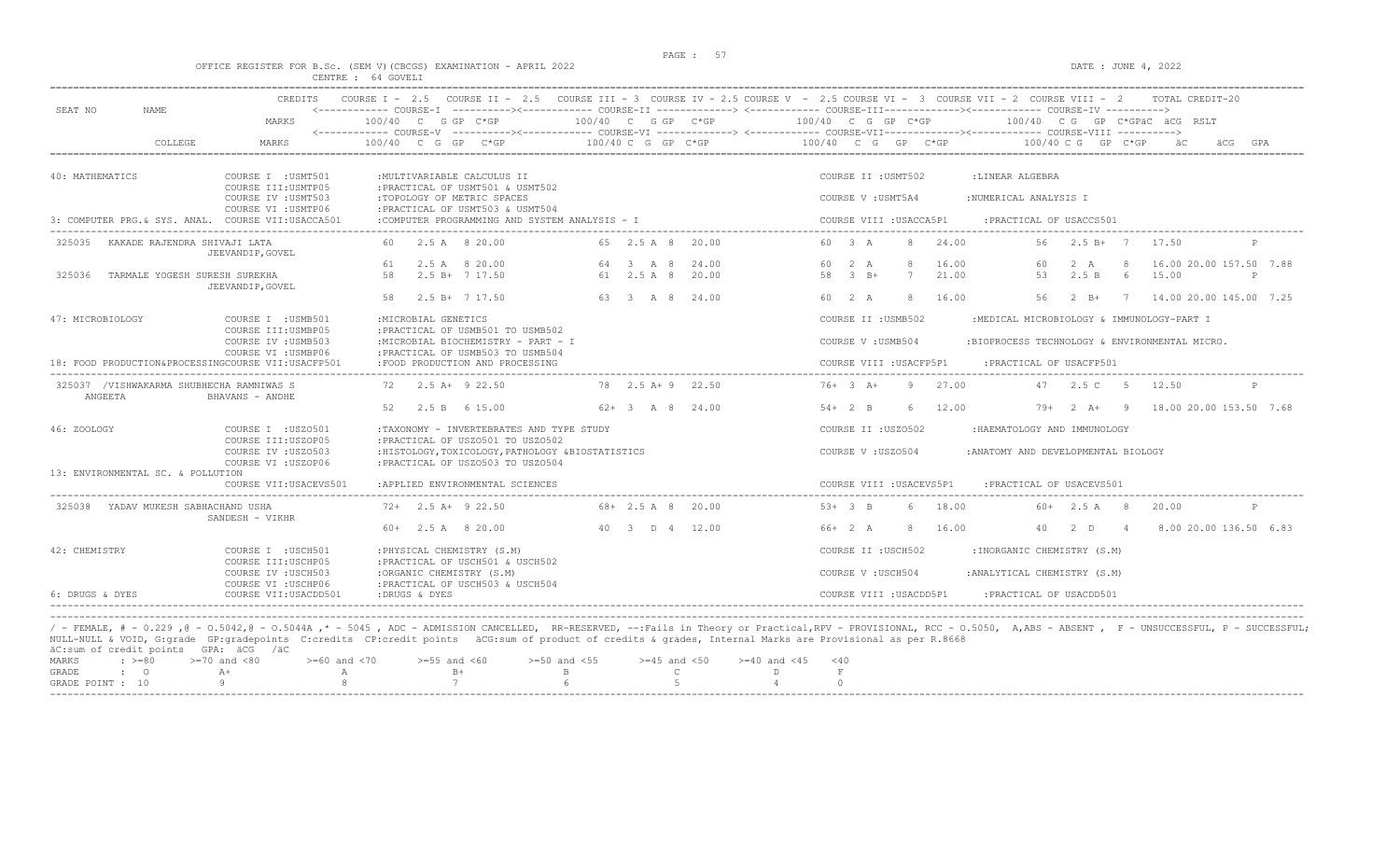OFFICE REGISTER FOR B.Sc. (SEM V)(CBCGS) EXAMINATION - APRIL 2022

CENTRE : 64 GOVELI

DATE : JUNE 4, 2022

| SEAT NO | NAME | CREDITS | COURSE I - 2.5 | COURSE II - 2.5 | COURSE III - 3 | COURSE IV - 2.5 | COURSE V - 2.5 | COURSE VI - 3 | COURSE VII - 2 | COURSE VIII - 2 | TOTAL CREDIT-20 |
|---|---|---|---|---|---|---|---|---|---|---|---|
| | | MARKS | COURSE-I 100/40 C G GP C*GP | COURSE-II 100/40 C G GP C*GP | COURSE-III 100/40 C G GP C*GP | COURSE-IV 100/40 C G GP C*GP | äC äCG RSLT | | | | |
| | COLLEGE | MARKS | COURSE-V 100/40 C G GP C*GP | COURSE-VI 100/40 C G GP C*GP | COURSE-VII 100/40 C G GP C*GP | COURSE-VIII 100/40 C G GP C*GP | äC äCG GPA | | | | |

40: MATHEMATICS
- COURSE I :USMT501 :MULTIVARIABLE CALCULUS II
- COURSE II :USMT502 :LINEAR ALGEBRA
- COURSE III:USMTP05 :PRACTICAL OF USMT501 & USMT502
- COURSE IV :USMT503 :TOPOLOGY OF METRIC SPACES
- COURSE V :USMT5A4 :NUMERICAL ANALYSIS I
- COURSE VI :USMTP06 :PRACTICAL OF USMT503 & USMT504
- 3: COMPUTER PRG.& SYS. ANAL. COURSE VII:USACCA501 :COMPUTER PROGRAMMING AND SYSTEM ANALYSIS - I
- COURSE VIII :USACCA5P1 :PRACTICAL OF USACCS501

| SEAT NO | NAME / COLLEGE | Course I/V | Course II/VI | Course III/VII | Course IV/VIII | äC äCG RSLT/GPA |
|---|---|---|---|---|---|---|
| 325035 | KAKADE RAJENDRA SHIVAJI LATA | 60 2.5 A 8 20.00 | 65 2.5 A 8 20.00 | 60 3 A 8 24.00 | 56 2.5 B+ 7 17.50 | P |
| | JEEVANDIP,GOVEL | 61 2.5 A 8 20.00 | 64 3 A 8 24.00 | 60 2 A 8 16.00 | 60 2 A 8 16.00 | 20.00 157.50 7.88 |
| 325036 | TARMALE YOGESH SURESH SUREKHA | 58 2.5 B+ 7 17.50 | 61 2.5 A 8 20.00 | 58 3 B+ 7 21.00 | 53 2.5 B 6 15.00 | P |
| | JEEVANDIP,GOVEL | 58 2.5 B+ 7 17.50 | 63 3 A 8 24.00 | 60 2 A 8 16.00 | 56 2 B+ 7 14.00 | 20.00 145.00 7.25 |

47: MICROBIOLOGY
- COURSE I :USMB501 :MICROBIAL GENETICS
- COURSE II :USMB502 :MEDICAL MICROBIOLOGY & IMMUNOLOGY-PART I
- COURSE III:USMBP05 :PRACTICAL OF USMB501 TO USMB502
- COURSE IV :USMB503 :MICROBIAL BIOCHEMISTRY - PART - I
- COURSE V :USMB504 :BIOPROCESS TECHNOLOGY & ENVIRONMENTAL MICRO.
- COURSE VI :USMBP06 :PRACTICAL OF USMB503 TO USMB504
- 18: FOOD PRODUCTION&PROCESSINGCOURSE VII:USACFP501 :FOOD PRODUCTION AND PROCESSING
- COURSE VIII :USACFP5P1 :PRACTICAL OF USACFP501

| SEAT NO | NAME / COLLEGE | Course I/V | Course II/VI | Course III/VII | Course IV/VIII | äC äCG RSLT/GPA |
|---|---|---|---|---|---|---|
| 325037 | /VISHWAKARMA SHUBHECHA RAMNIWAS S ANGEETA | 72 2.5 A+ 9 22.50 | 78 2.5 A+ 9 22.50 | 76+ 3 A+ 9 27.00 | 47 2.5 C 5 12.50 | P |
| | BHAVANS - ANDHE | 52 2.5 B 6 15.00 | 62+ 3 A 8 24.00 | 54+ 2 B 6 12.00 | 79+ 2 A+ 9 18.00 | 20.00 153.50 7.68 |

46: ZOOLOGY
- COURSE I :USZO501 :TAXONOMY - INVERTEBRATES AND TYPE STUDY
- COURSE II :USZO502 :HAEMATOLOGY AND IMMUNOLOGY
- COURSE III:USZOP05 :PRACTICAL OF USZO501 TO USZO502
- COURSE IV :USZO503 :HISTOLOGY,TOXICOLOGY,PATHOLOGY &BIOSTATISTICS
- COURSE V :USZO504 :ANATOMY AND DEVELOPMENTAL BIOLOGY
- COURSE VI :USZOP06 :PRACTICAL OF USZO503 TO USZO504
- 13: ENVIRONMENTAL SC. & POLLUTION COURSE VII:USACEVS501 :APPLIED ENVIRONMENTAL SCIENCES
- COURSE VIII :USACEVS5P1 :PRACTICAL OF USACEVS501

| SEAT NO | NAME / COLLEGE | Course I/V | Course II/VI | Course III/VII | Course IV/VIII | äC äCG RSLT/GPA |
|---|---|---|---|---|---|---|
| 325038 | YADAV MUKESH SABHACHAND USHA | 72+ 2.5 A+ 9 22.50 | 68+ 2.5 A 8 20.00 | 53+ 3 B 6 18.00 | 60+ 2.5 A 8 20.00 | P |
| | SANDESH - VIKHR | 60+ 2.5 A 8 20.00 | 40 3 D 4 12.00 | 66+ 2 A 8 16.00 | 40 2 D 4 8.00 | 20.00 136.50 6.83 |

42: CHEMISTRY
- COURSE I :USCH501 :PHYSICAL CHEMISTRY (S.M)
- COURSE II :USCH502 :INORGANIC CHEMISTRY (S.M)
- COURSE III:USCHP05 :PRACTICAL OF USCH501 & USCH502
- COURSE IV :USCH503 :ORGANIC CHEMISTRY (S.M)
- COURSE V :USCH504 :ANALYTICAL CHEMISTRY (S.M)
- COURSE VI :USCHP06 :PRACTICAL OF USCH503 & USCH504
- 6: DRUGS & DYES COURSE VII:USACDD501 :DRUGS & DYES
- COURSE VIII :USACDD5P1 :PRACTICAL OF USACDD501

/ - FEMALE, # - 0.229 ,@ - O.5042,@ - O.5044A ,* - 5045 , ADC - ADMISSION CANCELLED, RR-RESERVED, --:Fails in Theory or Practical,RPV - PROVISIONAL, RCC - O.5050, A,ABS - ABSENT , F - UNSUCCESSFUL, P - SUCCESSFUL; NULL-NULL & VOID, G:grade GP:gradepoints C:credits CP:credit points äCG:sum of product of credits & grades, Internal Marks are Provisional as per R.8668
äC:sum of credit points GPA: äCG /äC

| MARKS | : >=80 | >=70 and <80 | >=60 and <70 | >=55 and <60 | >=50 and <55 | >=45 and <50 | >=40 and <45 | <40 |
|---|---|---|---|---|---|---|---|---|
| GRADE | : O | A+ | A | B+ | B | C | D | F |
| GRADE POINT | : 10 | 9 | 8 | 7 | 6 | 5 | 4 | 0 |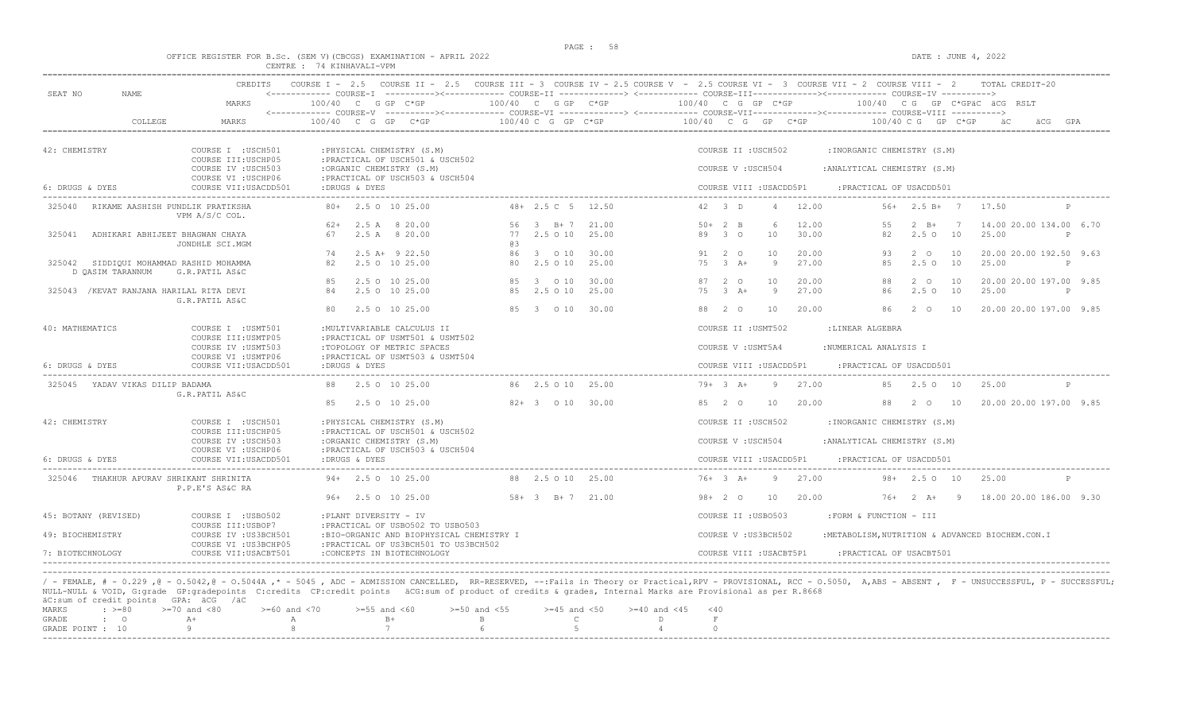OFFICE REGISTER FOR B.Sc. (SEM V)(CBCGS) EXAMINATION - APRIL 2022

CENTRE : 74 KINHAVALI-VPM

DATE : JUNE 4, 2022

| SEAT NO | NAME | CREDITS / MARKS | COURSE I - 2.5 / COURSE-V (100/40 C G GP C*GP) | COURSE II - 2.5 / COURSE-VI | COURSE III - 3 / COURSE-VII | COURSE IV - 2.5 / COURSE-VIII | COURSE V - 2.5 / COURSE VI - 3 / COURSE VII - 2 / COURSE VIII - 2 | TOTAL CREDIT-20 (äC äCG RSLT / äC äCG GPA) |
|---|---|---|---|---|---|---|---|---|

42: CHEMISTRY
- COURSE I :USCH501 :PHYSICAL CHEMISTRY (S.M)
- COURSE II :USCH502 :INORGANIC CHEMISTRY (S.M)
- COURSE III:USCHP05 :PRACTICAL OF USCH501 & USCH502
- COURSE IV :USCH503 :ORGANIC CHEMISTRY (S.M)
- COURSE V :USCH504 :ANALYTICAL CHEMISTRY (S.M)
- COURSE VI :USCHP06 :PRACTICAL OF USCH503 & USCH504

6: DRUGS & DYES
- COURSE VII:USACDD501 :DRUGS & DYES
- COURSE VIII :USACDD5P1 :PRACTICAL OF USACDD501

| SEAT NO | NAME / COLLEGE | Course I / V | Course II / VI | Course III / VII | Course IV / VIII | Total |
|---|---|---|---|---|---|---|
| 325040 | RIKAME AASHISH PUNDLIK PRATIKSHA | 80+ 2.5 O 10 25.00 | 48+ 2.5 C 5 12.50 | 42 3 D 4 12.00 | 56+ 2.5 B+ 7 17.50 | P |
| | VPM A/S/C COL. | 62+ 2.5 A 8 20.00 | 56 3 B+ 7 21.00 | 50+ 2 B 6 12.00 | 55 2 B+ 7 14.00 | 20.00 134.00 6.70 |
| 325041 | ADHIKARI ABHIJEET BHAGWAN CHAYA | 67 2.5 A 8 20.00 | 77 2.5 O 10 25.00 | 89 3 O 10 30.00 | 82 2.5 O 10 25.00 | P |
| | JONDHLE SCI.MGM | 74 2.5 A+ 9 22.50 | @3 86 3 O 10 30.00 | 91 2 O 10 20.00 | 93 2 O 10 20.00 | 20.00 192.50 9.63 |
| 325042 | SIDDIQUI MOHAMMAD RASHID MOHAMMA D QASIM TARANNUM | 82 2.5 O 10 25.00 | 80 2.5 O 10 25.00 | 75 3 A+ 9 27.00 | 85 2.5 O 10 25.00 | P |
| | G.R.PATIL AS&C | 85 2.5 O 10 25.00 | 85 3 O 10 30.00 | 87 2 O 10 20.00 | 88 2 O 10 20.00 | 20.00 197.00 9.85 |
| 325043 | /KEVAT RANJANA HARILAL RITA DEVI | 84 2.5 O 10 25.00 | 85 2.5 O 10 25.00 | 75 3 A+ 9 27.00 | 86 2.5 O 10 25.00 | P |
| | G.R.PATIL AS&C | 80 2.5 O 10 25.00 | 85 3 O 10 30.00 | 88 2 O 10 20.00 | 86 2 O 10 20.00 | 20.00 197.00 9.85 |

40: MATHEMATICS
- COURSE I :USMT501 :MULTIVARIABLE CALCULUS II
- COURSE II :USMT502 :LINEAR ALGEBRA
- COURSE III:USMTP05 :PRACTICAL OF USMT501 & USMT502
- COURSE IV :USMT503 :TOPOLOGY OF METRIC SPACES
- COURSE V :USMT5A4 :NUMERICAL ANALYSIS I
- COURSE VI :USMTP06 :PRACTICAL OF USMT503 & USMT504

6: DRUGS & DYES
- COURSE VII:USACDD501 :DRUGS & DYES
- COURSE VIII :USACDD5P1 :PRACTICAL OF USACDD501

| SEAT NO | NAME / COLLEGE | Course I / V | Course II / VI | Course III / VII | Course IV / VIII | Total |
|---|---|---|---|---|---|---|
| 325045 | YADAV VIKAS DILIP BADAMA | 88 2.5 O 10 25.00 | 86 2.5 O 10 25.00 | 79+ 3 A+ 9 27.00 | 85 2.5 O 10 25.00 | P |
| | G.R.PATIL AS&C | 85 2.5 O 10 25.00 | 82+ 3 O 10 30.00 | 85 2 O 10 20.00 | 88 2 O 10 20.00 | 20.00 197.00 9.85 |

42: CHEMISTRY
- COURSE I :USCH501 :PHYSICAL CHEMISTRY (S.M)
- COURSE II :USCH502 :INORGANIC CHEMISTRY (S.M)
- COURSE III:USCHP05 :PRACTICAL OF USCH501 & USCH502
- COURSE IV :USCH503 :ORGANIC CHEMISTRY (S.M)
- COURSE V :USCH504 :ANALYTICAL CHEMISTRY (S.M)
- COURSE VI :USCHP06 :PRACTICAL OF USCH503 & USCH504

6: DRUGS & DYES
- COURSE VII:USACDD501 :DRUGS & DYES
- COURSE VIII :USACDD5P1 :PRACTICAL OF USACDD501

| SEAT NO | NAME / COLLEGE | Course I / V | Course II / VI | Course III / VII | Course IV / VIII | Total |
|---|---|---|---|---|---|---|
| 325046 | THAKUR APURAV SHRIKANT SHRINITA | 94+ 2.5 O 10 25.00 | 88 2.5 O 10 25.00 | 76+ 3 A+ 9 27.00 | 98+ 2.5 O 10 25.00 | P |
| | P.P.E'S AS&C RA | 96+ 2.5 O 10 25.00 | 58+ 3 B+ 7 21.00 | 98+ 2 O 10 20.00 | 76+ 2 A+ 9 18.00 | 20.00 186.00 9.30 |

45: BOTANY (REVISED)
- COURSE I :USBO502 :PLANT DIVERSITY - IV
- COURSE II :USBO503 :FORM & FUNCTION - III
- COURSE III:USBOP7 :PRACTICAL OF USBO502 TO USBO503

49: BIOCHEMISTRY
- COURSE IV :US3BCH501 :BIO-ORGANIC AND BIOPHYSICAL CHEMISTRY I
- COURSE V :US3BCH502 :METABOLISM,NUTRITION & ADVANCED BIOCHEM.CON.I
- COURSE VI :US3BCHP05 :PRACTICAL OF US3BCH501 TO US3BCH502

7: BIOTECHNOLOGY
- COURSE VII:USACBT501 :CONCEPTS IN BIOTECHNOLOGY
- COURSE VIII :USACBT5P1 :PRACTICAL OF USACBT501

/ - FEMALE, # - 0.229 ,@ - O.5042,@ - O.5044A ,* - 5045 , ADC - ADMISSION CANCELLED, RR-RESERVED, --:Fails in Theory or Practical,RPV - PROVISIONAL, RCC - O.5050, A,ABS - ABSENT , F - UNSUCCESSFUL, P - SUCCESSFUL; NULL-NULL & VOID, G:grade GP:gradepoints C:credits CP:credit points äCG:sum of product of credits & grades, Internal Marks are Provisional as per R.8668

äC:sum of credit points GPA: äCG /äC

| MARKS | : >=80 | >=70 and <80 | >=60 and <70 | >=55 and <60 | >=50 and <55 | >=45 and <50 | >=40 and <45 | <40 |
|---|---|---|---|---|---|---|---|---|
| GRADE | : O | A+ | A | B+ | B | C | D | F |
| GRADE POINT | : 10 | 9 | 8 | 7 | 6 | 5 | 4 | 0 |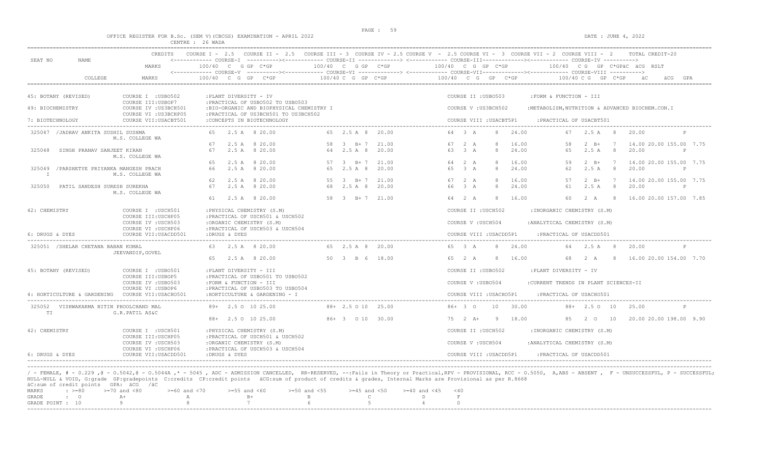OFFICE REGISTER FOR B.Sc. (SEM V)(CBCGS) EXAMINATION - APRIL 2022 — CENTRE : 26 WADA — DATE : JUNE 4, 2022

| SEAT NO | NAME | CREDITS | COURSE I - 2.5 | COURSE II - 2.5 | COURSE III - 3 | COURSE IV - 2.5 | COURSE V - 2.5 | COURSE VI - 3 | COURSE VII - 2 | COURSE VIII - 2 | TOTAL CREDIT-20 |
|---|---|---|---|---|---|---|---|---|---|---|---|
| | | MARKS | COURSE-I 100/40 C G GP C*GP | | COURSE-II 100/40 C G GP C*GP | | COURSE-III 100/40 C G GP C*GP | | COURSE-IV 100/40 C G GP C*GP | | äC äCG RSLT |
| | COLLEGE | MARKS | COURSE-V 100/40 C G GP C*GP | | COURSE-VI 100/40 C G GP C*GP | | COURSE-VII 100/40 C G GP C*GP | | COURSE-VIII 100/40 C G GP C*GP | | äC äCG GPA |

45: BOTANY (REVISED) — COURSE I :USBO502 :PLANT DIVERSITY - IV; COURSE II :USBO503 :FORM & FUNCTION - III; COURSE III:USBOP7 :PRACTICAL OF USBO502 TO USBO503
49: BIOCHEMISTRY — COURSE IV :US3BCH501 :BIO-ORGANIC AND BIOPHYSICAL CHEMISTRY I; COURSE V :US3BCH502 :METABOLISM,NUTRITION & ADVANCED BIOCHEM.CON.I; COURSE VI :US3BCHP05 :PRACTICAL OF US3BCH501 TO US3BCH502
7: BIOTECHNOLOGY — COURSE VII:USACBT501 :CONCEPTS IN BIOTECHNOLOGY; COURSE VIII :USACBT5P1 :PRACTICAL OF USACBT501

| SEAT NO | NAME / COLLEGE | Course I / V | Course II / VI | Course III / VII | Course IV / VIII | Result |
|---|---|---|---|---|---|---|
| 325047 | /JADHAV ANKITA SUSHIL SUSHMA, M.S. COLLEGE WA | 65 2.5 A 8 20.00 | 65 2.5 A 8 20.00 | 64 3 A 8 24.00 | 67 2.5 A 8 20.00 | P |
| | | 67 2.5 A 8 20.00 | 58 3 B+ 7 21.00 | 67 2 A 8 16.00 | 58 2 B+ 7 14.00 | 20.00 155.00 7.75 |
| 325048 | SINGH PRANAV SANJEET KIRAN, M.S. COLLEGE WA | 67 2.5 A 8 20.00 | 64 2.5 A 8 20.00 | 63 3 A 8 24.00 | 65 2.5 A 8 20.00 | P |
| | | 65 2.5 A 8 20.00 | 57 3 B+ 7 21.00 | 64 2 A 8 16.00 | 59 2 B+ 7 14.00 | 20.00 155.00 7.75 |
| 325049 | /PARSHETYE PRIYANKA MANGESH PRACHI, M.S. COLLEGE WA | 66 2.5 A 8 20.00 | 65 2.5 A 8 20.00 | 65 3 A 8 24.00 | 62 2.5 A 8 20.00 | P |
| | | 62 2.5 A 8 20.00 | 55 3 B+ 7 21.00 | 67 2 A 8 16.00 | 57 2 B+ 7 14.00 | 20.00 155.00 7.75 |
| 325050 | PATIL SANDESH SURESH SUREKHA, M.S. COLLEGE WA | 67 2.5 A 8 20.00 | 68 2.5 A 8 20.00 | 66 3 A 8 24.00 | 61 2.5 A 8 20.00 | P |
| | | 61 2.5 A 8 20.00 | 58 3 B+ 7 21.00 | 64 2 A 8 16.00 | 60 2 A 8 16.00 | 20.00 157.00 7.85 |

42: CHEMISTRY — COURSE I :USCH501 :PHYSICAL CHEMISTRY (S.M); COURSE II :USCH502 :INORGANIC CHEMISTRY (S.M); COURSE III:USCHP05 :PRACTICAL OF USCH501 & USCH502; COURSE IV :USCH503 :ORGANIC CHEMISTRY (S.M); COURSE V :USCH504 :ANALYTICAL CHEMISTRY (S.M); COURSE VI :USCHP06 :PRACTICAL OF USCH503 & USCH504
6: DRUGS & DYES — COURSE VII:USACDD501 :DRUGS & DYES; COURSE VIII :USACDD5P1 :PRACTICAL OF USACDD501

| SEAT NO | NAME / COLLEGE | Course I / V | Course II / VI | Course III / VII | Course IV / VIII | Result |
|---|---|---|---|---|---|---|
| 325051 | /SHELAR CHETANA BABAN KOMAL, JEEVANDIP,GOVEL | 63 2.5 A 8 20.00 | 65 2.5 A 8 20.00 | 65 3 A 8 24.00 | 64 2.5 A 8 20.00 | P |
| | | 65 2.5 A 8 20.00 | 50 3 B 6 18.00 | 65 2 A 8 16.00 | 68 2 A 8 16.00 | 20.00 154.00 7.70 |

45: BOTANY (REVISED) — COURSE I :USBO501 :PLANT DIVERSITY - III; COURSE II :USBO502 :PLANT DIVERSITY - IV; COURSE III:USBOP5 :PRACTICAL OF USBO501 TO USBO502; COURSE IV :USBO503 :FORM & FUNCTION - III; COURSE V :USBO504 :CURRENT TRENDS IN PLANT SCIENCES-II; COURSE VI :USBOP6 :PRACTICAL OF USBO503 TO USBO504
4: HORTICULTURE & GARDENING — COURSE VII:USACHO501 :HORTICULTURE & GARDENING - I; COURSE VIII :USACHO5P1 :PRACTICAL OF USACHO501

| SEAT NO | NAME / COLLEGE | Course I / V | Course II / VI | Course III / VII | Course IV / VIII | Result |
|---|---|---|---|---|---|---|
| 325052 | VISHWAKARMA NITIN PHOOLCHAND MALTI, G.R.PATIL AS&C | 89+ 2.5 O 10 25.00 | 88+ 2.5 O 10 25.00 | 86+ 3 O 10 30.00 | 88+ 2.5 O 10 25.00 | P |
| | | 88+ 2.5 O 10 25.00 | 86+ 3 O 10 30.00 | 75 2 A+ 9 18.00 | 85 2 O 10 20.00 | 20.00 198.00 9.90 |

42: CHEMISTRY — COURSE I :USCH501 :PHYSICAL CHEMISTRY (S.M); COURSE II :USCH502 :INORGANIC CHEMISTRY (S.M); COURSE III:USCHP05 :PRACTICAL OF USCH501 & USCH502; COURSE IV :USCH503 :ORGANIC CHEMISTRY (S.M); COURSE V :USCH504 :ANALYTICAL CHEMISTRY (S.M); COURSE VI :USCHP06 :PRACTICAL OF USCH503 & USCH504
6: DRUGS & DYES — COURSE VII:USACDD501 :DRUGS & DYES; COURSE VIII :USACDD5P1 :PRACTICAL OF USACDD501

/ - FEMALE, # - 0.229 ,@ - O.5042,@ - O.5044A ,* - 5045 , ADC - ADMISSION CANCELLED, RR-RESERVED, --:Fails in Theory or Practical,RPV - PROVISIONAL, RCC - O.5050, A,ABS - ABSENT , F - UNSUCCESSFUL, P - SUCCESSFUL; NULL-NULL & VOID, G:grade GP:gradepoints C:credits CP:credit points äCG:sum of product of credits & grades, Internal Marks are Provisional as per R.8668
äC:sum of credit points GPA: äCG /äC

| MARKS | >=80 | >=70 and <80 | >=60 and <70 | >=55 and <60 | >=50 and <55 | >=45 and <50 | >=40 and <45 | <40 |
|---|---|---|---|---|---|---|---|---|
| GRADE | O | A+ | A | B+ | B | C | D | F |
| GRADE POINT | 10 | 9 | 8 | 7 | 6 | 5 | 4 | 0 |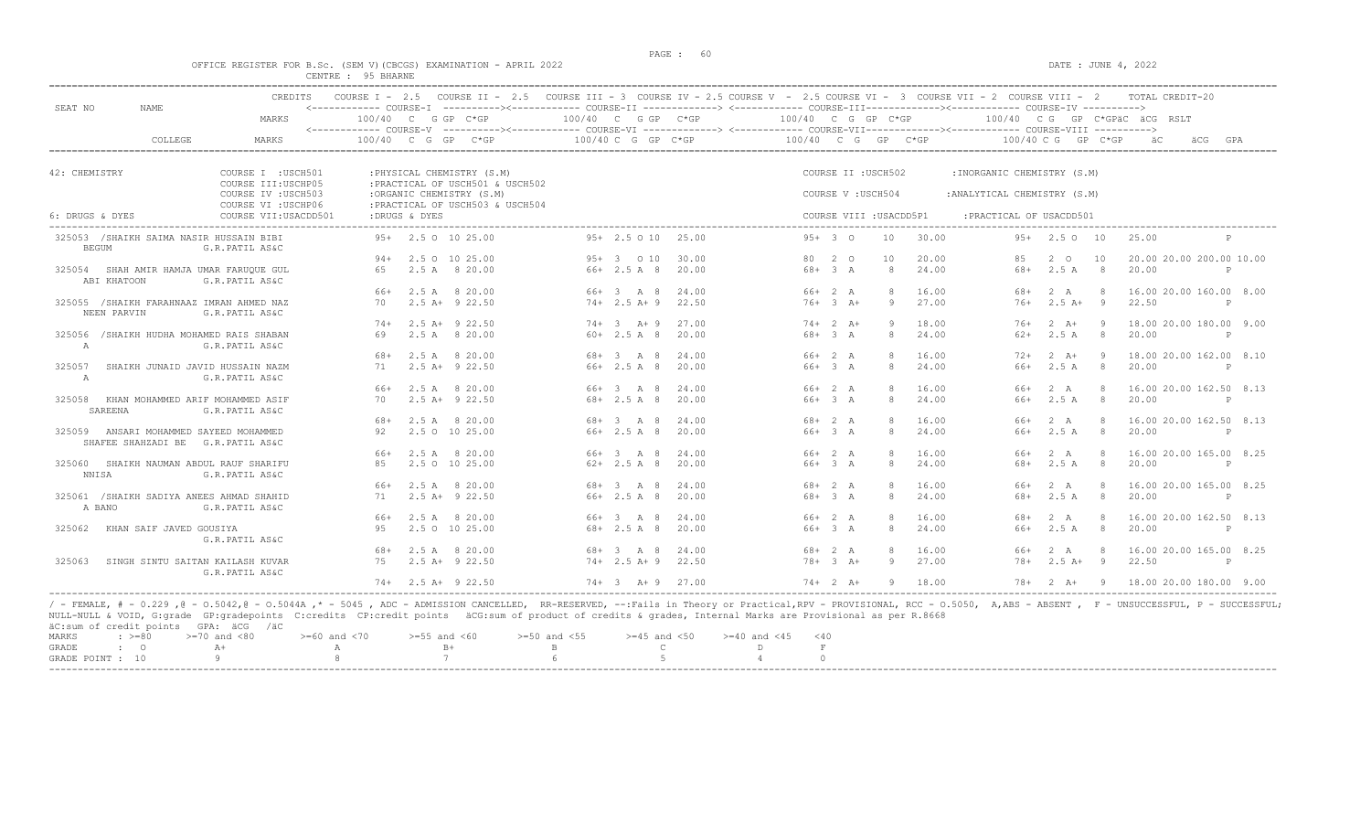OFFICE REGISTER FOR B.Sc. (SEM V)(CBCGS) EXAMINATION - APRIL 2022 — CENTRE : 95 BHARNE — DATE : JUNE 4, 2022

CREDITS: COURSE I - 2.5, COURSE II - 2.5, COURSE III - 3, COURSE IV - 2.5, COURSE V - 2.5, COURSE VI - 3, COURSE VII - 2, COURSE VIII - 2; TOTAL CREDIT-20

42: CHEMISTRY

- COURSE I : USCH501 : PHYSICAL CHEMISTRY (S.M)
- COURSE II : USCH502 : INORGANIC CHEMISTRY (S.M)
- COURSE III : USCHP05 : PRACTICAL OF USCH501 & USCH502
- COURSE IV : USCH503 : ORGANIC CHEMISTRY (S.M)
- COURSE V : USCH504 : ANALYTICAL CHEMISTRY (S.M)
- COURSE VI : USCHP06 : PRACTICAL OF USCH503 & USCH504
- COURSE VII : USACDD501 : DRUGS & DYES (6: DRUGS & DYES)
- COURSE VIII : USACDD5P1 : PRACTICAL OF USACDD501

Format per course: MARKS C G GP C*GP. Row 1: Courses I–IV; Row 2: Courses V–VIII; followed by äC, äCG, GPA, RSLT.

| SEAT NO | NAME | COLLEGE | Courses I / V | Courses II / VI | Courses III / VII | Courses IV / VIII | äC | äCG | GPA | RSLT |
|---|---|---|---|---|---|---|---|---|---|---|
| 325053 | /SHAIKH SAIMA NASIR HUSSAIN BIBI BEGUM | G.R.PATIL AS&C | 95+ 2.5 O 10 25.00 | 95+ 2.5 O 10 25.00 | 95+ 3 O 10 30.00 | 95+ 2.5 O 10 25.00 | | | | P |
| | | | 94+ 2.5 O 10 25.00 | 95+ 3 O 10 30.00 | 80 2 O 10 20.00 | 85 2 O 10 20.00 | 20.00 | 200.00 | 10.00 | |
| 325054 | SHAH AMIR HAMJA UMAR FARUQUE GUL ABI KHATOON | G.R.PATIL AS&C | 65 2.5 A 8 20.00 | 66+ 2.5 A 8 20.00 | 68+ 3 A 8 24.00 | 68+ 2.5 A 8 20.00 | | | | P |
| | | | 66+ 2.5 A 8 20.00 | 66+ 3 A 8 24.00 | 66+ 2 A 8 16.00 | 68+ 2 A 8 16.00 | 20.00 | 160.00 | 8.00 | |
| 325055 | /SHAIKH FARAHNAAZ IMRAN AHMED NAZ NEEN PARVIN | G.R.PATIL AS&C | 70 2.5 A+ 9 22.50 | 74+ 2.5 A+ 9 22.50 | 76+ 3 A+ 9 27.00 | 76+ 2.5 A+ 9 22.50 | | | | P |
| | | | 74+ 2.5 A+ 9 22.50 | 74+ 3 A+ 9 27.00 | 74+ 2 A+ 9 18.00 | 76+ 2 A+ 9 18.00 | 20.00 | 180.00 | 9.00 | |
| 325056 | /SHAIKH HUDHA MOHAMED RAIS SHABAN A | G.R.PATIL AS&C | 69 2.5 A 8 20.00 | 60+ 2.5 A 8 20.00 | 68+ 3 A 8 24.00 | 62+ 2.5 A 8 20.00 | | | | P |
| | | | 68+ 2.5 A 8 20.00 | 68+ 3 A 8 24.00 | 66+ 2 A 8 16.00 | 72+ 2 A+ 9 18.00 | 20.00 | 162.00 | 8.10 | |
| 325057 | SHAIKH JUNAID JAVID HUSSAIN NAZM A | G.R.PATIL AS&C | 71 2.5 A+ 9 22.50 | 66+ 2.5 A 8 20.00 | 66+ 3 A 8 24.00 | 66+ 2.5 A 8 20.00 | | | | P |
| | | | 66+ 2.5 A 8 20.00 | 66+ 3 A 8 24.00 | 66+ 2 A 8 16.00 | 66+ 2 A 8 16.00 | 20.00 | 162.50 | 8.13 | |
| 325058 | KHAN MOHAMMED ARIF MOHAMMED ASIF SAREENA | G.R.PATIL AS&C | 70 2.5 A+ 9 22.50 | 68+ 2.5 A 8 20.00 | 66+ 3 A 8 24.00 | 66+ 2.5 A 8 20.00 | | | | P |
| | | | 68+ 2.5 A 8 20.00 | 68+ 3 A 8 24.00 | 68+ 2 A 8 16.00 | 66+ 2 A 8 16.00 | 20.00 | 162.50 | 8.13 | |
| 325059 | ANSARI MOHAMMED SAYEED MOHAMMED SHAFEE SHAHZADI BE | G.R.PATIL AS&C | 92 2.5 O 10 25.00 | 66+ 2.5 A 8 20.00 | 66+ 3 A 8 24.00 | 66+ 2.5 A 8 20.00 | | | | P |
| | | | 66+ 2.5 A 8 20.00 | 66+ 3 A 8 24.00 | 66+ 2 A 8 16.00 | 66+ 2 A 8 16.00 | 20.00 | 165.00 | 8.25 | |
| 325060 | SHAIKH NAUMAN ABDUL RAUF SHARIFU NNISA | G.R.PATIL AS&C | 85 2.5 O 10 25.00 | 62+ 2.5 A 8 20.00 | 66+ 3 A 8 24.00 | 68+ 2.5 A 8 20.00 | | | | P |
| | | | 66+ 2.5 A 8 20.00 | 68+ 3 A 8 24.00 | 68+ 2 A 8 16.00 | 66+ 2 A 8 16.00 | 20.00 | 165.00 | 8.25 | |
| 325061 | /SHAIKH SADIYA ANEES AHMAD SHAHID A BANO | G.R.PATIL AS&C | 71 2.5 A+ 9 22.50 | 66+ 2.5 A 8 20.00 | 68+ 3 A 8 24.00 | 68+ 2.5 A 8 20.00 | | | | P |
| | | | 66+ 2.5 A 8 20.00 | 66+ 3 A 8 24.00 | 66+ 2 A 8 16.00 | 68+ 2 A 8 16.00 | 20.00 | 162.50 | 8.13 | |
| 325062 | KHAN SAIF JAVED GOUSIYA | G.R.PATIL AS&C | 95 2.5 O 10 25.00 | 68+ 2.5 A 8 20.00 | 66+ 3 A 8 24.00 | 66+ 2.5 A 8 20.00 | | | | P |
| | | | 68+ 2.5 A 8 20.00 | 68+ 3 A 8 24.00 | 68+ 2 A 8 16.00 | 66+ 2 A 8 16.00 | 20.00 | 165.00 | 8.25 | |
| 325063 | SINGH SINTU SAITAN KAILASH KUVAR | G.R.PATIL AS&C | 75 2.5 A+ 9 22.50 | 74+ 2.5 A+ 9 22.50 | 78+ 3 A+ 9 27.00 | 78+ 2.5 A+ 9 22.50 | | | | P |
| | | | 74+ 2.5 A+ 9 22.50 | 74+ 3 A+ 9 27.00 | 74+ 2 A+ 9 18.00 | 78+ 2 A+ 9 18.00 | 20.00 | 180.00 | 9.00 | |

/ - FEMALE, # - 0.229 ,@ - O.5042,@ - O.5044A ,* - 5045 , ADC - ADMISSION CANCELLED, RR-RESERVED, --:Fails in Theory or Practical,RPV - PROVISIONAL, RCC - O.5050, A,ABS - ABSENT , F - UNSUCCESSFUL, P - SUCCESSFUL; NULL-NULL & VOID, G:grade GP:gradepoints C:credits CP:credit points äCG:sum of product of credits & grades, Internal Marks are Provisional as per R.8668

äC:sum of credit points GPA: äCG /äC

| MARKS | >=80 | >=70 and <80 | >=60 and <70 | >=55 and <60 | >=50 and <55 | >=45 and <50 | >=40 and <45 | <40 |
|---|---|---|---|---|---|---|---|---|
| GRADE | O | A+ | A | B+ | B | C | D | F |
| GRADE POINT | 10 | 9 | 8 | 7 | 6 | 5 | 4 | 0 |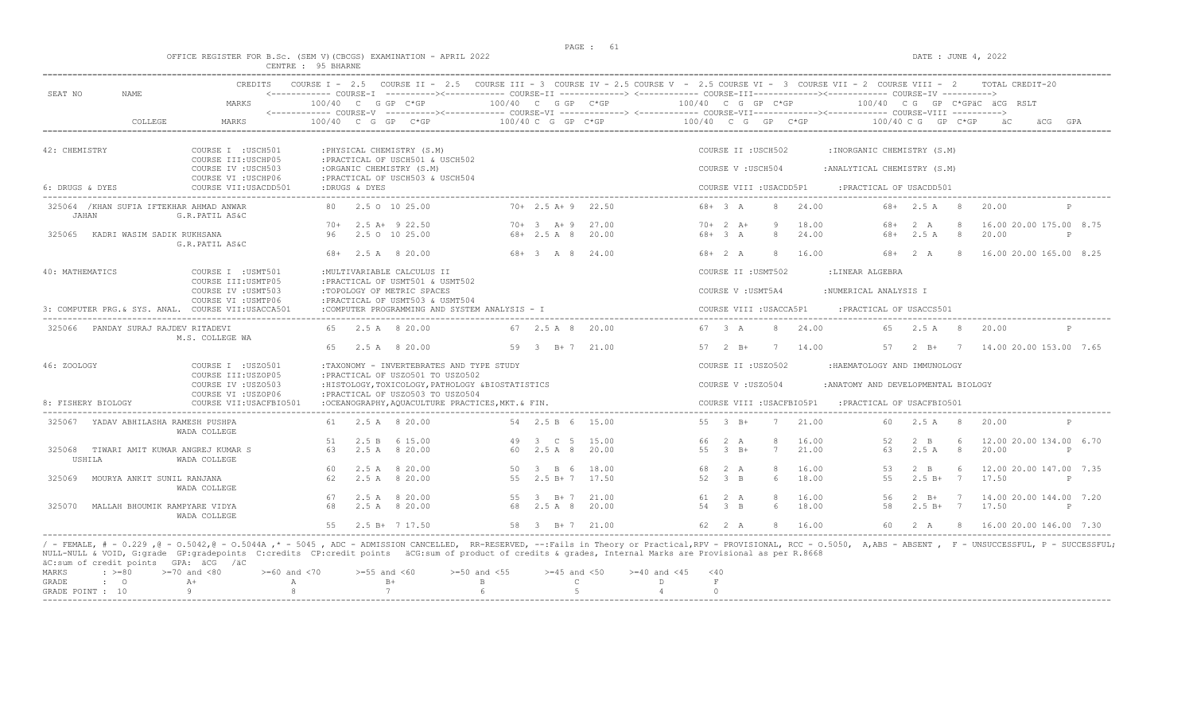OFFICE REGISTER FOR B.Sc. (SEM V)(CBCGS) EXAMINATION - APRIL 2022

CENTRE : 95 BHARNE

DATE : JUNE 4, 2022

```
SEAT NO    NAME                 CREDITS   COURSE I - 2.5   COURSE II - 2.5   COURSE III - 3  COURSE IV - 2.5 COURSE V  - 2.5 COURSE VI -  3  COURSE VII - 2  COURSE VIII -  2      TOTAL CREDIT-20
                                          <------------ COURSE-I  ----------><------------ COURSE-II -------------> <------------ COURSE-III-------------><------------ COURSE-IV ---------->
                                MARKS      100/40  C  G GP  C*GP          100/40  C  G GP  C*GP              100/40  C  G  GP  C*GP            100/40  C G  GP  C*GPäC  äCG  RSLT
                                          <------------ COURSE-V  ----------><------------ COURSE-VI -------------> <------------ COURSE-VII-------------><------------ COURSE-VIII ---------->
           COLLEGE              MARKS      100/40  C  G  GP   C*GP         100/40 C  G  GP  C*GP             100/40  C  G   GP   C*GP           100/40 C G   GP  C*GP     äC      äCG  GPA

42: CHEMISTRY                COURSE I  :USCH501        :PHYSICAL CHEMISTRY (S.M)                                    COURSE II :USCH502        :INORGANIC CHEMISTRY (S.M)
                             COURSE III:USCHP05        :PRACTICAL OF USCH501 & USCH502
                             COURSE IV :USCH503        :ORGANIC CHEMISTRY (S.M)                                     COURSE V :USCH504         :ANALYTICAL CHEMISTRY (S.M)
                             COURSE VI :USCHP06        :PRACTICAL OF USCH503 & USCH504
6: DRUGS & DYES              COURSE VII:USACDD501      :DRUGS & DYES                                                COURSE VIII :USACDD5P1      :PRACTICAL OF USACDD501

 325064 /KHAN SUFIA IFTEKHAR AHMAD ANWAR       80   2.5 O  10 25.00        70+  2.5 A+ 9   22.50        68+  3  A     8   24.00         68+  2.5 A   8    20.00            P
      JAHAN             G.R.PATIL AS&C
                                               70+   2.5 A+  9 22.50       70+  3   A+ 9   27.00        70+  2  A+    9   18.00         68+  2  A    8    16.00 20.00 175.00  8.75
 325065   KADRI WASIM SADIK RUKHSANA           96   2.5 O  10 25.00        68+  2.5 A  8   20.00        68+  3  A     8   24.00         68+  2.5 A   8    20.00            P
                        G.R.PATIL AS&C
                                               68+   2.5 A   8 20.00       68+  3   A  8   24.00        68+  2  A     8   16.00         68+  2  A    8    16.00 20.00 165.00  8.25

40: MATHEMATICS              COURSE I  :USMT501        :MULTIVARIABLE CALCULUS II                                   COURSE II :USMT502        :LINEAR ALGEBRA
                             COURSE III:USMTP05        :PRACTICAL OF USMT501 & USMT502
                             COURSE IV :USMT503        :TOPOLOGY OF METRIC SPACES                                   COURSE V :USMT5A4         :NUMERICAL ANALYSIS I
                             COURSE VI :USMTP06        :PRACTICAL OF USMT503 & USMT504
3: COMPUTER PRG.& SYS. ANAL. COURSE VII:USACCA501      :COMPUTER PROGRAMMING AND SYSTEM ANALYSIS - I                COURSE VIII :USACCA5P1      :PRACTICAL OF USACCS501

 325066   PANDAY SURAJ RAJDEV RITADEVI         65   2.5 A   8 20.00        67  2.5 A  8   20.00         67   3  A     8   24.00         65   2.5 A   8    20.00            P
                        M.S. COLLEGE WA
                                               65   2.5 A   8 20.00        59   3   B+ 7   21.00        57   2  B+    7   14.00         57   2  B+   7    14.00 20.00 153.00  7.65

46: ZOOLOGY                  COURSE I  :USZO501        :TAXONOMY - INVERTEBRATES AND TYPE STUDY                     COURSE II :USZO502        :HAEMATOLOGY AND IMMUNOLOGY
                             COURSE III:USZOP05        :PRACTICAL OF USZO501 TO USZO502
                             COURSE IV :USZO503        :HISTOLOGY,TOXICOLOGY,PATHOLOGY &BIOSTATISTICS               COURSE V :USZO504         :ANATOMY AND DEVELOPMENTAL BIOLOGY
                             COURSE VI :USZOP06        :PRACTICAL OF USZO503 TO USZO504
8: FISHERY BIOLOGY           COURSE VII:USACFBIO501    :OCEANOGRAPHY,AQUACULTURE PRACTICES,MKT.& FIN.               COURSE VIII :USACFBIO5P1    :PRACTICAL OF USACFBIO501

 325067   YADAV ABHILASHA RAMESH PUSHPA        61   2.5 A   8 20.00        54  2.5 B  6   15.00         55   3  B+    7   21.00         60   2.5 A   8    20.00            P
                        WADA COLLEGE
                                               51   2.5 B   6 15.00        49   3   C  5   15.00        66   2  A     8   16.00         52   2  B    6    12.00 20.00 134.00  6.70
 325068   TIWARI AMIT KUMAR ANGREJ KUMAR S     63   2.5 A   8 20.00        60  2.5 A  8   20.00         55   3  B+    7   21.00         63   2.5 A   8    20.00            P
     USHILA             WADA COLLEGE
                                               60   2.5 A   8 20.00        50   3   B  6   18.00        68   2  A     8   16.00         53   2  B    6    12.00 20.00 147.00  7.35
 325069   MOURYA ANKIT SUNIL RANJANA           62   2.5 A   8 20.00        55  2.5 B+ 7   17.50         52   3  B     6   18.00         55   2.5 B+  7    17.50            P
                        WADA COLLEGE
                                               67   2.5 A   8 20.00        55   3   B+ 7   21.00        61   2  A     8   16.00         56   2  B+   7    14.00 20.00 144.00  7.20
 325070   MALLAH BHOUMIK RAMPYARE VIDYA        68   2.5 A   8 20.00        68  2.5 A  8   20.00         54   3  B     6   18.00         58   2.5 B+  7    17.50            P
                        WADA COLLEGE
                                               55   2.5 B+  7 17.50        58   3   B+ 7   21.00        62   2  A     8   16.00         60   2  A    8    16.00 20.00 146.00  7.30
```

/ - FEMALE, # - 0.229 ,@ - O.5042,@ - O.5044A ,* - 5045 , ADC - ADMISSION CANCELLED, RR-RESERVED, --:Fails in Theory or Practical,RPV - PROVISIONAL, RCC - O.5050, A,ABS - ABSENT , F - UNSUCCESSFUL, P - SUCCESSFUL;
NULL-NULL & VOID, G:grade GP:gradepoints C:credits CP:credit points äCG:sum of product of credits & grades, Internal Marks are Provisional as per R.8668
äC:sum of credit points GPA: äCG /äC

| MARKS | : >=80 | >=70 and <80 | >=60 and <70 | >=55 and <60 | >=50 and <55 | >=45 and <50 | >=40 and <45 | <40 |
|---|---|---|---|---|---|---|---|---|
| GRADE | : O | A+ | A | B+ | B | C | D | F |
| GRADE POINT | : 10 | 9 | 8 | 7 | 6 | 5 | 4 | 0 |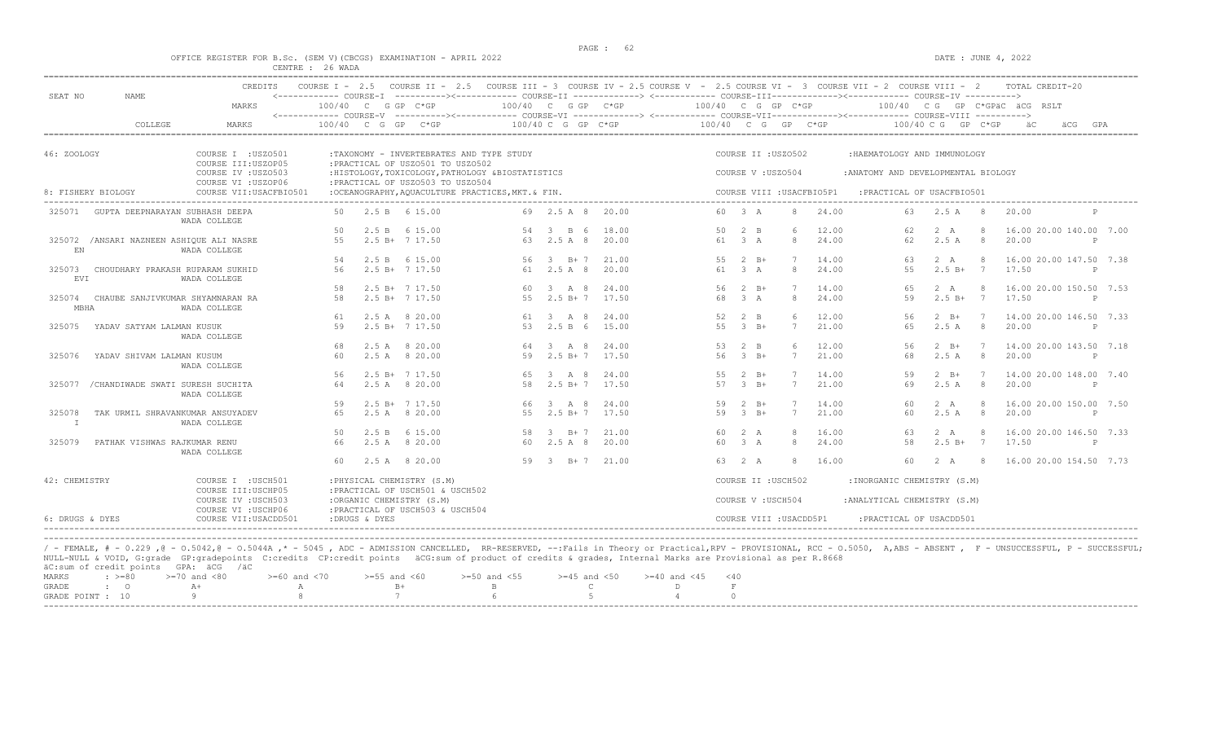OFFICE REGISTER FOR B.Sc. (SEM V)(CBCGS) EXAMINATION - APRIL 2022

CENTRE : 26 WADA

DATE : JUNE 4, 2022

CREDITS: COURSE I - 2.5, COURSE II - 2.5, COURSE III - 3, COURSE IV - 2.5, COURSE V - 2.5, COURSE VI - 3, COURSE VII - 2, COURSE VIII - 2, TOTAL CREDIT-20

| SEAT NO | NAME / COLLEGE | COURSE-I / COURSE-V 100/40 C G GP C*GP | COURSE-II / COURSE-VI 100/40 C G GP C*GP | COURSE-III / COURSE-VII 100/40 C G GP C*GP | COURSE-IV / COURSE-VIII 100/40 C G GP C*GP | äC äCG RSLT / GPA |
|---|---|---|---|---|---|---|

46: ZOOLOGY
- COURSE I :USZO501 :TAXONOMY - INVERTEBRATES AND TYPE STUDY
- COURSE II :USZO502 :HAEMATOLOGY AND IMMUNOLOGY
- COURSE III:USZOP05 :PRACTICAL OF USZO501 TO USZO502
- COURSE IV :USZO503 :HISTOLOGY,TOXICOLOGY,PATHOLOGY &BIOSTATISTICS
- COURSE V :USZO504 :ANATOMY AND DEVELOPMENTAL BIOLOGY
- COURSE VI :USZOP06 :PRACTICAL OF USZO503 TO USZO504

8: FISHERY BIOLOGY
- COURSE VII:USACFBIO501 :OCEANOGRAPHY,AQUACULTURE PRACTICES,MKT.& FIN.
- COURSE VIII :USACFBIO5P1 :PRACTICAL OF USACFBIO501

| SEAT NO | NAME | COLLEGE | COURSE I | COURSE II | COURSE III | COURSE IV | COURSE V | COURSE VI | COURSE VII | COURSE VIII | äC | äCG | RSLT | GPA |
|---|---|---|---|---|---|---|---|---|---|---|---|---|---|---|
| 325071 | GUPTA DEEPNARAYAN SUBHASH DEEPA | WADA COLLEGE | 50 2.5 B 6 15.00 | 69 2.5 A 8 20.00 | 60 3 A 8 24.00 | 63 2.5 A 8 20.00 | 50 2.5 B 6 15.00 | 54 3 B 6 18.00 | 50 2 B 6 12.00 | 62 2 A 8 16.00 | 20.00 | 140.00 | P | 7.00 |
| 325072 | /ANSARI NAZNEEN ASHIQUE ALI NASREEN | WADA COLLEGE | 55 2.5 B+ 7 17.50 | 63 2.5 A 8 20.00 | 61 3 A 8 24.00 | 62 2.5 A 8 20.00 | 54 2.5 B 6 15.00 | 56 3 B+ 7 21.00 | 55 2 B+ 7 14.00 | 63 2 A 8 16.00 | 20.00 | 147.50 | P | 7.38 |
| 325073 | CHOUDHARY PRAKASH RUPARAM SUKHIDEVI | WADA COLLEGE | 56 2.5 B+ 7 17.50 | 61 2.5 A 8 20.00 | 61 3 A 8 24.00 | 55 2.5 B+ 7 17.50 | 58 2.5 B+ 7 17.50 | 60 3 A 8 24.00 | 56 2 B+ 7 14.00 | 65 2 A 8 16.00 | 20.00 | 150.50 | P | 7.53 |
| 325074 | CHAUBE SANJIVKUMAR SHYAMNARAN RAMBHA | WADA COLLEGE | 58 2.5 B+ 7 17.50 | 55 2.5 B+ 7 17.50 | 68 3 A 8 24.00 | 59 2.5 B+ 7 17.50 | 61 2.5 A 8 20.00 | 61 3 A 8 24.00 | 52 2 B 6 12.00 | 56 2 B+ 7 14.00 | 20.00 | 146.50 | P | 7.33 |
| 325075 | YADAV SATYAM LALMAN KUSUK | WADA COLLEGE | 59 2.5 B+ 7 17.50 | 53 2.5 B 6 15.00 | 55 3 B+ 7 21.00 | 65 2.5 A 8 20.00 | 68 2.5 A 8 20.00 | 64 3 A 8 24.00 | 53 2 B 6 12.00 | 56 2 B+ 7 14.00 | 20.00 | 143.50 | P | 7.18 |
| 325076 | YADAV SHIVAM LALMAN KUSUM | WADA COLLEGE | 60 2.5 A 8 20.00 | 59 2.5 B+ 7 17.50 | 56 3 B+ 7 21.00 | 68 2.5 A 8 20.00 | 56 2.5 B+ 7 17.50 | 65 3 A 8 24.00 | 55 2 B+ 7 14.00 | 59 2 B+ 7 14.00 | 20.00 | 148.00 | P | 7.40 |
| 325077 | /CHANDIWADE SWATI SURESH SUCHITA | WADA COLLEGE | 64 2.5 A 8 20.00 | 58 2.5 B+ 7 17.50 | 57 3 B+ 7 21.00 | 69 2.5 A 8 20.00 | 59 2.5 B+ 7 17.50 | 66 3 A 8 24.00 | 59 2 B+ 7 14.00 | 60 2 A 8 16.00 | 20.00 | 150.00 | P | 7.50 |
| 325078 | TAK URMIL SHRAVANKUMAR ANSUYADEVI | WADA COLLEGE | 65 2.5 A 8 20.00 | 55 2.5 B+ 7 17.50 | 59 3 B+ 7 21.00 | 60 2.5 A 8 20.00 | 50 2.5 B 6 15.00 | 58 3 B+ 7 21.00 | 60 2 A 8 16.00 | 63 2 A 8 16.00 | 20.00 | 146.50 | P | 7.33 |
| 325079 | PATHAK VISHWAS RAJKUMAR RENU | WADA COLLEGE | 66 2.5 A 8 20.00 | 60 2.5 A 8 20.00 | 60 3 A 8 24.00 | 58 2.5 B+ 7 17.50 | 60 2.5 A 8 20.00 | 59 3 B+ 7 21.00 | 63 2 A 8 16.00 | 60 2 A 8 16.00 | 20.00 | 154.50 | P | 7.73 |

42: CHEMISTRY
- COURSE I :USCH501 :PHYSICAL CHEMISTRY (S.M)
- COURSE II :USCH502 :INORGANIC CHEMISTRY (S.M)
- COURSE III:USCHP05 :PRACTICAL OF USCH501 & USCH502
- COURSE IV :USCH503 :ORGANIC CHEMISTRY (S.M)
- COURSE V :USCH504 :ANALYTICAL CHEMISTRY (S.M)
- COURSE VI :USCHP06 :PRACTICAL OF USCH503 & USCH504

6: DRUGS & DYES
- COURSE VII:USACDD501 :DRUGS & DYES
- COURSE VIII :USACDD5P1 :PRACTICAL OF USACDD501

/ - FEMALE, # - 0.229 ,@ - O.5042,@ - 0.5044A ,* - 5045 , ADC - ADMISSION CANCELLED, RR-RESERVED, --:Fails in Theory or Practical,RPV - PROVISIONAL, RCC - O.5050, A,ABS - ABSENT , F - UNSUCCESSFUL, P - SUCCESSFUL;
NULL-NULL & VOID, G:grade GP:gradepoints C:credits CP:credit points äCG:sum of product of credits & grades, Internal Marks are Provisional as per R.8668
äC:sum of credit points GPA: äCG /äC

| MARKS | >=80 | >=70 and <80 | >=60 and <70 | >=55 and <60 | >=50 and <55 | >=45 and <50 | >=40 and <45 | <40 |
|---|---|---|---|---|---|---|---|---|
| GRADE | O | A+ | A | B+ | B | C | D | F |
| GRADE POINT | 10 | 9 | 8 | 7 | 6 | 5 | 4 | 0 |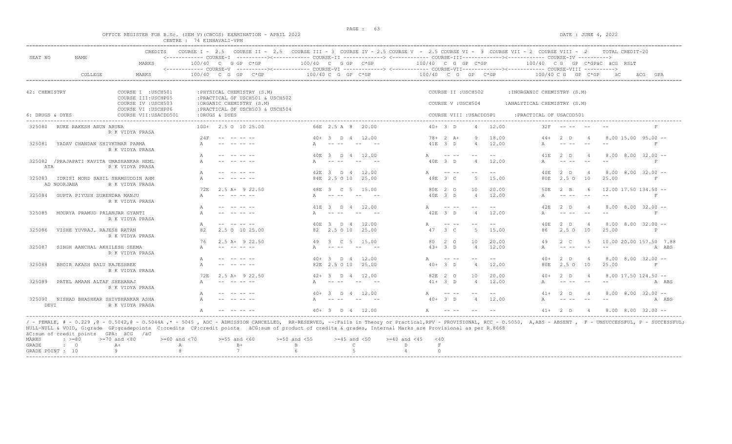OFFICE REGISTER FOR B.Sc. (SEM V)(CBCGS) EXAMINATION - APRIL 2022 — CENTRE : 74 KINHAVALI-VPM — DATE : JUNE 4, 2022

| SEAT NO | NAME | CREDITS | COURSE I - 2.5 | COURSE II - 2.5 | COURSE III - 3 | COURSE IV - 2.5 | COURSE V - 2.5 | COURSE VI - 3 | COURSE VII - 2 | COURSE VIII - 2 | TOTAL CREDIT-20 |
|---|---|---|---|---|---|---|---|---|---|---|---|
| | | MARKS | 100/40 C G GP C*GP (COURSE-I) | | 100/40 C G GP C*GP (COURSE-II) | | 100/40 C G GP C*GP (COURSE-III) | | 100/40 C G GP C*GP (COURSE-IV) | | äC äCG RSLT |
| | COLLEGE | MARKS | 100/40 C G GP C*GP (COURSE-V) | | 100/40 C G GP C*GP (COURSE-VI) | | 100/40 C G GP C*GP (COURSE-VII) | | 100/40 C G GP C*GP (COURSE-VIII) | | äC äCG GPA |

42: CHEMISTRY
- COURSE I : USCH501 : PHYSICAL CHEMISTRY (S.M)
- COURSE II : USCH502 : INORGANIC CHEMISTRY (S.M)
- COURSE III : USCHP05 : PRACTICAL OF USCH501 & USCH502
- COURSE IV : USCH503 : ORGANIC CHEMISTRY (S.M)
- COURSE V : USCH504 : ANALYTICAL CHEMISTRY (S.M)
- COURSE VI : USCHP06 : PRACTICAL OF USCH503 & USCH504

6: DRUGS & DYES
- COURSE VII : USACDD501 : DRUGS & DYES
- COURSE VIII : USACDD5P1 : PRACTICAL OF USACDD501

| SEAT NO | NAME / COLLEGE | Course I / V | Course II / VI | Course III / VII | Course IV / VIII | äC äCG | RSLT / GPA |
|---|---|---|---|---|---|---|---|
| 325080 | RUKE RAKESH ARUN ARUNA | 100+ 2.5 O 10 25.00 | 66E 2.5 A 8 20.00 | 40+ 3 D 4 12.00 | 32F -- -- -- -- | | F |
| | R K VIDYA PRASA | 24F -- -- -- -- | 40+ 3 D 4 12.00 | 78+ 2 A+ 9 18.00 | 44+ 2 D 4 | 8.00 15.00 95.00 | -- |
| 325081 | YADAV CHANDAN SHIVKUMAR PARMA | A -- -- -- -- | A -- -- -- -- | 41E 3 D 4 12.00 | A -- -- -- -- | | F |
| | R K VIDYA PRASA | A -- -- -- -- | 40E 3 D 4 12.00 | A -- -- -- -- | 41E 2 D 4 | 8.00 8.00 32.00 | -- |
| 325082 | /PRAJAPATI KAVITA UMASHANKAR HEMLATA | A -- -- -- -- | A -- -- -- -- | 40E 3 D 4 12.00 | A -- -- -- -- | | F |
| | R K VIDYA PRASA | A -- -- -- -- | 42E 3 D 4 12.00 | A -- -- -- -- | 40E 2 D 4 | 8.00 8.00 32.00 | -- |
| 325083 | IDRISI MOHD SAHIL SHAMSUDDIN AHMAD NOORJAHA | A -- -- -- -- | 84E 2.5 O 10 25.00 | 48E 3 C 5 15.00 | 80E 2.5 O 10 25.00 | | F |
| | R K VIDYA PRASA | 72E 2.5 A+ 9 22.50 | 48E 3 C 5 15.00 | 80E 2 O 10 20.00 | 50E 2 B 6 | 12.00 17.50 134.50 | -- |
| 325084 | GUPTA PIYUSH SURENDRA MANJU | A -- -- -- -- | A -- -- -- -- | 40E 3 D 4 12.00 | A -- -- -- -- | | F |
| | R K VIDYA PRASA | A -- -- -- -- | 41E 3 D 4 12.00 | A -- -- -- -- | 42E 2 D 4 | 8.00 8.00 32.00 | -- |
| 325085 | MOURYA PRAMUD PALANJAR GYANTI | A -- -- -- -- | A -- -- -- -- | 42E 3 D 4 12.00 | A -- -- -- -- | | F |
| | R K VIDYA PRASA | A -- -- -- -- | 40E 3 D 4 12.00 | A -- -- -- -- | 40E 2 D 4 | 8.00 8.00 32.00 | -- |
| 325086 | VISHE YUVRAJ. RAJESH RATAN | 82 2.5 O 10 25.00 | 82 2.5 O 10 25.00 | 47 3 C 5 15.00 | 86 2.5 O 10 25.00 | | P |
| | R K VIDYA PRASA | 76 2.5 A+ 9 22.50 | 49 3 C 5 15.00 | 80 2 O 10 20.00 | 49 2 C 5 | 10.00 20.00 157.50 | 7.88 |
| 325087 | SINGH AANCHAL AKHILESH SEEMA | A -- -- -- -- | A -- -- -- -- | 43+ 3 D 4 12.00 | A -- -- -- -- | | A ABS |
| | R K VIDYA PRASA | A -- -- -- -- | 40+ 3 D 4 12.00 | A -- -- -- -- | 40+ 2 D 4 | 8.00 8.00 32.00 | -- |
| 325088 | BHOIR AKASH BALU RAJESHREE | A -- -- -- -- | 82E 2.5 O 10 25.00 | 40+ 3 D 4 12.00 | 80E 2.5 O 10 25.00 | | F |
| | R K VIDYA PRASA | 72E 2.5 A+ 9 22.50 | 42+ 3 D 4 12.00 | 82E 2 O 10 20.00 | 40+ 2 D 4 | 8.00 17.50 124.50 | -- |
| 325089 | PATEL AMAAN ALTAF SHEHANAJ | A -- -- -- -- | A -- -- -- -- | 41+ 3 D 4 12.00 | A -- -- -- -- | | A ABS |
| | R K VIDYA PRASA | A -- -- -- -- | 40+ 3 D 4 12.00 | A -- -- -- -- | 41+ 2 D 4 | 8.00 8.00 32.00 | -- |
| 325090 | NISHAD BHASHKAR SHIVSHANKAR ASHA DEVI | A -- -- -- -- | A -- -- -- -- | 40+ 3 D 4 12.00 | A -- -- -- -- | | A ABS |
| | R K VIDYA PRASA | A -- -- -- -- | 40+ 3 D 4 12.00 | A -- -- -- -- | 41+ 2 D 4 | 8.00 8.00 32.00 | -- |

/ - FEMALE, # - 0.229 ,@ - O.5042,@ - O.5044A ,* - 5045 , ADC - ADMISSION CANCELLED, RR-RESERVED, --:Fails in Theory or Practical,RPV - PROVISIONAL, RCC - O.5050, A,ABS - ABSENT , F - UNSUCCESSFUL, P - SUCCESSFUL; NULL-NULL & VOID, G:grade GP:gradepoints C:credits CP:credit points äCG:sum of product of credits & grades, Internal Marks are Provisional as per R.8668
äC:sum of credit points GPA: äCG /äC

| MARKS | >=80 | >=70 and <80 | >=60 and <70 | >=55 and <60 | >=50 and <55 | >=45 and <50 | >=40 and <45 | <40 |
|---|---|---|---|---|---|---|---|---|
| GRADE | O | A+ | A | B+ | B | C | D | F |
| GRADE POINT | 10 | 9 | 8 | 7 | 6 | 5 | 4 | 0 |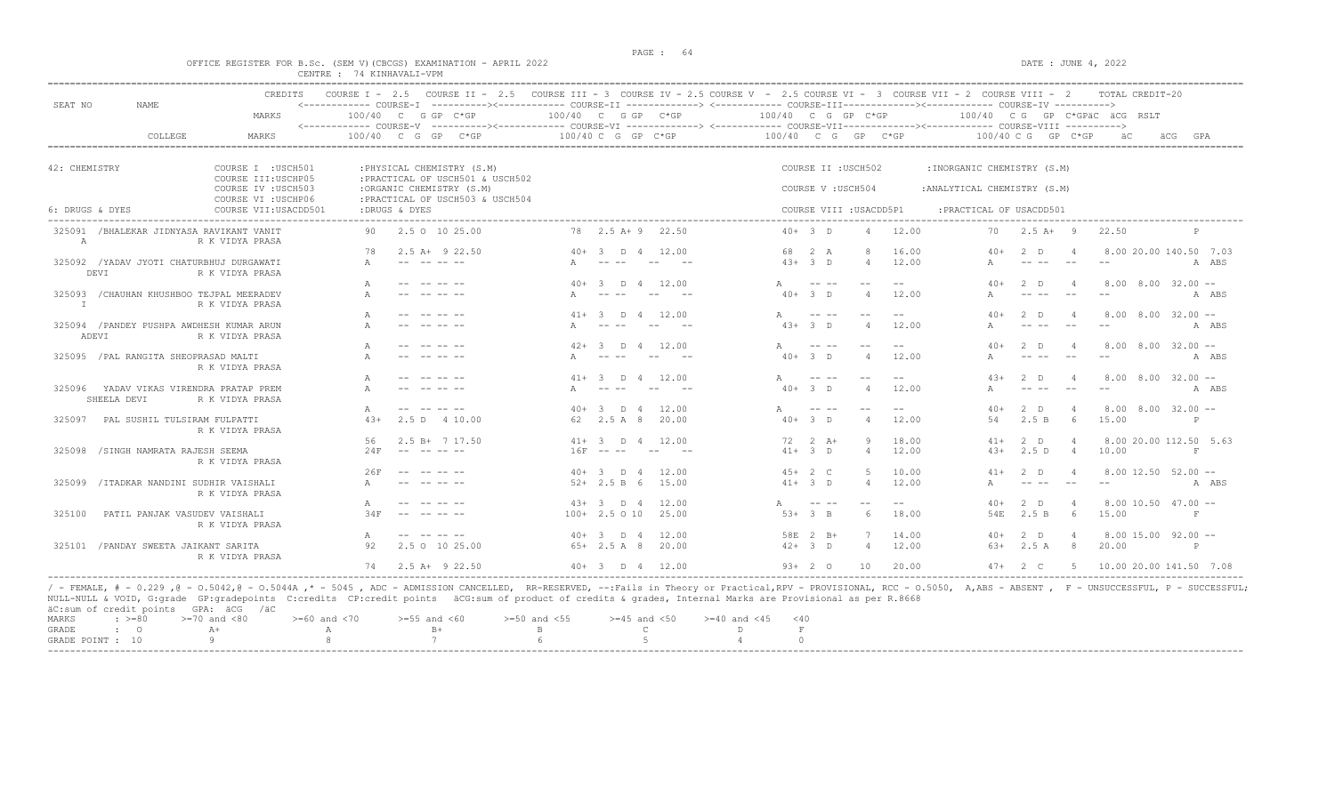OFFICE REGISTER FOR B.Sc. (SEM V)(CBCGS) EXAMINATION - APRIL 2022

CENTRE : 74 KINHAVALI-VPM

DATE : JUNE 4, 2022

| SEAT NO | NAME | CREDITS | COURSE I - 2.5 | COURSE II - 2.5 | COURSE III - 3 | COURSE IV - 2.5 | COURSE V - 2.5 | COURSE VI - 3 | COURSE VII - 2 | COURSE VIII - 2 | TOTAL CREDIT-20 |
|---|---|---|---|---|---|---|---|---|---|---|---|
| | | MARKS | COURSE-I 100/40 C G GP C*GP | | COURSE-II 100/40 C G GP C*GP | | COURSE-III 100/40 C G GP C*GP | | COURSE-IV 100/40 C G GP C*GPäC äCG RSLT | | |
| | COLLEGE | MARKS | COURSE-V 100/40 C G GP C*GP | | COURSE-VI 100/40 C G GP C*GP | | COURSE-VII 100/40 C G GP C*GP | | COURSE-VIII 100/40 C G GP C*GP | | äC äCG GPA |

42: CHEMISTRY
- COURSE I : USCH501 : PHYSICAL CHEMISTRY (S.M)
- COURSE II : USCH502 : INORGANIC CHEMISTRY (S.M)
- COURSE III: USCHP05 : PRACTICAL OF USCH501 & USCH502
- COURSE IV : USCH503 : ORGANIC CHEMISTRY (S.M)
- COURSE V : USCH504 : ANALYTICAL CHEMISTRY (S.M)
- COURSE VI : USCHP06 : PRACTICAL OF USCH503 & USCH504

6: DRUGS & DYES
- COURSE VII: USACDD501 : DRUGS & DYES
- COURSE VIII : USACDD5P1 : PRACTICAL OF USACDD501

| SEAT NO | NAME / COLLEGE | Course I / V | Course II / VI | Course III / VII | Course IV / VIII | äC äCG RSLT / GPA |
|---|---|---|---|---|---|---|
| 325091 | /BHALEKAR JIDNYASA RAVIKANT VANIT A, R K VIDYA PRASA | 90 2.5 O 10 25.00 | 78 2.5 A+ 9 22.50 | 40+ 3 D 4 12.00 | 70 2.5 A+ 9 22.50 | P |
| | | 78 2.5 A+ 9 22.50 | 40+ 3 D 4 12.00 | 68 2 A 8 16.00 | 40+ 2 D 4 8.00 | 20.00 140.50 7.03 |
| 325092 | /YADAV JYOTI CHATURBHUJ DURGAWATI DEVI, R K VIDYA PRASA | A -- -- -- -- | A -- -- -- -- | 43+ 3 D 4 12.00 | A -- -- -- -- | A ABS |
| | | A -- -- -- -- | 40+ 3 D 4 12.00 | A -- -- -- -- | 40+ 2 D 4 8.00 | 8.00 32.00 -- |
| 325093 | /CHAUHAN KHUSHBOO TEJPAL MEERADEV I, R K VIDYA PRASA | A -- -- -- -- | A -- -- -- -- | 40+ 3 D 4 12.00 | A -- -- -- -- | A ABS |
| | | A -- -- -- -- | 41+ 3 D 4 12.00 | A -- -- -- -- | 40+ 2 D 4 8.00 | 8.00 32.00 -- |
| 325094 | /PANDEY PUSHPA AWDHESH KUMAR ARUN ADEVI, R K VIDYA PRASA | A -- -- -- -- | A -- -- -- -- | 43+ 3 D 4 12.00 | A -- -- -- -- | A ABS |
| | | A -- -- -- -- | 42+ 3 D 4 12.00 | A -- -- -- -- | 40+ 2 D 4 8.00 | 8.00 32.00 -- |
| 325095 | /PAL RANGITA SHEOPRASAD MALTI, R K VIDYA PRASA | A -- -- -- -- | A -- -- -- -- | 40+ 3 D 4 12.00 | A -- -- -- -- | A ABS |
| | | A -- -- -- -- | 41+ 3 D 4 12.00 | A -- -- -- -- | 43+ 2 D 4 8.00 | 8.00 32.00 -- |
| 325096 | YADAV VIKAS VIRENDRA PRATAP PREM SHEELA DEVI, R K VIDYA PRASA | A -- -- -- -- | A -- -- -- -- | 40+ 3 D 4 12.00 | A -- -- -- -- | A ABS |
| | | A -- -- -- -- | 40+ 3 D 4 12.00 | A -- -- -- -- | 40+ 2 D 4 8.00 | 8.00 32.00 -- |
| 325097 | PAL SUSHIL TULSIRAM FULPATTI, R K VIDYA PRASA | 43+ 2.5 D 4 10.00 | 62 2.5 A 8 20.00 | 40+ 3 D 4 12.00 | 54 2.5 B 6 15.00 | P |
| | | 56 2.5 B+ 7 17.50 | 41+ 3 D 4 12.00 | 72 2 A+ 9 18.00 | 41+ 2 D 4 8.00 | 20.00 112.50 5.63 |
| 325098 | /SINGH NAMRATA RAJESH SEEMA, R K VIDYA PRASA | 24F -- -- -- -- | 16F -- -- -- -- | 41+ 3 D 4 12.00 | 43+ 2.5 D 4 10.00 | F |
| | | 26F -- -- -- -- | 40+ 3 D 4 12.00 | 45+ 2 C 5 10.00 | 41+ 2 D 4 8.00 | 12.50 52.00 -- |
| 325099 | /ITADKAR NANDINI SUDHIR VAISHALI, R K VIDYA PRASA | A -- -- -- -- | 52+ 2.5 B 6 15.00 | 41+ 3 D 4 12.00 | A -- -- -- -- | A ABS |
| | | A -- -- -- -- | 43+ 3 D 4 12.00 | A -- -- -- -- | 40+ 2 D 4 8.00 | 10.50 47.00 -- |
| 325100 | PATIL PANJAK VASUDEV VAISHALI, R K VIDYA PRASA | 34F -- -- -- -- | 100+ 2.5 O 10 25.00 | 53+ 3 B 6 18.00 | 54E 2.5 B 6 15.00 | F |
| | | A -- -- -- -- | 40+ 3 D 4 12.00 | 58E 2 B+ 7 14.00 | 40+ 2 D 4 8.00 | 15.00 92.00 -- |
| 325101 | /PANDAY SWEETA JAIKANT SARITA, R K VIDYA PRASA | 92 2.5 O 10 25.00 | 65+ 2.5 A 8 20.00 | 42+ 3 D 4 12.00 | 63+ 2.5 A 8 20.00 | P |
| | | 74 2.5 A+ 9 22.50 | 40+ 3 D 4 12.00 | 93+ 2 O 10 20.00 | 47+ 2 C 5 10.00 | 20.00 141.50 7.08 |

/ - FEMALE, # - 0.229 ,@ - O.5042,@ - O.5044A ,* - 5045 , ADC - ADMISSION CANCELLED, RR-RESERVED, --:Fails in Theory or Practical,RPV - PROVISIONAL, RCC - O.5050, A,ABS - ABSENT , F - UNSUCCESSFUL, P - SUCCESSFUL; NULL-NULL & VOID, G:grade GP:gradepoints C:credits CP:credit points äCG:sum of product of credits & grades, Internal Marks are Provisional as per R.8668

äC:sum of credit points GPA: äCG /äC

| MARKS | >=80 | >=70 and <80 | >=60 and <70 | >=55 and <60 | >=50 and <55 | >=45 and <50 | >=40 and <45 | <40 |
|---|---|---|---|---|---|---|---|---|
| GRADE | O | A+ | A | B+ | B | C | D | F |
| GRADE POINT | 10 | 9 | 8 | 7 | 6 | 5 | 4 | 0 |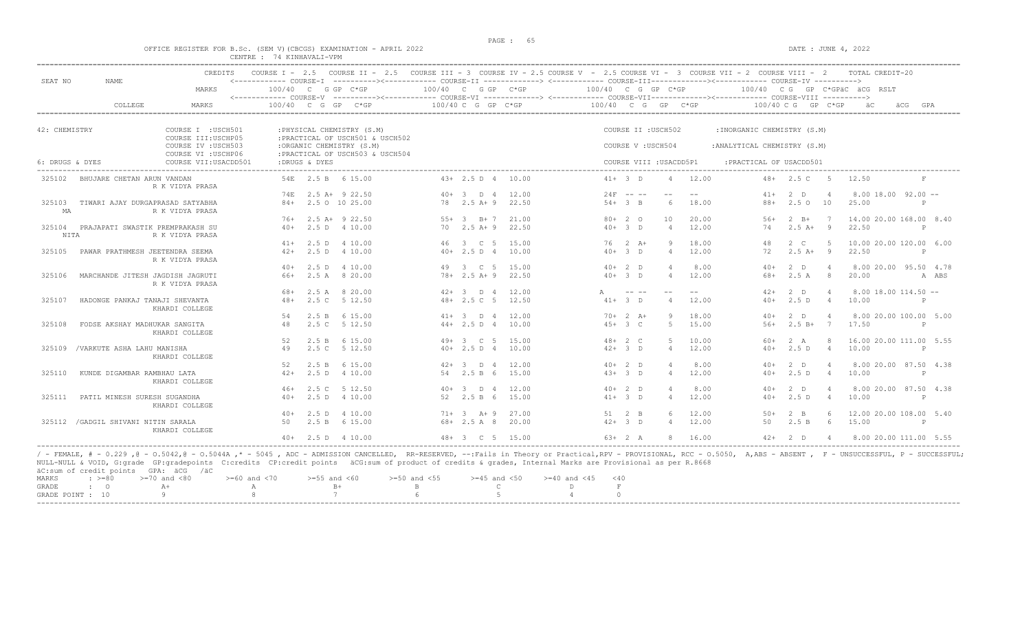OFFICE REGISTER FOR B.Sc. (SEM V)(CBCGS) EXAMINATION - APRIL 2022

CENTRE : 74 KINHAVALI-VPM

DATE : JUNE 4, 2022

| SEAT NO | NAME | COLLEGE | CREDITS / MARKS | COURSE I - 2.5 / COURSE V (100/40 C G GP C*GP) | COURSE II - 2.5 / COURSE VI (100/40 C G GP C*GP) | COURSE III - 3 / COURSE VII (100/40 C G GP C*GP) | COURSE IV - 2.5 / COURSE VIII - 2 (100/40 C G GP C*GP) | äC / äCG RSLT / GPA |
|---|---|---|---|---|---|---|---|---|
| | | | | COURSE I - 2.5 | COURSE II - 2.5 | COURSE III - 3 | COURSE IV - 2.5 | TOTAL CREDIT-20 |

**42: CHEMISTRY** — COURSE I : USCH501 : PHYSICAL CHEMISTRY (S.M); COURSE II : USCH502 : INORGANIC CHEMISTRY (S.M); COURSE III : USCHP05 : PRACTICAL OF USCH501 & USCH502; COURSE IV : USCH503 : ORGANIC CHEMISTRY (S.M); COURSE V : USCH504 : ANALYTICAL CHEMISTRY (S.M); COURSE VI : USCHP06 : PRACTICAL OF USCH503 & USCH504

**6: DRUGS & DYES** — COURSE VII : USACDD501 : DRUGS & DYES; COURSE VIII : USACDD5P1 : PRACTICAL OF USACDD501

| SEAT NO | NAME | COLLEGE | Course I / V | Course II / VI | Course III / VII | Course IV / VIII | äC / äCG / RSLT / GPA |
|---|---|---|---|---|---|---|---|
| 325102 | BHUJARE CHETAN ARUN VANDAN | R K VIDYA PRASA | 54E 2.5 B 6 15.00 | 43+ 2.5 D 4 10.00 | 41+ 3 D 4 12.00 | 48+ 2.5 C 5 12.50 | F |
| | | | 74E 2.5 A+ 9 22.50 | 40+ 3 D 4 12.00 | 24F -- -- -- -- | 41+ 2 D 4 8.00 | 18.00 92.00 -- |
| 325103 | TIWARI AJAY DURGAPRASAD SATYABHAMA | R K VIDYA PRASA | 84+ 2.5 O 10 25.00 | 78 2.5 A+ 9 22.50 | 54+ 3 B 6 18.00 | 88+ 2.5 O 10 25.00 | P |
| | | | 76+ 2.5 A+ 9 22.50 | 55+ 3 B+ 7 21.00 | 80+ 2 O 10 20.00 | 56+ 2 B+ 7 14.00 | 20.00 168.00 8.40 |
| 325104 | PRAJAPATI SWASTIK PREMPRAKASH SUNITA | R K VIDYA PRASA | 40+ 2.5 D 4 10.00 | 70 2.5 A+ 9 22.50 | 40+ 3 D 4 12.00 | 74 2.5 A+ 9 22.50 | P |
| | | | 41+ 2.5 D 4 10.00 | 46 3 C 5 15.00 | 76 2 A+ 9 18.00 | 48 2 C 5 10.00 | 20.00 120.00 6.00 |
| 325105 | PAWAR PRATHMESH JEETENDRA SEEMA | R K VIDYA PRASA | 42+ 2.5 D 4 10.00 | 40+ 2.5 D 4 10.00 | 40+ 3 D 4 12.00 | 72 2.5 A+ 9 22.50 | P |
| | | | 40+ 2.5 D 4 10.00 | 49 3 C 5 15.00 | 40+ 2 D 4 8.00 | 40+ 2 D 4 8.00 | 20.00 95.50 4.78 |
| 325106 | MARCHANDE JITESH JAGDISH JAGRUTI | R K VIDYA PRASA | 66+ 2.5 A 8 20.00 | 78+ 2.5 A+ 9 22.50 | 40+ 3 D 4 12.00 | 68+ 2.5 A 8 20.00 | A ABS |
| | | | 68+ 2.5 A 8 20.00 | 42+ 3 D 4 12.00 | A -- -- -- -- | 42+ 2 D 4 8.00 | 18.00 114.50 -- |
| 325107 | HADONGE PANKAJ TANAJI SHEVANTA | KHARDI COLLEGE | 48+ 2.5 C 5 12.50 | 48+ 2.5 C 5 12.50 | 41+ 3 D 4 12.00 | 40+ 2.5 D 4 10.00 | P |
| | | | 54 2.5 B 6 15.00 | 41+ 3 D 4 12.00 | 70+ 2 A+ 9 18.00 | 40+ 2 D 4 8.00 | 20.00 100.00 5.00 |
| 325108 | FODSE AKSHAY MADHUKAR SANGITA | KHARDI COLLEGE | 48 2.5 C 5 12.50 | 44+ 2.5 D 4 10.00 | 45+ 3 C 5 15.00 | 56+ 2.5 B+ 7 17.50 | P |
| | | | 52 2.5 B 6 15.00 | 49+ 3 C 5 15.00 | 48+ 2 C 5 10.00 | 60+ 2 A 8 16.00 | 20.00 111.00 5.55 |
| 325109 | /VARKUTE ASHA LAHU MANISHA | KHARDI COLLEGE | 49 2.5 C 5 12.50 | 40+ 2.5 D 4 10.00 | 42+ 3 D 4 12.00 | 40+ 2.5 D 4 10.00 | P |
| | | | 52 2.5 B 6 15.00 | 42+ 3 D 4 12.00 | 40+ 2 D 4 8.00 | 40+ 2 D 4 8.00 | 20.00 87.50 4.38 |
| 325110 | KUNDE DIGAMBAR RAMBHAU LATA | KHARDI COLLEGE | 42+ 2.5 D 4 10.00 | 54 2.5 B 6 15.00 | 43+ 3 D 4 12.00 | 40+ 2.5 D 4 10.00 | P |
| | | | 46+ 2.5 C 5 12.50 | 40+ 3 D 4 12.00 | 40+ 2 D 4 8.00 | 40+ 2 D 4 8.00 | 20.00 87.50 4.38 |
| 325111 | PATIL MINESH SURESH SUGANDHA | KHARDI COLLEGE | 40+ 2.5 D 4 10.00 | 52 2.5 B 6 15.00 | 41+ 3 D 4 12.00 | 40+ 2.5 D 4 10.00 | P |
| | | | 40+ 2.5 D 4 10.00 | 71+ 3 A+ 9 27.00 | 51 2 B 6 12.00 | 50+ 2 B 6 12.00 | 20.00 108.00 5.40 |
| 325112 | /GADGIL SHIVANI NITIN SARALA | KHARDI COLLEGE | 50 2.5 B 6 15.00 | 68+ 2.5 A 8 20.00 | 42+ 3 D 4 12.00 | 50 2.5 B 6 15.00 | P |
| | | | 40+ 2.5 D 4 10.00 | 48+ 3 C 5 15.00 | 63+ 2 A 8 16.00 | 42+ 2 D 4 8.00 | 20.00 111.00 5.55 |

/ - FEMALE, # - 0.229 ,@ - O.5042,@ - O.5044A ,* - 5045 , ADC - ADMISSION CANCELLED, RR-RESERVED, --:Fails in Theory or Practical,RPV - PROVISIONAL, RCC - O.5050, A,ABS - ABSENT , F - UNSUCCESSFUL, P - SUCCESSFUL; NULL-NULL & VOID, G:grade GP:gradepoints C:credits CP:credit points äCG:sum of product of credits & grades, Internal Marks are Provisional as per R.8668

äC:sum of credit points GPA: äCG /äC

| MARKS | >=80 | >=70 and <80 | >=60 and <70 | >=55 and <60 | >=50 and <55 | >=45 and <50 | >=40 and <45 | <40 |
|---|---|---|---|---|---|---|---|---|
| GRADE | O | A+ | A | B+ | B | C | D | F |
| GRADE POINT | 10 | 9 | 8 | 7 | 6 | 5 | 4 | 0 |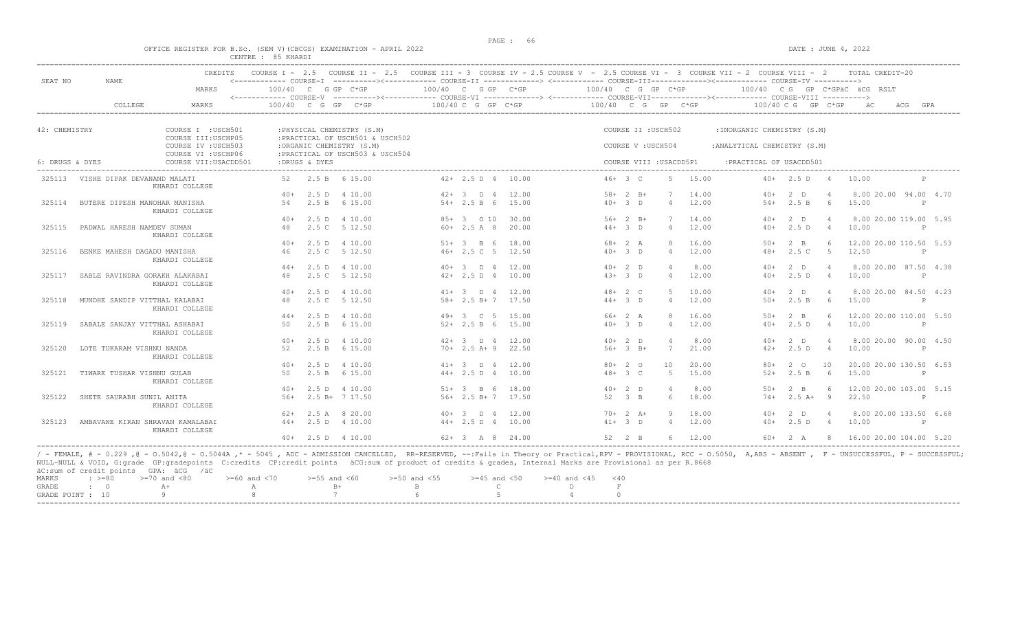OFFICE REGISTER FOR B.Sc. (SEM V)(CBCGS) EXAMINATION - APRIL 2022

CENTRE : 85 KHARDI

DATE : JUNE 4, 2022

| SEAT NO | NAME | CREDITS | COURSE I - 2.5 | COURSE II - 2.5 | COURSE III - 3 | COURSE IV - 2.5 | COURSE V - 2.5 | COURSE VI - 3 | COURSE VII - 2 | COURSE VIII - 2 | TOTAL CREDIT-20 |
|---|---|---|---|---|---|---|---|---|---|---|---|
| | | MARKS | COURSE-I 100/40 C G GP C*GP | | COURSE-II 100/40 C G GP C*GP | | COURSE-III 100/40 C G GP C*GP | | COURSE-IV 100/40 C G GP C*GPäC äCG RSLT | | |
| | COLLEGE | MARKS | COURSE-V 100/40 C G GP C*GP | | COURSE-VI 100/40 C G GP C*GP | | COURSE-VII 100/40 C G GP C*GP | | COURSE-VIII 100/40 C G GP C*GP | | äC äCG GPA |

42: CHEMISTRY — COURSE I :USCH501 :PHYSICAL CHEMISTRY (S.M); COURSE II :USCH502 :INORGANIC CHEMISTRY (S.M); COURSE III:USCHP05 :PRACTICAL OF USCH501 & USCH502; COURSE IV :USCH503 :ORGANIC CHEMISTRY (S.M); COURSE V :USCH504 :ANALYTICAL CHEMISTRY (S.M); COURSE VI :USCHP06 :PRACTICAL OF USCH503 & USCH504

6: DRUGS & DYES — COURSE VII:USACDD501 :DRUGS & DYES; COURSE VIII :USACDD5P1 :PRACTICAL OF USACDD501

| SEAT NO | NAME / COLLEGE | Course I / V | Course II / VI | Course III / VII | Course IV / VIII | Total |
|---|---|---|---|---|---|---|
| 325113 | VISHE DIPAK DEVANAND MALATI | 52 2.5 B 6 15.00 | 42+ 2.5 D 4 10.00 | 46+ 3 C 5 15.00 | 40+ 2.5 D 4 10.00 | P |
| | KHARDI COLLEGE | 40+ 2.5 D 4 10.00 | 42+ 3 D 4 12.00 | 58+ 2 B+ 7 14.00 | 40+ 2 D 4 8.00 | 20.00 94.00 4.70 |
| 325114 | BUTERE DIPESH MANOHAR MANISHA | 54 2.5 B 6 15.00 | 54+ 2.5 B 6 15.00 | 40+ 3 D 4 12.00 | 54+ 2.5 B 6 15.00 | P |
| | KHARDI COLLEGE | 40+ 2.5 D 4 10.00 | 85+ 3 O 10 30.00 | 56+ 2 B+ 7 14.00 | 40+ 2 D 4 8.00 | 20.00 119.00 5.95 |
| 325115 | PADWAL HARESH NAMDEV SUMAN | 48 2.5 C 5 12.50 | 60+ 2.5 A 8 20.00 | 44+ 3 D 4 12.00 | 40+ 2.5 D 4 10.00 | P |
| | KHARDI COLLEGE | 40+ 2.5 D 4 10.00 | 51+ 3 B 6 18.00 | 68+ 2 A 8 16.00 | 50+ 2 B 6 12.00 | 20.00 110.50 5.53 |
| 325116 | BENKE MAHESH DAGADU MANISHA | 46 2.5 C 5 12.50 | 46+ 2.5 C 5 12.50 | 40+ 3 D 4 12.00 | 48+ 2.5 C 5 12.50 | P |
| | KHARDI COLLEGE | 44+ 2.5 D 4 10.00 | 40+ 3 D 4 12.00 | 40+ 2 D 4 8.00 | 40+ 2 D 4 8.00 | 20.00 87.50 4.38 |
| 325117 | SABLE RAVINDRA GORAKH ALAKABAI | 48 2.5 C 5 12.50 | 42+ 2.5 D 4 10.00 | 43+ 3 D 4 12.00 | 40+ 2.5 D 4 10.00 | P |
| | KHARDI COLLEGE | 40+ 2.5 D 4 10.00 | 41+ 3 D 4 12.00 | 48+ 2 C 5 10.00 | 40+ 2 D 4 8.00 | 20.00 84.50 4.23 |
| 325118 | MUNDHE SANDIP VITTHAL KALABAI | 48 2.5 C 5 12.50 | 58+ 2.5 B+ 7 17.50 | 44+ 3 D 4 12.00 | 50+ 2.5 B 6 15.00 | P |
| | KHARDI COLLEGE | 44+ 2.5 D 4 10.00 | 49+ 3 C 5 15.00 | 66+ 2 A 8 16.00 | 50+ 2 B 6 12.00 | 20.00 110.00 5.50 |
| 325119 | SABALE SANJAY VITTHAL ASHABAI | 50 2.5 B 6 15.00 | 52+ 2.5 B 6 15.00 | 40+ 3 D 4 12.00 | 40+ 2.5 D 4 10.00 | P |
| | KHARDI COLLEGE | 40+ 2.5 D 4 10.00 | 42+ 3 D 4 12.00 | 40+ 2 D 4 8.00 | 40+ 2 D 4 8.00 | 20.00 90.00 4.50 |
| 325120 | LOTE TUKARAM VISHNU NANDA | 52 2.5 B 6 15.00 | 70+ 2.5 A+ 9 22.50 | 56+ 3 B+ 7 21.00 | 42+ 2.5 D 4 10.00 | P |
| | KHARDI COLLEGE | 40+ 2.5 D 4 10.00 | 41+ 3 D 4 12.00 | 80+ 2 O 10 20.00 | 80+ 2 O 10 20.00 | 20.00 130.50 6.53 |
| 325121 | TIWARE TUSHAR VISHNU GULAB | 50 2.5 B 6 15.00 | 44+ 2.5 D 4 10.00 | 48+ 3 C 5 15.00 | 52+ 2.5 B 6 15.00 | P |
| | KHARDI COLLEGE | 40+ 2.5 D 4 10.00 | 51+ 3 B 6 18.00 | 40+ 2 D 4 8.00 | 50+ 2 B 6 12.00 | 20.00 103.00 5.15 |
| 325122 | SHETE SAURABH SUNIL ANITA | 56+ 2.5 B+ 7 17.50 | 56+ 2.5 B+ 7 17.50 | 52 3 B 6 18.00 | 74+ 2.5 A+ 9 22.50 | P |
| | KHARDI COLLEGE | 62+ 2.5 A 8 20.00 | 40+ 3 D 4 12.00 | 70+ 2 A+ 9 18.00 | 40+ 2 D 4 8.00 | 20.00 133.50 6.68 |
| 325123 | AMBAVANE KIRAN SHRAVAN KAMALABAI | 44+ 2.5 D 4 10.00 | 44+ 2.5 D 4 10.00 | 41+ 3 D 4 12.00 | 40+ 2.5 D 4 10.00 | P |
| | KHARDI COLLEGE | 40+ 2.5 D 4 10.00 | 62+ 3 A 8 24.00 | 52 2 B 6 12.00 | 60+ 2 A 8 16.00 | 20.00 104.00 5.20 |

/ - FEMALE, # - 0.229 ,@ - O.5042,@ - O.5044A ,* - 5045 , ADC - ADMISSION CANCELLED, RR-RESERVED, --:Fails in Theory or Practical,RPV - PROVISIONAL, RCC - O.5050, A,ABS - ABSENT , F - UNSUCCESSFUL, P - SUCCESSFUL; NULL-NULL & VOID, G:grade GP:gradepoints C:credits CP:credit points äCG:sum of product of credits & grades, Internal Marks are Provisional as per R.8668

äC:sum of credit points GPA: äCG /äC

| MARKS | : >=80 | >=70 and <80 | >=60 and <70 | >=55 and <60 | >=50 and <55 | >=45 and <50 | >=40 and <45 | <40 |
|---|---|---|---|---|---|---|---|---|
| GRADE | : O | A+ | A | B+ | B | C | D | F |
| GRADE POINT | : 10 | 9 | 8 | 7 | 6 | 5 | 4 | 0 |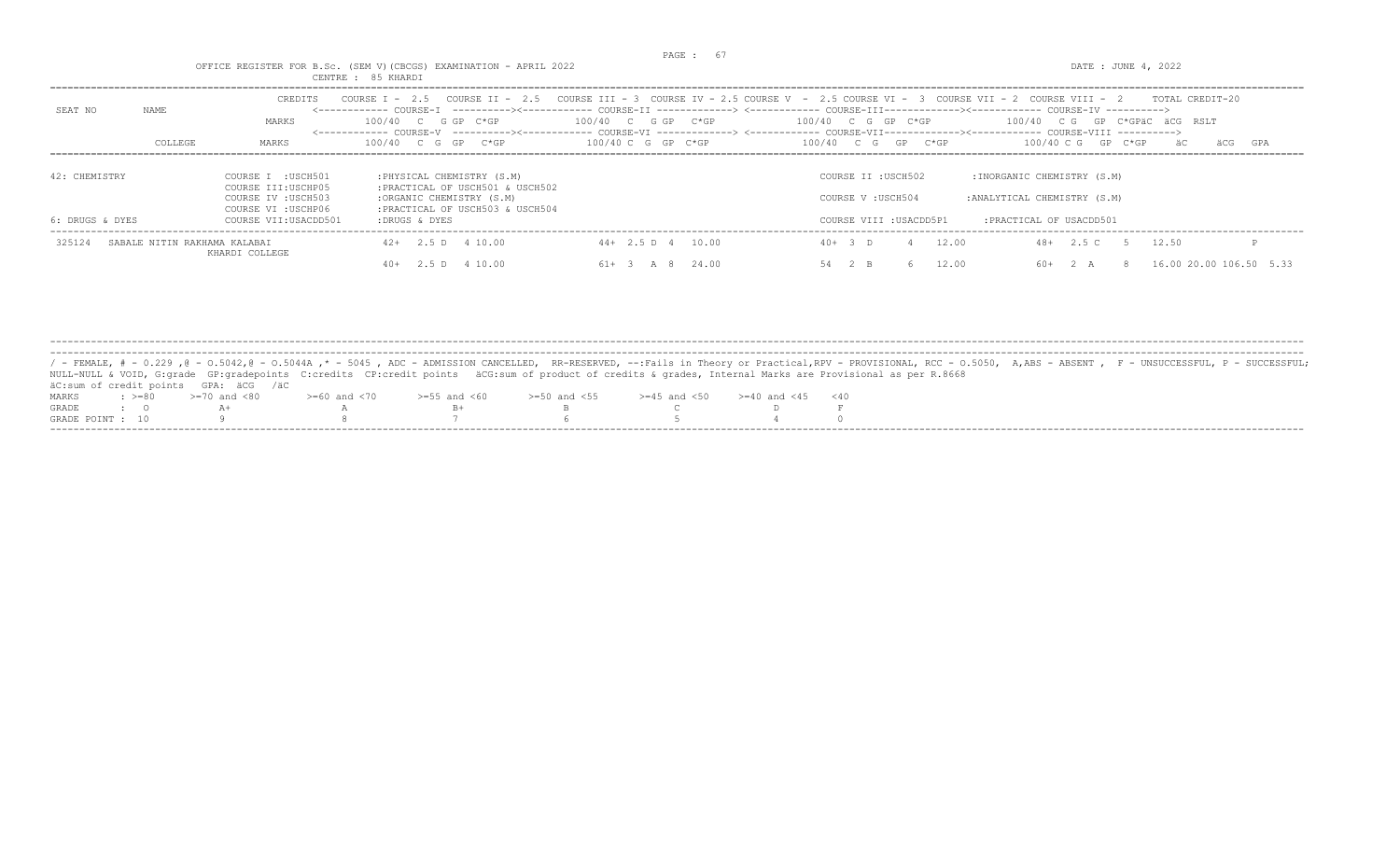OFFICE REGISTER FOR B.Sc. (SEM V)(CBCGS) EXAMINATION - APRIL 2022

CENTRE : 85 KHARDI

DATE : JUNE 4, 2022

| SEAT NO | NAME | CREDITS | COURSE I - 2.5 | COURSE II - 2.5 | COURSE III - 3 | COURSE IV - 2.5 | COURSE V - 2.5 | COURSE VI - 3 | COURSE VII - 2 | COURSE VIII - 2 | TOTAL CREDIT-20 |
|---|---|---|---|---|---|---|---|---|---|---|---|
| | | MARKS | <------------ COURSE-I ----------> 100/40 C G GP C*GP | | <------------ COURSE-II -------------> 100/40 C G GP C*GP | | <------------ COURSE-III -------------> 100/40 C G GP C*GP | | <------------ COURSE-IV ----------> 100/40 C G GP C*GPäC äCG RSLT | | |
| | COLLEGE | MARKS | <------------ COURSE-V ----------> 100/40 C G GP C*GP | | <------------ COURSE-VI -------------> 100/40 C G GP C*GP | | <------------ COURSE-VII -------------> 100/40 C G GP C*GP | | <------------ COURSE-VIII ----------> 100/40 C G GP C*GP äC äCG GPA | | |

42: CHEMISTRY

COURSE I :USCH501 :PHYSICAL CHEMISTRY (S.M)
COURSE II :USCH502 :INORGANIC CHEMISTRY (S.M)
COURSE III:USCHP05 :PRACTICAL OF USCH501 & USCH502
COURSE IV :USCH503 :ORGANIC CHEMISTRY (S.M)
COURSE V :USCH504 :ANALYTICAL CHEMISTRY (S.M)
COURSE VI :USCHP06 :PRACTICAL OF USCH503 & USCH504

6: DRUGS & DYES

COURSE VII:USACDD501 :DRUGS & DYES
COURSE VIII :USACDD5P1 :PRACTICAL OF USACDD501

| SEAT NO | NAME / COLLEGE | COURSE I / V | COURSE II / VI | COURSE III / VII | COURSE IV / VIII | äC | äCG | RSLT / GPA |
|---|---|---|---|---|---|---|---|---|
| 325124 | SABALE NITIN RAKHAMA KALABAI | 42+ 2.5 D 4 10.00 | 44+ 2.5 D 4 10.00 | 40+ 3 D 4 12.00 | 48+ 2.5 C 5 12.50 | | | P |
| | KHARDI COLLEGE | 40+ 2.5 D 4 10.00 | 61+ 3 A 8 24.00 | 54 2 B 6 12.00 | 60+ 2 A 8 16.00 | 20.00 | 106.50 | 5.33 |

/ - FEMALE, # - 0.229 ,@ - O.5042,@ - O.5044A ,* - 5045 , ADC - ADMISSION CANCELLED, RR-RESERVED, --:Fails in Theory or Practical,RPV - PROVISIONAL, RCC - O.5050, A,ABS - ABSENT , F - UNSUCCESSFUL, P - SUCCESSFUL; NULL-NULL & VOID, G:grade GP:gradepoints C:credits CP:credit points äCG:sum of product of credits & grades, Internal Marks are Provisional as per R.8668

äC:sum of credit points GPA: äCG /äC

| MARKS | : >=80 | >=70 and <80 | >=60 and <70 | >=55 and <60 | >=50 and <55 | >=45 and <50 | >=40 and <45 | <40 |
|---|---|---|---|---|---|---|---|---|
| GRADE | : O | A+ | A | B+ | B | C | D | F |
| GRADE POINT | : 10 | 9 | 8 | 7 | 6 | 5 | 4 | 0 |